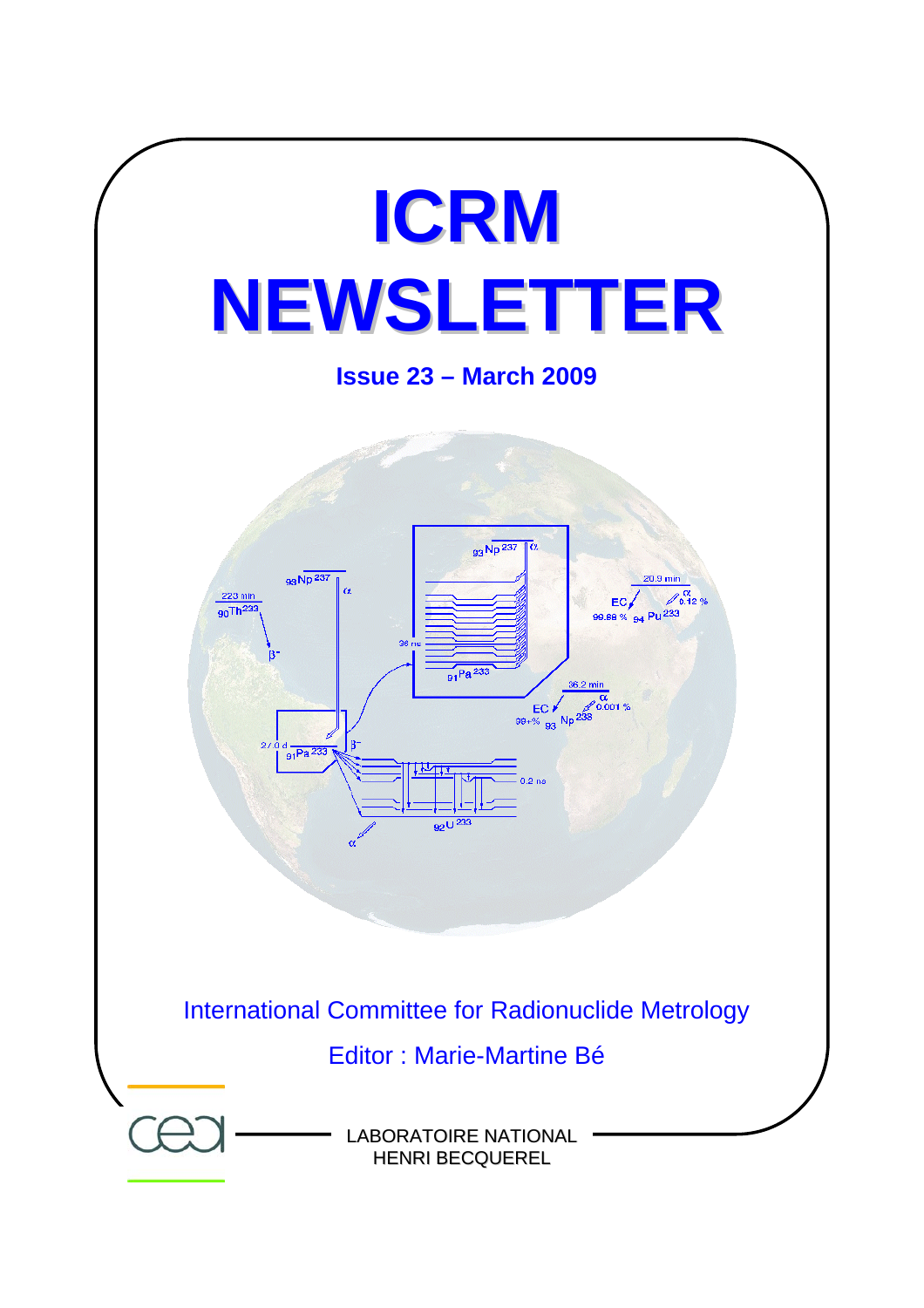# ICRM NEWSLETTER

**Issue 23 – March 2009**

International Committee for Radionuclide Metrology

Editor : Marie-Martine Bé

LABORATOIRE NATIONAL
HENRI BECQUEREL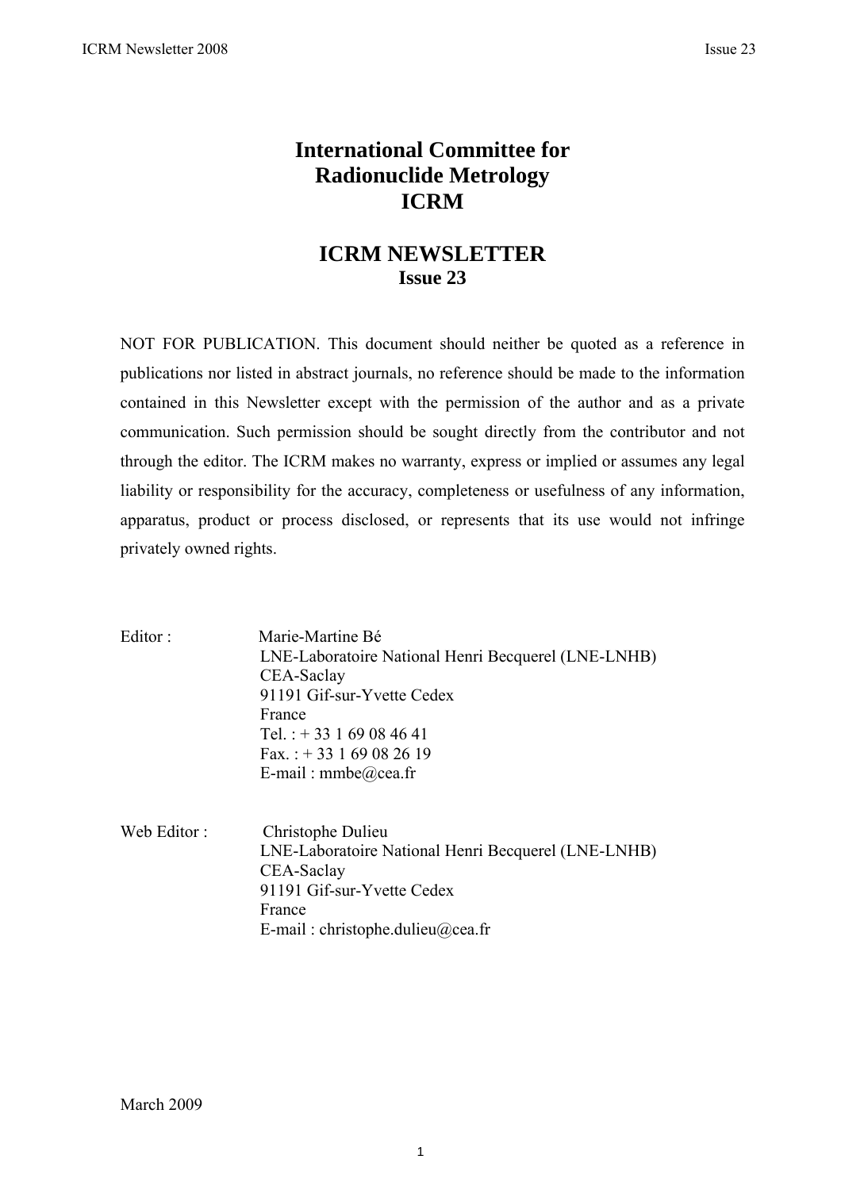# International Committee for Radionuclide Metrology ICRM

## ICRM NEWSLETTER
### Issue 23

NOT FOR PUBLICATION. This document should neither be quoted as a reference in publications nor listed in abstract journals, no reference should be made to the information contained in this Newsletter except with the permission of the author and as a private communication. Such permission should be sought directly from the contributor and not through the editor. The ICRM makes no warranty, express or implied or assumes any legal liability or responsibility for the accuracy, completeness or usefulness of any information, apparatus, product or process disclosed, or represents that its use would not infringe privately owned rights.

Editor : Marie-Martine Bé
LNE-Laboratoire National Henri Becquerel (LNE-LNHB)
CEA-Saclay
91191 Gif-sur-Yvette Cedex
France
Tel. : + 33 1 69 08 46 41
Fax. : + 33 1 69 08 26 19
E-mail : mmbe@cea.fr

Web Editor : Christophe Dulieu
LNE-Laboratoire National Henri Becquerel (LNE-LNHB)
CEA-Saclay
91191 Gif-sur-Yvette Cedex
France
E-mail : christophe.dulieu@cea.fr

March 2009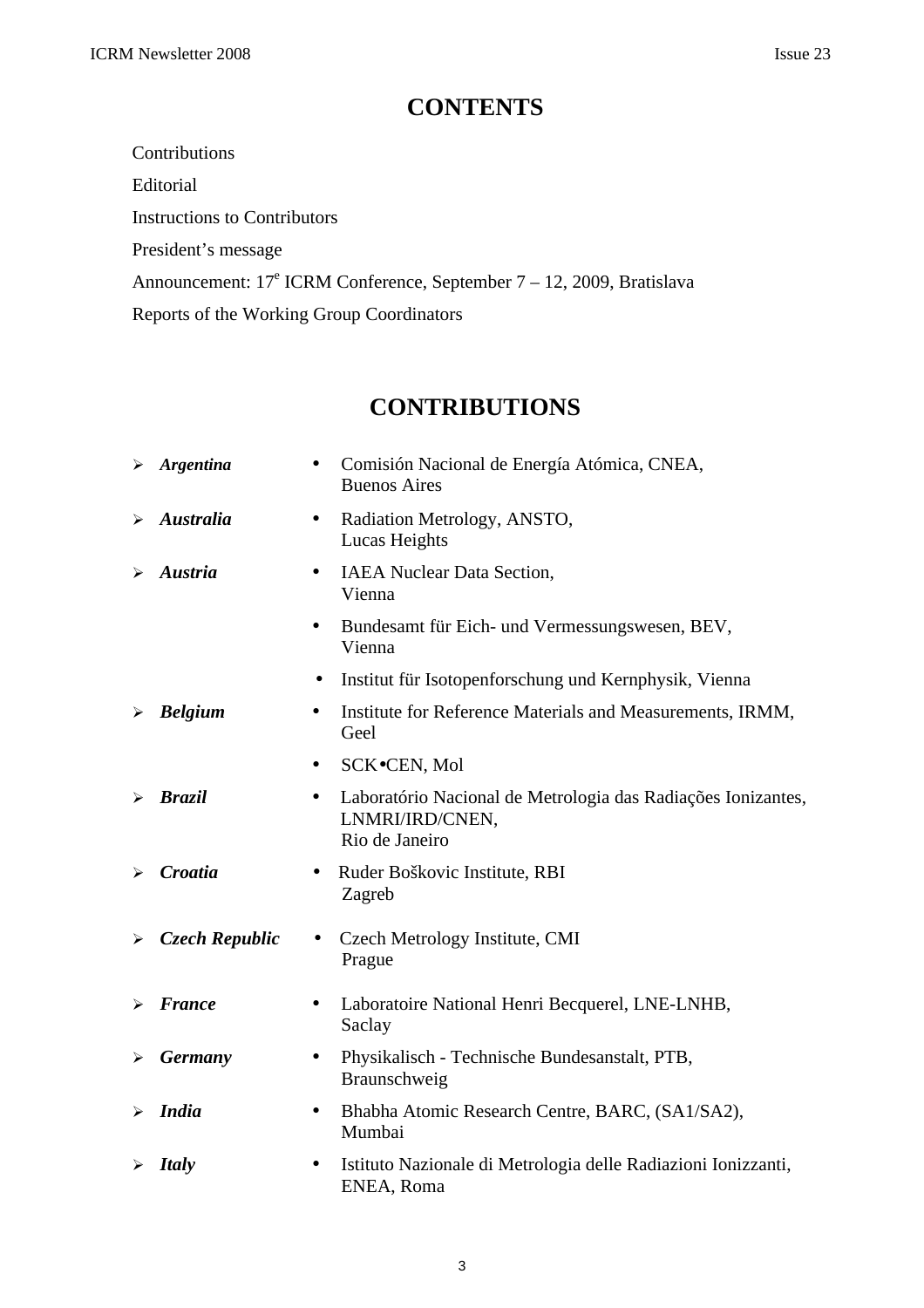# CONTENTS

Contributions

Editorial

Instructions to Contributors

President’s message

Announcement: 17[e] ICRM Conference, September 7 – 12, 2009, Bratislava

Reports of the Working Group Coordinators

# CONTRIBUTIONS

- ***Argentina***
  - Comisión Nacional de Energía Atómica, CNEA, Buenos Aires
- ***Australia***
  - Radiation Metrology, ANSTO, Lucas Heights
- ***Austria***
  - IAEA Nuclear Data Section, Vienna
  - Bundesamt für Eich- und Vermessungswesen, BEV, Vienna
  - Institut für Isotopenforschung und Kernphysik, Vienna
- ***Belgium***
  - Institute for Reference Materials and Measurements, IRMM, Geel
  - SCK•CEN, Mol
- ***Brazil***
  - Laboratório Nacional de Metrologia das Radiações Ionizantes, LNMRI/IRD/CNEN, Rio de Janeiro
- ***Croatia***
  - Ruder Boškovic Institute, RBI Zagreb
- ***Czech Republic***
  - Czech Metrology Institute, CMI Prague
- ***France***
  - Laboratoire National Henri Becquerel, LNE-LNHB, Saclay
- ***Germany***
  - Physikalisch - Technische Bundesanstalt, PTB, Braunschweig
- ***India***
  - Bhabha Atomic Research Centre, BARC, (SA1/SA2), Mumbai
- ***Italy***
  - Istituto Nazionale di Metrologia delle Radiazioni Ionizzanti, ENEA, Roma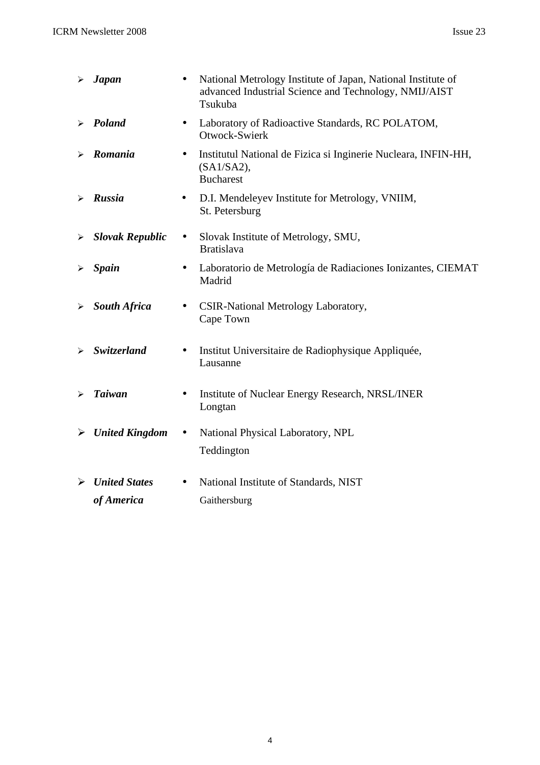- ***Japan***
  - National Metrology Institute of Japan, National Institute of advanced Industrial Science and Technology, NMIJ/AIST Tsukuba
- ***Poland***
  - Laboratory of Radioactive Standards, RC POLATOM, Otwock-Swierk
- ***Romania***
  - Institutul National de Fizica si Inginerie Nucleara, INFIN-HH, (SA1/SA2), Bucharest
- ***Russia***
  - D.I. Mendeleyev Institute for Metrology, VNIIM, St. Petersburg
- ***Slovak Republic***
  - Slovak Institute of Metrology, SMU, Bratislava
- ***Spain***
  - Laboratorio de Metrología de Radiaciones Ionizantes, CIEMAT Madrid
- ***South Africa***
  - CSIR-National Metrology Laboratory, Cape Town
- ***Switzerland***
  - Institut Universitaire de Radiophysique Appliquée, Lausanne
- ***Taiwan***
  - Institute of Nuclear Energy Research, NRSL/INER Longtan
- ***United Kingdom***
  - National Physical Laboratory, NPL Teddington
- ***United States of America***
  - National Institute of Standards, NIST Gaithersburg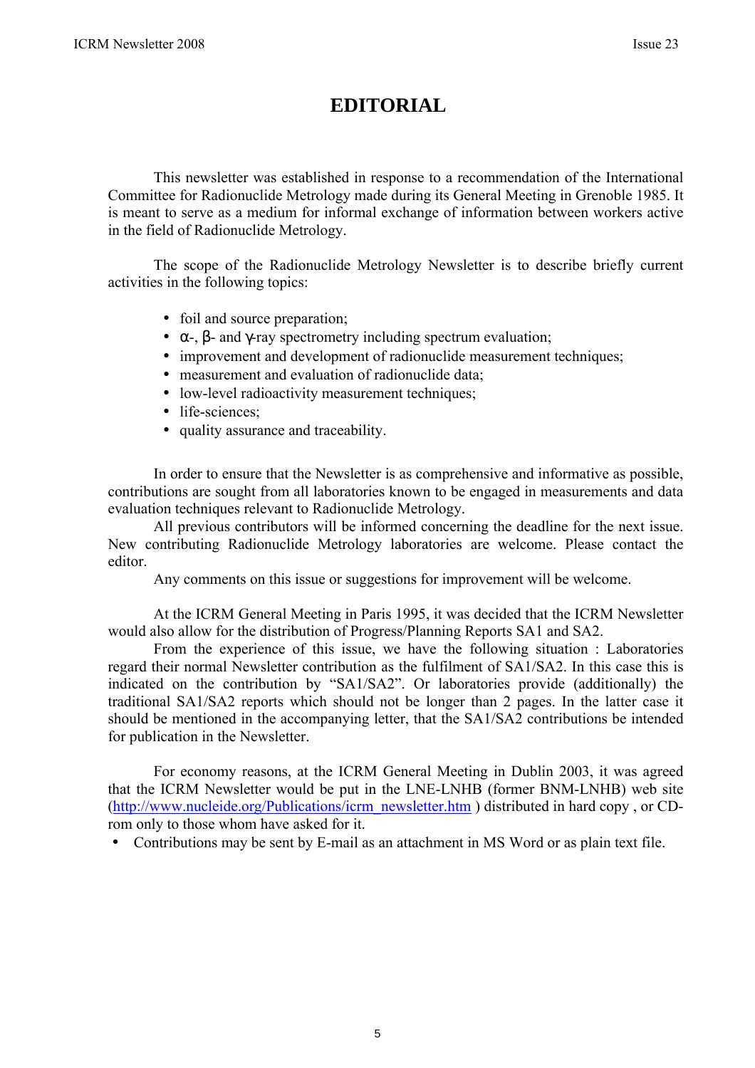# EDITORIAL

This newsletter was established in response to a recommendation of the International Committee for Radionuclide Metrology made during its General Meeting in Grenoble 1985. It is meant to serve as a medium for informal exchange of information between workers active in the field of Radionuclide Metrology.

The scope of the Radionuclide Metrology Newsletter is to describe briefly current activities in the following topics:

- foil and source preparation;
- α-, β- and γ-ray spectrometry including spectrum evaluation;
- improvement and development of radionuclide measurement techniques;
- measurement and evaluation of radionuclide data;
- low-level radioactivity measurement techniques;
- life-sciences;
- quality assurance and traceability.

In order to ensure that the Newsletter is as comprehensive and informative as possible, contributions are sought from all laboratories known to be engaged in measurements and data evaluation techniques relevant to Radionuclide Metrology.

All previous contributors will be informed concerning the deadline for the next issue. New contributing Radionuclide Metrology laboratories are welcome. Please contact the editor.

Any comments on this issue or suggestions for improvement will be welcome.

At the ICRM General Meeting in Paris 1995, it was decided that the ICRM Newsletter would also allow for the distribution of Progress/Planning Reports SA1 and SA2.

From the experience of this issue, we have the following situation : Laboratories regard their normal Newsletter contribution as the fulfilment of SA1/SA2. In this case this is indicated on the contribution by "SA1/SA2". Or laboratories provide (additionally) the traditional SA1/SA2 reports which should not be longer than 2 pages. In the latter case it should be mentioned in the accompanying letter, that the SA1/SA2 contributions be intended for publication in the Newsletter.

For economy reasons, at the ICRM General Meeting in Dublin 2003, it was agreed that the ICRM Newsletter would be put in the LNE-LNHB (former BNM-LNHB) web site (http://www.nucleide.org/Publications/icrm_newsletter.htm ) distributed in hard copy , or CD-rom only to those whom have asked for it.

- Contributions may be sent by E-mail as an attachment in MS Word or as plain text file.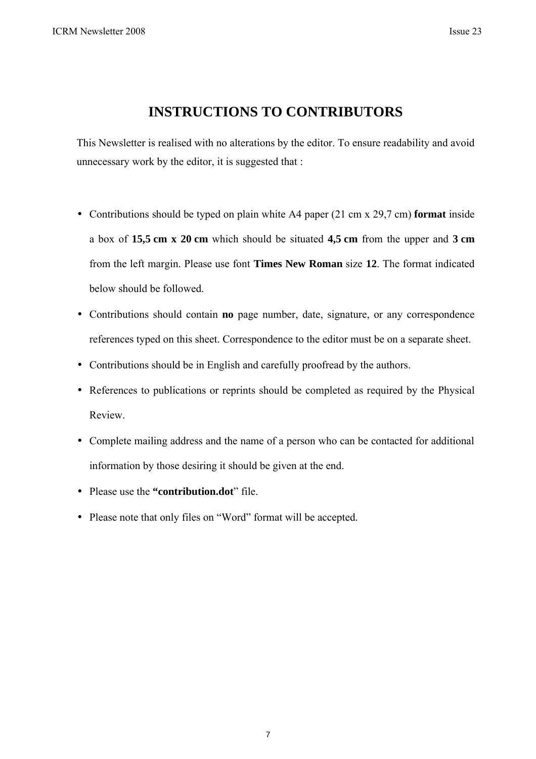# INSTRUCTIONS TO CONTRIBUTORS

This Newsletter is realised with no alterations by the editor. To ensure readability and avoid unnecessary work by the editor, it is suggested that :

- Contributions should be typed on plain white A4 paper (21 cm x 29,7 cm) **format** inside a box of **15,5 cm x 20 cm** which should be situated **4,5 cm** from the upper and **3 cm** from the left margin. Please use font **Times New Roman** size **12**. The format indicated below should be followed.
- Contributions should contain **no** page number, date, signature, or any correspondence references typed on this sheet. Correspondence to the editor must be on a separate sheet.
- Contributions should be in English and carefully proofread by the authors.
- References to publications or reprints should be completed as required by the Physical Review.
- Complete mailing address and the name of a person who can be contacted for additional information by those desiring it should be given at the end.
- Please use the **"contribution.dot**" file.
- Please note that only files on "Word" format will be accepted.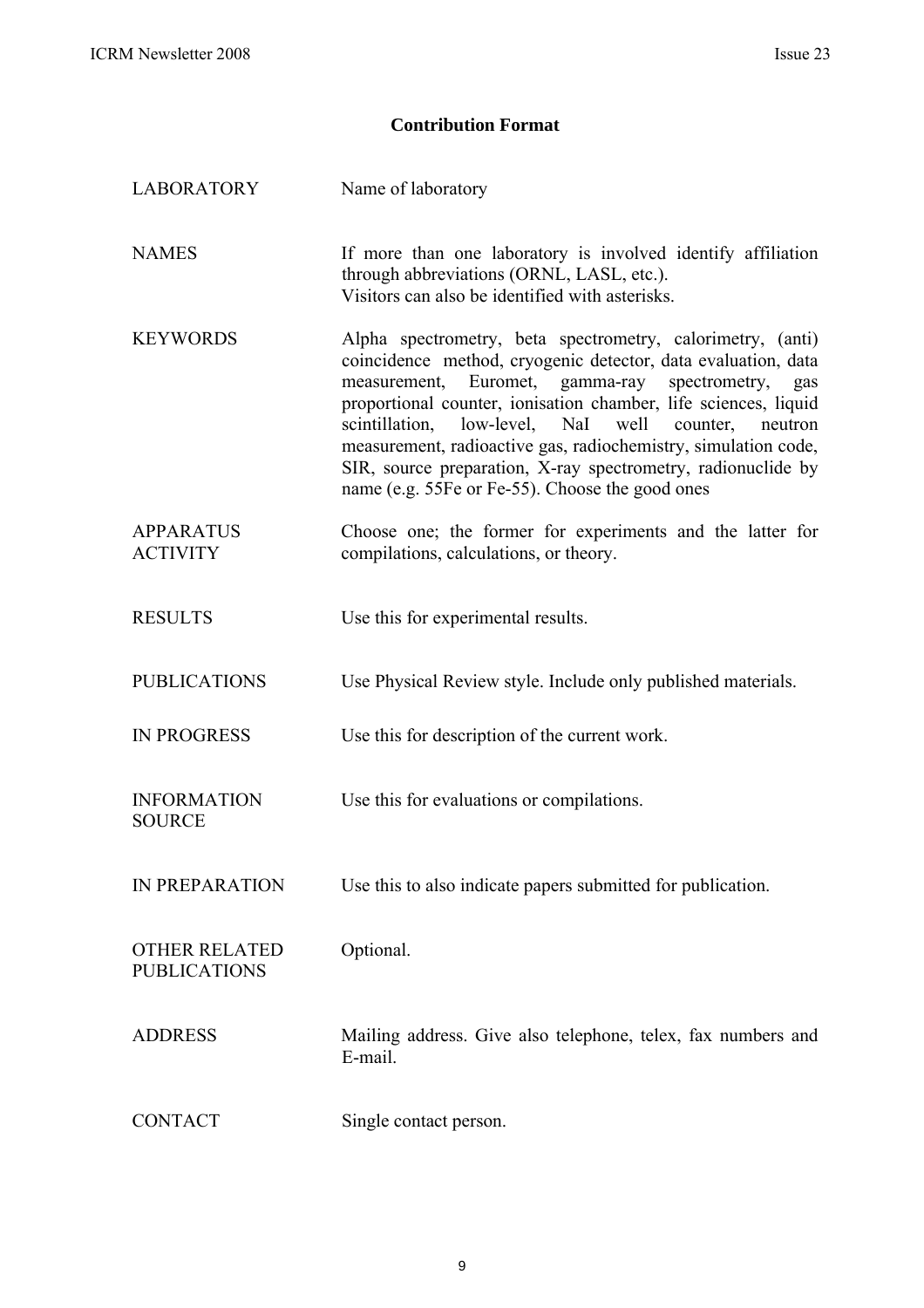## Contribution Format

| | |
|---|---|
| LABORATORY | Name of laboratory |
| NAMES | If more than one laboratory is involved identify affiliation through abbreviations (ORNL, LASL, etc.). Visitors can also be identified with asterisks. |
| KEYWORDS | Alpha spectrometry, beta spectrometry, calorimetry, (anti) coincidence method, cryogenic detector, data evaluation, data measurement, Euromet, gamma-ray spectrometry, gas proportional counter, ionisation chamber, life sciences, liquid scintillation, low-level, NaI well counter, neutron measurement, radioactive gas, radiochemistry, simulation code, SIR, source preparation, X-ray spectrometry, radionuclide by name (e.g. 55Fe or Fe-55). Choose the good ones |
| APPARATUS ACTIVITY | Choose one; the former for experiments and the latter for compilations, calculations, or theory. |
| RESULTS | Use this for experimental results. |
| PUBLICATIONS | Use Physical Review style. Include only published materials. |
| IN PROGRESS | Use this for description of the current work. |
| INFORMATION SOURCE | Use this for evaluations or compilations. |
| IN PREPARATION | Use this to also indicate papers submitted for publication. |
| OTHER RELATED PUBLICATIONS | Optional. |
| ADDRESS | Mailing address. Give also telephone, telex, fax numbers and E-mail. |
| CONTACT | Single contact person. |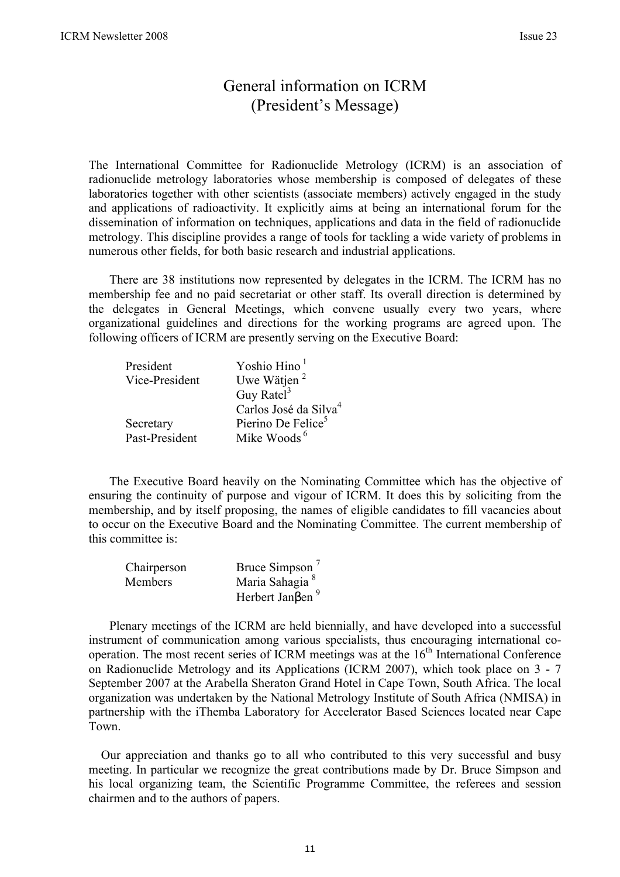# General information on ICRM
## (President's Message)

The International Committee for Radionuclide Metrology (ICRM) is an association of radionuclide metrology laboratories whose membership is composed of delegates of these laboratories together with other scientists (associate members) actively engaged in the study and applications of radioactivity. It explicitly aims at being an international forum for the dissemination of information on techniques, applications and data in the field of radionuclide metrology. This discipline provides a range of tools for tackling a wide variety of problems in numerous other fields, for both basic research and industrial applications.

There are 38 institutions now represented by delegates in the ICRM. The ICRM has no membership fee and no paid secretariat or other staff. Its overall direction is determined by the delegates in General Meetings, which convene usually every two years, where organizational guidelines and directions for the working programs are agreed upon. The following officers of ICRM are presently serving on the Executive Board:

| | |
|---|---|
| President | Yoshio Hino [1] |
| Vice-President | Uwe Wätjen [2] |
| | Guy Ratel[3] |
| | Carlos José da Silva[4] |
| Secretary | Pierino De Felice[5] |
| Past-President | Mike Woods [6] |

The Executive Board heavily on the Nominating Committee which has the objective of ensuring the continuity of purpose and vigour of ICRM. It does this by soliciting from the membership, and by itself proposing, the names of eligible candidates to fill vacancies about to occur on the Executive Board and the Nominating Committee. The current membership of this committee is:

| | |
|---|---|
| Chairperson | Bruce Simpson [7] |
| Members | Maria Sahagia [8] |
| | Herbert Janβen [9] |

Plenary meetings of the ICRM are held biennially, and have developed into a successful instrument of communication among various specialists, thus encouraging international co-operation. The most recent series of ICRM meetings was at the 16th International Conference on Radionuclide Metrology and its Applications (ICRM 2007), which took place on 3 - 7 September 2007 at the Arabella Sheraton Grand Hotel in Cape Town, South Africa. The local organization was undertaken by the National Metrology Institute of South Africa (NMISA) in partnership with the iThemba Laboratory for Accelerator Based Sciences located near Cape Town.

Our appreciation and thanks go to all who contributed to this very successful and busy meeting. In particular we recognize the great contributions made by Dr. Bruce Simpson and his local organizing team, the Scientific Programme Committee, the referees and session chairmen and to the authors of papers.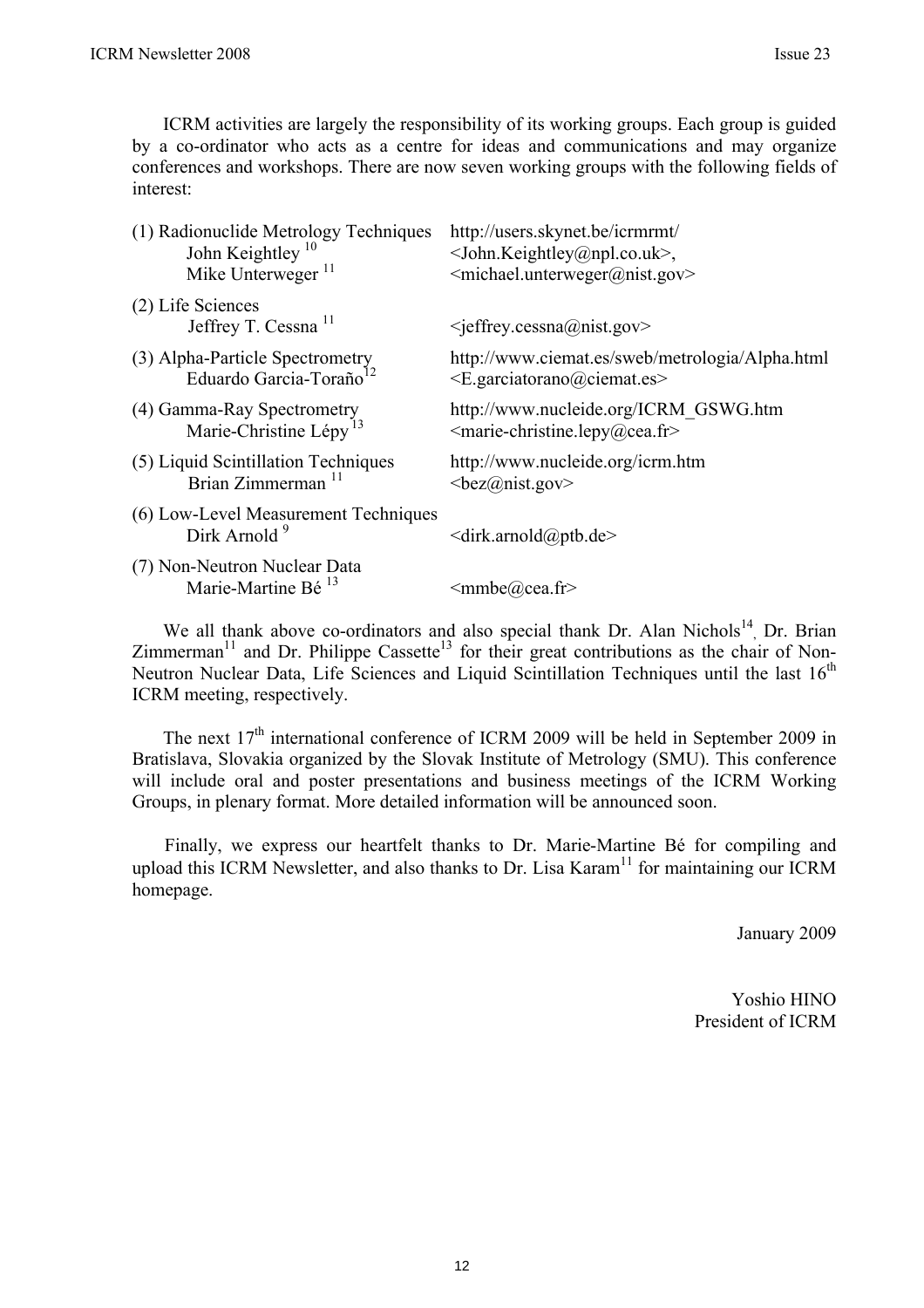ICRM activities are largely the responsibility of its working groups. Each group is guided by a co-ordinator who acts as a centre for ideas and communications and may organize conferences and workshops. There are now seven working groups with the following fields of interest:

| | |
|---|---|
| (1) Radionuclide Metrology Techniques | http://users.skynet.be/icrmrmt/ |
| John Keightley [10] | <John.Keightley@npl.co.uk>, |
| Mike Unterweger [11] | <michael.unterweger@nist.gov> |
| (2) Life Sciences | |
| Jeffrey T. Cessna [11] | <jeffrey.cessna@nist.gov> |
| (3) Alpha-Particle Spectrometry | http://www.ciemat.es/sweb/metrologia/Alpha.html |
| Eduardo Garcia-Toraño [12] | <E.garciatorano@ciemat.es> |
| (4) Gamma-Ray Spectrometry | http://www.nucleide.org/ICRM_GSWG.htm |
| Marie-Christine Lépy [13] | <marie-christine.lepy@cea.fr> |
| (5) Liquid Scintillation Techniques | http://www.nucleide.org/icrm.htm |
| Brian Zimmerman [11] | <bez@nist.gov> |
| (6) Low-Level Measurement Techniques | |
| Dirk Arnold [9] | <dirk.arnold@ptb.de> |
| (7) Non-Neutron Nuclear Data | |
| Marie-Martine Bé [13] | <mmbe@cea.fr> |

We all thank above co-ordinators and also special thank Dr. Alan Nichols[14], Dr. Brian Zimmerman[11] and Dr. Philippe Cassette[13] for their great contributions as the chair of Non-Neutron Nuclear Data, Life Sciences and Liquid Scintillation Techniques until the last 16$^{th}$ ICRM meeting, respectively.

The next 17$^{th}$ international conference of ICRM 2009 will be held in September 2009 in Bratislava, Slovakia organized by the Slovak Institute of Metrology (SMU). This conference will include oral and poster presentations and business meetings of the ICRM Working Groups, in plenary format. More detailed information will be announced soon.

Finally, we express our heartfelt thanks to Dr. Marie-Martine Bé for compiling and upload this ICRM Newsletter, and also thanks to Dr. Lisa Karam[11] for maintaining our ICRM homepage.

January 2009

Yoshio HINO
President of ICRM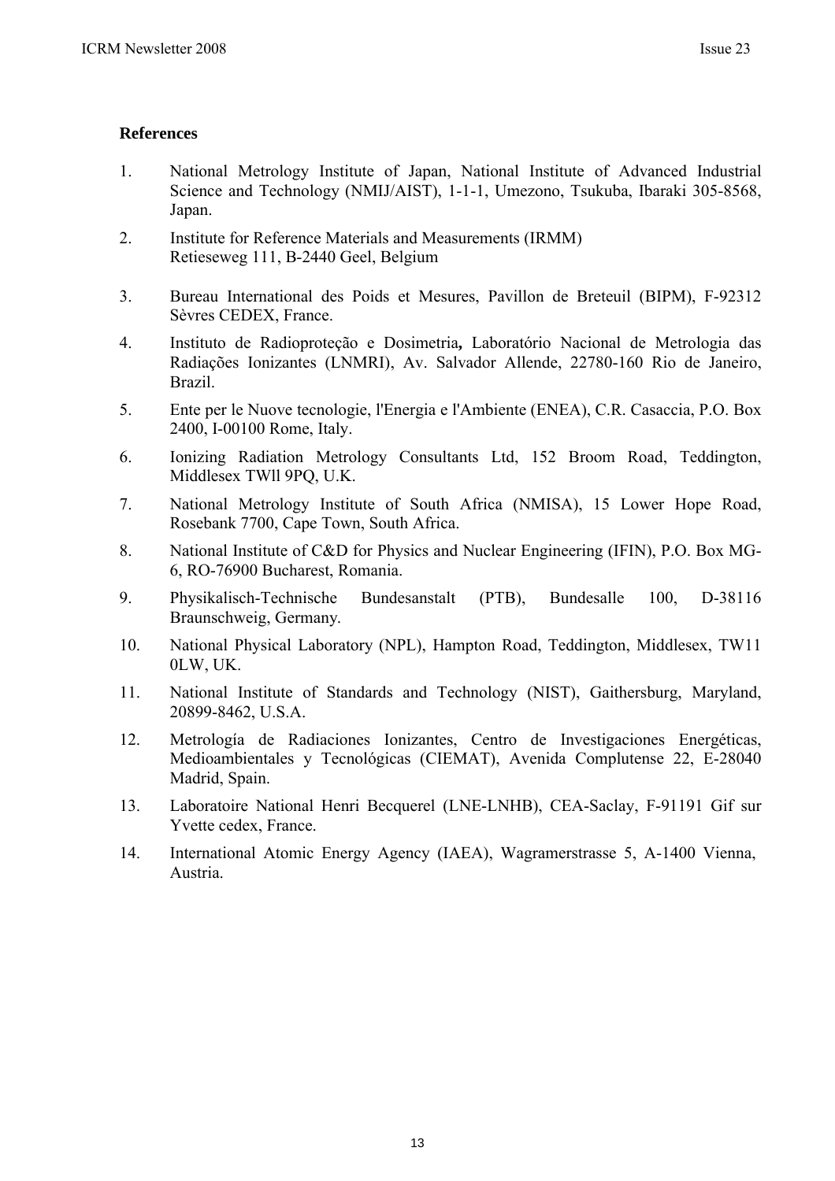**References**

1. National Metrology Institute of Japan, National Institute of Advanced Industrial Science and Technology (NMIJ/AIST), 1-1-1, Umezono, Tsukuba, Ibaraki 305-8568, Japan.
2. Institute for Reference Materials and Measurements (IRMM)
   Retieseweg 111, B-2440 Geel, Belgium
3. Bureau International des Poids et Mesures, Pavillon de Breteuil (BIPM), F-92312 Sèvres CEDEX, France.
4. Instituto de Radioproteção e Dosimetria**,** Laboratório Nacional de Metrologia das Radiações Ionizantes (LNMRI), Av. Salvador Allende, 22780-160 Rio de Janeiro, Brazil.
5. Ente per le Nuove tecnologie, l'Energia e l'Ambiente (ENEA), C.R. Casaccia, P.O. Box 2400, I-00100 Rome, Italy.
6. Ionizing Radiation Metrology Consultants Ltd, 152 Broom Road, Teddington, Middlesex TWll 9PQ, U.K.
7. National Metrology Institute of South Africa (NMISA), 15 Lower Hope Road, Rosebank 7700, Cape Town, South Africa.
8. National Institute of C&D for Physics and Nuclear Engineering (IFIN), P.O. Box MG-6, RO-76900 Bucharest, Romania.
9. Physikalisch-Technische Bundesanstalt (PTB), Bundesalle 100, D-38116 Braunschweig, Germany.
10. National Physical Laboratory (NPL), Hampton Road, Teddington, Middlesex, TW11 0LW, UK.
11. National Institute of Standards and Technology (NIST), Gaithersburg, Maryland, 20899-8462, U.S.A.
12. Metrología de Radiaciones Ionizantes, Centro de Investigaciones Energéticas, Medioambientales y Tecnológicas (CIEMAT), Avenida Complutense 22, E-28040 Madrid, Spain.
13. Laboratoire National Henri Becquerel (LNE-LNHB), CEA-Saclay, F-91191 Gif sur Yvette cedex, France.
14. International Atomic Energy Agency (IAEA), Wagramerstrasse 5, A-1400 Vienna, Austria.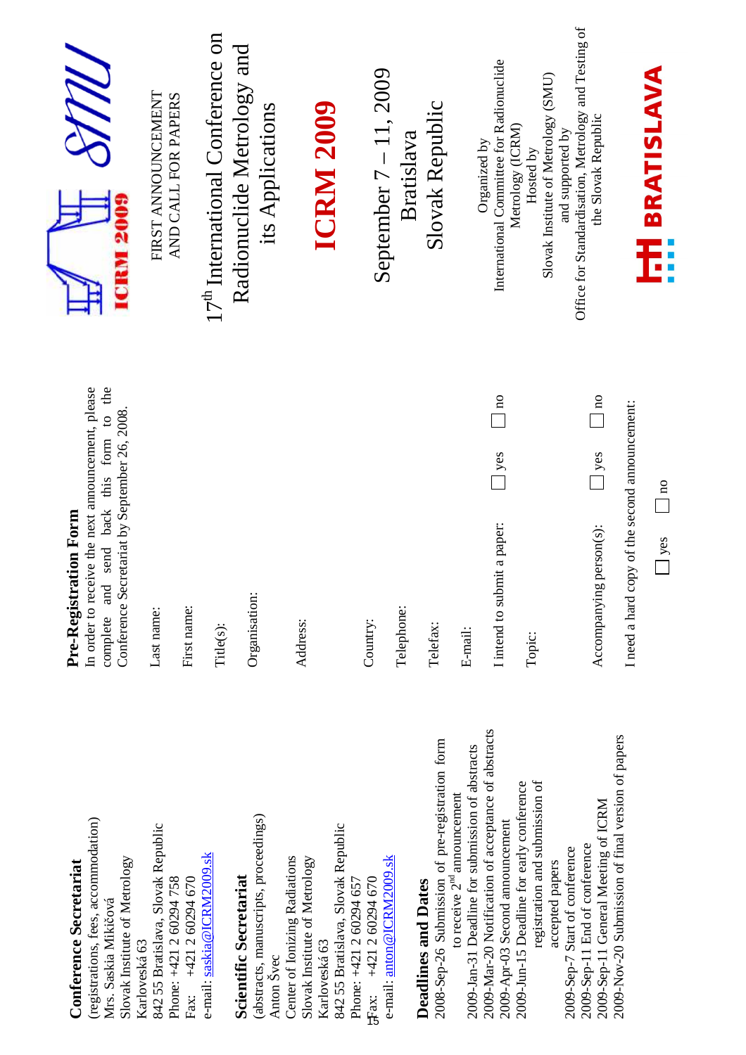## Conference Secretariat

(registrations, fees, accommodation)
Mrs. Saskia Mikičová
Slovak Institute of Metrology
Karloveská 63
842 55 Bratislava, Slovak Republic
Phone: +421 2 60294 758
Fax: +421 2 60294 670
e-mail: saskia@ICRM2009.sk

## Scientific Secretariat

(abstracts, manuscripts, proceedings)
Anton Švec
Center of Ionizing Radiations
Slovak Institute of Metrology
Karloveská 63
842 55 Bratislava, Slovak Republic
Phone: +421 2 60294 657
Fax: +421 2 60294 670
e-mail: anton@ICRM2009.sk

## Deadlines and Dates

- 2008-Sep-26 Submission of pre-registration form to receive 2nd announcement
- 2009-Jan-31 Deadline for submission of abstracts
- 2009-Mar-20 Notification of acceptance of abstracts
- 2009-Apr-03 Second announcement
- 2009-Jun-15 Deadline for early conference registration and submission of accepted papers
- 2009-Sep-7 Start of conference
- 2009-Sep-11 End of conference
- 2009-Sep-11 General Meeting of ICRM
- 2009-Nov-20 Submission of final version of papers

## Pre-Registration Form

In order to receive the next announcement, please complete and send back this form to the Conference Secretariat by September 26, 2008.

Last name:

First name:

Title(s):

Organisation:

Address:

Country:

Telephone:

Telefax:

E-mail:

I intend to submit a paper: ☐ yes ☐ no

Topic:

Accompanying person(s): ☐ yes ☐ no

I need a hard copy of the second announcement:

☐ yes ☐ no

ICRM 2009

SMU

FIRST ANNOUNCEMENT
AND CALL FOR PAPERS

# 17th International Conference on Radionuclide Metrology and its Applications

# ICRM 2009

September 7 – 11, 2009
Bratislava
Slovak Republic

Organized by
International Committee for Radionuclide Metrology (ICRM)
Hosted by
Slovak Institute of Metrology (SMU)
and supported by
Office for Standardisation, Metrology and Testing of the Slovak Republic

BRATISLAVA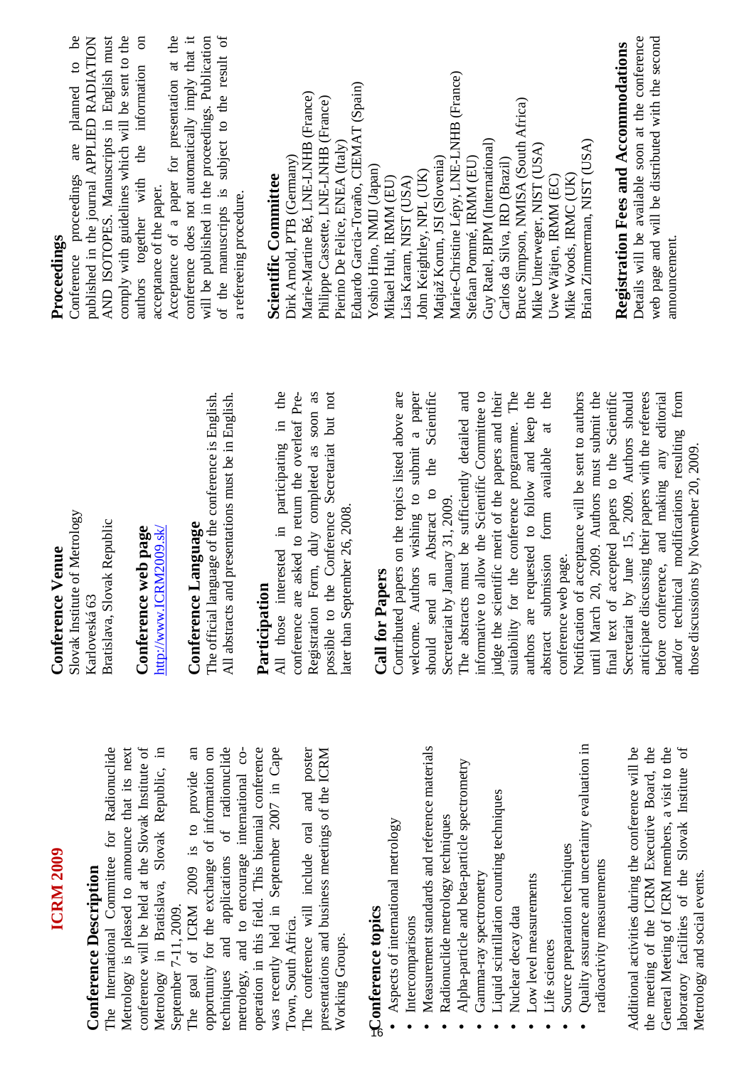# ICRM 2009

## Conference Description

The International Committee for Radionuclide Metrology is pleased to announce that its next conference will be held at the Slovak Institute of Metrology in Bratislava, Slovak Republic, in September 7-11, 2009.

The goal of ICRM 2009 is to provide an opportunity for the exchange of information on techniques and applications of radionuclide metrology, and to encourage international co-operation in this field. This biennial conference was recently held in September 2007 in Cape Town, South Africa.

The conference will include oral and poster presentations and business meetings of the ICRM Working Groups.

## Conference topics

- Aspects of international metrology
- Intercomparisons
- Measurement standards and reference materials
- Radionuclide metrology techniques
- Alpha-particle and beta-particle spectrometry
- Gamma-ray spectrometry
- Liquid scintillation counting techniques
- Nuclear decay data
- Low level measurements
- Life sciences
- Source preparation techniques
- Quality assurance and uncertainty evaluation in radioactivity measurements

Additional activities during the conference will be the meeting of the ICRM Executive Board, the General Meeting of ICRM members, a visit to the laboratory facilities of the Slovak Institute of Metrology and social events.

## Conference Venue

Slovak Institute of Metrology
Karloveská 63
Bratislava, Slovak Republic

## Conference web page

http://www.ICRM2009.sk/

## Conference Language

The official language of the conference is English. All abstracts and presentations must be in English.

## Participation

All those interested in participating in the conference are asked to return the overleaf Pre-Registration Form, duly completed as soon as possible to the Conference Secretariat but not later than September 26, 2008.

## Call for Papers

Contributed papers on the topics listed above are welcome. Authors wishing to submit a paper should send an Abstract to the Scientific Secretariat by January 31, 2009.

The abstracts must be sufficiently detailed and informative to allow the Scientific Committee to judge the scientific merit of the papers and their suitability for the conference programme. The authors are requested to follow and keep the abstract submission form available at the conference web page.

Notification of acceptance will be sent to authors until March 20, 2009. Authors must submit the final text of accepted papers to the Scientific Secretariat by June 15, 2009. Authors should anticipate discussing their papers with the referees before conference, and making any editorial and/or technical modifications resulting from those discussions by November 20, 2009.

## Proceedings

Conference proceedings are planned to be published in the journal APPLIED RADIATION AND ISOTOPES. Manuscripts in English must comply with guidelines which will be sent to the authors together with the information on acceptance of the paper.

Acceptance of a paper for presentation at the conference does not automatically imply that it will be published in the proceedings. Publication of the manuscripts is subject to the result of a refereeing procedure.

## Scientific Committee

Dirk Arnold, PTB (Germany)
Marie-Martine Bé, LNE-LNHB (France)
Philippe Cassette, LNE-LNHB (France)
Pierino De Felice, ENEA (Italy)
Eduardo García-Toraño, CIEMAT (Spain)
Yoshio Hino, NMIJ (Japan)
Mikael Hult, IRMM (EU)
Lisa Karam, NIST (USA)
John Keightley, NPL (UK)
Matjaž Korun, JSI (Slovenia)
Marie-Christine Lépy, LNE-LNHB (France)
Stefaan Pommé, IRMM (EU)
Guy Ratel, BIPM (International)
Carlos da Silva, IRD (Brazil)
Bruce Simpson, NMISA (South Africa)
Mike Unterweger, NIST (USA)
Uwe Wätjen, IRMM (EC)
Mike Woods, IRMC (UK)
Brian Zimmerman, NIST (USA)

## Registration Fees and Accommodations

Details will be available soon at the conference web page and will be distributed with the second announcement.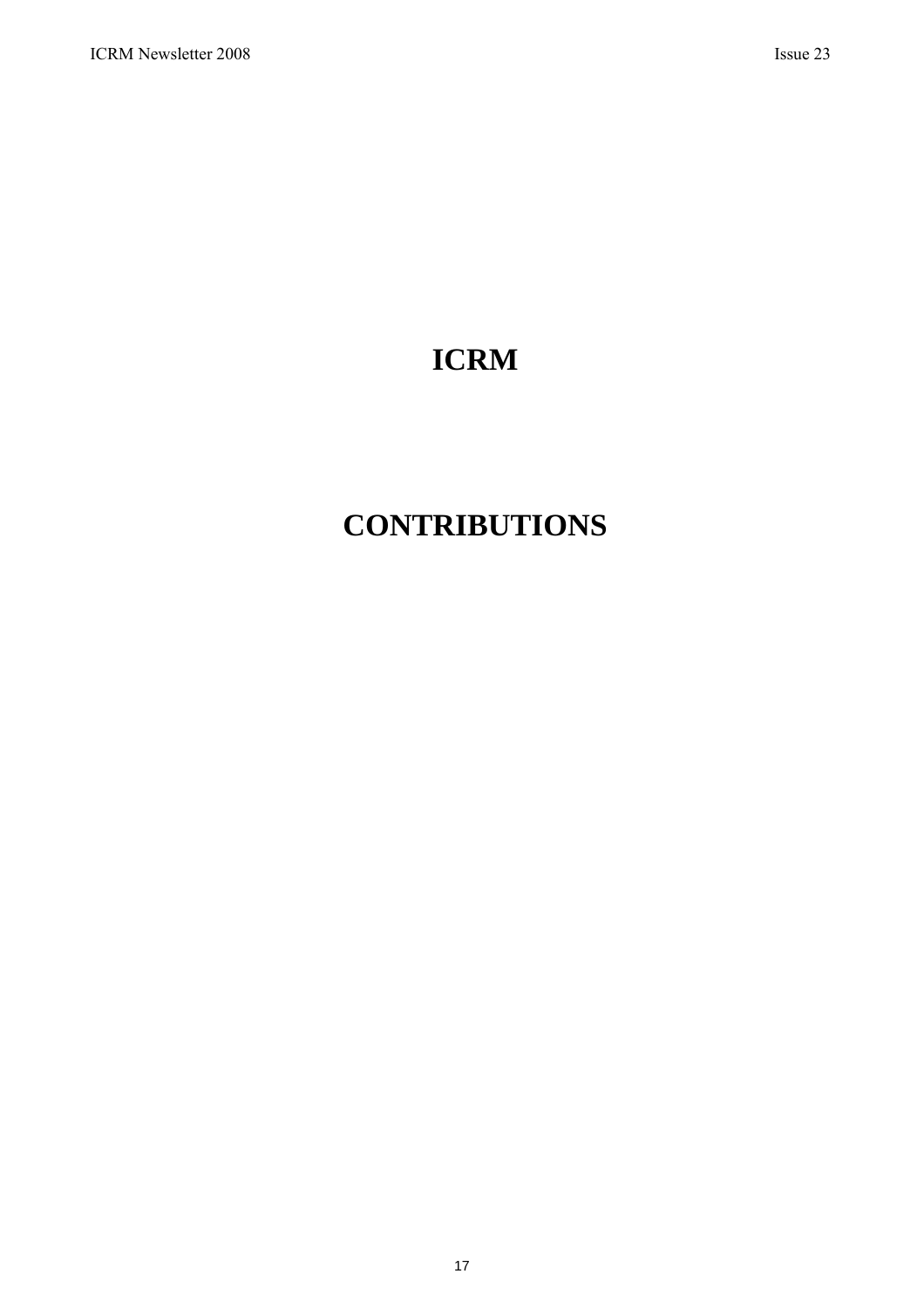# ICRM

# CONTRIBUTIONS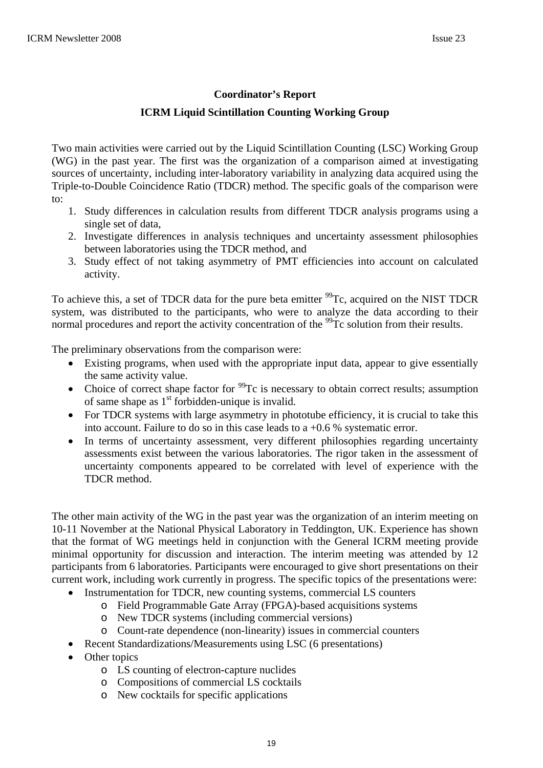## Coordinator's Report

## ICRM Liquid Scintillation Counting Working Group

Two main activities were carried out by the Liquid Scintillation Counting (LSC) Working Group (WG) in the past year. The first was the organization of a comparison aimed at investigating sources of uncertainty, including inter-laboratory variability in analyzing data acquired using the Triple-to-Double Coincidence Ratio (TDCR) method. The specific goals of the comparison were to:

1. Study differences in calculation results from different TDCR analysis programs using a single set of data,
2. Investigate differences in analysis techniques and uncertainty assessment philosophies between laboratories using the TDCR method, and
3. Study effect of not taking asymmetry of PMT efficiencies into account on calculated activity.

To achieve this, a set of TDCR data for the pure beta emitter $^{99}$Tc, acquired on the NIST TDCR system, was distributed to the participants, who were to analyze the data according to their normal procedures and report the activity concentration of the $^{99}$Tc solution from their results.

The preliminary observations from the comparison were:

- Existing programs, when used with the appropriate input data, appear to give essentially the same activity value.
- Choice of correct shape factor for $^{99}$Tc is necessary to obtain correct results; assumption of same shape as 1$^{st}$ forbidden-unique is invalid.
- For TDCR systems with large asymmetry in phototube efficiency, it is crucial to take this into account. Failure to do so in this case leads to a +0.6 % systematic error.
- In terms of uncertainty assessment, very different philosophies regarding uncertainty assessments exist between the various laboratories. The rigor taken in the assessment of uncertainty components appeared to be correlated with level of experience with the TDCR method.

The other main activity of the WG in the past year was the organization of an interim meeting on 10-11 November at the National Physical Laboratory in Teddington, UK. Experience has shown that the format of WG meetings held in conjunction with the General ICRM meeting provide minimal opportunity for discussion and interaction. The interim meeting was attended by 12 participants from 6 laboratories. Participants were encouraged to give short presentations on their current work, including work currently in progress. The specific topics of the presentations were:

- Instrumentation for TDCR, new counting systems, commercial LS counters
  - Field Programmable Gate Array (FPGA)-based acquisitions systems
  - New TDCR systems (including commercial versions)
  - Count-rate dependence (non-linearity) issues in commercial counters
- Recent Standardizations/Measurements using LSC (6 presentations)
- Other topics
  - LS counting of electron-capture nuclides
  - Compositions of commercial LS cocktails
  - New cocktails for specific applications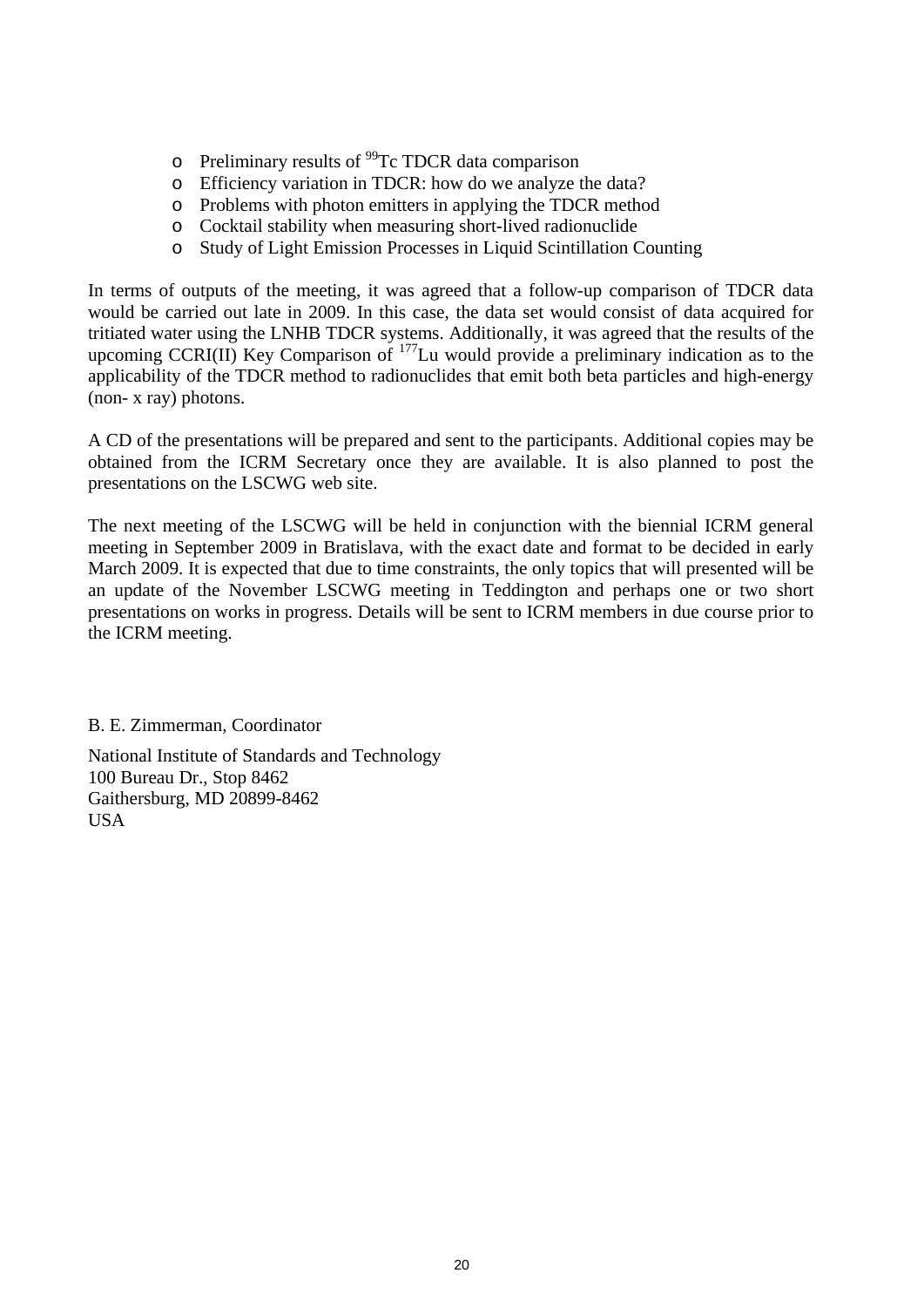- Preliminary results of $^{99}$Tc TDCR data comparison
- Efficiency variation in TDCR: how do we analyze the data?
- Problems with photon emitters in applying the TDCR method
- Cocktail stability when measuring short-lived radionuclide
- Study of Light Emission Processes in Liquid Scintillation Counting

In terms of outputs of the meeting, it was agreed that a follow-up comparison of TDCR data would be carried out late in 2009. In this case, the data set would consist of data acquired for tritiated water using the LNHB TDCR systems. Additionally, it was agreed that the results of the upcoming CCRI(II) Key Comparison of $^{177}$Lu would provide a preliminary indication as to the applicability of the TDCR method to radionuclides that emit both beta particles and high-energy (non- x ray) photons.

A CD of the presentations will be prepared and sent to the participants. Additional copies may be obtained from the ICRM Secretary once they are available. It is also planned to post the presentations on the LSCWG web site.

The next meeting of the LSCWG will be held in conjunction with the biennial ICRM general meeting in September 2009 in Bratislava, with the exact date and format to be decided in early March 2009. It is expected that due to time constraints, the only topics that will presented will be an update of the November LSCWG meeting in Teddington and perhaps one or two short presentations on works in progress. Details will be sent to ICRM members in due course prior to the ICRM meeting.

B. E. Zimmerman, Coordinator

National Institute of Standards and Technology
100 Bureau Dr., Stop 8462
Gaithersburg, MD 20899-8462
USA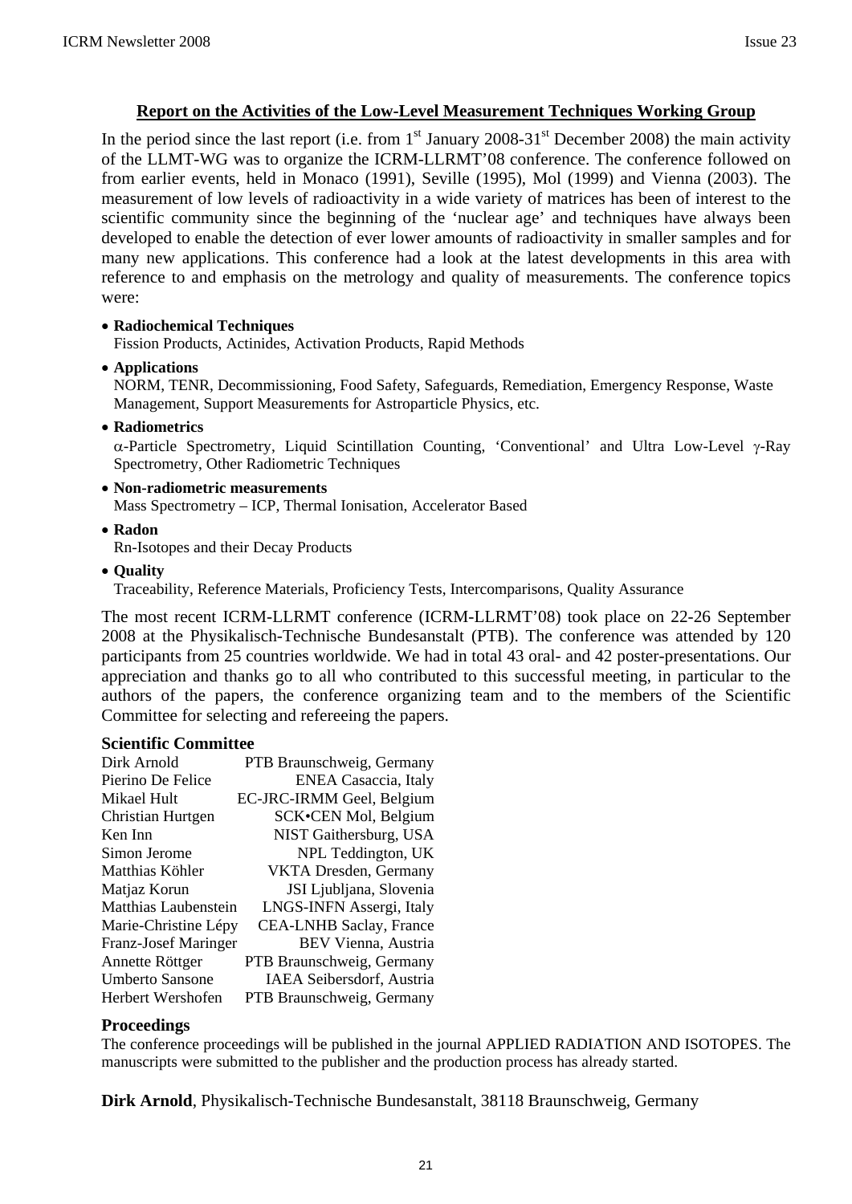## Report on the Activities of the Low-Level Measurement Techniques Working Group

In the period since the last report (i.e. from 1st January 2008-31st December 2008) the main activity of the LLMT-WG was to organize the ICRM-LLRMT'08 conference. The conference followed on from earlier events, held in Monaco (1991), Seville (1995), Mol (1999) and Vienna (2003). The measurement of low levels of radioactivity in a wide variety of matrices has been of interest to the scientific community since the beginning of the 'nuclear age' and techniques have always been developed to enable the detection of ever lower amounts of radioactivity in smaller samples and for many new applications. This conference had a look at the latest developments in this area with reference to and emphasis on the metrology and quality of measurements. The conference topics were:

- **Radiochemical Techniques**
  Fission Products, Actinides, Activation Products, Rapid Methods
- **Applications**
  NORM, TENR, Decommissioning, Food Safety, Safeguards, Remediation, Emergency Response, Waste Management, Support Measurements for Astroparticle Physics, etc.
- **Radiometrics**
  $\alpha$-Particle Spectrometry, Liquid Scintillation Counting, 'Conventional' and Ultra Low-Level $\gamma$-Ray Spectrometry, Other Radiometric Techniques
- **Non-radiometric measurements**
  Mass Spectrometry – ICP, Thermal Ionisation, Accelerator Based
- **Radon**
  Rn-Isotopes and their Decay Products
- **Quality**
  Traceability, Reference Materials, Proficiency Tests, Intercomparisons, Quality Assurance

The most recent ICRM-LLRMT conference (ICRM-LLRMT'08) took place on 22-26 September 2008 at the Physikalisch-Technische Bundesanstalt (PTB). The conference was attended by 120 participants from 25 countries worldwide. We had in total 43 oral- and 42 poster-presentations. Our appreciation and thanks go to all who contributed to this successful meeting, in particular to the authors of the papers, the conference organizing team and to the members of the Scientific Committee for selecting and refereeing the papers.

### Scientific Committee

| | |
|---|---|
| Dirk Arnold | PTB Braunschweig, Germany |
| Pierino De Felice | ENEA Casaccia, Italy |
| Mikael Hult | EC-JRC-IRMM Geel, Belgium |
| Christian Hurtgen | SCK•CEN Mol, Belgium |
| Ken Inn | NIST Gaithersburg, USA |
| Simon Jerome | NPL Teddington, UK |
| Matthias Köhler | VKTA Dresden, Germany |
| Matjaz Korun | JSI Ljubljana, Slovenia |
| Matthias Laubenstein | LNGS-INFN Assergi, Italy |
| Marie-Christine Lépy | CEA-LNHB Saclay, France |
| Franz-Josef Maringer | BEV Vienna, Austria |
| Annette Röttger | PTB Braunschweig, Germany |
| Umberto Sansone | IAEA Seibersdorf, Austria |
| Herbert Wershofen | PTB Braunschweig, Germany |

### Proceedings

The conference proceedings will be published in the journal APPLIED RADIATION AND ISOTOPES. The manuscripts were submitted to the publisher and the production process has already started.

**Dirk Arnold**, Physikalisch-Technische Bundesanstalt, 38118 Braunschweig, Germany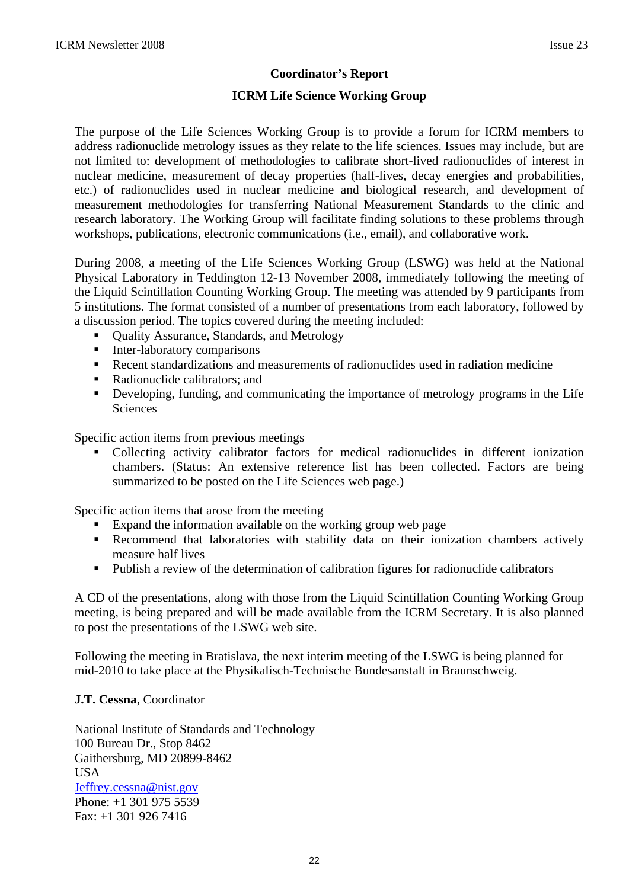## Coordinator's Report

## ICRM Life Science Working Group

The purpose of the Life Sciences Working Group is to provide a forum for ICRM members to address radionuclide metrology issues as they relate to the life sciences. Issues may include, but are not limited to: development of methodologies to calibrate short-lived radionuclides of interest in nuclear medicine, measurement of decay properties (half-lives, decay energies and probabilities, etc.) of radionuclides used in nuclear medicine and biological research, and development of measurement methodologies for transferring National Measurement Standards to the clinic and research laboratory. The Working Group will facilitate finding solutions to these problems through workshops, publications, electronic communications (i.e., email), and collaborative work.

During 2008, a meeting of the Life Sciences Working Group (LSWG) was held at the National Physical Laboratory in Teddington 12-13 November 2008, immediately following the meeting of the Liquid Scintillation Counting Working Group. The meeting was attended by 9 participants from 5 institutions. The format consisted of a number of presentations from each laboratory, followed by a discussion period. The topics covered during the meeting included:

- Quality Assurance, Standards, and Metrology
- Inter-laboratory comparisons
- Recent standardizations and measurements of radionuclides used in radiation medicine
- Radionuclide calibrators; and
- Developing, funding, and communicating the importance of metrology programs in the Life Sciences

Specific action items from previous meetings

- Collecting activity calibrator factors for medical radionuclides in different ionization chambers. (Status: An extensive reference list has been collected. Factors are being summarized to be posted on the Life Sciences web page.)

Specific action items that arose from the meeting

- Expand the information available on the working group web page
- Recommend that laboratories with stability data on their ionization chambers actively measure half lives
- Publish a review of the determination of calibration figures for radionuclide calibrators

A CD of the presentations, along with those from the Liquid Scintillation Counting Working Group meeting, is being prepared and will be made available from the ICRM Secretary. It is also planned to post the presentations of the LSWG web site.

Following the meeting in Bratislava, the next interim meeting of the LSWG is being planned for mid-2010 to take place at the Physikalisch-Technische Bundesanstalt in Braunschweig.

**J.T. Cessna**, Coordinator

National Institute of Standards and Technology
100 Bureau Dr., Stop 8462
Gaithersburg, MD 20899-8462
USA
Jeffrey.cessna@nist.gov
Phone: +1 301 975 5539
Fax: +1 301 926 7416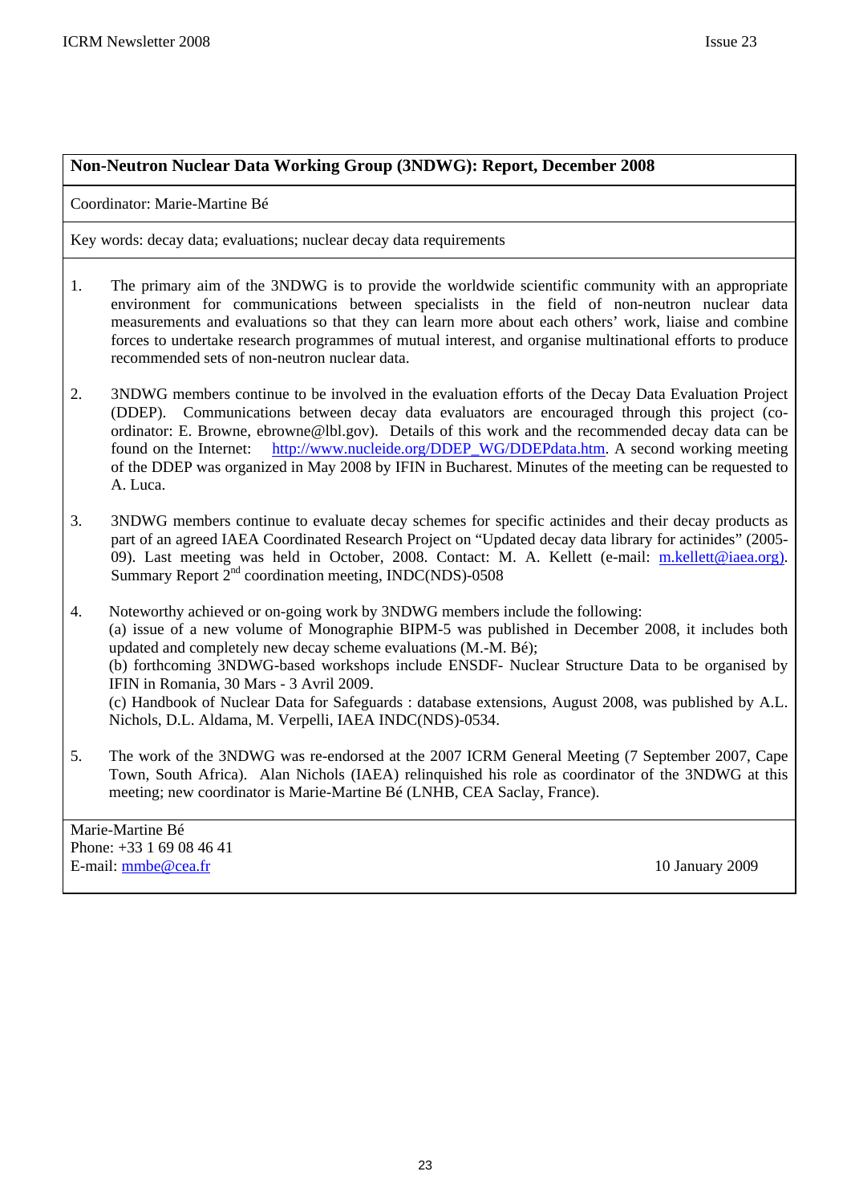## Non-Neutron Nuclear Data Working Group (3NDWG): Report, December 2008

Coordinator: Marie-Martine Bé

Key words: decay data; evaluations; nuclear decay data requirements

1. The primary aim of the 3NDWG is to provide the worldwide scientific community with an appropriate environment for communications between specialists in the field of non-neutron nuclear data measurements and evaluations so that they can learn more about each others' work, liaise and combine forces to undertake research programmes of mutual interest, and organise multinational efforts to produce recommended sets of non-neutron nuclear data.

2. 3NDWG members continue to be involved in the evaluation efforts of the Decay Data Evaluation Project (DDEP). Communications between decay data evaluators are encouraged through this project (co-ordinator: E. Browne, ebrowne@lbl.gov). Details of this work and the recommended decay data can be found on the Internet: http://www.nucleide.org/DDEP_WG/DDEPdata.htm. A second working meeting of the DDEP was organized in May 2008 by IFIN in Bucharest. Minutes of the meeting can be requested to A. Luca.

3. 3NDWG members continue to evaluate decay schemes for specific actinides and their decay products as part of an agreed IAEA Coordinated Research Project on "Updated decay data library for actinides" (2005-09). Last meeting was held in October, 2008. Contact: M. A. Kellett (e-mail: m.kellett@iaea.org). Summary Report 2nd coordination meeting, INDC(NDS)-0508

4. Noteworthy achieved or on-going work by 3NDWG members include the following:
   (a) issue of a new volume of Monographie BIPM-5 was published in December 2008, it includes both updated and completely new decay scheme evaluations (M.-M. Bé);
   (b) forthcoming 3NDWG-based workshops include ENSDF- Nuclear Structure Data to be organised by IFIN in Romania, 30 Mars - 3 Avril 2009.
   (c) Handbook of Nuclear Data for Safeguards : database extensions, August 2008, was published by A.L. Nichols, D.L. Aldama, M. Verpelli, IAEA INDC(NDS)-0534.

5. The work of the 3NDWG was re-endorsed at the 2007 ICRM General Meeting (7 September 2007, Cape Town, South Africa). Alan Nichols (IAEA) relinquished his role as coordinator of the 3NDWG at this meeting; new coordinator is Marie-Martine Bé (LNHB, CEA Saclay, France).

Marie-Martine Bé
Phone: +33 1 69 08 46 41
E-mail: mmbe@cea.fr

10 January 2009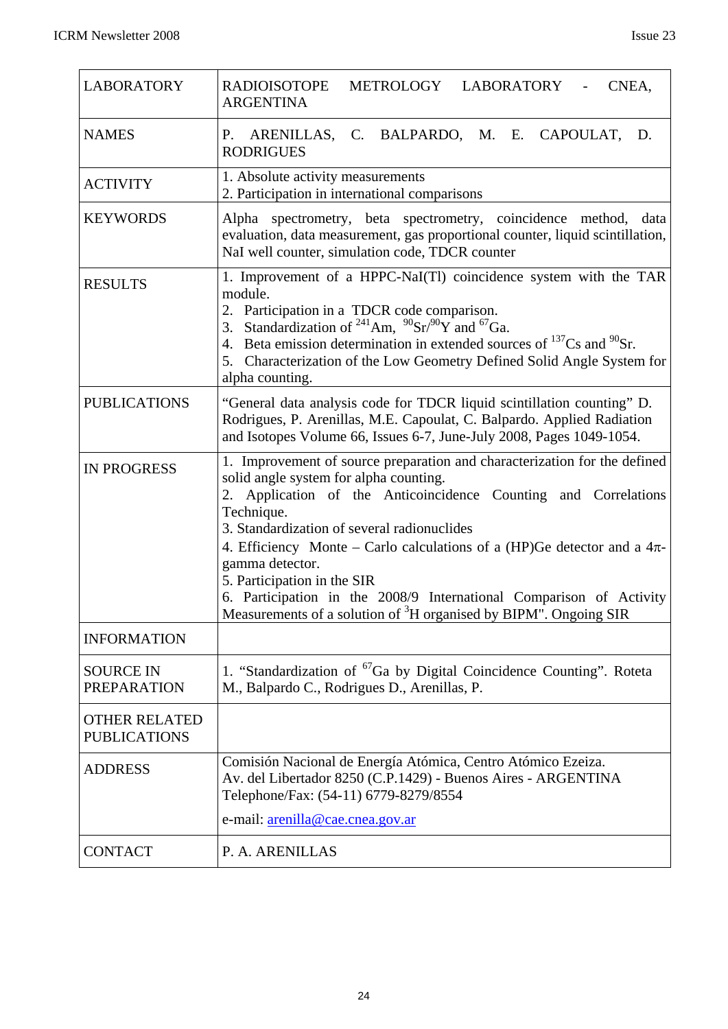| | |
|---|---|
| LABORATORY | RADIOISOTOPE METROLOGY LABORATORY - CNEA, ARGENTINA |
| NAMES | P. ARENILLAS, C. BALPARDO, M. E. CAPOULAT, D. RODRIGUES |
| ACTIVITY | 1. Absolute activity measurements<br>2. Participation in international comparisons |
| KEYWORDS | Alpha spectrometry, beta spectrometry, coincidence method, data evaluation, data measurement, gas proportional counter, liquid scintillation, NaI well counter, simulation code, TDCR counter |
| RESULTS | 1. Improvement of a HPPC-NaI(Tl) coincidence system with the TAR module.<br>2. Participation in a TDCR code comparison.<br>3. Standardization of $^{241}$Am, $^{90}$Sr/$^{90}$Y and $^{67}$Ga.<br>4. Beta emission determination in extended sources of $^{137}$Cs and $^{90}$Sr.<br>5. Characterization of the Low Geometry Defined Solid Angle System for alpha counting. |
| PUBLICATIONS | "General data analysis code for TDCR liquid scintillation counting" D. Rodrigues, P. Arenillas, M.E. Capoulat, C. Balpardo. Applied Radiation and Isotopes Volume 66, Issues 6-7, June-July 2008, Pages 1049-1054. |
| IN PROGRESS | 1. Improvement of source preparation and characterization for the defined solid angle system for alpha counting.<br>2. Application of the Anticoincidence Counting and Correlations Technique.<br>3. Standardization of several radionuclides<br>4. Efficiency Monte – Carlo calculations of a (HP)Ge detector and a 4π-gamma detector.<br>5. Participation in the SIR<br>6. Participation in the 2008/9 International Comparison of Activity Measurements of a solution of $^{3}$H organised by BIPM". Ongoing SIR |
| INFORMATION | |
| SOURCE IN PREPARATION | 1. "Standardization of $^{67}$Ga by Digital Coincidence Counting". Roteta M., Balpardo C., Rodrigues D., Arenillas, P. |
| OTHER RELATED PUBLICATIONS | |
| ADDRESS | Comisión Nacional de Energía Atómica, Centro Atómico Ezeiza.<br>Av. del Libertador 8250 (C.P.1429) - Buenos Aires - ARGENTINA<br>Telephone/Fax: (54-11) 6779-8279/8554<br>e-mail: arenilla@cae.cnea.gov.ar |
| CONTACT | P. A. ARENILLAS |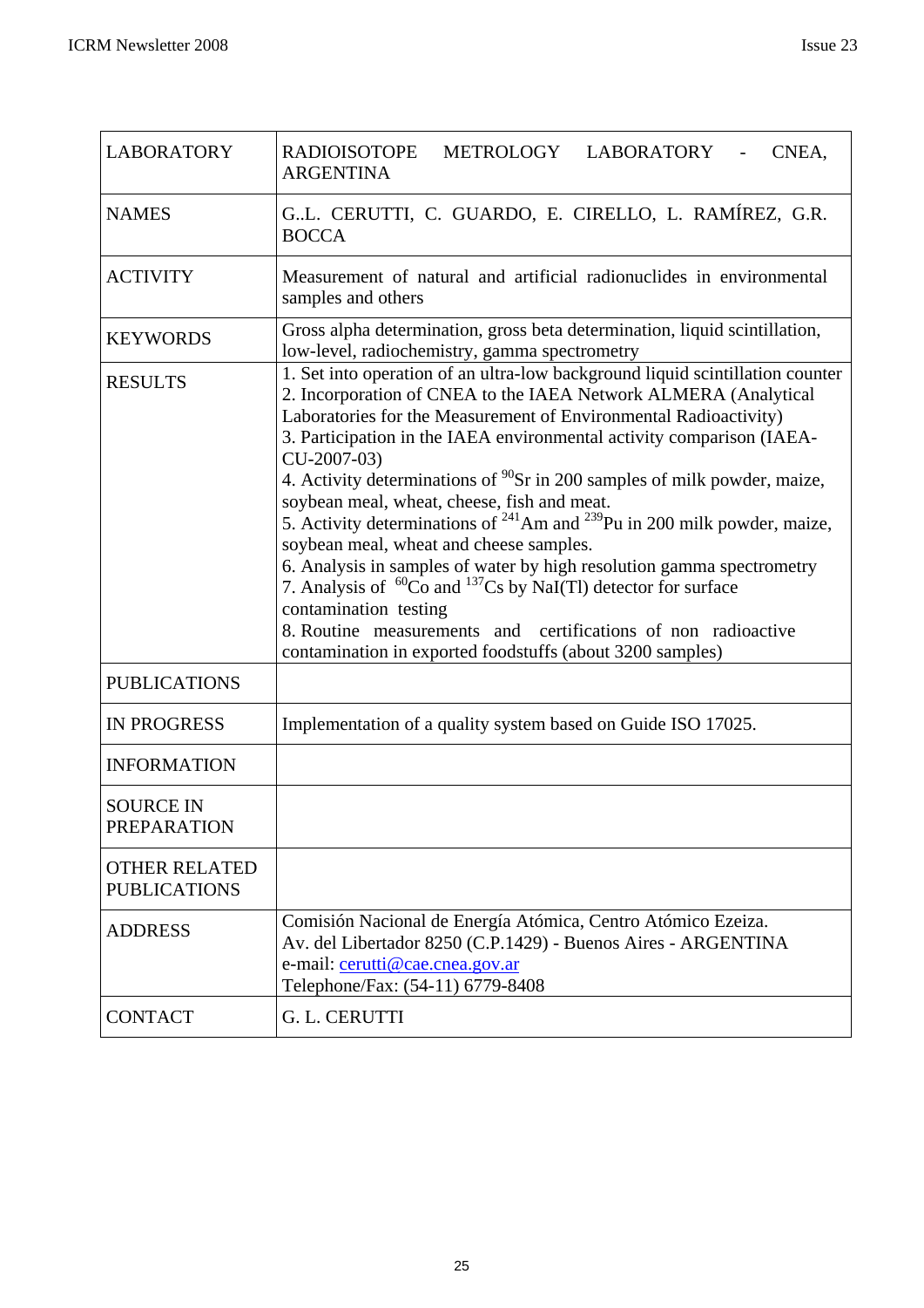| | |
|---|---|
| LABORATORY | RADIOISOTOPE METROLOGY LABORATORY - CNEA, ARGENTINA |
| NAMES | G..L. CERUTTI, C. GUARDO, E. CIRELLO, L. RAMÍREZ, G.R. BOCCA |
| ACTIVITY | Measurement of natural and artificial radionuclides in environmental samples and others |
| KEYWORDS | Gross alpha determination, gross beta determination, liquid scintillation, low-level, radiochemistry, gamma spectrometry |
| RESULTS | 1. Set into operation of an ultra-low background liquid scintillation counter<br>2. Incorporation of CNEA to the IAEA Network ALMERA (Analytical Laboratories for the Measurement of Environmental Radioactivity)<br>3. Participation in the IAEA environmental activity comparison (IAEA-CU-2007-03)<br>4. Activity determinations of $^{90}$Sr in 200 samples of milk powder, maize, soybean meal, wheat, cheese, fish and meat.<br>5. Activity determinations of $^{241}$Am and $^{239}$Pu in 200 milk powder, maize, soybean meal, wheat and cheese samples.<br>6. Analysis in samples of water by high resolution gamma spectrometry<br>7. Analysis of $^{60}$Co and $^{137}$Cs by NaI(Tl) detector for surface contamination testing<br>8. Routine measurements and certifications of non radioactive contamination in exported foodstuffs (about 3200 samples) |
| PUBLICATIONS | |
| IN PROGRESS | Implementation of a quality system based on Guide ISO 17025. |
| INFORMATION | |
| SOURCE IN PREPARATION | |
| OTHER RELATED PUBLICATIONS | |
| ADDRESS | Comisión Nacional de Energía Atómica, Centro Atómico Ezeiza.<br>Av. del Libertador 8250 (C.P.1429) - Buenos Aires - ARGENTINA<br>e-mail: cerutti@cae.cnea.gov.ar<br>Telephone/Fax: (54-11) 6779-8408 |
| CONTACT | G. L. CERUTTI |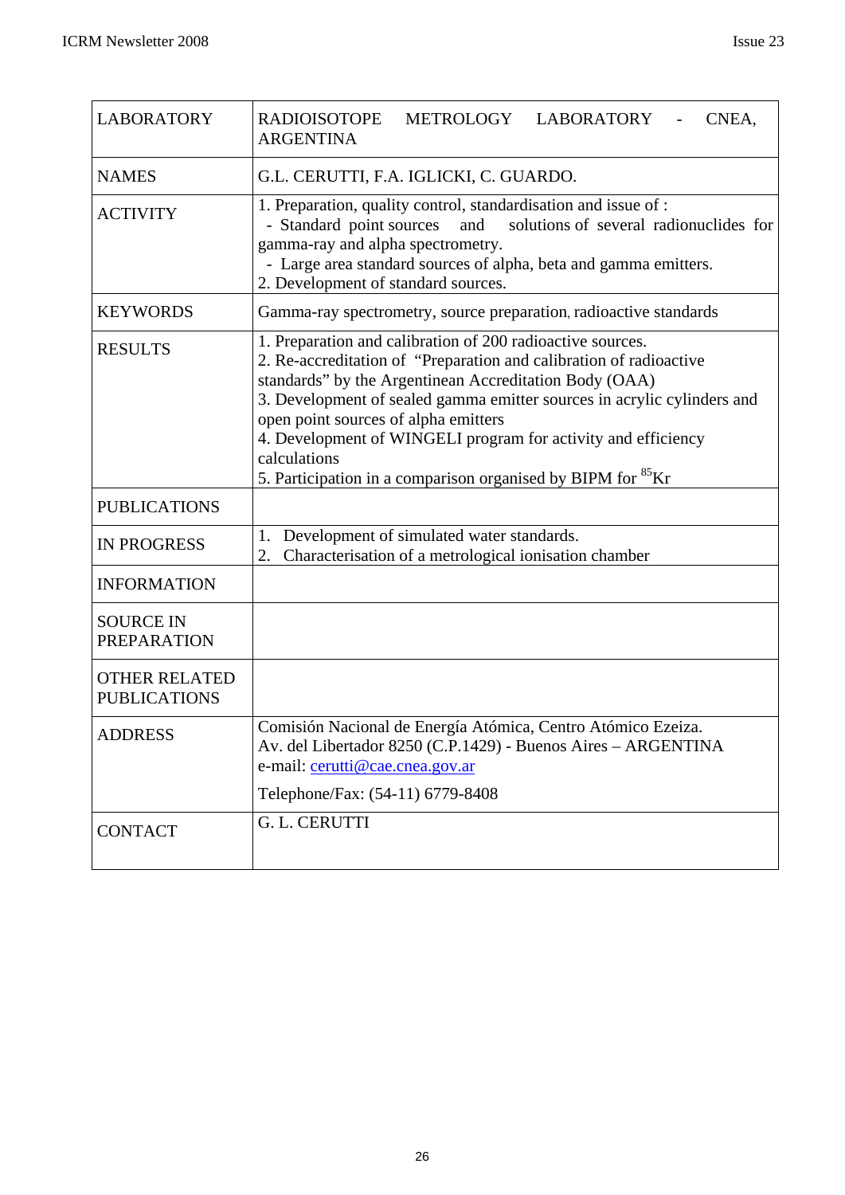| | |
|---|---|
| LABORATORY | RADIOISOTOPE METROLOGY LABORATORY - CNEA, ARGENTINA |
| NAMES | G.L. CERUTTI, F.A. IGLICKI, C. GUARDO. |
| ACTIVITY | 1. Preparation, quality control, standardisation and issue of :<br>- Standard point sources and solutions of several radionuclides for gamma-ray and alpha spectrometry.<br>- Large area standard sources of alpha, beta and gamma emitters.<br>2. Development of standard sources. |
| KEYWORDS | Gamma-ray spectrometry, source preparation, radioactive standards |
| RESULTS | 1. Preparation and calibration of 200 radioactive sources.<br>2. Re-accreditation of "Preparation and calibration of radioactive standards" by the Argentinean Accreditation Body (OAA)<br>3. Development of sealed gamma emitter sources in acrylic cylinders and open point sources of alpha emitters<br>4. Development of WINGELI program for activity and efficiency calculations<br>5. Participation in a comparison organised by BIPM for $^{85}$Kr |
| PUBLICATIONS | |
| IN PROGRESS | 1. Development of simulated water standards.<br>2. Characterisation of a metrological ionisation chamber |
| INFORMATION | |
| SOURCE IN PREPARATION | |
| OTHER RELATED PUBLICATIONS | |
| ADDRESS | Comisión Nacional de Energía Atómica, Centro Atómico Ezeiza.<br>Av. del Libertador 8250 (C.P.1429) - Buenos Aires – ARGENTINA<br>e-mail: cerutti@cae.cnea.gov.ar<br>Telephone/Fax: (54-11) 6779-8408 |
| CONTACT | G. L. CERUTTI |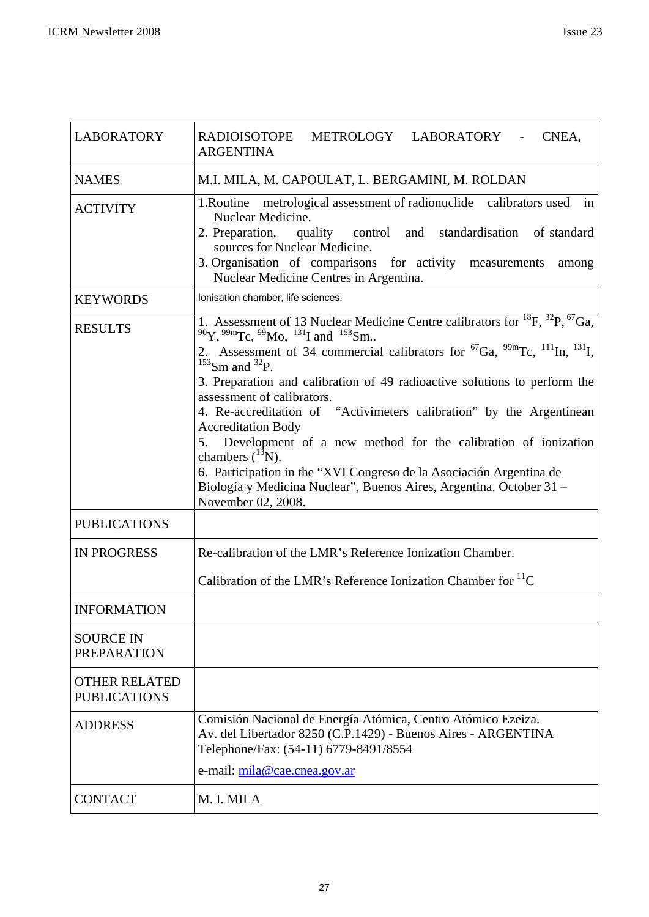| | |
|---|---|
| LABORATORY | RADIOISOTOPE METROLOGY LABORATORY - CNEA, ARGENTINA |
| NAMES | M.I. MILA, M. CAPOULAT, L. BERGAMINI, M. ROLDAN |
| ACTIVITY | 1.Routine metrological assessment of radionuclide calibrators used in Nuclear Medicine.<br>2. Preparation, quality control and standardisation of standard sources for Nuclear Medicine.<br>3. Organisation of comparisons for activity measurements among Nuclear Medicine Centres in Argentina. |
| KEYWORDS | Ionisation chamber, life sciences. |
| RESULTS | 1. Assessment of 13 Nuclear Medicine Centre calibrators for $^{18}F$, $^{32}P$, $^{67}Ga$, $^{90}Y$, $^{99m}Tc$, $^{99}Mo$, $^{131}I$ and $^{153}Sm$..<br>2. Assessment of 34 commercial calibrators for $^{67}Ga$, $^{99m}Tc$, $^{111}In$, $^{131}I$, $^{153}Sm$ and $^{32}P$.<br>3. Preparation and calibration of 49 radioactive solutions to perform the assessment of calibrators.<br>4. Re-accreditation of "Activimeters calibration" by the Argentinean Accreditation Body<br>5. Development of a new method for the calibration of ionization chambers ($^{13}N$).<br>6. Participation in the "XVI Congreso de la Asociación Argentina de Biología y Medicina Nuclear", Buenos Aires, Argentina. October 31 – November 02, 2008. |
| PUBLICATIONS | |
| IN PROGRESS | Re-calibration of the LMR's Reference Ionization Chamber.<br><br>Calibration of the LMR's Reference Ionization Chamber for $^{11}C$ |
| INFORMATION | |
| SOURCE IN PREPARATION | |
| OTHER RELATED PUBLICATIONS | |
| ADDRESS | Comisión Nacional de Energía Atómica, Centro Atómico Ezeiza.<br>Av. del Libertador 8250 (C.P.1429) - Buenos Aires - ARGENTINA<br>Telephone/Fax: (54-11) 6779-8491/8554<br>e-mail: mila@cae.cnea.gov.ar |
| CONTACT | M. I. MILA |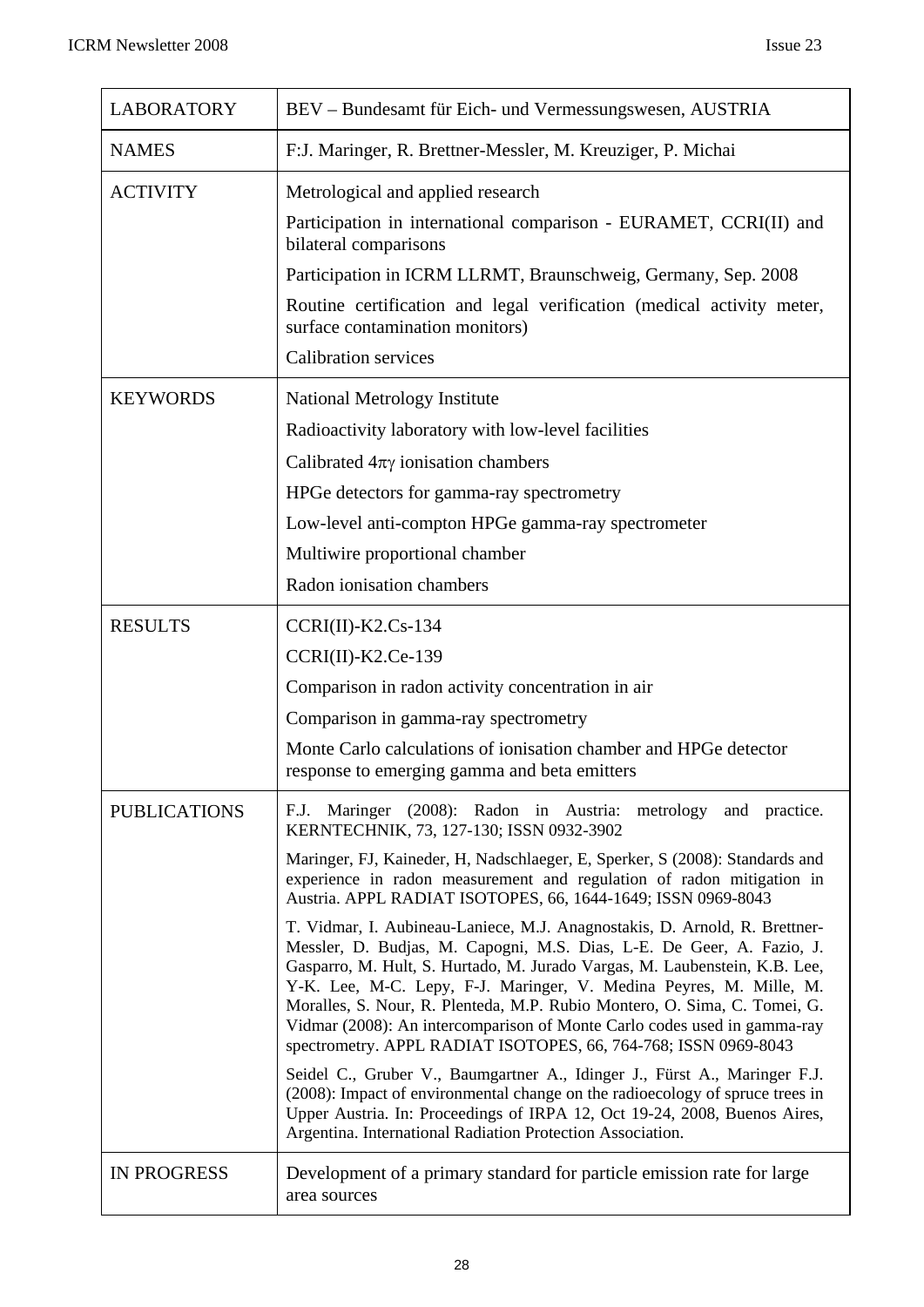| LABORATORY | BEV – Bundesamt für Eich- und Vermessungswesen, AUSTRIA |
|---|---|
| NAMES | F:J. Maringer, R. Brettner-Messler, M. Kreuziger, P. Michai |
| ACTIVITY | Metrological and applied research<br>Participation in international comparison - EURAMET, CCRI(II) and bilateral comparisons<br>Participation in ICRM LLRMT, Braunschweig, Germany, Sep. 2008<br>Routine certification and legal verification (medical activity meter, surface contamination monitors)<br>Calibration services |
| KEYWORDS | National Metrology Institute<br>Radioactivity laboratory with low-level facilities<br>Calibrated $4\pi\gamma$ ionisation chambers<br>HPGe detectors for gamma-ray spectrometry<br>Low-level anti-compton HPGe gamma-ray spectrometer<br>Multiwire proportional chamber<br>Radon ionisation chambers |
| RESULTS | CCRI(II)-K2.Cs-134<br>CCRI(II)-K2.Ce-139<br>Comparison in radon activity concentration in air<br>Comparison in gamma-ray spectrometry<br>Monte Carlo calculations of ionisation chamber and HPGe detector response to emerging gamma and beta emitters |
| PUBLICATIONS | F.J. Maringer (2008): Radon in Austria: metrology and practice. KERNTECHNIK, 73, 127-130; ISSN 0932-3902<br>Maringer, FJ, Kaineder, H, Nadschlaeger, E, Sperker, S (2008): Standards and experience in radon measurement and regulation of radon mitigation in Austria. APPL RADIAT ISOTOPES, 66, 1644-1649; ISSN 0969-8043<br>T. Vidmar, I. Aubineau-Laniece, M.J. Anagnostakis, D. Arnold, R. Brettner-Messler, D. Budjas, M. Capogni, M.S. Dias, L-E. De Geer, A. Fazio, J. Gasparro, M. Hult, S. Hurtado, M. Jurado Vargas, M. Laubenstein, K.B. Lee, Y-K. Lee, M-C. Lepy, F-J. Maringer, V. Medina Peyres, M. Mille, M. Moralles, S. Nour, R. Plenteda, M.P. Rubio Montero, O. Sima, C. Tomei, G. Vidmar (2008): An intercomparison of Monte Carlo codes used in gamma-ray spectrometry. APPL RADIAT ISOTOPES, 66, 764-768; ISSN 0969-8043<br>Seidel C., Gruber V., Baumgartner A., Idinger J., Fürst A., Maringer F.J. (2008): Impact of environmental change on the radioecology of spruce trees in Upper Austria. In: Proceedings of IRPA 12, Oct 19-24, 2008, Buenos Aires, Argentina. International Radiation Protection Association. |
| IN PROGRESS | Development of a primary standard for particle emission rate for large area sources |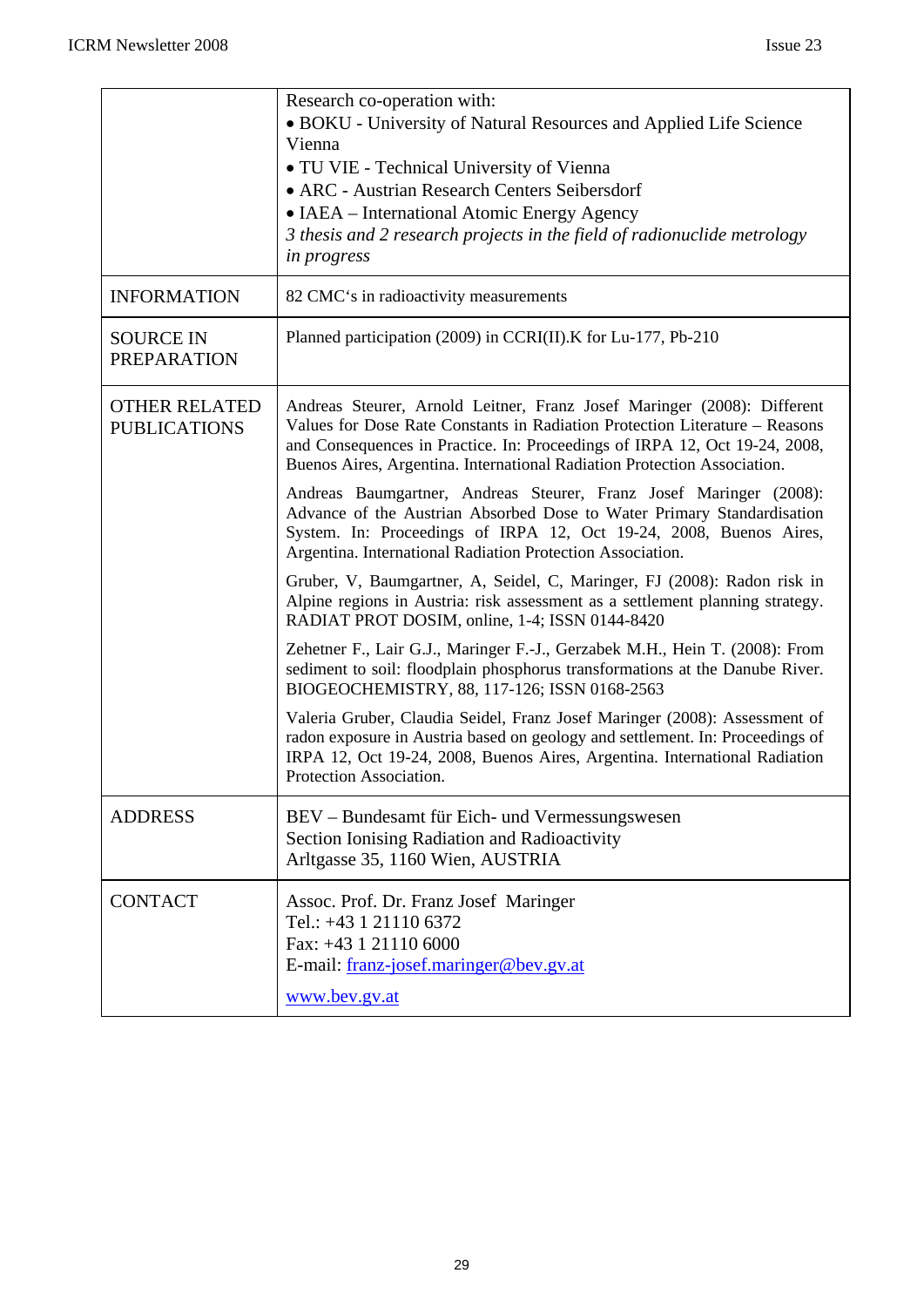| | |
|---|---|
| | Research co-operation with:<br>• BOKU - University of Natural Resources and Applied Life Science Vienna<br>• TU VIE - Technical University of Vienna<br>• ARC - Austrian Research Centers Seibersdorf<br>• IAEA – International Atomic Energy Agency<br>*3 thesis and 2 research projects in the field of radionuclide metrology in progress* |
| INFORMATION | 82 CMC's in radioactivity measurements |
| SOURCE IN PREPARATION | Planned participation (2009) in CCRI(II).K for Lu-177, Pb-210 |
| OTHER RELATED PUBLICATIONS | Andreas Steurer, Arnold Leitner, Franz Josef Maringer (2008): Different Values for Dose Rate Constants in Radiation Protection Literature – Reasons and Consequences in Practice. In: Proceedings of IRPA 12, Oct 19-24, 2008, Buenos Aires, Argentina. International Radiation Protection Association.<br><br>Andreas Baumgartner, Andreas Steurer, Franz Josef Maringer (2008): Advance of the Austrian Absorbed Dose to Water Primary Standardisation System. In: Proceedings of IRPA 12, Oct 19-24, 2008, Buenos Aires, Argentina. International Radiation Protection Association.<br><br>Gruber, V, Baumgartner, A, Seidel, C, Maringer, FJ (2008): Radon risk in Alpine regions in Austria: risk assessment as a settlement planning strategy. RADIAT PROT DOSIM, online, 1-4; ISSN 0144-8420<br><br>Zehetner F., Lair G.J., Maringer F.-J., Gerzabek M.H., Hein T. (2008): From sediment to soil: floodplain phosphorus transformations at the Danube River. BIOGEOCHEMISTRY, 88, 117-126; ISSN 0168-2563<br><br>Valeria Gruber, Claudia Seidel, Franz Josef Maringer (2008): Assessment of radon exposure in Austria based on geology and settlement. In: Proceedings of IRPA 12, Oct 19-24, 2008, Buenos Aires, Argentina. International Radiation Protection Association. |
| ADDRESS | BEV – Bundesamt für Eich- und Vermessungswesen<br>Section Ionising Radiation and Radioactivity<br>Arltgasse 35, 1160 Wien, AUSTRIA |
| CONTACT | Assoc. Prof. Dr. Franz Josef Maringer<br>Tel.: +43 1 21110 6372<br>Fax: +43 1 21110 6000<br>E-mail: franz-josef.maringer@bev.gv.at<br><br>www.bev.gv.at |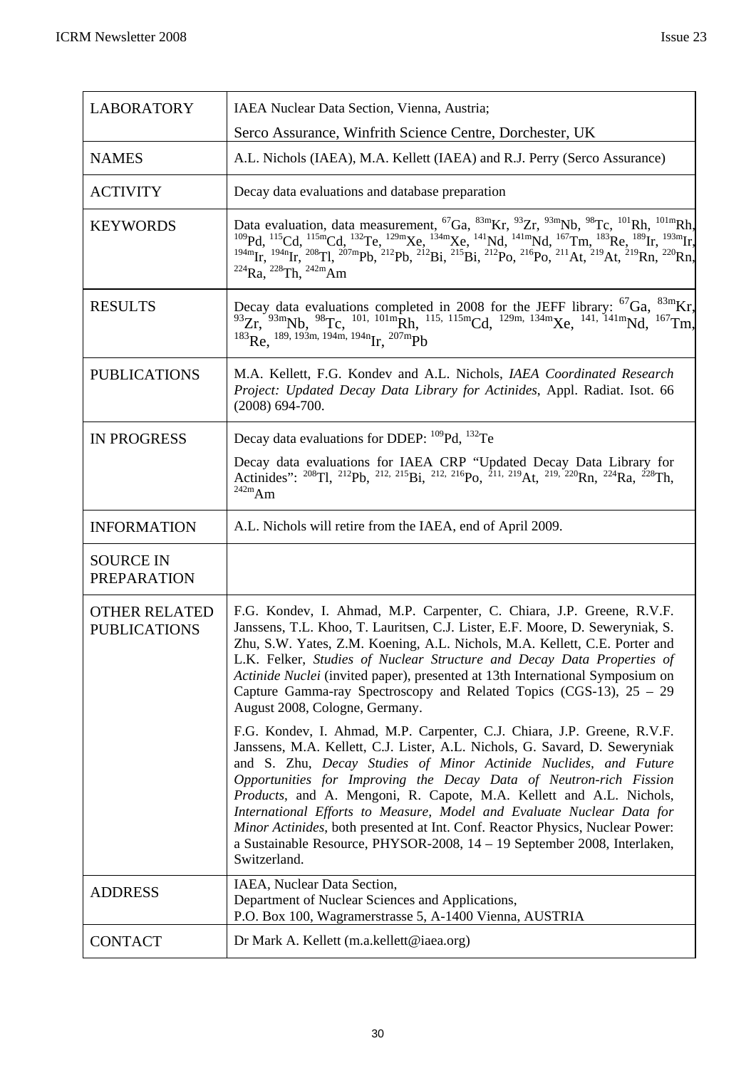| | |
|---|---|
| LABORATORY | IAEA Nuclear Data Section, Vienna, Austria; Serco Assurance, Winfrith Science Centre, Dorchester, UK |
| NAMES | A.L. Nichols (IAEA), M.A. Kellett (IAEA) and R.J. Perry (Serco Assurance) |
| ACTIVITY | Decay data evaluations and database preparation |
| KEYWORDS | Data evaluation, data measurement, $^{67}$Ga, $^{83m}$Kr, $^{93}$Zr, $^{93m}$Nb, $^{98}$Tc, $^{101}$Rh, $^{101m}$Rh, $^{109}$Pd, $^{115}$Cd, $^{115m}$Cd, $^{132}$Te, $^{129m}$Xe, $^{134m}$Xe, $^{141}$Nd, $^{141m}$Nd, $^{167}$Tm, $^{183}$Re, $^{189}$Ir, $^{193m}$Ir, $^{194m}$Ir, $^{194n}$Ir, $^{208}$Tl, $^{207m}$Pb, $^{212}$Pb, $^{212}$Bi, $^{215}$Bi, $^{212}$Po, $^{216}$Po, $^{211}$At, $^{219}$At, $^{219}$Rn, $^{220}$Rn, $^{224}$Ra, $^{228}$Th, $^{242m}$Am |
| RESULTS | Decay data evaluations completed in 2008 for the JEFF library: $^{67}$Ga, $^{83m}$Kr, $^{93}$Zr, $^{93m}$Nb, $^{98}$Tc, $^{101, 101m}$Rh, $^{115, 115m}$Cd, $^{129m, 134m}$Xe, $^{141, 141m}$Nd, $^{167}$Tm, $^{183}$Re, $^{189, 193m, 194m, 194n}$Ir, $^{207m}$Pb |
| PUBLICATIONS | M.A. Kellett, F.G. Kondev and A.L. Nichols, *IAEA Coordinated Research Project: Updated Decay Data Library for Actinides*, Appl. Radiat. Isot. 66 (2008) 694-700. |
| IN PROGRESS | Decay data evaluations for DDEP: $^{109}$Pd, $^{132}$Te<br><br>Decay data evaluations for IAEA CRP "Updated Decay Data Library for Actinides": $^{208}$Tl, $^{212}$Pb, $^{212, 215}$Bi, $^{212, 216}$Po, $^{211, 219}$At, $^{219, 220}$Rn, $^{224}$Ra, $^{228}$Th, $^{242m}$Am |
| INFORMATION | A.L. Nichols will retire from the IAEA, end of April 2009. |
| SOURCE IN PREPARATION | |
| OTHER RELATED PUBLICATIONS | F.G. Kondev, I. Ahmad, M.P. Carpenter, C. Chiara, J.P. Greene, R.V.F. Janssens, T.L. Khoo, T. Lauritsen, C.J. Lister, E.F. Moore, D. Seweryniak, S. Zhu, S.W. Yates, Z.M. Koening, A.L. Nichols, M.A. Kellett, C.E. Porter and L.K. Felker, *Studies of Nuclear Structure and Decay Data Properties of Actinide Nuclei* (invited paper), presented at 13th International Symposium on Capture Gamma-ray Spectroscopy and Related Topics (CGS-13), 25 – 29 August 2008, Cologne, Germany.<br><br>F.G. Kondev, I. Ahmad, M.P. Carpenter, C.J. Chiara, J.P. Greene, R.V.F. Janssens, M.A. Kellett, C.J. Lister, A.L. Nichols, G. Savard, D. Seweryniak and S. Zhu, *Decay Studies of Minor Actinide Nuclides, and Future Opportunities for Improving the Decay Data of Neutron-rich Fission Products*, and A. Mengoni, R. Capote, M.A. Kellett and A.L. Nichols, *International Efforts to Measure, Model and Evaluate Nuclear Data for Minor Actinides*, both presented at Int. Conf. Reactor Physics, Nuclear Power: a Sustainable Resource, PHYSOR-2008, 14 – 19 September 2008, Interlaken, Switzerland. |
| ADDRESS | IAEA, Nuclear Data Section,<br>Department of Nuclear Sciences and Applications,<br>P.O. Box 100, Wagramerstrasse 5, A-1400 Vienna, AUSTRIA |
| CONTACT | Dr Mark A. Kellett (m.a.kellett@iaea.org) |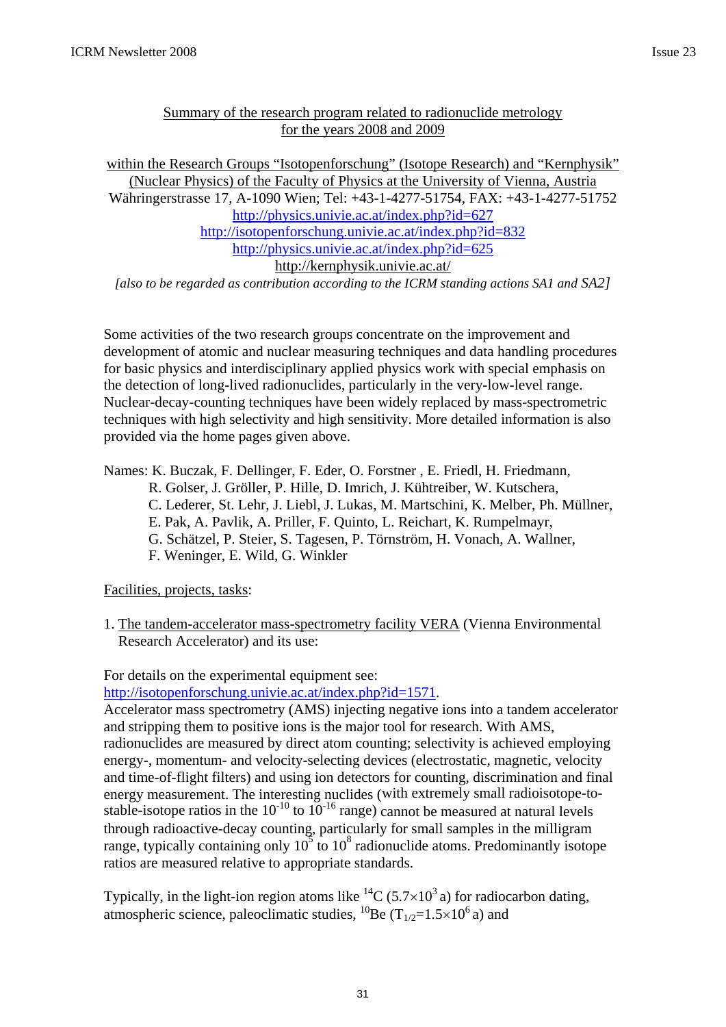## Summary of the research program related to radionuclide metrology for the years 2008 and 2009

within the Research Groups "Isotopenforschung" (Isotope Research) and "Kernphysik" (Nuclear Physics) of the Faculty of Physics at the University of Vienna, Austria
Währingerstrasse 17, A-1090 Wien; Tel: +43-1-4277-51754, FAX: +43-1-4277-51752
http://physics.univie.ac.at/index.php?id=627
http://isotopenforschung.univie.ac.at/index.php?id=832
http://physics.univie.ac.at/index.php?id=625
http://kernphysik.univie.ac.at/
*[also to be regarded as contribution according to the ICRM standing actions SA1 and SA2]*

Some activities of the two research groups concentrate on the improvement and development of atomic and nuclear measuring techniques and data handling procedures for basic physics and interdisciplinary applied physics work with special emphasis on the detection of long-lived radionuclides, particularly in the very-low-level range. Nuclear-decay-counting techniques have been widely replaced by mass-spectrometric techniques with high selectivity and high sensitivity. More detailed information is also provided via the home pages given above.

Names: K. Buczak, F. Dellinger, F. Eder, O. Forstner , E. Friedl, H. Friedmann, R. Golser, J. Gröller, P. Hille, D. Imrich, J. Kühtreiber, W. Kutschera, C. Lederer, St. Lehr, J. Liebl, J. Lukas, M. Martschini, K. Melber, Ph. Müllner, E. Pak, A. Pavlik, A. Priller, F. Quinto, L. Reichart, K. Rumpelmayr, G. Schätzel, P. Steier, S. Tagesen, P. Törnström, H. Vonach, A. Wallner, F. Weninger, E. Wild, G. Winkler

Facilities, projects, tasks:

1. The tandem-accelerator mass-spectrometry facility VERA (Vienna Environmental Research Accelerator) and its use:

For details on the experimental equipment see:
http://isotopenforschung.univie.ac.at/index.php?id=1571.
Accelerator mass spectrometry (AMS) injecting negative ions into a tandem accelerator and stripping them to positive ions is the major tool for research. With AMS, radionuclides are measured by direct atom counting; selectivity is achieved employing energy-, momentum- and velocity-selecting devices (electrostatic, magnetic, velocity and time-of-flight filters) and using ion detectors for counting, discrimination and final energy measurement. The interesting nuclides (with extremely small radioisotope-to-stable-isotope ratios in the $10^{-10}$ to $10^{-16}$ range) cannot be measured at natural levels through radioactive-decay counting, particularly for small samples in the milligram range, typically containing only $10^5$ to $10^8$ radionuclide atoms. Predominantly isotope ratios are measured relative to appropriate standards.

Typically, in the light-ion region atoms like $^{14}C$ ($5.7\times10^3$ a) for radiocarbon dating, atmospheric science, paleoclimatic studies, $^{10}Be$ ($T_{1/2}=1.5\times10^6$ a) and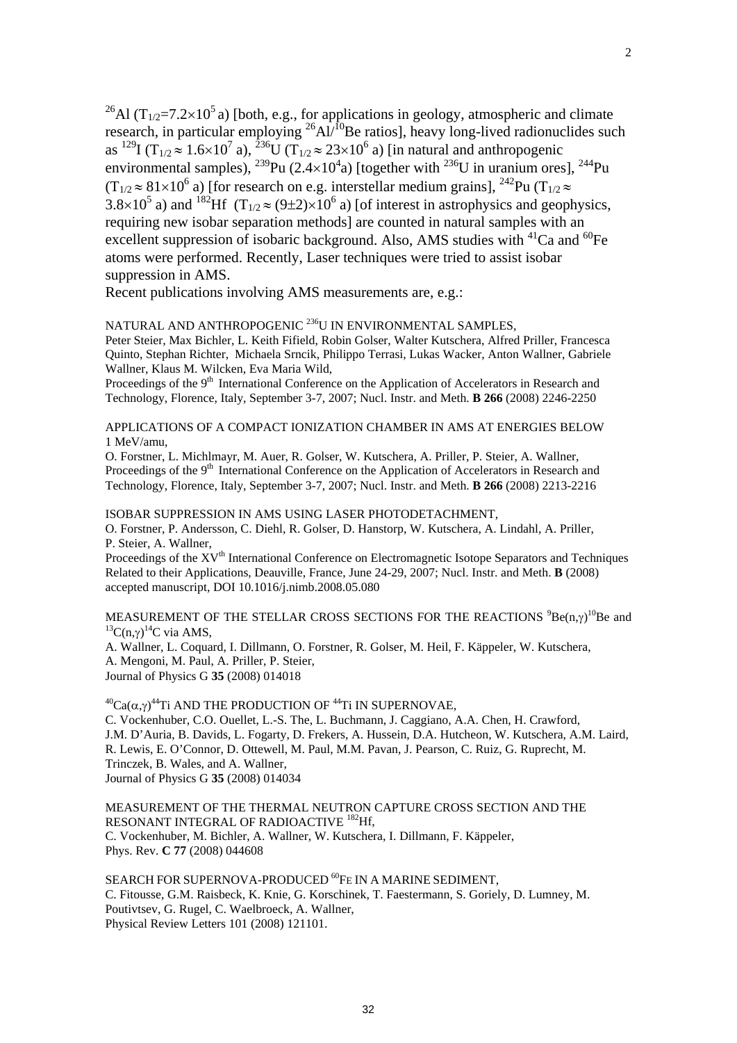$^{26}Al$ ($T_{1/2}=7.2\times10^5$ a) [both, e.g., for applications in geology, atmospheric and climate research, in particular employing $^{26}Al/^{10}Be$ ratios], heavy long-lived radionuclides such as $^{129}I$ ($T_{1/2}\approx 1.6\times10^7$ a), $^{236}U$ ($T_{1/2}\approx 23\times10^6$ a) [in natural and anthropogenic environmental samples), $^{239}Pu$ ($2.4\times10^4$a) [together with $^{236}U$ in uranium ores], $^{244}Pu$ ($T_{1/2}\approx 81\times10^6$ a) [for research on e.g. interstellar medium grains], $^{242}Pu$ ($T_{1/2}\approx 3.8\times10^5$ a) and $^{182}Hf$ ($T_{1/2}\approx (9\pm2)\times10^6$ a) [of interest in astrophysics and geophysics, requiring new isobar separation methods] are counted in natural samples with an excellent suppression of isobaric background. Also, AMS studies with $^{41}Ca$ and $^{60}Fe$ atoms were performed. Recently, Laser techniques were tried to assist isobar suppression in AMS.

Recent publications involving AMS measurements are, e.g.:

NATURAL AND ANTHROPOGENIC $^{236}U$ IN ENVIRONMENTAL SAMPLES,
Peter Steier, Max Bichler, L. Keith Fifield, Robin Golser, Walter Kutschera, Alfred Priller, Francesca Quinto, Stephan Richter, Michaela Srncik, Philippo Terrasi, Lukas Wacker, Anton Wallner, Gabriele Wallner, Klaus M. Wilcken, Eva Maria Wild,
Proceedings of the 9th International Conference on the Application of Accelerators in Research and Technology, Florence, Italy, September 3-7, 2007; Nucl. Instr. and Meth. **B 266** (2008) 2246-2250

APPLICATIONS OF A COMPACT IONIZATION CHAMBER IN AMS AT ENERGIES BELOW 1 MeV/amu,
O. Forstner, L. Michlmayr, M. Auer, R. Golser, W. Kutschera, A. Priller, P. Steier, A. Wallner,
Proceedings of the 9th International Conference on the Application of Accelerators in Research and Technology, Florence, Italy, September 3-7, 2007; Nucl. Instr. and Meth. **B 266** (2008) 2213-2216

ISOBAR SUPPRESSION IN AMS USING LASER PHOTODETACHMENT,
O. Forstner, P. Andersson, C. Diehl, R. Golser, D. Hanstorp, W. Kutschera, A. Lindahl, A. Priller, P. Steier, A. Wallner,
Proceedings of the XVth International Conference on Electromagnetic Isotope Separators and Techniques Related to their Applications, Deauville, France, June 24-29, 2007; Nucl. Instr. and Meth. **B** (2008) accepted manuscript, DOI 10.1016/j.nimb.2008.05.080

MEASUREMENT OF THE STELLAR CROSS SECTIONS FOR THE REACTIONS $^{9}Be(n,\gamma)^{10}Be$ and $^{13}C(n,\gamma)^{14}C$ via AMS,
A. Wallner, L. Coquard, I. Dillmann, O. Forstner, R. Golser, M. Heil, F. Käppeler, W. Kutschera, A. Mengoni, M. Paul, A. Priller, P. Steier,
Journal of Physics G **35** (2008) 014018

$^{40}Ca(\alpha,\gamma)^{44}Ti$ AND THE PRODUCTION OF $^{44}Ti$ IN SUPERNOVAE,
C. Vockenhuber, C.O. Ouellet, L.-S. The, L. Buchmann, J. Caggiano, A.A. Chen, H. Crawford, J.M. D'Auria, B. Davids, L. Fogarty, D. Frekers, A. Hussein, D.A. Hutcheon, W. Kutschera, A.M. Laird, R. Lewis, E. O'Connor, D. Ottewell, M. Paul, M.M. Pavan, J. Pearson, C. Ruiz, G. Ruprecht, M. Trinczek, B. Wales, and A. Wallner,
Journal of Physics G **35** (2008) 014034

MEASUREMENT OF THE THERMAL NEUTRON CAPTURE CROSS SECTION AND THE RESONANT INTEGRAL OF RADIOACTIVE $^{182}Hf$,
C. Vockenhuber, M. Bichler, A. Wallner, W. Kutschera, I. Dillmann, F. Käppeler,
Phys. Rev. **C 77** (2008) 044608

SEARCH FOR SUPERNOVA-PRODUCED $^{60}Fe$ IN A MARINE SEDIMENT,
C. Fitousse, G.M. Raisbeck, K. Knie, G. Korschinek, T. Faestermann, S. Goriely, D. Lumney, M. Poutivtsev, G. Rugel, C. Waelbroeck, A. Wallner,
Physical Review Letters 101 (2008) 121101.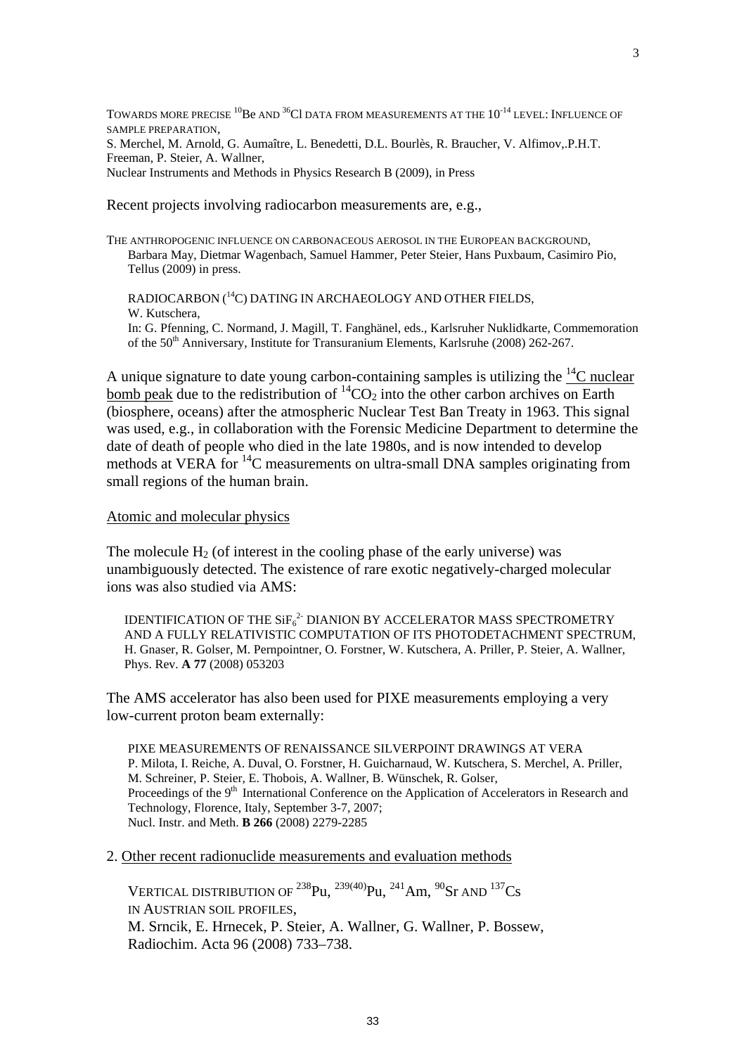TOWARDS MORE PRECISE $^{10}$Be AND $^{36}$Cl DATA FROM MEASUREMENTS AT THE $10^{-14}$ LEVEL: INFLUENCE OF SAMPLE PREPARATION,
S. Merchel, M. Arnold, G. Aumaître, L. Benedetti, D.L. Bourlès, R. Braucher, V. Alfimov,.P.H.T. Freeman, P. Steier, A. Wallner,
Nuclear Instruments and Methods in Physics Research B (2009), in Press

Recent projects involving radiocarbon measurements are, e.g.,

THE ANTHROPOGENIC INFLUENCE ON CARBONACEOUS AEROSOL IN THE EUROPEAN BACKGROUND,
Barbara May, Dietmar Wagenbach, Samuel Hammer, Peter Steier, Hans Puxbaum, Casimiro Pio, Tellus (2009) in press.

RADIOCARBON ($^{14}$C) DATING IN ARCHAEOLOGY AND OTHER FIELDS,
W. Kutschera,
In: G. Pfenning, C. Normand, J. Magill, T. Fanghänel, eds., Karlsruher Nuklidkarte, Commemoration of the 50th Anniversary, Institute for Transuranium Elements, Karlsruhe (2008) 262-267.

A unique signature to date young carbon-containing samples is utilizing the $^{14}$C nuclear bomb peak due to the redistribution of $^{14}CO_2$ into the other carbon archives on Earth (biosphere, oceans) after the atmospheric Nuclear Test Ban Treaty in 1963. This signal was used, e.g., in collaboration with the Forensic Medicine Department to determine the date of death of people who died in the late 1980s, and is now intended to develop methods at VERA for $^{14}$C measurements on ultra-small DNA samples originating from small regions of the human brain.

Atomic and molecular physics

The molecule $H_2$ (of interest in the cooling phase of the early universe) was unambiguously detected. The existence of rare exotic negatively-charged molecular ions was also studied via AMS:

IDENTIFICATION OF THE $SiF_6^{2-}$ DIANION BY ACCELERATOR MASS SPECTROMETRY AND A FULLY RELATIVISTIC COMPUTATION OF ITS PHOTODETACHMENT SPECTRUM,
H. Gnaser, R. Golser, M. Pernpointner, O. Forstner, W. Kutschera, A. Priller, P. Steier, A. Wallner, Phys. Rev. **A 77** (2008) 053203

The AMS accelerator has also been used for PIXE measurements employing a very low-current proton beam externally:

PIXE MEASUREMENTS OF RENAISSANCE SILVERPOINT DRAWINGS AT VERA
P. Milota, I. Reiche, A. Duval, O. Forstner, H. Guicharnaud, W. Kutschera, S. Merchel, A. Priller, M. Schreiner, P. Steier, E. Thobois, A. Wallner, B. Wünschek, R. Golser,
Proceedings of the 9th International Conference on the Application of Accelerators in Research and Technology, Florence, Italy, September 3-7, 2007;
Nucl. Instr. and Meth. **B 266** (2008) 2279-2285

2. Other recent radionuclide measurements and evaluation methods

VERTICAL DISTRIBUTION OF $^{238}$Pu, $^{239(40)}$Pu, $^{241}$Am, $^{90}$Sr AND $^{137}$Cs IN AUSTRIAN SOIL PROFILES,
M. Srncik, E. Hrnecek, P. Steier, A. Wallner, G. Wallner, P. Bossew,
Radiochim. Acta 96 (2008) 733–738.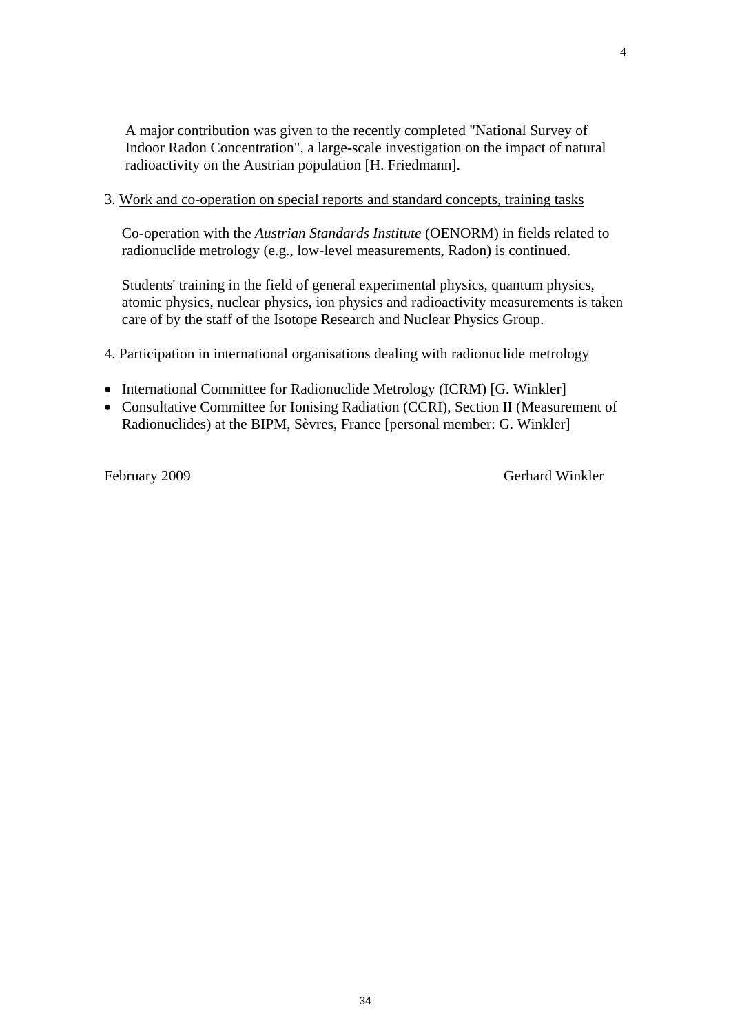A major contribution was given to the recently completed "National Survey of Indoor Radon Concentration", a large-scale investigation on the impact of natural radioactivity on the Austrian population [H. Friedmann].

3. <u>Work and co-operation on special reports and standard concepts, training tasks</u>

Co-operation with the *Austrian Standards Institute* (OENORM) in fields related to radionuclide metrology (e.g., low-level measurements, Radon) is continued.

Students' training in the field of general experimental physics, quantum physics, atomic physics, nuclear physics, ion physics and radioactivity measurements is taken care of by the staff of the Isotope Research and Nuclear Physics Group.

4. <u>Participation in international organisations dealing with radionuclide metrology</u>

- International Committee for Radionuclide Metrology (ICRM) [G. Winkler]
- Consultative Committee for Ionising Radiation (CCRI), Section II (Measurement of Radionuclides) at the BIPM, Sèvres, France [personal member: G. Winkler]

February 2009 Gerhard Winkler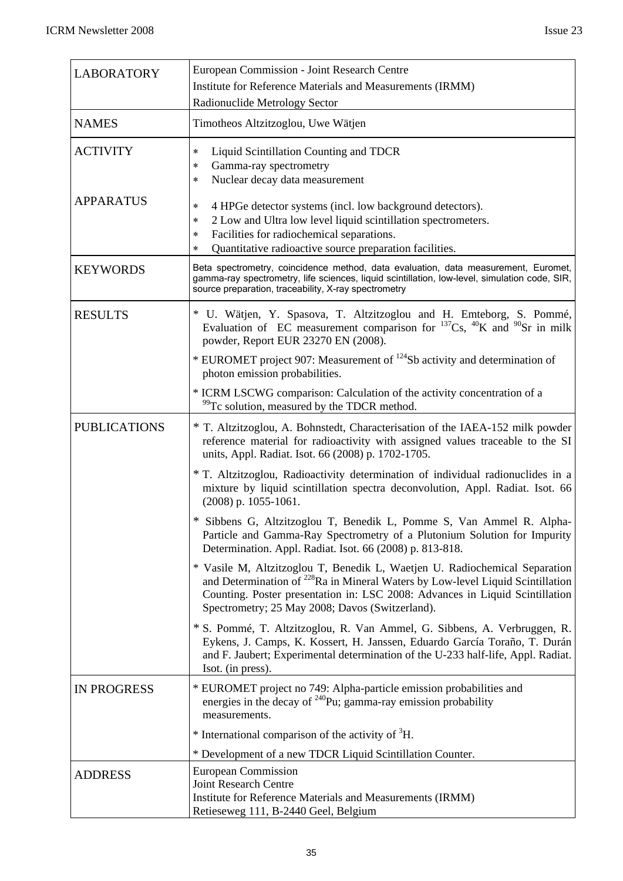| | |
|---|---|
| LABORATORY | European Commission - Joint Research Centre<br>Institute for Reference Materials and Measurements (IRMM)<br>Radionuclide Metrology Sector |
| NAMES | Timotheos Altzitzoglou, Uwe Wätjen |
| ACTIVITY<br><br>APPARATUS | * Liquid Scintillation Counting and TDCR<br>* Gamma-ray spectrometry<br>* Nuclear decay data measurement<br><br>* 4 HPGe detector systems (incl. low background detectors).<br>* 2 Low and Ultra low level liquid scintillation spectrometers.<br>* Facilities for radiochemical separations.<br>* Quantitative radioactive source preparation facilities. |
| KEYWORDS | Beta spectrometry, coincidence method, data evaluation, data measurement, Euromet, gamma-ray spectrometry, life sciences, liquid scintillation, low-level, simulation code, SIR, source preparation, traceability, X-ray spectrometry |
| RESULTS | * U. Wätjen, Y. Spasova, T. Altzitzoglou and H. Emteborg, S. Pommé, Evaluation of EC measurement comparison for $^{137}$Cs, $^{40}$K and $^{90}$Sr in milk powder, Report EUR 23270 EN (2008).<br>* EUROMET project 907: Measurement of $^{124}$Sb activity and determination of photon emission probabilities.<br>* ICRM LSCWG comparison: Calculation of the activity concentration of a $^{99}$Tc solution, measured by the TDCR method. |
| PUBLICATIONS | * T. Altzitzoglou, A. Bohnstedt, Characterisation of the IAEA-152 milk powder reference material for radioactivity with assigned values traceable to the SI units, Appl. Radiat. Isot. 66 (2008) p. 1702-1705.<br>* T. Altzitzoglou, Radioactivity determination of individual radionuclides in a mixture by liquid scintillation spectra deconvolution, Appl. Radiat. Isot. 66 (2008) p. 1055-1061.<br>* Sibbens G, Altzitzoglou T, Benedik L, Pomme S, Van Ammel R. Alpha-Particle and Gamma-Ray Spectrometry of a Plutonium Solution for Impurity Determination. Appl. Radiat. Isot. 66 (2008) p. 813-818.<br>* Vasile M, Altzitzoglou T, Benedik L, Waetjen U. Radiochemical Separation and Determination of $^{228}$Ra in Mineral Waters by Low-level Liquid Scintillation Counting. Poster presentation in: LSC 2008: Advances in Liquid Scintillation Spectrometry; 25 May 2008; Davos (Switzerland).<br>* S. Pommé, T. Altzitzoglou, R. Van Ammel, G. Sibbens, A. Verbruggen, R. Eykens, J. Camps, K. Kossert, H. Janssen, Eduardo García Toraño, T. Durán and F. Jaubert; Experimental determination of the U-233 half-life, Appl. Radiat. Isot. (in press). |
| IN PROGRESS | * EUROMET project no 749: Alpha-particle emission probabilities and energies in the decay of $^{240}$Pu; gamma-ray emission probability measurements.<br>* International comparison of the activity of $^{3}$H.<br>* Development of a new TDCR Liquid Scintillation Counter. |
| ADDRESS | European Commission<br>Joint Research Centre<br>Institute for Reference Materials and Measurements (IRMM)<br>Retieseweg 111, B-2440 Geel, Belgium |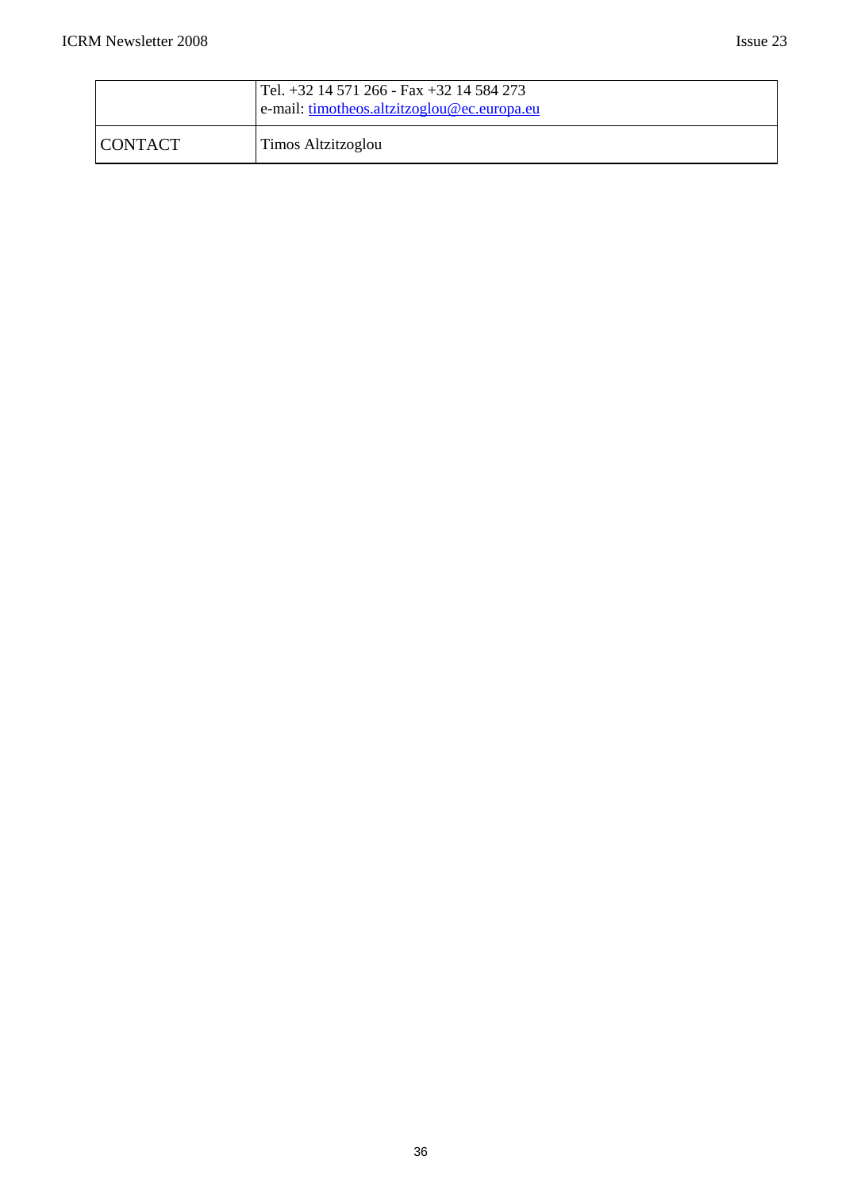| | |
|---|---|
| | Tel. +32 14 571 266 - Fax +32 14 584 273<br>e-mail: timotheos.altzitzoglou@ec.europa.eu |
| CONTACT | Timos Altzitzoglou |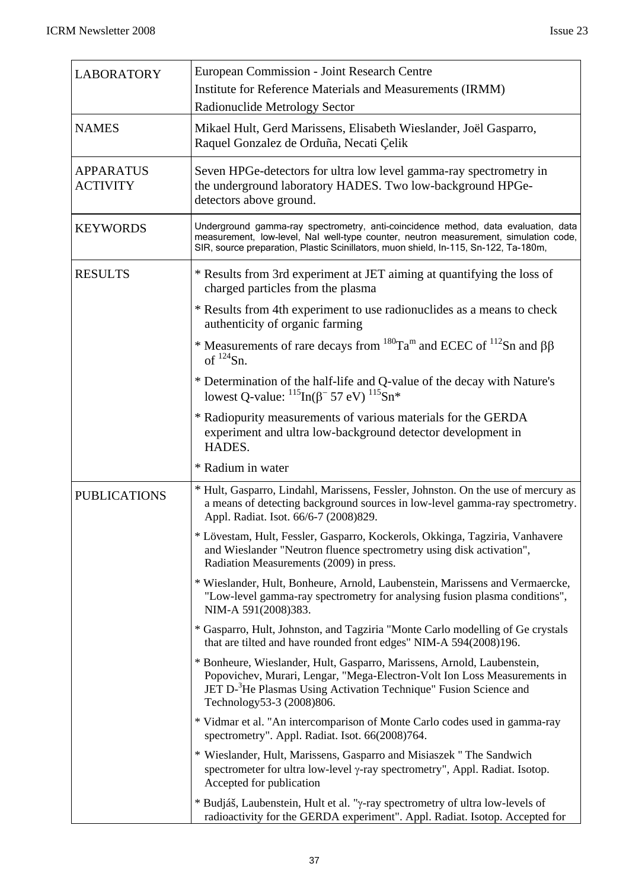| | |
|---|---|
| LABORATORY | European Commission - Joint Research Centre<br>Institute for Reference Materials and Measurements (IRMM)<br>Radionuclide Metrology Sector |
| NAMES | Mikael Hult, Gerd Marissens, Elisabeth Wieslander, Joël Gasparro, Raquel Gonzalez de Orduña, Necati Çelik |
| APPARATUS ACTIVITY | Seven HPGe-detectors for ultra low level gamma-ray spectrometry in the underground laboratory HADES. Two low-background HPGe-detectors above ground. |
| KEYWORDS | Underground gamma-ray spectrometry, anti-coincidence method, data evaluation, data measurement, low-level, NaI well-type counter, neutron measurement, simulation code, SIR, source preparation, Plastic Scinillators, muon shield, In-115, Sn-122, Ta-180m, |
| RESULTS | * Results from 3rd experiment at JET aiming at quantifying the loss of charged particles from the plasma<br>* Results from 4th experiment to use radionuclides as a means to check authenticity of organic farming<br>* Measurements of rare decays from $^{180}Ta^{m}$ and ECEC of $^{112}Sn$ and ββ of $^{124}Sn$.<br>* Determination of the half-life and Q-value of the decay with Nature's lowest Q-value: $^{115}In(\beta^{-}\ 57\ eV)\ ^{115}Sn^{*}$<br>* Radiopurity measurements of various materials for the GERDA experiment and ultra low-background detector development in HADES.<br>* Radium in water |
| PUBLICATIONS | * Hult, Gasparro, Lindahl, Marissens, Fessler, Johnston. On the use of mercury as a means of detecting background sources in low-level gamma-ray spectrometry. Appl. Radiat. Isot. 66/6-7 (2008)829.<br>* Lövestam, Hult, Fessler, Gasparro, Kockerols, Okkinga, Tagziria, Vanhavere and Wieslander "Neutron fluence spectrometry using disk activation", Radiation Measurements (2009) in press.<br>* Wieslander, Hult, Bonheure, Arnold, Laubenstein, Marissens and Vermaercke, "Low-level gamma-ray spectrometry for analysing fusion plasma conditions", NIM-A 591(2008)383.<br>* Gasparro, Hult, Johnston, and Tagziria "Monte Carlo modelling of Ge crystals that are tilted and have rounded front edges" NIM-A 594(2008)196.<br>* Bonheure, Wieslander, Hult, Gasparro, Marissens, Arnold, Laubenstein, Popovichev, Murari, Lengar, "Mega-Electron-Volt Ion Loss Measurements in JET D-$^{3}$He Plasmas Using Activation Technique" Fusion Science and Technology53-3 (2008)806.<br>* Vidmar et al. "An intercomparison of Monte Carlo codes used in gamma-ray spectrometry". Appl. Radiat. Isot. 66(2008)764.<br>* Wieslander, Hult, Marissens, Gasparro and Misiaszek " The Sandwich spectrometer for ultra low-level γ-ray spectrometry", Appl. Radiat. Isotop. Accepted for publication<br>* Budjáš, Laubenstein, Hult et al. "γ-ray spectrometry of ultra low-levels of radioactivity for the GERDA experiment". Appl. Radiat. Isotop. Accepted for |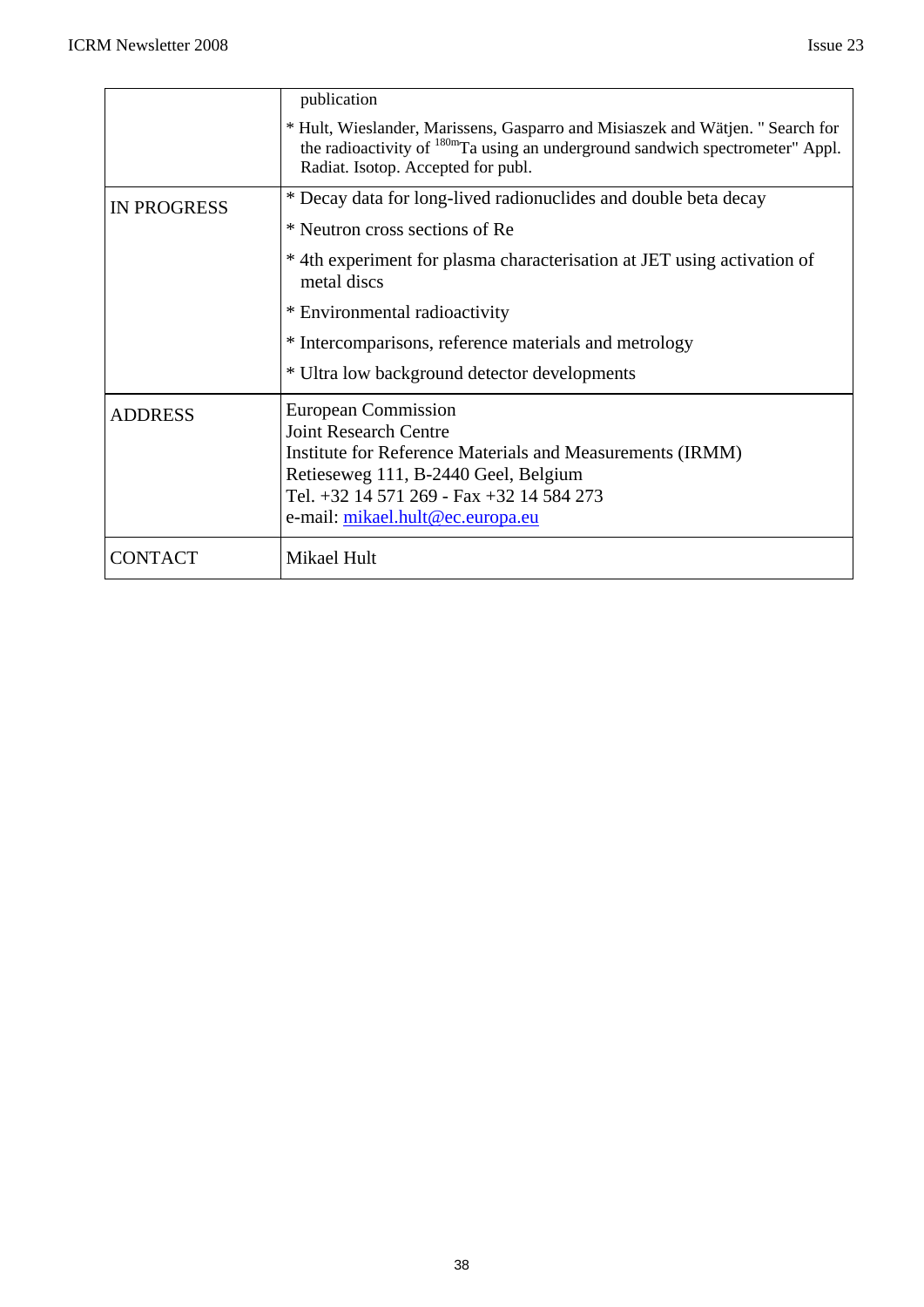| | |
|---|---|
| | publication<br><br>* Hult, Wieslander, Marissens, Gasparro and Misiaszek and Wätjen. " Search for the radioactivity of $^{180m}$Ta using an underground sandwich spectrometer" Appl. Radiat. Isotop. Accepted for publ. |
| IN PROGRESS | * Decay data for long-lived radionuclides and double beta decay<br><br>* Neutron cross sections of Re<br><br>* 4th experiment for plasma characterisation at JET using activation of metal discs<br><br>* Environmental radioactivity<br><br>* Intercomparisons, reference materials and metrology<br><br>* Ultra low background detector developments |
| ADDRESS | European Commission<br>Joint Research Centre<br>Institute for Reference Materials and Measurements (IRMM)<br>Retieseweg 111, B-2440 Geel, Belgium<br>Tel. +32 14 571 269 - Fax +32 14 584 273<br>e-mail: mikael.hult@ec.europa.eu |
| CONTACT | Mikael Hult |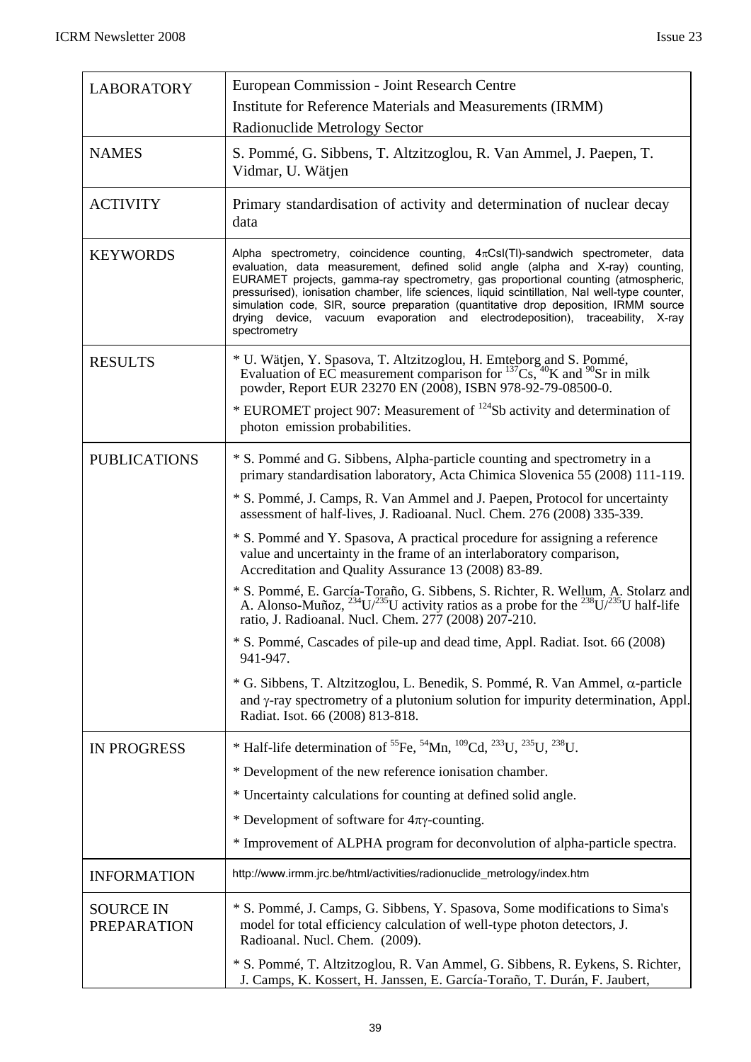| | |
|---|---|
| LABORATORY | European Commission - Joint Research Centre<br>Institute for Reference Materials and Measurements (IRMM)<br>Radionuclide Metrology Sector |
| NAMES | S. Pommé, G. Sibbens, T. Altzitzoglou, R. Van Ammel, J. Paepen, T. Vidmar, U. Wätjen |
| ACTIVITY | Primary standardisation of activity and determination of nuclear decay data |
| KEYWORDS | Alpha spectrometry, coincidence counting, $4\pi$CsI(Tl)-sandwich spectrometer, data evaluation, data measurement, defined solid angle (alpha and X-ray) counting, EURAMET projects, gamma-ray spectrometry, gas proportional counting (atmospheric, pressurised), ionisation chamber, life sciences, liquid scintillation, NaI well-type counter, simulation code, SIR, source preparation (quantitative drop deposition, IRMM source drying device, vacuum evaporation and electrodeposition), traceability, X-ray spectrometry |
| RESULTS | * U. Wätjen, Y. Spasova, T. Altzitzoglou, H. Emteborg and S. Pommé, Evaluation of EC measurement comparison for $^{137}$Cs, $^{40}$K and $^{90}$Sr in milk powder, Report EUR 23270 EN (2008), ISBN 978-92-79-08500-0.<br>* EUROMET project 907: Measurement of $^{124}$Sb activity and determination of photon emission probabilities. |
| PUBLICATIONS | * S. Pommé and G. Sibbens, Alpha-particle counting and spectrometry in a primary standardisation laboratory, Acta Chimica Slovenica 55 (2008) 111-119.<br>* S. Pommé, J. Camps, R. Van Ammel and J. Paepen, Protocol for uncertainty assessment of half-lives, J. Radioanal. Nucl. Chem. 276 (2008) 335-339.<br>* S. Pommé and Y. Spasova, A practical procedure for assigning a reference value and uncertainty in the frame of an interlaboratory comparison, Accreditation and Quality Assurance 13 (2008) 83-89.<br>* S. Pommé, E. García-Toraño, G. Sibbens, S. Richter, R. Wellum, A. Stolarz and A. Alonso-Muñoz, $^{234}$U/$^{235}$U activity ratios as a probe for the $^{238}$U/$^{235}$U half-life ratio, J. Radioanal. Nucl. Chem. 277 (2008) 207-210.<br>* S. Pommé, Cascades of pile-up and dead time, Appl. Radiat. Isot. 66 (2008) 941-947.<br>* G. Sibbens, T. Altzitzoglou, L. Benedik, S. Pommé, R. Van Ammel, $\alpha$-particle and $\gamma$-ray spectrometry of a plutonium solution for impurity determination, Appl. Radiat. Isot. 66 (2008) 813-818. |
| IN PROGRESS | * Half-life determination of $^{55}$Fe, $^{54}$Mn, $^{109}$Cd, $^{233}$U, $^{235}$U, $^{238}$U.<br>* Development of the new reference ionisation chamber.<br>* Uncertainty calculations for counting at defined solid angle.<br>* Development of software for $4\pi\gamma$-counting.<br>* Improvement of ALPHA program for deconvolution of alpha-particle spectra. |
| INFORMATION | http://www.irmm.jrc.be/html/activities/radionuclide_metrology/index.htm |
| SOURCE IN PREPARATION | * S. Pommé, J. Camps, G. Sibbens, Y. Spasova, Some modifications to Sima's model for total efficiency calculation of well-type photon detectors, J. Radioanal. Nucl. Chem. (2009).<br>* S. Pommé, T. Altzitzoglou, R. Van Ammel, G. Sibbens, R. Eykens, S. Richter, J. Camps, K. Kossert, H. Janssen, E. García-Toraño, T. Durán, F. Jaubert, |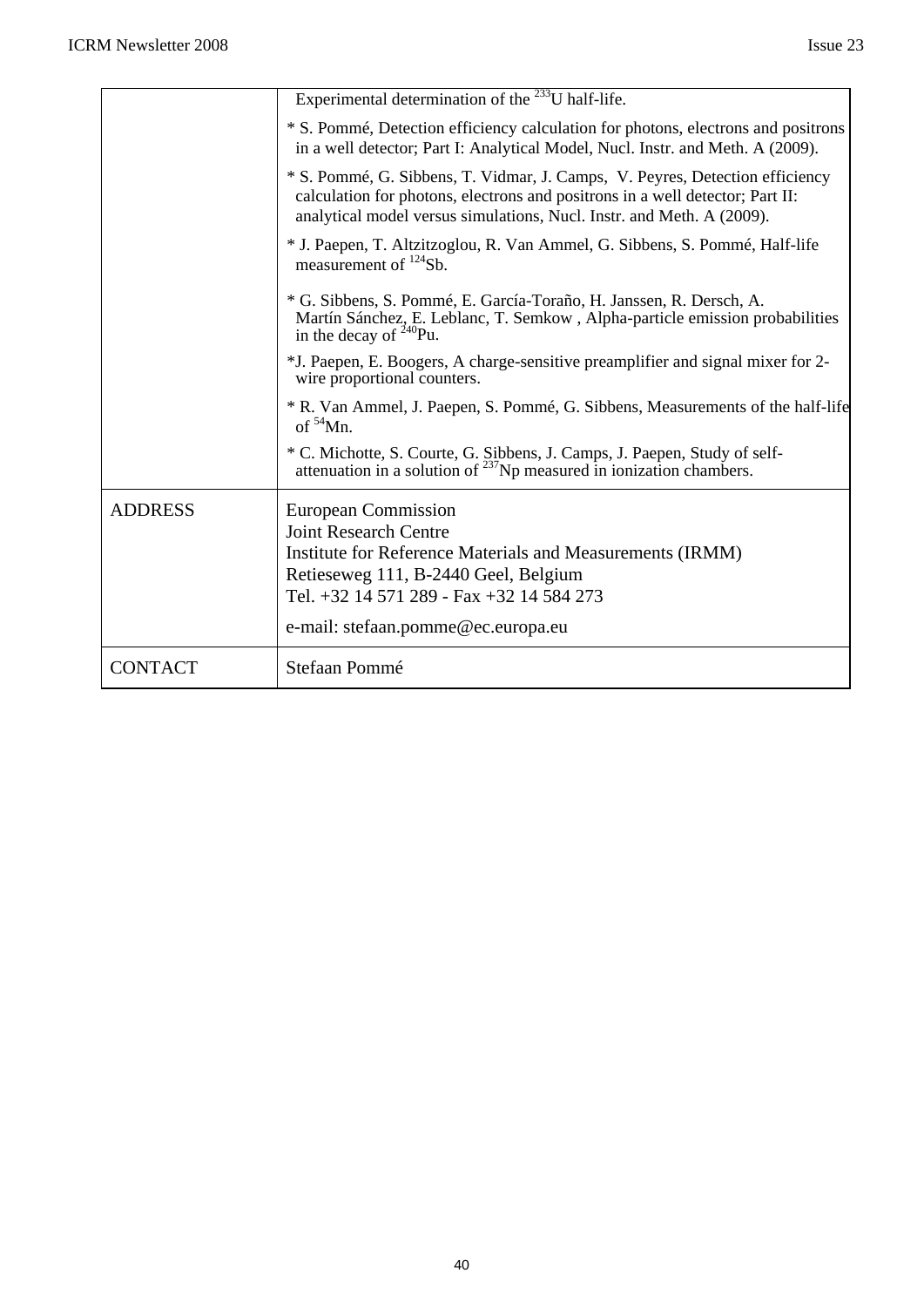| | |
|---|---|
| | Experimental determination of the $^{233}$U half-life.<br>* S. Pommé, Detection efficiency calculation for photons, electrons and positrons in a well detector; Part I: Analytical Model, Nucl. Instr. and Meth. A (2009).<br>* S. Pommé, G. Sibbens, T. Vidmar, J. Camps, V. Peyres, Detection efficiency calculation for photons, electrons and positrons in a well detector; Part II: analytical model versus simulations, Nucl. Instr. and Meth. A (2009).<br>* J. Paepen, T. Altzitzoglou, R. Van Ammel, G. Sibbens, S. Pommé, Half-life measurement of $^{124}$Sb.<br>* G. Sibbens, S. Pommé, E. García-Toraño, H. Janssen, R. Dersch, A. Martín Sánchez, E. Leblanc, T. Semkow , Alpha-particle emission probabilities in the decay of $^{240}$Pu.<br>*J. Paepen, E. Boogers, A charge-sensitive preamplifier and signal mixer for 2-wire proportional counters.<br>* R. Van Ammel, J. Paepen, S. Pommé, G. Sibbens, Measurements of the half-life of $^{54}$Mn.<br>* C. Michotte, S. Courte, G. Sibbens, J. Camps, J. Paepen, Study of self-attenuation in a solution of $^{237}$Np measured in ionization chambers. |
| ADDRESS | European Commission<br>Joint Research Centre<br>Institute for Reference Materials and Measurements (IRMM)<br>Retieseweg 111, B-2440 Geel, Belgium<br>Tel. +32 14 571 289 - Fax +32 14 584 273<br>e-mail: stefaan.pomme@ec.europa.eu |
| CONTACT | Stefaan Pommé |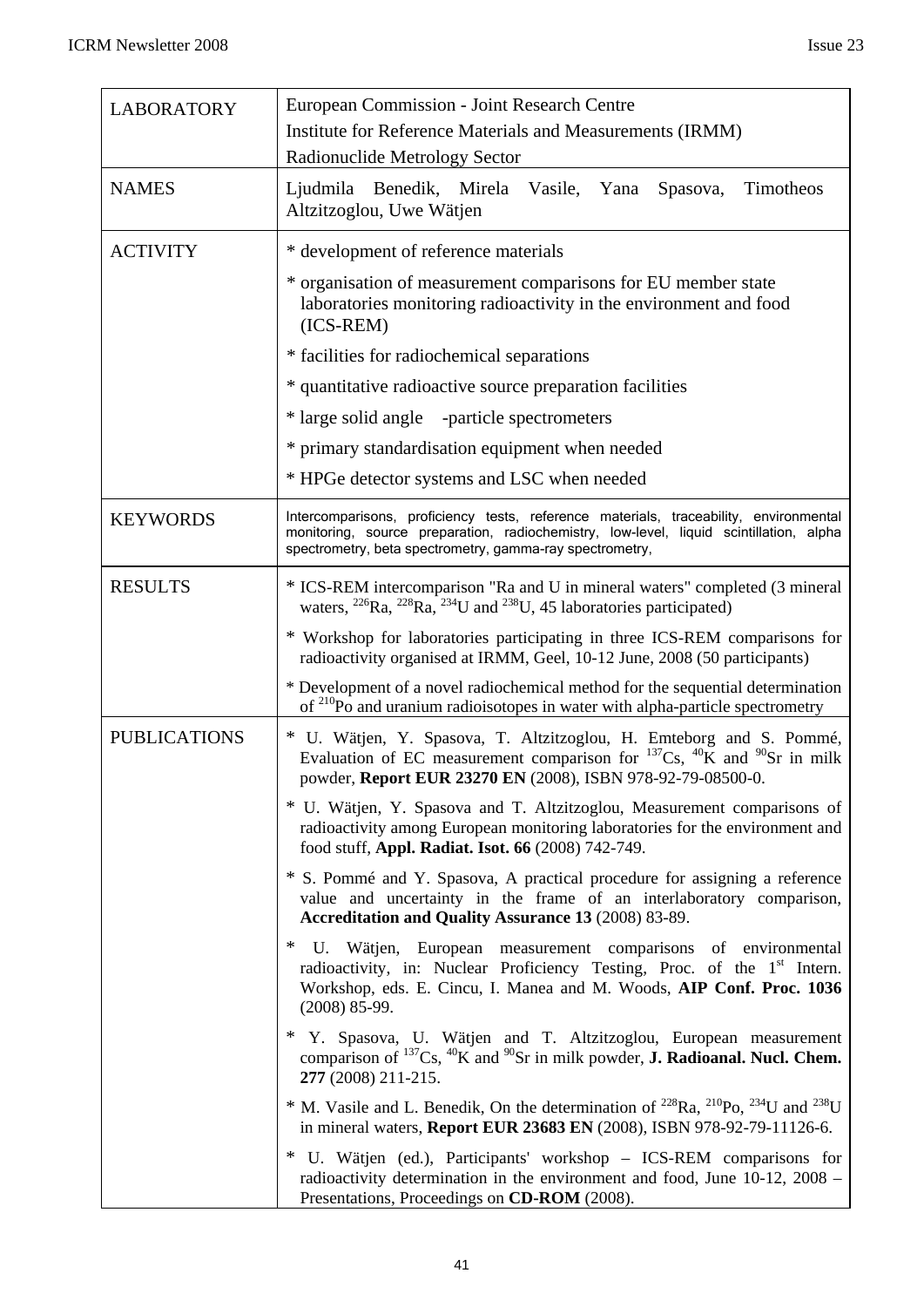| | |
|---|---|
| LABORATORY | European Commission - Joint Research Centre<br>Institute for Reference Materials and Measurements (IRMM)<br>Radionuclide Metrology Sector |
| NAMES | Ljudmila Benedik, Mirela Vasile, Yana Spasova, Timotheos Altzitzoglou, Uwe Wätjen |
| ACTIVITY | * development of reference materials<br>* organisation of measurement comparisons for EU member state laboratories monitoring radioactivity in the environment and food (ICS-REM)<br>* facilities for radiochemical separations<br>* quantitative radioactive source preparation facilities<br>* large solid angle -particle spectrometers<br>* primary standardisation equipment when needed<br>* HPGe detector systems and LSC when needed |
| KEYWORDS | Intercomparisons, proficiency tests, reference materials, traceability, environmental monitoring, source preparation, radiochemistry, low-level, liquid scintillation, alpha spectrometry, beta spectrometry, gamma-ray spectrometry, |
| RESULTS | * ICS-REM intercomparison "Ra and U in mineral waters" completed (3 mineral waters, $^{226}$Ra, $^{228}$Ra, $^{234}$U and $^{238}$U, 45 laboratories participated)<br>* Workshop for laboratories participating in three ICS-REM comparisons for radioactivity organised at IRMM, Geel, 10-12 June, 2008 (50 participants)<br>* Development of a novel radiochemical method for the sequential determination of $^{210}$Po and uranium radioisotopes in water with alpha-particle spectrometry |
| PUBLICATIONS | * U. Wätjen, Y. Spasova, T. Altzitzoglou, H. Emteborg and S. Pommé, Evaluation of EC measurement comparison for $^{137}$Cs, $^{40}$K and $^{90}$Sr in milk powder, **Report EUR 23270 EN** (2008), ISBN 978-92-79-08500-0.<br>* U. Wätjen, Y. Spasova and T. Altzitzoglou, Measurement comparisons of radioactivity among European monitoring laboratories for the environment and food stuff, **Appl. Radiat. Isot. 66** (2008) 742-749.<br>* S. Pommé and Y. Spasova, A practical procedure for assigning a reference value and uncertainty in the frame of an interlaboratory comparison, **Accreditation and Quality Assurance 13** (2008) 83-89.<br>* U. Wätjen, European measurement comparisons of environmental radioactivity, in: Nuclear Proficiency Testing, Proc. of the 1st Intern. Workshop, eds. E. Cincu, I. Manea and M. Woods, **AIP Conf. Proc. 1036** (2008) 85-99.<br>* Y. Spasova, U. Wätjen and T. Altzitzoglou, European measurement comparison of $^{137}$Cs, $^{40}$K and $^{90}$Sr in milk powder, **J. Radioanal. Nucl. Chem. 277** (2008) 211-215.<br>* M. Vasile and L. Benedik, On the determination of $^{228}$Ra, $^{210}$Po, $^{234}$U and $^{238}$U in mineral waters, **Report EUR 23683 EN** (2008), ISBN 978-92-79-11126-6.<br>* U. Wätjen (ed.), Participants' workshop – ICS-REM comparisons for radioactivity determination in the environment and food, June 10-12, 2008 – Presentations, Proceedings on **CD-ROM** (2008). |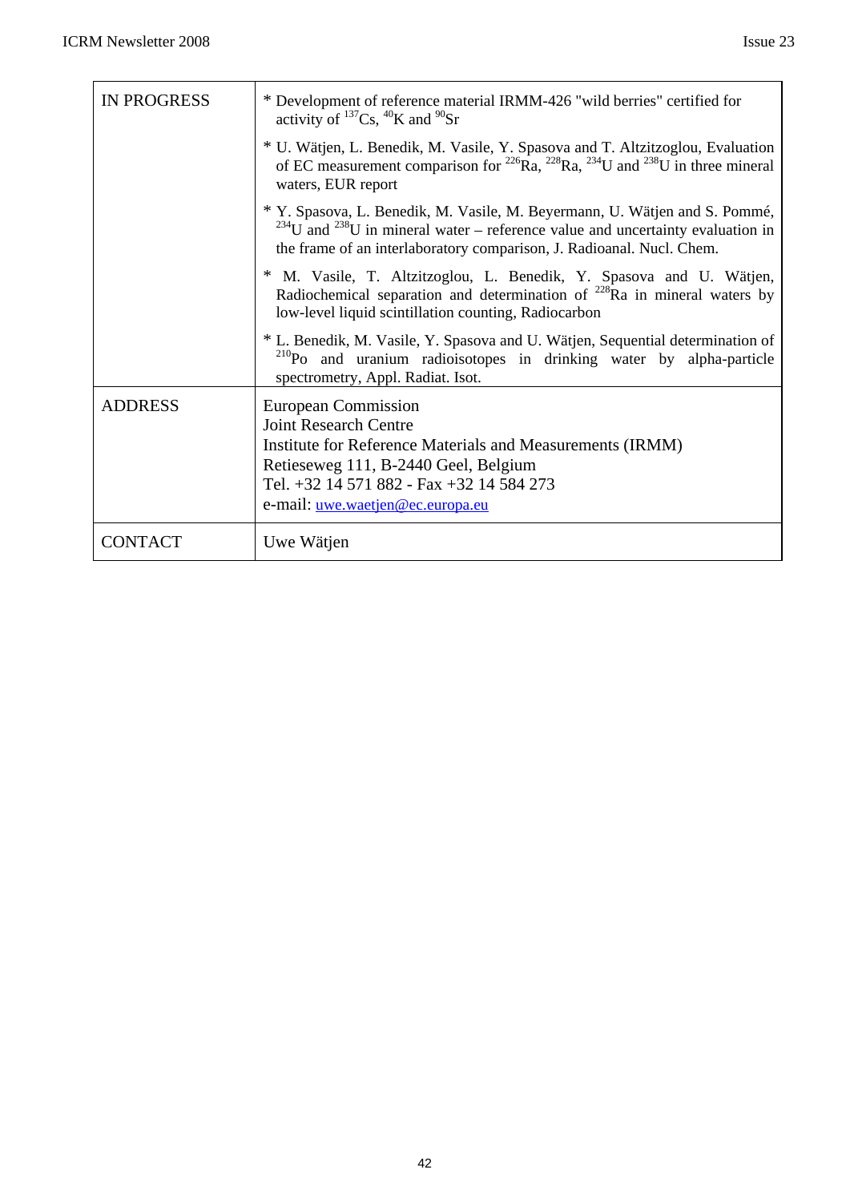| | |
|---|---|
| IN PROGRESS | * Development of reference material IRMM-426 "wild berries" certified for activity of $^{137}Cs$, $^{40}K$ and $^{90}Sr$<br><br>* U. Wätjen, L. Benedik, M. Vasile, Y. Spasova and T. Altzitzoglou, Evaluation of EC measurement comparison for $^{226}Ra$, $^{228}Ra$, $^{234}U$ and $^{238}U$ in three mineral waters, EUR report<br><br>* Y. Spasova, L. Benedik, M. Vasile, M. Beyermann, U. Wätjen and S. Pommé, $^{234}U$ and $^{238}U$ in mineral water – reference value and uncertainty evaluation in the frame of an interlaboratory comparison, J. Radioanal. Nucl. Chem.<br><br>* M. Vasile, T. Altzitzoglou, L. Benedik, Y. Spasova and U. Wätjen, Radiochemical separation and determination of $^{228}Ra$ in mineral waters by low-level liquid scintillation counting, Radiocarbon<br><br>* L. Benedik, M. Vasile, Y. Spasova and U. Wätjen, Sequential determination of $^{210}Po$ and uranium radioisotopes in drinking water by alpha-particle spectrometry, Appl. Radiat. Isot. |
| ADDRESS | European Commission<br>Joint Research Centre<br>Institute for Reference Materials and Measurements (IRMM)<br>Retieseweg 111, B-2440 Geel, Belgium<br>Tel. +32 14 571 882 - Fax +32 14 584 273<br>e-mail: uwe.waetjen@ec.europa.eu |
| CONTACT | Uwe Wätjen |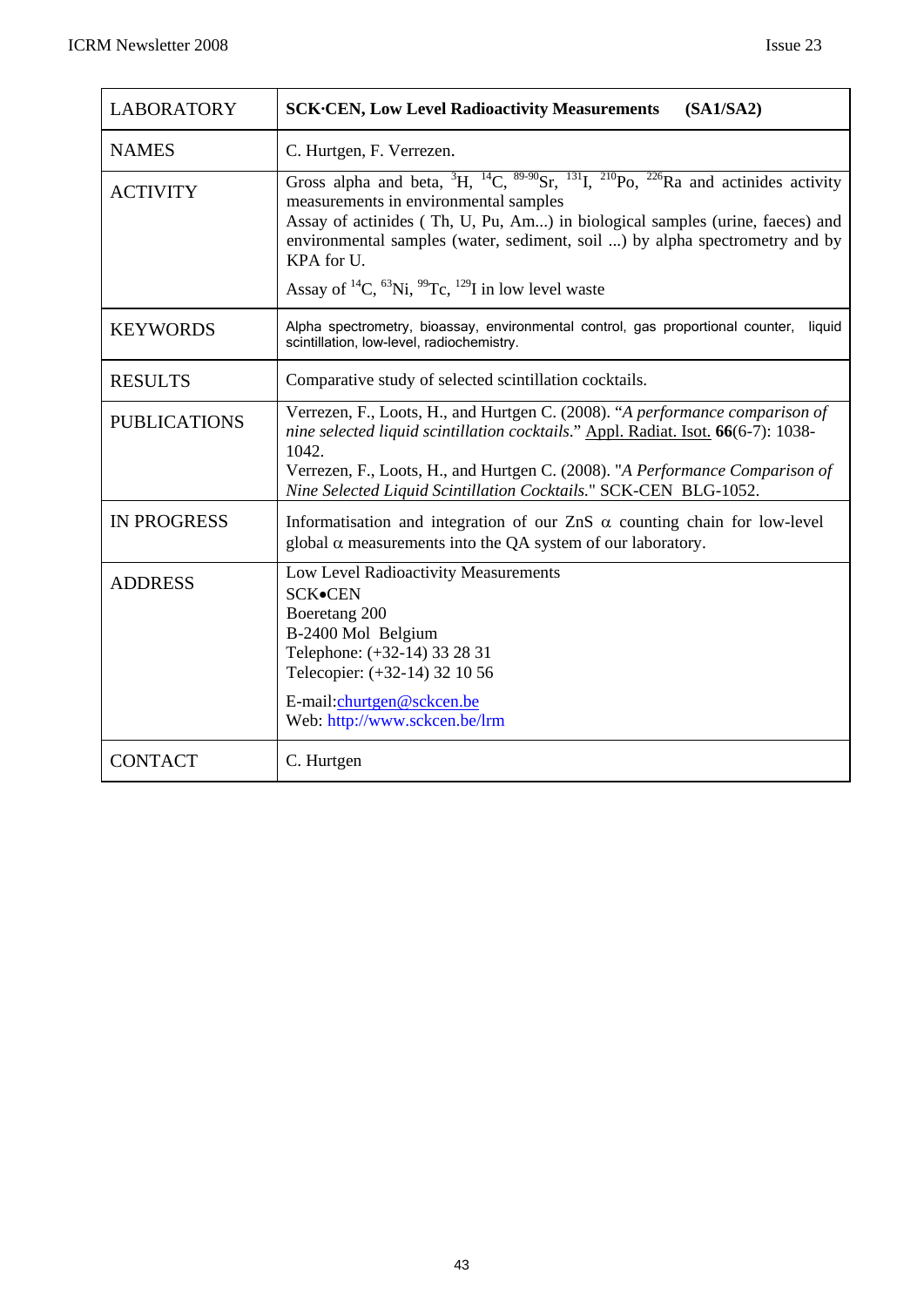| | |
|---|---|
| LABORATORY | **SCK·CEN, Low Level Radioactivity Measurements (SA1/SA2)** |
| NAMES | C. Hurtgen, F. Verrezen. |
| ACTIVITY | Gross alpha and beta, $^{3}H$, $^{14}C$, $^{89-90}Sr$, $^{131}I$, $^{210}Po$, $^{226}Ra$ and actinides activity measurements in environmental samples<br>Assay of actinides ( Th, U, Pu, Am...) in biological samples (urine, faeces) and environmental samples (water, sediment, soil ...) by alpha spectrometry and by KPA for U.<br>Assay of $^{14}C$, $^{63}Ni$, $^{99}Tc$, $^{129}I$ in low level waste |
| KEYWORDS | Alpha spectrometry, bioassay, environmental control, gas proportional counter, liquid scintillation, low-level, radiochemistry. |
| RESULTS | Comparative study of selected scintillation cocktails. |
| PUBLICATIONS | Verrezen, F., Loots, H., and Hurtgen C. (2008). "*A performance comparison of nine selected liquid scintillation cocktails*." Appl. Radiat. Isot. **66**(6-7): 1038-1042.<br>Verrezen, F., Loots, H., and Hurtgen C. (2008). "*A Performance Comparison of Nine Selected Liquid Scintillation Cocktails*." SCK-CEN BLG-1052. |
| IN PROGRESS | Informatisation and integration of our ZnS $\alpha$ counting chain for low-level global $\alpha$ measurements into the QA system of our laboratory. |
| ADDRESS | Low Level Radioactivity Measurements<br>SCK•CEN<br>Boeretang 200<br>B-2400 Mol Belgium<br>Telephone: (+32-14) 33 28 31<br>Telecopier: (+32-14) 32 10 56<br>E-mail:churtgen@sckcen.be<br>Web: http://www.sckcen.be/lrm |
| CONTACT | C. Hurtgen |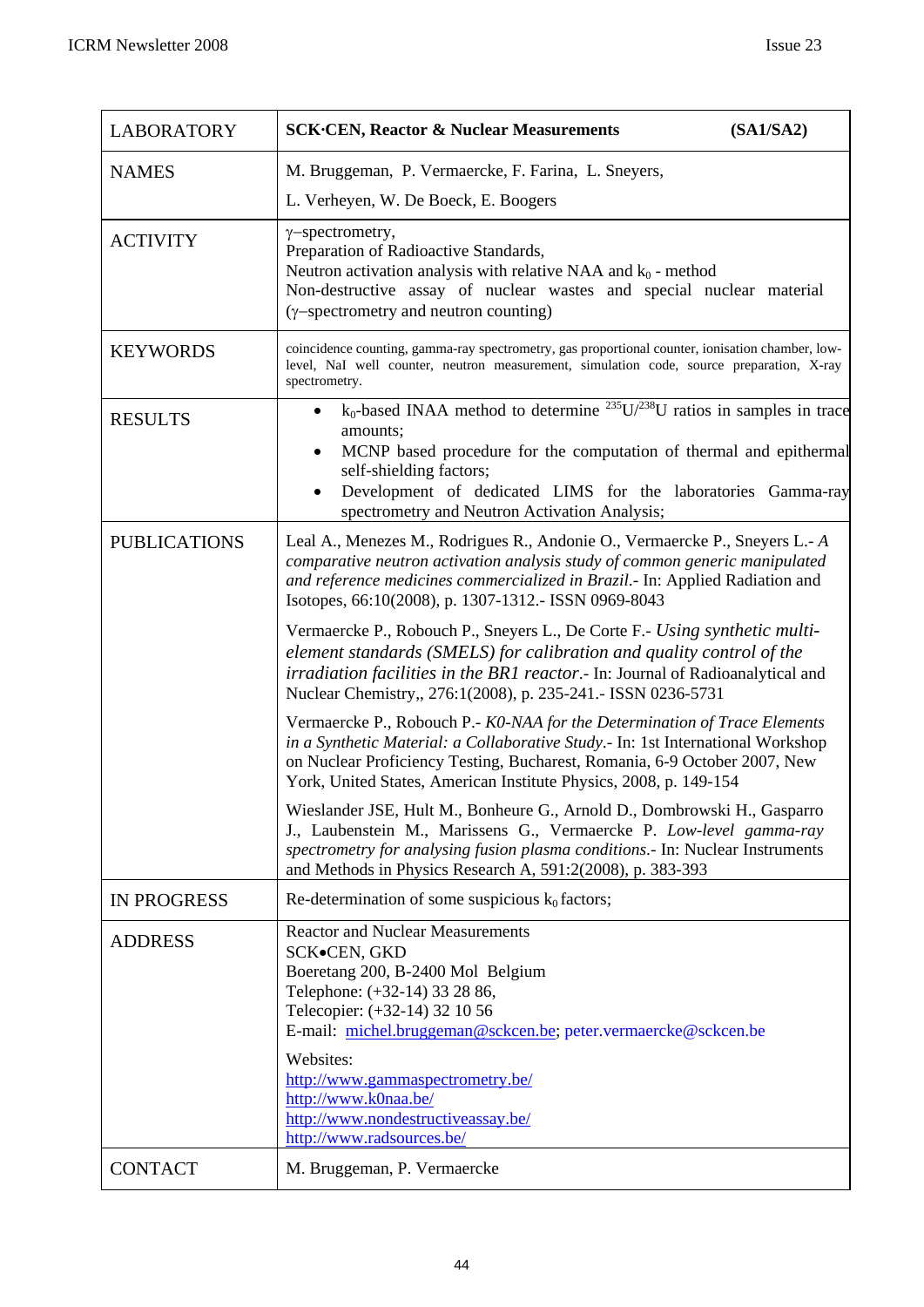| LABORATORY | **SCK·CEN, Reactor & Nuclear Measurements (SA1/SA2)** |
|---|---|
| NAMES | M. Bruggeman, P. Vermaercke, F. Farina, L. Sneyers,<br>L. Verheyen, W. De Boeck, E. Boogers |
| ACTIVITY | γ–spectrometry,<br>Preparation of Radioactive Standards,<br>Neutron activation analysis with relative NAA and $k_0$ - method<br>Non-destructive assay of nuclear wastes and special nuclear material (γ–spectrometry and neutron counting) |
| KEYWORDS | coincidence counting, gamma-ray spectrometry, gas proportional counter, ionisation chamber, low-level, NaI well counter, neutron measurement, simulation code, source preparation, X-ray spectrometry. |
| RESULTS | • $k_0$-based INAA method to determine $^{235}U/^{238}U$ ratios in samples in trace amounts;<br>• MCNP based procedure for the computation of thermal and epithermal self-shielding factors;<br>• Development of dedicated LIMS for the laboratories Gamma-ray spectrometry and Neutron Activation Analysis; |
| PUBLICATIONS | Leal A., Menezes M., Rodrigues R., Andonie O., Vermaercke P., Sneyers L.- *A comparative neutron activation analysis study of common generic manipulated and reference medicines commercialized in Brazil*.- In: Applied Radiation and Isotopes, 66:10(2008), p. 1307-1312.- ISSN 0969-8043<br><br>Vermaercke P., Robouch P., Sneyers L., De Corte F.- *Using synthetic multi-element standards (SMELS) for calibration and quality control of the irradiation facilities in the BR1 reactor*.- In: Journal of Radioanalytical and Nuclear Chemistry,, 276:1(2008), p. 235-241.- ISSN 0236-5731<br><br>Vermaercke P., Robouch P.- *K0-NAA for the Determination of Trace Elements in a Synthetic Material: a Collaborative Study*.- In: 1st International Workshop on Nuclear Proficiency Testing, Bucharest, Romania, 6-9 October 2007, New York, United States, American Institute Physics, 2008, p. 149-154<br><br>Wieslander JSE, Hult M., Bonheure G., Arnold D., Dombrowski H., Gasparro J., Laubenstein M., Marissens G., Vermaercke P. *Low-level gamma-ray spectrometry for analysing fusion plasma conditions*.- In: Nuclear Instruments and Methods in Physics Research A, 591:2(2008), p. 383-393 |
| IN PROGRESS | Re-determination of some suspicious $k_0$ factors; |
| ADDRESS | Reactor and Nuclear Measurements<br>SCK•CEN, GKD<br>Boeretang 200, B-2400 Mol Belgium<br>Telephone: (+32-14) 33 28 86,<br>Telecopier: (+32-14) 32 10 56<br>E-mail: michel.bruggeman@sckcen.be; peter.vermaercke@sckcen.be<br><br>Websites:<br>http://www.gammaspectrometry.be/<br>http://www.k0naa.be/<br>http://www.nondestructiveassay.be/<br>http://www.radsources.be/ |
| CONTACT | M. Bruggeman, P. Vermaercke |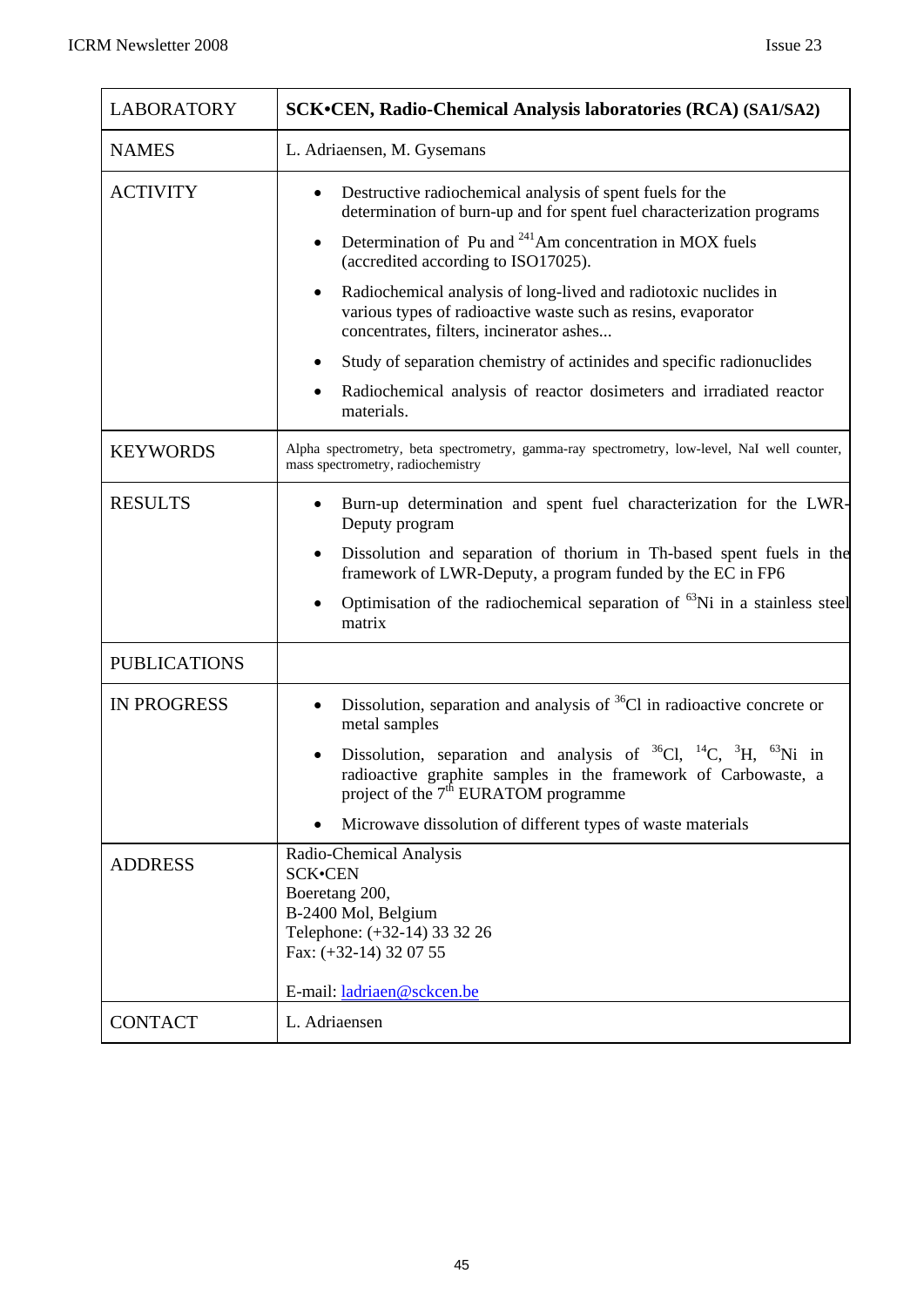| | |
|---|---|
| LABORATORY | **SCK•CEN, Radio-Chemical Analysis laboratories (RCA) (SA1/SA2)** |
| NAMES | L. Adriaensen, M. Gysemans |
| ACTIVITY | • Destructive radiochemical analysis of spent fuels for the determination of burn-up and for spent fuel characterization programs<br>• Determination of Pu and $^{241}$Am concentration in MOX fuels (accredited according to ISO17025).<br>• Radiochemical analysis of long-lived and radiotoxic nuclides in various types of radioactive waste such as resins, evaporator concentrates, filters, incinerator ashes...<br>• Study of separation chemistry of actinides and specific radionuclides<br>• Radiochemical analysis of reactor dosimeters and irradiated reactor materials. |
| KEYWORDS | Alpha spectrometry, beta spectrometry, gamma-ray spectrometry, low-level, NaI well counter, mass spectrometry, radiochemistry |
| RESULTS | • Burn-up determination and spent fuel characterization for the LWR-Deputy program<br>• Dissolution and separation of thorium in Th-based spent fuels in the framework of LWR-Deputy, a program funded by the EC in FP6<br>• Optimisation of the radiochemical separation of $^{63}$Ni in a stainless steel matrix |
| PUBLICATIONS | |
| IN PROGRESS | • Dissolution, separation and analysis of $^{36}$Cl in radioactive concrete or metal samples<br>• Dissolution, separation and analysis of $^{36}$Cl, $^{14}$C, $^{3}$H, $^{63}$Ni in radioactive graphite samples in the framework of Carbowaste, a project of the 7$^{th}$ EURATOM programme<br>• Microwave dissolution of different types of waste materials |
| ADDRESS | Radio-Chemical Analysis<br>SCK•CEN<br>Boeretang 200,<br>B-2400 Mol, Belgium<br>Telephone: (+32-14) 33 32 26<br>Fax: (+32-14) 32 07 55<br><br>E-mail: ladriaen@sckcen.be |
| CONTACT | L. Adriaensen |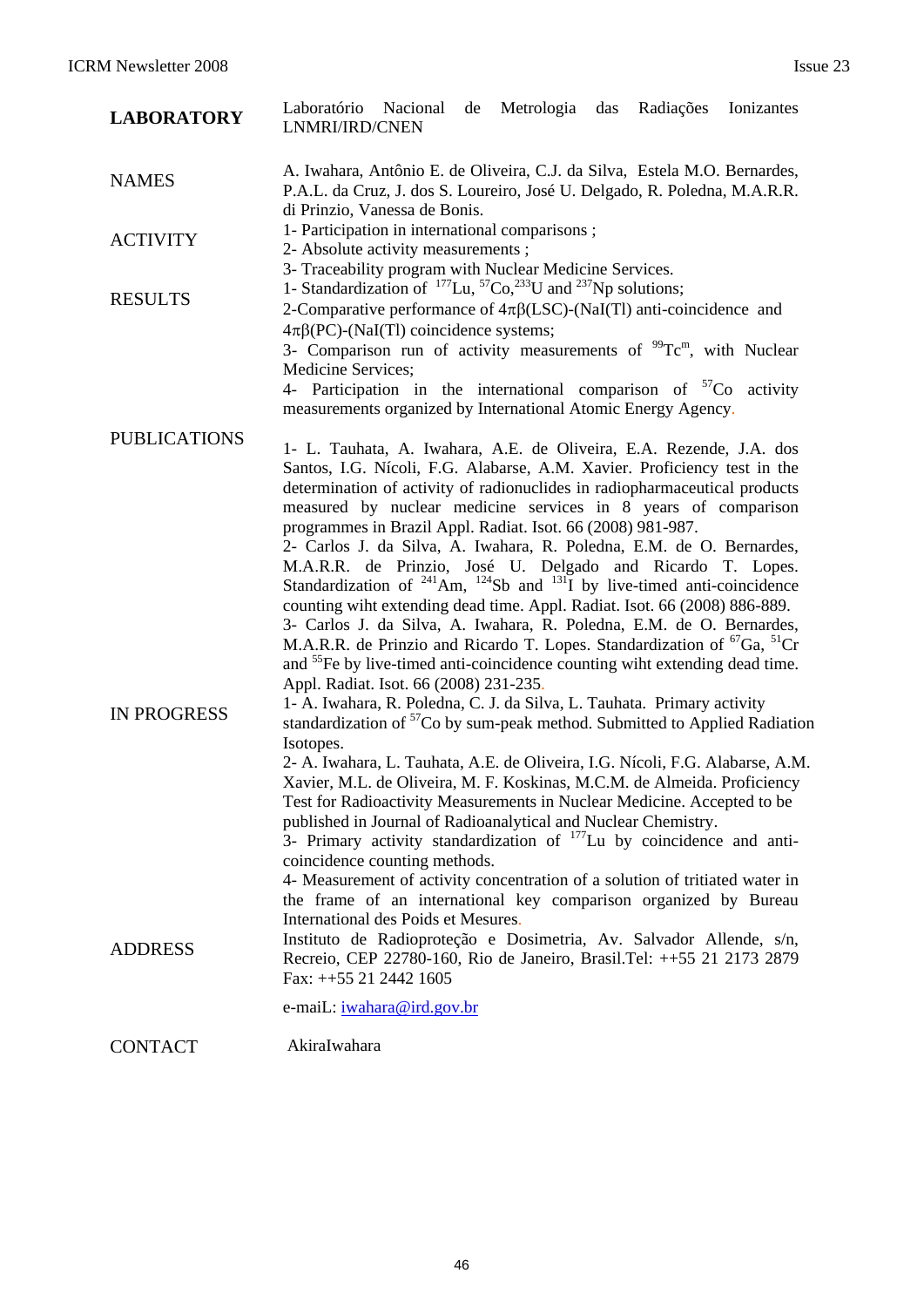| | |
|---|---|
| **LABORATORY** | Laboratório Nacional de Metrologia das Radiações Ionizantes LNMRI/IRD/CNEN |
| NAMES | A. Iwahara, Antônio E. de Oliveira, C.J. da Silva, Estela M.O. Bernardes, P.A.L. da Cruz, J. dos S. Loureiro, José U. Delgado, R. Poledna, M.A.R.R. di Prinzio, Vanessa de Bonis. |
| ACTIVITY | 1- Participation in international comparisons ;<br>2- Absolute activity measurements ;<br>3- Traceability program with Nuclear Medicine Services. |
| RESULTS | 1- Standardization of $^{177}$Lu, $^{57}$Co, $^{233}$U and $^{237}$Np solutions;<br>2-Comparative performance of 4πβ(LSC)-(NaI(Tl) anti-coincidence and 4πβ(PC)-(NaI(Tl)) coincidence systems;<br>3- Comparison run of activity measurements of $^{99}$Tc$^{m}$, with Nuclear Medicine Services;<br>4- Participation in the international comparison of $^{57}$Co activity measurements organized by International Atomic Energy Agency. |
| PUBLICATIONS | 1- L. Tauhata, A. Iwahara, A.E. de Oliveira, E.A. Rezende, J.A. dos Santos, I.G. Nícoli, F.G. Alabarse, A.M. Xavier. Proficiency test in the determination of activity of radionuclides in radiopharmaceutical products measured by nuclear medicine services in 8 years of comparison programmes in Brazil Appl. Radiat. Isot. 66 (2008) 981-987.<br>2- Carlos J. da Silva, A. Iwahara, R. Poledna, E.M. de O. Bernardes, M.A.R.R. de Prinzio, José U. Delgado and Ricardo T. Lopes. Standardization of $^{241}$Am, $^{124}$Sb and $^{131}$I by live-timed anti-coincidence counting wiht extending dead time. Appl. Radiat. Isot. 66 (2008) 886-889.<br>3- Carlos J. da Silva, A. Iwahara, R. Poledna, E.M. de O. Bernardes, M.A.R.R. de Prinzio and Ricardo T. Lopes. Standardization of $^{67}$Ga, $^{51}$Cr and $^{55}$Fe by live-timed anti-coincidence counting wiht extending dead time. Appl. Radiat. Isot. 66 (2008) 231-235. |
| IN PROGRESS | 1- A. Iwahara, R. Poledna, C. J. da Silva, L. Tauhata. Primary activity standardization of $^{57}$Co by sum-peak method. Submitted to Applied Radiation Isotopes.<br>2- A. Iwahara, L. Tauhata, A.E. de Oliveira, I.G. Nícoli, F.G. Alabarse, A.M. Xavier, M.L. de Oliveira, M. F. Koskinas, M.C.M. de Almeida. Proficiency Test for Radioactivity Measurements in Nuclear Medicine. Accepted to be published in Journal of Radioanalytical and Nuclear Chemistry.<br>3- Primary activity standardization of $^{177}$Lu by coincidence and anti-coincidence counting methods.<br>4- Measurement of activity concentration of a solution of tritiated water in the frame of an international key comparison organized by Bureau International des Poids et Mesures. |
| ADDRESS | Instituto de Radioproteção e Dosimetria, Av. Salvador Allende, s/n, Recreio, CEP 22780-160, Rio de Janeiro, Brasil.Tel: ++55 21 2173 2879 Fax: ++55 21 2442 1605<br><br>e-maiL: iwahara@ird.gov.br |
| CONTACT | AkiraIwahara |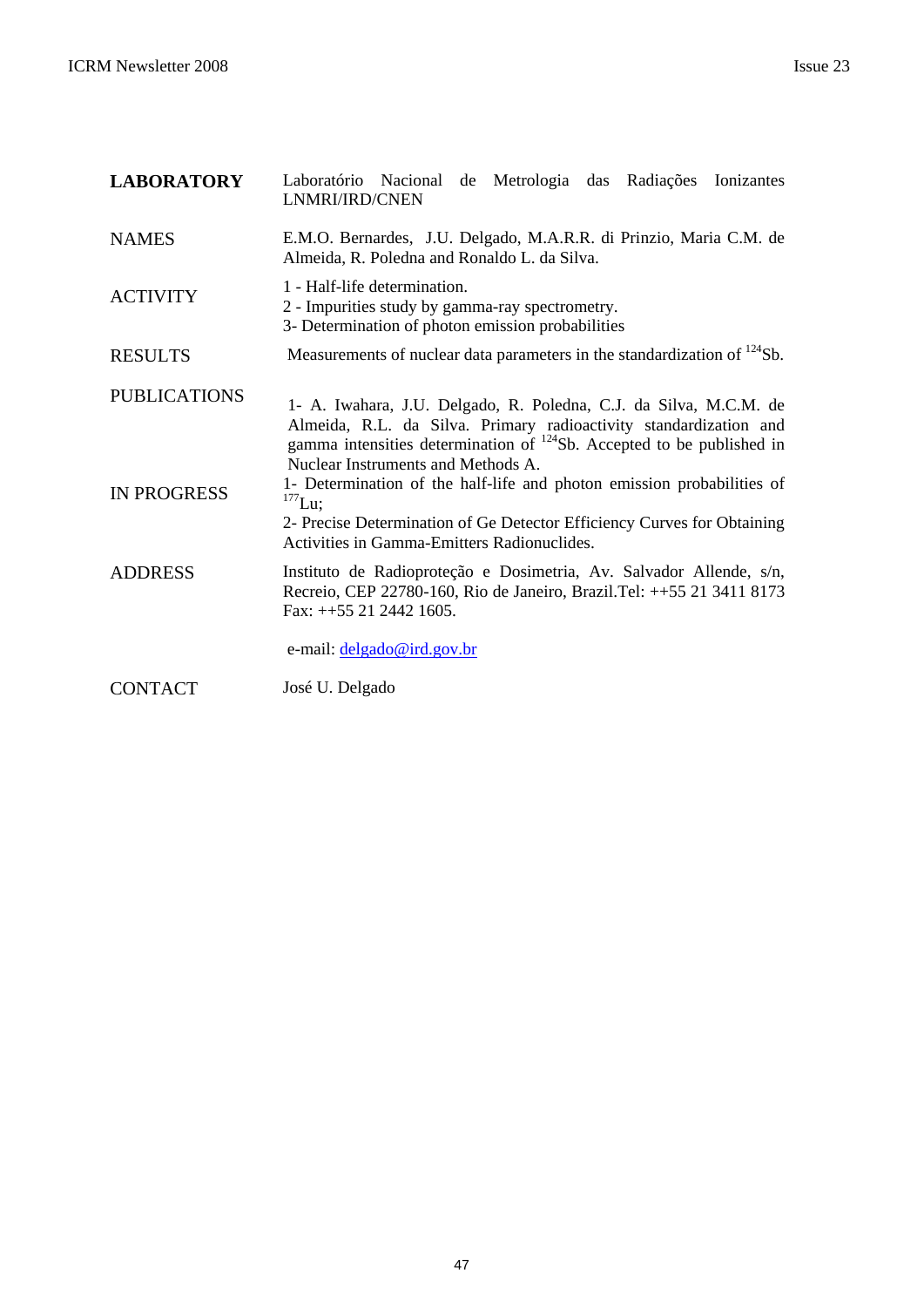| | |
|---|---|
| **LABORATORY** | Laboratório Nacional de Metrologia das Radiações Ionizantes LNMRI/IRD/CNEN |
| NAMES | E.M.O. Bernardes, J.U. Delgado, M.A.R.R. di Prinzio, Maria C.M. de Almeida, R. Poledna and Ronaldo L. da Silva. |
| ACTIVITY | 1 - Half-life determination.<br>2 - Impurities study by gamma-ray spectrometry.<br>3- Determination of photon emission probabilities |
| RESULTS | Measurements of nuclear data parameters in the standardization of $^{124}$Sb. |
| PUBLICATIONS | 1- A. Iwahara, J.U. Delgado, R. Poledna, C.J. da Silva, M.C.M. de Almeida, R.L. da Silva. Primary radioactivity standardization and gamma intensities determination of $^{124}$Sb. Accepted to be published in Nuclear Instruments and Methods A. |
| IN PROGRESS | 1- Determination of the half-life and photon emission probabilities of $^{177}$Lu;<br>2- Precise Determination of Ge Detector Efficiency Curves for Obtaining Activities in Gamma-Emitters Radionuclides. |
| ADDRESS | Instituto de Radioproteção e Dosimetria, Av. Salvador Allende, s/n, Recreio, CEP 22780-160, Rio de Janeiro, Brazil.Tel: ++55 21 3411 8173 Fax: ++55 21 2442 1605.<br><br>e-mail: delgado@ird.gov.br |
| CONTACT | José U. Delgado |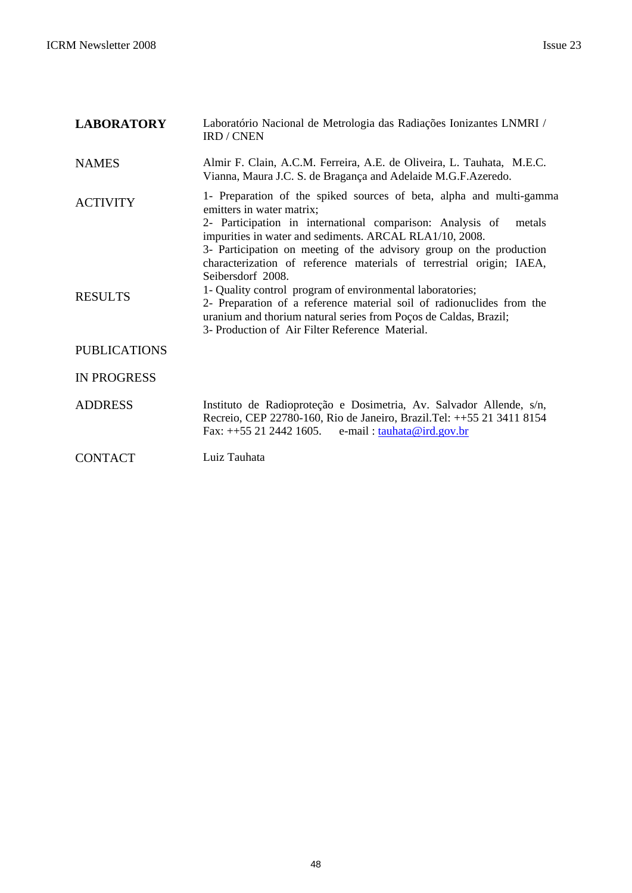| | |
|---|---|
| **LABORATORY** | Laboratório Nacional de Metrologia das Radiações Ionizantes LNMRI / IRD / CNEN |
| NAMES | Almir F. Clain, A.C.M. Ferreira, A.E. de Oliveira, L. Tauhata, M.E.C. Vianna, Maura J.C. S. de Bragança and Adelaide M.G.F.Azeredo. |
| ACTIVITY | 1- Preparation of the spiked sources of beta, alpha and multi-gamma emitters in water matrix;<br>2- Participation in international comparison: Analysis of metals impurities in water and sediments. ARCAL RLA1/10, 2008.<br>3- Participation on meeting of the advisory group on the production characterization of reference materials of terrestrial origin; IAEA, Seibersdorf 2008. |
| RESULTS | 1- Quality control program of environmental laboratories;<br>2- Preparation of a reference material soil of radionuclides from the uranium and thorium natural series from Poços de Caldas, Brazil;<br>3- Production of Air Filter Reference Material. |
| PUBLICATIONS | |
| IN PROGRESS | |
| ADDRESS | Instituto de Radioproteção e Dosimetria, Av. Salvador Allende, s/n, Recreio, CEP 22780-160, Rio de Janeiro, Brazil.Tel: ++55 21 3411 8154 Fax: ++55 21 2442 1605. e-mail : tauhata@ird.gov.br |
| CONTACT | Luiz Tauhata |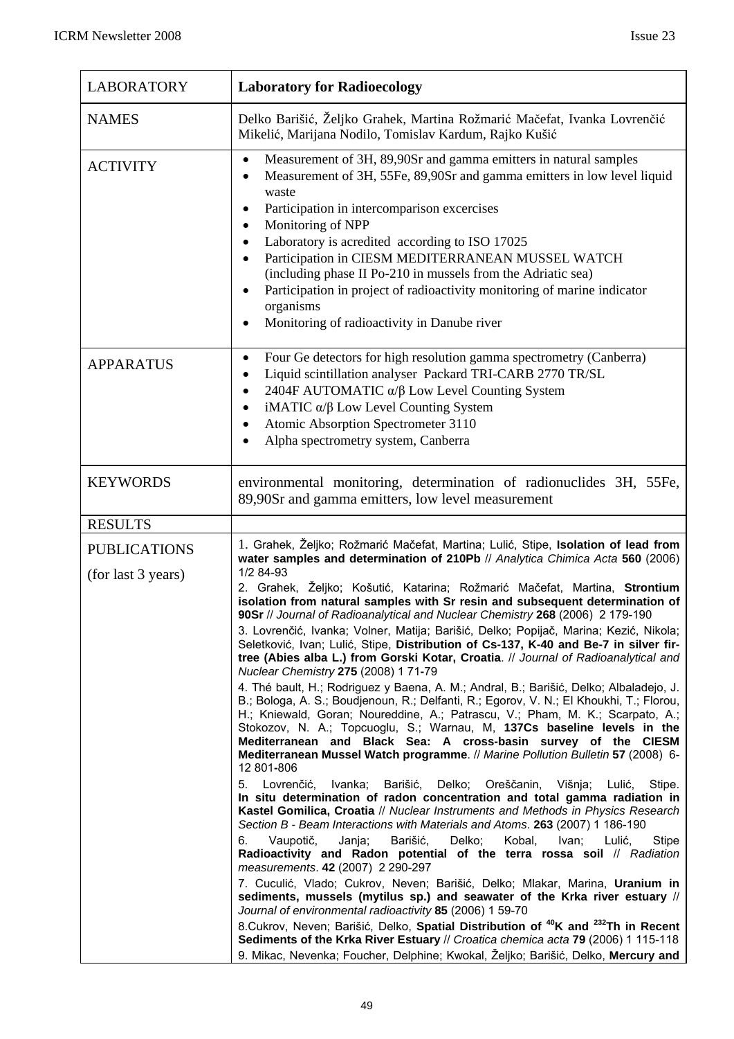| | |
|---|---|
| LABORATORY | **Laboratory for Radioecology** |
| NAMES | Delko Barišić, Željko Grahek, Martina Rožmarić Mačefat, Ivanka Lovrenčić Mikelić, Marijana Nodilo, Tomislav Kardum, Rajko Kušić |
| ACTIVITY | • Measurement of 3H, 89,90Sr and gamma emitters in natural samples<br>• Measurement of 3H, 55Fe, 89,90Sr and gamma emitters in low level liquid waste<br>• Participation in intercomparison excercises<br>• Monitoring of NPP<br>• Laboratory is acredited according to ISO 17025<br>• Participation in CIESM MEDITERRANEAN MUSSEL WATCH (including phase II Po-210 in mussels from the Adriatic sea)<br>• Participation in project of radioactivity monitoring of marine indicator organisms<br>• Monitoring of radioactivity in Danube river |
| APPARATUS | • Four Ge detectors for high resolution gamma spectrometry (Canberra)<br>• Liquid scintillation analyser Packard TRI-CARB 2770 TR/SL<br>• 2404F AUTOMATIC α/β Low Level Counting System<br>• iMATIC α/β Low Level Counting System<br>• Atomic Absorption Spectrometer 3110<br>• Alpha spectrometry system, Canberra |
| KEYWORDS | environmental monitoring, determination of radionuclides 3H, 55Fe, 89,90Sr and gamma emitters, low level measurement |
| RESULTS | |
| PUBLICATIONS (for last 3 years) | 1. Grahek, Željko; Rožmarić Mačefat, Martina; Lulić, Stipe, **Isolation of lead from water samples and determination of 210Pb** // *Analytica Chimica Acta* **560** (2006) 1/2 84-93<br>2. Grahek, Željko; Košutić, Katarina; Rožmarić Mačefat, Martina, **Strontium isolation from natural samples with Sr resin and subsequent determination of 90Sr** // *Journal of Radioanalytical and Nuclear Chemistry* **268** (2006) 2 179-190<br>3. Lovrenčić, Ivanka; Volner, Matija; Barišić, Delko; Popijač, Marina; Kezić, Nikola; Seletković, Ivan; Lulić, Stipe, **Distribution of Cs-137, K-40 and Be-7 in silver fir-tree (Abies alba L.) from Gorski Kotar, Croatia**. // *Journal of Radioanalytical and Nuclear Chemistry* **275** (2008) 1 71-79<br>4. Thé bault, H.; Rodriguez y Baena, A. M.; Andral, B.; Barišić, Delko; Albaladejo, J. B.; Bologa, A. S.; Boudjenoun, R.; Delfanti, R.; Egorov, V. N.; El Khoukhi, T.; Florou, H.; Kniewald, Goran; Noureddine, A.; Patrascu, V.; Pham, M. K.; Scarpato, A.; Stokozov, N. A.; Topcuoglu, S.; Warnau, M, **137Cs baseline levels in the Mediterranean and Black Sea: A cross-basin survey of the CIESM Mediterranean Mussel Watch programme**. // *Marine Pollution Bulletin* **57** (2008) 6-12 801-806<br>5. Lovrenčić, Ivanka; Barišić, Delko; Oreščanin, Višnja; Lulić, Stipe. **In situ determination of radon concentration and total gamma radiation in Kastel Gomilica, Croatia** // *Nuclear Instruments and Methods in Physics Research Section B - Beam Interactions with Materials and Atoms*. **263** (2007) 1 186-190<br>6. Vaupotič, Janja; Barišić, Delko; Kobal, Ivan; Lulić, Stipe **Radioactivity and Radon potential of the terra rossa soil** // *Radiation measurements*. **42** (2007) 2 290-297<br>7. Cuculić, Vlado; Cukrov, Neven; Barišić, Delko; Mlakar, Marina, **Uranium in sediments, mussels (mytilus sp.) and seawater of the Krka river estuary** // *Journal of environmental radioactivity* **85** (2006) 1 59-70<br>8.Cukrov, Neven; Barišić, Delko, **Spatial Distribution of $^{40}$K and $^{232}$Th in Recent Sediments of the Krka River Estuary** // *Croatica chemica acta* **79** (2006) 1 115-118<br>9. Mikac, Nevenka; Foucher, Delphine; Kwokal, Željko; Barišić, Delko, **Mercury and** |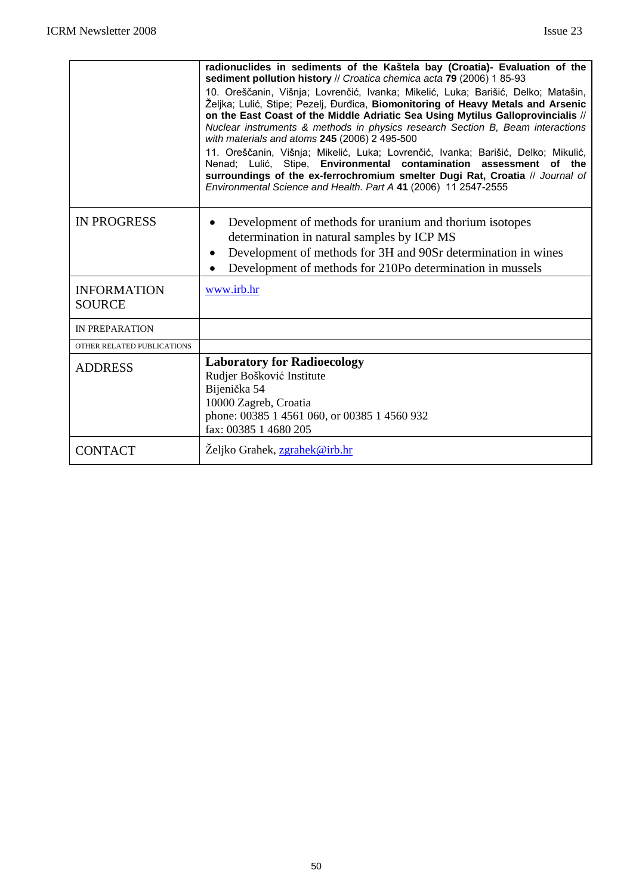| | |
|---|---|
| | **radionuclides in sediments of the Kaštela bay (Croatia)- Evaluation of the sediment pollution history** // *Croatica chemica acta* **79** (2006) 1 85-93<br>10. Oreščanin, Višnja; Lovrenčić, Ivanka; Mikelić, Luka; Barišić, Delko; Matašin, Željka; Lulić, Stipe; Pezelj, Đurđica, **Biomonitoring of Heavy Metals and Arsenic on the East Coast of the Middle Adriatic Sea Using Mytilus Galloprovincialis** // *Nuclear instruments & methods in physics research Section B, Beam interactions with materials and atoms* **245** (2006) 2 495-500<br>11. Oreščanin, Višnja; Mikelić, Luka; Lovrenčić, Ivanka; Barišić, Delko; Mikulić, Nenad; Lulić, Stipe, **Environmental contamination assessment of the surroundings of the ex-ferrochromium smelter Dugi Rat, Croatia** // *Journal of Environmental Science and Health. Part A* **41** (2006) 11 2547-2555 |
| IN PROGRESS | • Development of methods for uranium and thorium isotopes determination in natural samples by ICP MS<br>• Development of methods for 3H and 90Sr determination in wines<br>• Development of methods for 210Po determination in mussels |
| INFORMATION SOURCE | www.irb.hr |
| IN PREPARATION | |
| OTHER RELATED PUBLICATIONS | |
| ADDRESS | **Laboratory for Radioecology**<br>Rudjer Bošković Institute<br>Bijenička 54<br>10000 Zagreb, Croatia<br>phone: 00385 1 4561 060, or 00385 1 4560 932<br>fax: 00385 1 4680 205 |
| CONTACT | Željko Grahek, zgrahek@irb.hr |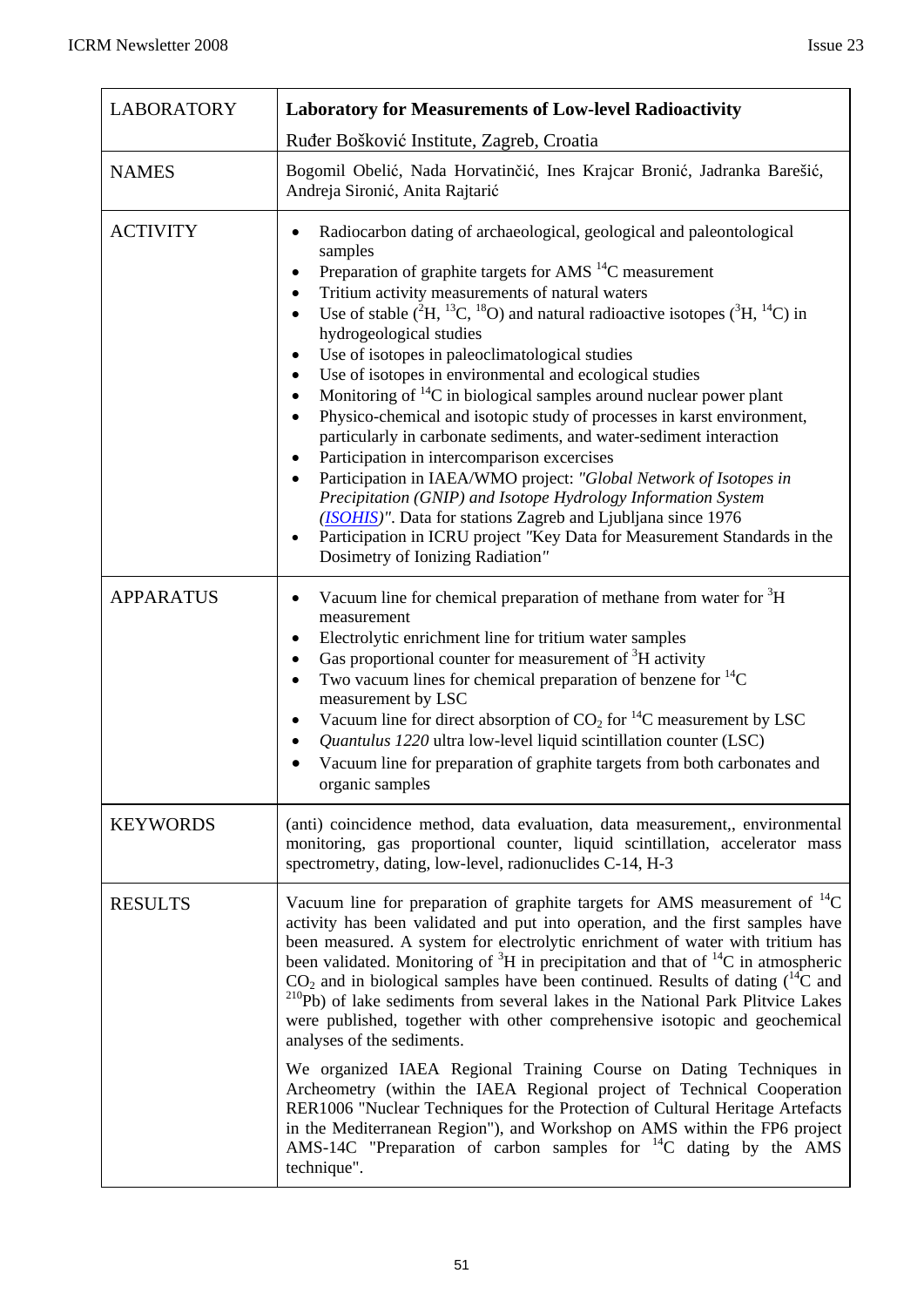| LABORATORY | **Laboratory for Measurements of Low-level Radioactivity**<br>Ruđer Bošković Institute, Zagreb, Croatia |
|---|---|
| NAMES | Bogomil Obelić, Nada Horvatinčić, Ines Krajcar Bronić, Jadranka Barešić, Andreja Sironić, Anita Rajtarić |
| ACTIVITY | • Radiocarbon dating of archaeological, geological and paleontological samples<br>• Preparation of graphite targets for AMS $^{14}C$ measurement<br>• Tritium activity measurements of natural waters<br>• Use of stable ($^{2}H$, $^{13}C$, $^{18}O$) and natural radioactive isotopes ($^{3}H$, $^{14}C$) in hydrogeological studies<br>• Use of isotopes in paleoclimatological studies<br>• Use of isotopes in environmental and ecological studies<br>• Monitoring of $^{14}C$ in biological samples around nuclear power plant<br>• Physico-chemical and isotopic study of processes in karst environment, particularly in carbonate sediments, and water-sediment interaction<br>• Participation in intercomparison excercises<br>• Participation in IAEA/WMO project: *"Global Network of Isotopes in Precipitation (GNIP) and Isotope Hydrology Information System (ISOHIS)"*. Data for stations Zagreb and Ljubljana since 1976<br>• Participation in ICRU project *"*Key Data for Measurement Standards in the Dosimetry of Ionizing Radiation*"* |
| APPARATUS | • Vacuum line for chemical preparation of methane from water for $^{3}H$ measurement<br>• Electrolytic enrichment line for tritium water samples<br>• Gas proportional counter for measurement of $^{3}H$ activity<br>• Two vacuum lines for chemical preparation of benzene for $^{14}C$ measurement by LSC<br>• Vacuum line for direct absorption of $CO_2$ for $^{14}C$ measurement by LSC<br>• *Quantulus 1220* ultra low-level liquid scintillation counter (LSC)<br>• Vacuum line for preparation of graphite targets from both carbonates and organic samples |
| KEYWORDS | (anti) coincidence method, data evaluation, data measurement,, environmental monitoring, gas proportional counter, liquid scintillation, accelerator mass spectrometry, dating, low-level, radionuclides C-14, H-3 |
| RESULTS | Vacuum line for preparation of graphite targets for AMS measurement of $^{14}C$ activity has been validated and put into operation, and the first samples have been measured. A system for electrolytic enrichment of water with tritium has been validated. Monitoring of $^{3}H$ in precipitation and that of $^{14}C$ in atmospheric $CO_2$ and in biological samples have been continued. Results of dating ($^{14}C$ and $^{210}Pb$) of lake sediments from several lakes in the National Park Plitvice Lakes were published, together with other comprehensive isotopic and geochemical analyses of the sediments.<br><br>We organized IAEA Regional Training Course on Dating Techniques in Archeometry (within the IAEA Regional project of Technical Cooperation RER1006 "Nuclear Techniques for the Protection of Cultural Heritage Artefacts in the Mediterranean Region"), and Workshop on AMS within the FP6 project AMS-14C "Preparation of carbon samples for $^{14}C$ dating by the AMS technique". |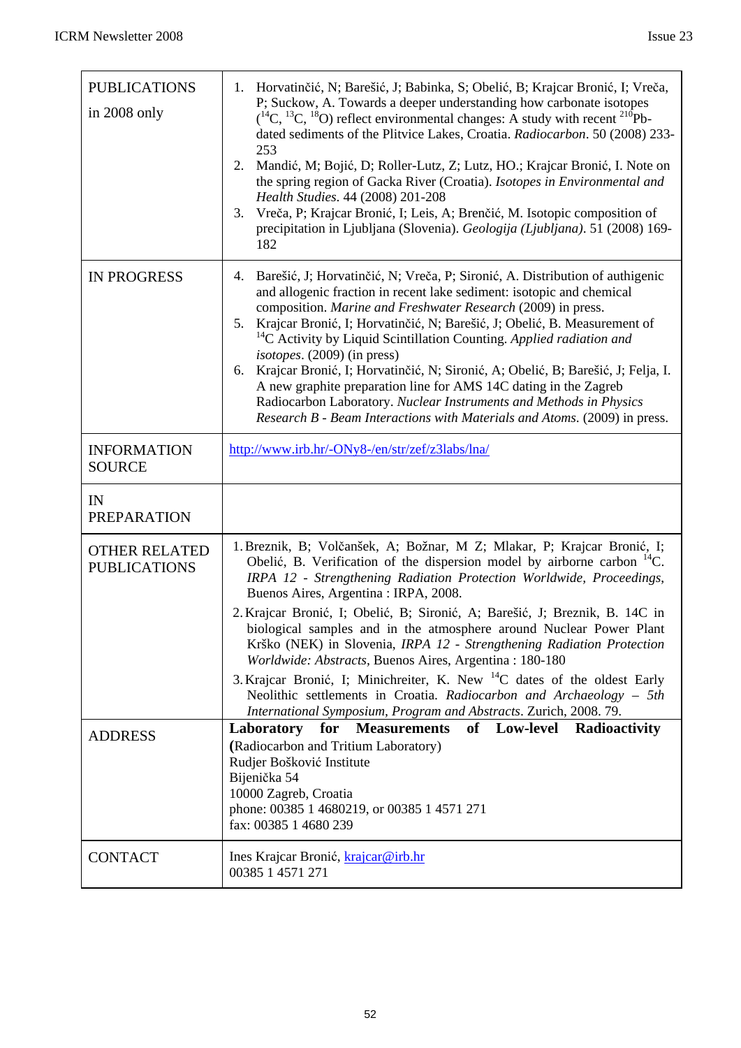| | |
|---|---|
| PUBLICATIONS in 2008 only | 1. Horvatinčić, N; Barešić, J; Babinka, S; Obelić, B; Krajcar Bronić, I; Vreča, P; Suckow, A. Towards a deeper understanding how carbonate isotopes ($^{14}C$, $^{13}C$, $^{18}O$) reflect environmental changes: A study with recent $^{210}Pb$-dated sediments of the Plitvice Lakes, Croatia. *Radiocarbon*. 50 (2008) 233-253<br>2. Mandić, M; Bojić, D; Roller-Lutz, Z; Lutz, HO.; Krajcar Bronić, I. Note on the spring region of Gacka River (Croatia). *Isotopes in Environmental and Health Studies*. 44 (2008) 201-208<br>3. Vreča, P; Krajcar Bronić, I; Leis, A; Brenčić, M. Isotopic composition of precipitation in Ljubljana (Slovenia). *Geologija (Ljubljana)*. 51 (2008) 169-182 |
| IN PROGRESS | 4. Barešić, J; Horvatinčić, N; Vreča, P; Sironić, A. Distribution of authigenic and allogenic fraction in recent lake sediment: isotopic and chemical composition. *Marine and Freshwater Research* (2009) in press.<br>5. Krajcar Bronić, I; Horvatinčić, N; Barešić, J; Obelić, B. Measurement of $^{14}C$ Activity by Liquid Scintillation Counting. *Applied radiation and isotopes*. (2009) (in press)<br>6. Krajcar Bronić, I; Horvatinčić, N; Sironić, A; Obelić, B; Barešić, J; Felja, I. A new graphite preparation line for AMS 14C dating in the Zagreb Radiocarbon Laboratory. *Nuclear Instruments and Methods in Physics Research B - Beam Interactions with Materials and Atoms*. (2009) in press. |
| INFORMATION SOURCE | http://www.irb.hr/-ONy8-/en/str/zef/z3labs/lna/ |
| IN PREPARATION | |
| OTHER RELATED PUBLICATIONS | 1. Breznik, B; Volčanšek, A; Božnar, M Z; Mlakar, P; Krajcar Bronić, I; Obelić, B. Verification of the dispersion model by airborne carbon $^{14}C$. *IRPA 12 - Strengthening Radiation Protection Worldwide, Proceedings*, Buenos Aires, Argentina : IRPA, 2008.<br>2. Krajcar Bronić, I; Obelić, B; Sironić, A; Barešić, J; Breznik, B. 14C in biological samples and in the atmosphere around Nuclear Power Plant Krško (NEK) in Slovenia, *IRPA 12 - Strengthening Radiation Protection Worldwide: Abstracts*, Buenos Aires, Argentina : 180-180<br>3. Krajcar Bronić, I; Minichreiter, K. New $^{14}C$ dates of the oldest Early Neolithic settlements in Croatia. *Radiocarbon and Archaeology – 5th International Symposium, Program and Abstracts*. Zurich, 2008. 79. |
| ADDRESS | **Laboratory for Measurements of Low-level Radioactivity** (Radiocarbon and Tritium Laboratory)<br>Rudjer Bošković Institute<br>Bijenička 54<br>10000 Zagreb, Croatia<br>phone: 00385 1 4680219, or 00385 1 4571 271<br>fax: 00385 1 4680 239 |
| CONTACT | Ines Krajcar Bronić, krajcar@irb.hr<br>00385 1 4571 271 |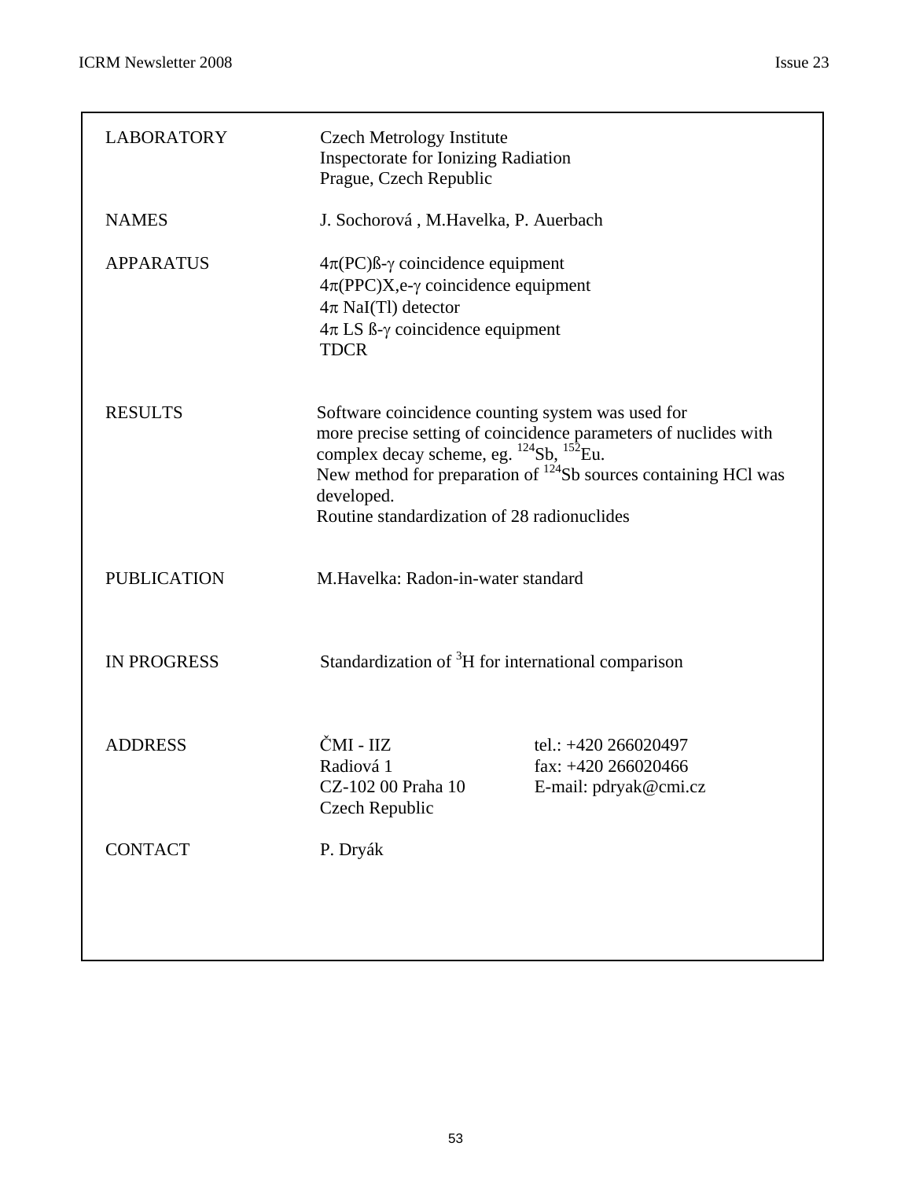| | |
|---|---|
| LABORATORY | Czech Metrology Institute<br>Inspectorate for Ionizing Radiation<br>Prague, Czech Republic |
| NAMES | J. Sochorová , M.Havelka, P. Auerbach |
| APPARATUS | $4\pi$(PC)ß-$\gamma$ coincidence equipment<br>$4\pi$(PPC)X,e-$\gamma$ coincidence equipment<br>$4\pi$ NaI(Tl) detector<br>$4\pi$ LS ß-$\gamma$ coincidence equipment<br>TDCR |
| RESULTS | Software coincidence counting system was used for more precise setting of coincidence parameters of nuclides with complex decay scheme, eg. $^{124}$Sb, $^{152}$Eu.<br>New method for preparation of $^{124}$Sb sources containing HCl was developed.<br>Routine standardization of 28 radionuclides |
| PUBLICATION | M.Havelka: Radon-in-water standard |
| IN PROGRESS | Standardization of $^{3}$H for international comparison |
| ADDRESS | ČMI - IIZ<br>Radiová 1<br>CZ-102 00 Praha 10<br>Czech Republic<br><br>tel.: +420 266020497<br>fax: +420 266020466<br>E-mail: pdryak@cmi.cz |
| CONTACT | P. Dryák |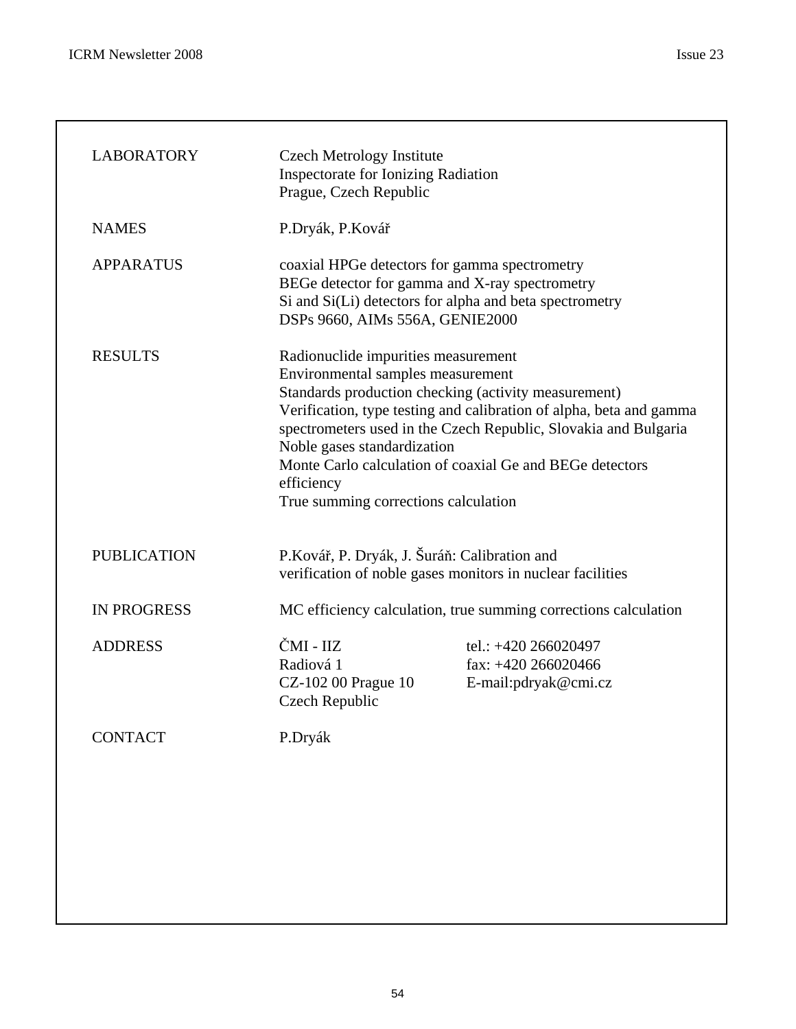| | |
|---|---|
| LABORATORY | Czech Metrology Institute<br>Inspectorate for Ionizing Radiation<br>Prague, Czech Republic |
| NAMES | P.Dryák, P.Kovář |
| APPARATUS | coaxial HPGe detectors for gamma spectrometry<br>BEGe detector for gamma and X-ray spectrometry<br>Si and Si(Li) detectors for alpha and beta spectrometry<br>DSPs 9660, AIMs 556A, GENIE2000 |
| RESULTS | Radionuclide impurities measurement<br>Environmental samples measurement<br>Standards production checking (activity measurement)<br>Verification, type testing and calibration of alpha, beta and gamma spectrometers used in the Czech Republic, Slovakia and Bulgaria<br>Noble gases standardization<br>Monte Carlo calculation of coaxial Ge and BEGe detectors efficiency<br>True summing corrections calculation |
| PUBLICATION | P.Kovář, P. Dryák, J. Šuráň: Calibration and verification of noble gases monitors in nuclear facilities |
| IN PROGRESS | MC efficiency calculation, true summing corrections calculation |
| ADDRESS | ČMI - IIZ<br>Radiová 1<br>CZ-102 00 Prague 10<br>Czech Republic<br><br>tel.: +420 266020497<br>fax: +420 266020466<br>E-mail:pdryak@cmi.cz |
| CONTACT | P.Dryák |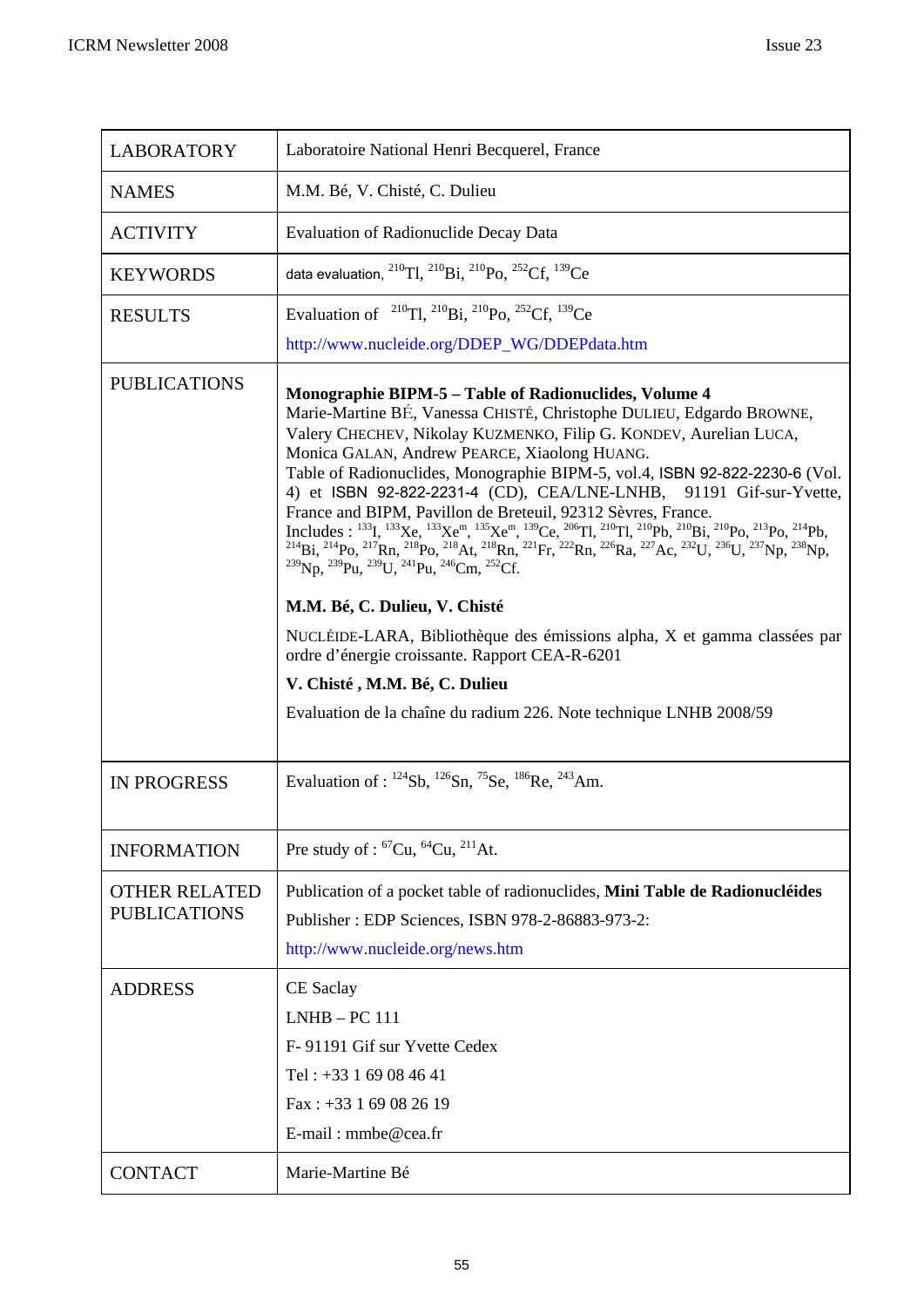| | |
|---|---|
| LABORATORY | Laboratoire National Henri Becquerel, France |
| NAMES | M.M. Bé, V. Chisté, C. Dulieu |
| ACTIVITY | Evaluation of Radionuclide Decay Data |
| KEYWORDS | data evaluation, $^{210}$Tl, $^{210}$Bi, $^{210}$Po, $^{252}$Cf, $^{139}$Ce |
| RESULTS | Evaluation of $^{210}$Tl, $^{210}$Bi, $^{210}$Po, $^{252}$Cf, $^{139}$Ce<br>http://www.nucleide.org/DDEP_WG/DDEPdata.htm |
| PUBLICATIONS | **Monographie BIPM-5 – Table of Radionuclides, Volume 4**<br>Marie-Martine BÉ, Vanessa CHISTÉ, Christophe DULIEU, Edgardo BROWNE, Valery CHECHEV, Nikolay KUZMENKO, Filip G. KONDEV, Aurelian LUCA, Monica GALAN, Andrew PEARCE, Xiaolong HUANG.<br>Table of Radionuclides, Monographie BIPM-5, vol.4, ISBN 92-822-2230-6 (Vol. 4) et ISBN 92-822-2231-4 (CD), CEA/LNE-LNHB, 91191 Gif-sur-Yvette, France and BIPM, Pavillon de Breteuil, 92312 Sèvres, France.<br>Includes : $^{133}$I, $^{133}$Xe, $^{133}$Xe$^{m}$, $^{135}$Xe$^{m}$, $^{139}$Ce, $^{206}$Tl, $^{210}$Tl, $^{210}$Pb, $^{210}$Bi, $^{210}$Po, $^{213}$Po, $^{214}$Pb, $^{214}$Bi, $^{214}$Po, $^{217}$Rn, $^{218}$Po, $^{218}$At, $^{218}$Rn, $^{221}$Fr, $^{222}$Rn, $^{226}$Ra, $^{227}$Ac, $^{232}$U, $^{236}$U, $^{237}$Np, $^{238}$Np, $^{239}$Np, $^{239}$Pu, $^{239}$U, $^{241}$Pu, $^{246}$Cm, $^{252}$Cf.<br><br>**M.M. Bé, C. Dulieu, V. Chisté**<br>NUCLÉIDE-LARA, Bibliothèque des émissions alpha, X et gamma classées par ordre d'énergie croissante. Rapport CEA-R-6201<br>**V. Chisté , M.M. Bé, C. Dulieu**<br>Evaluation de la chaîne du radium 226. Note technique LNHB 2008/59 |
| IN PROGRESS | Evaluation of : $^{124}$Sb, $^{126}$Sn, $^{75}$Se, $^{186}$Re, $^{243}$Am. |
| INFORMATION | Pre study of : $^{67}$Cu, $^{64}$Cu, $^{211}$At. |
| OTHER RELATED PUBLICATIONS | Publication of a pocket table of radionuclides, **Mini Table de Radionucléides**<br>Publisher : EDP Sciences, ISBN 978-2-86883-973-2:<br>http://www.nucleide.org/news.htm |
| ADDRESS | CE Saclay<br>LNHB – PC 111<br>F- 91191 Gif sur Yvette Cedex<br>Tel : +33 1 69 08 46 41<br>Fax : +33 1 69 08 26 19<br>E-mail : mmbe@cea.fr |
| CONTACT | Marie-Martine Bé |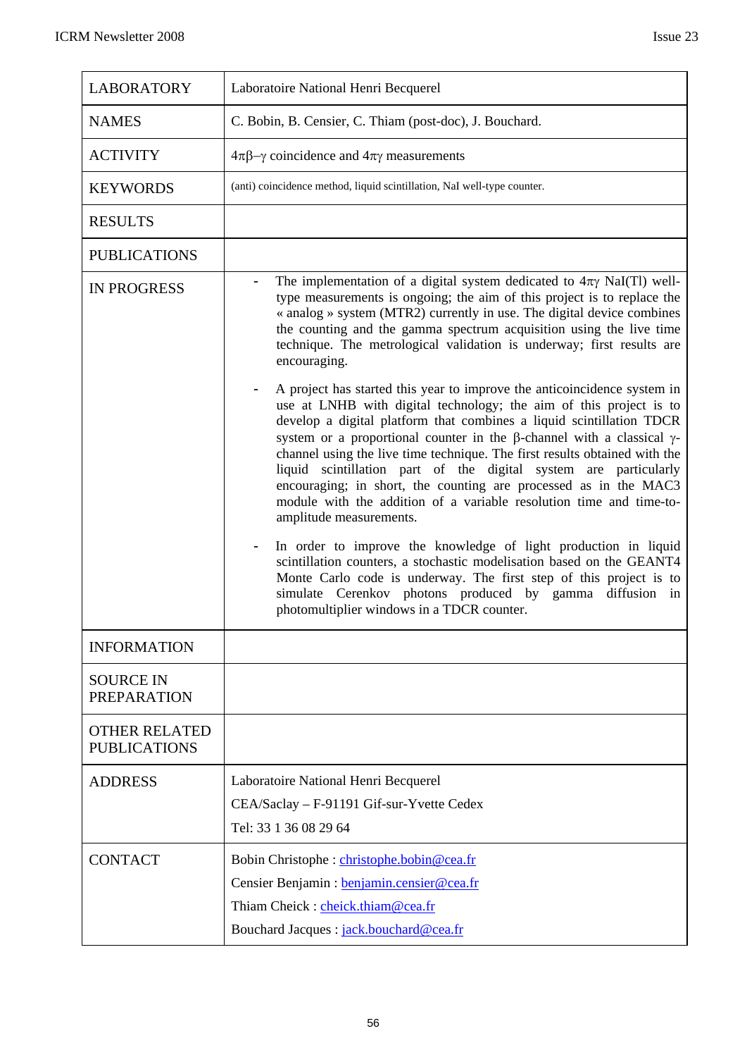| | |
|---|---|
| LABORATORY | Laboratoire National Henri Becquerel |
| NAMES | C. Bobin, B. Censier, C. Thiam (post-doc), J. Bouchard. |
| ACTIVITY | $4\pi\beta-\gamma$ coincidence and $4\pi\gamma$ measurements |
| KEYWORDS | (anti) coincidence method, liquid scintillation, NaI well-type counter. |
| RESULTS | |
| PUBLICATIONS | |
| IN PROGRESS | - The implementation of a digital system dedicated to $4\pi\gamma$ NaI(Tl) well-type measurements is ongoing; the aim of this project is to replace the « analog » system (MTR2) currently in use. The digital device combines the counting and the gamma spectrum acquisition using the live time technique. The metrological validation is underway; first results are encouraging.<br><br>- A project has started this year to improve the anticoincidence system in use at LNHB with digital technology; the aim of this project is to develop a digital platform that combines a liquid scintillation TDCR system or a proportional counter in the $\beta$-channel with a classical $\gamma$-channel using the live time technique. The first results obtained with the liquid scintillation part of the digital system are particularly encouraging; in short, the counting are processed as in the MAC3 module with the addition of a variable resolution time and time-to-amplitude measurements.<br><br>- In order to improve the knowledge of light production in liquid scintillation counters, a stochastic modelisation based on the GEANT4 Monte Carlo code is underway. The first step of this project is to simulate Cerenkov photons produced by gamma diffusion in photomultiplier windows in a TDCR counter. |
| INFORMATION | |
| SOURCE IN PREPARATION | |
| OTHER RELATED PUBLICATIONS | |
| ADDRESS | Laboratoire National Henri Becquerel<br>CEA/Saclay – F-91191 Gif-sur-Yvette Cedex<br>Tel: 33 1 36 08 29 64 |
| CONTACT | Bobin Christophe : christophe.bobin@cea.fr<br>Censier Benjamin : benjamin.censier@cea.fr<br>Thiam Cheick : cheick.thiam@cea.fr<br>Bouchard Jacques : jack.bouchard@cea.fr |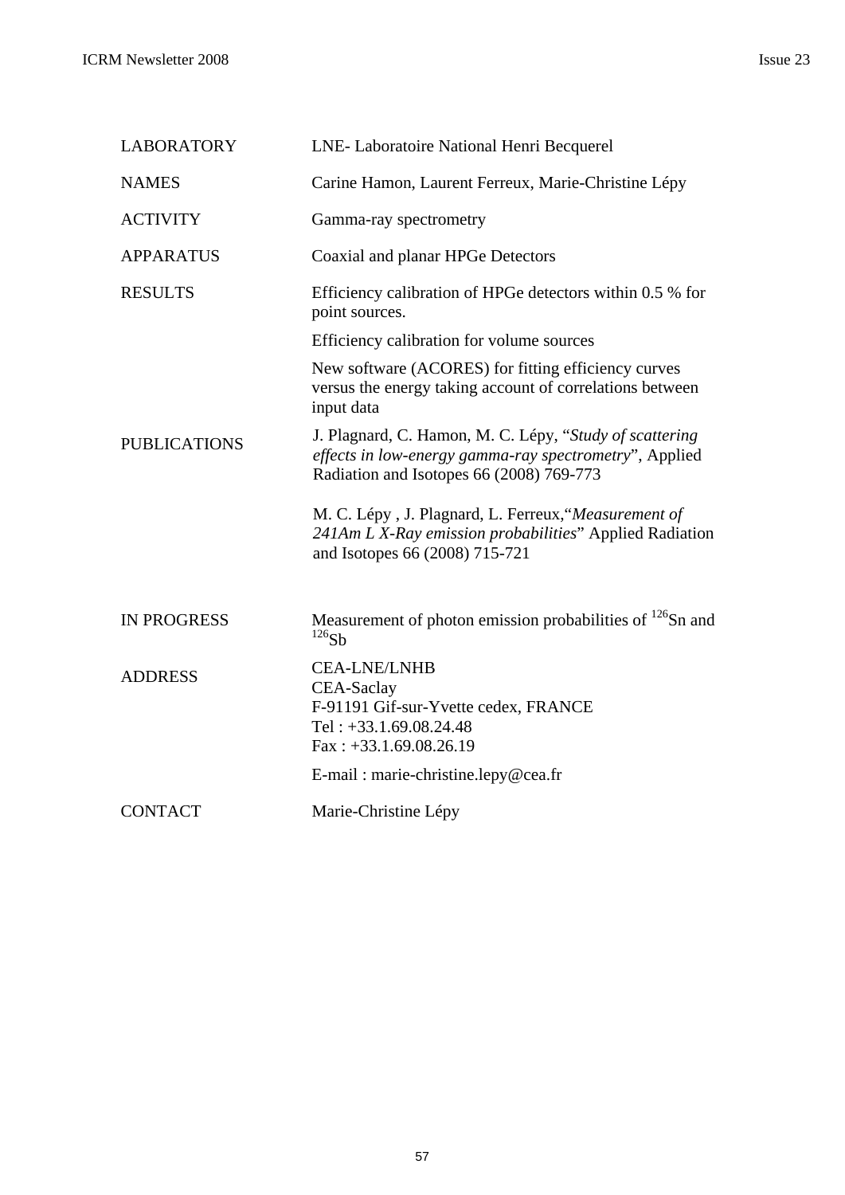| | |
|---|---|
| LABORATORY | LNE- Laboratoire National Henri Becquerel |
| NAMES | Carine Hamon, Laurent Ferreux, Marie-Christine Lépy |
| ACTIVITY | Gamma-ray spectrometry |
| APPARATUS | Coaxial and planar HPGe Detectors |
| RESULTS | Efficiency calibration of HPGe detectors within 0.5 % for point sources.<br>Efficiency calibration for volume sources<br>New software (ACORES) for fitting efficiency curves versus the energy taking account of correlations between input data |
| PUBLICATIONS | J. Plagnard, C. Hamon, M. C. Lépy, "*Study of scattering effects in low-energy gamma-ray spectrometry*", Applied Radiation and Isotopes 66 (2008) 769-773<br><br>M. C. Lépy , J. Plagnard, L. Ferreux,"*Measurement of 241Am L X-Ray emission probabilities*" Applied Radiation and Isotopes 66 (2008) 715-721 |
| IN PROGRESS | Measurement of photon emission probabilities of $^{126}$Sn and $^{126}$Sb |
| ADDRESS | CEA-LNE/LNHB<br>CEA-Saclay<br>F-91191 Gif-sur-Yvette cedex, FRANCE<br>Tel : +33.1.69.08.24.48<br>Fax : +33.1.69.08.26.19<br>E-mail : marie-christine.lepy@cea.fr |
| CONTACT | Marie-Christine Lépy |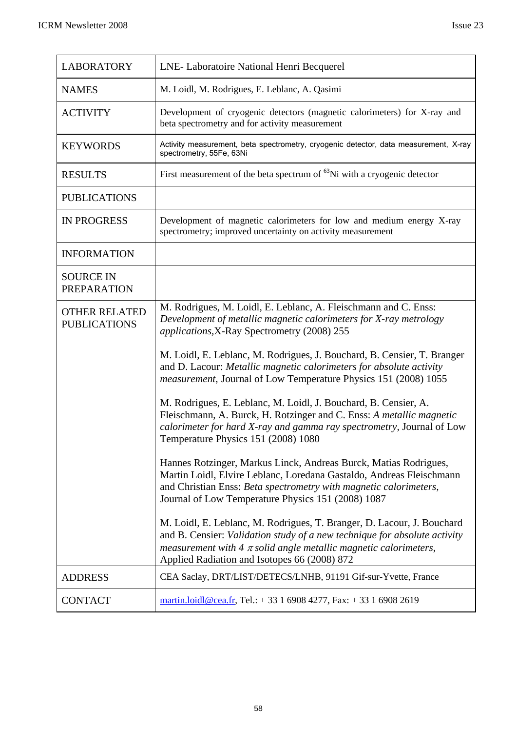| | |
|---|---|
| LABORATORY | LNE- Laboratoire National Henri Becquerel |
| NAMES | M. Loidl, M. Rodrigues, E. Leblanc, A. Qasimi |
| ACTIVITY | Development of cryogenic detectors (magnetic calorimeters) for X-ray and beta spectrometry and for activity measurement |
| KEYWORDS | Activity measurement, beta spectrometry, cryogenic detector, data measurement, X-ray spectrometry, 55Fe, 63Ni |
| RESULTS | First measurement of the beta spectrum of $^{63}$Ni with a cryogenic detector |
| PUBLICATIONS | |
| IN PROGRESS | Development of magnetic calorimeters for low and medium energy X-ray spectrometry; improved uncertainty on activity measurement |
| INFORMATION | |
| SOURCE IN PREPARATION | |
| OTHER RELATED PUBLICATIONS | M. Rodrigues, M. Loidl, E. Leblanc, A. Fleischmann and C. Enss: *Development of metallic magnetic calorimeters for X-ray metrology applications*,X-Ray Spectrometry (2008) 255<br><br>M. Loidl, E. Leblanc, M. Rodrigues, J. Bouchard, B. Censier, T. Branger and D. Lacour: *Metallic magnetic calorimeters for absolute activity measurement*, Journal of Low Temperature Physics 151 (2008) 1055<br><br>M. Rodrigues, E. Leblanc, M. Loidl, J. Bouchard, B. Censier, A. Fleischmann, A. Burck, H. Rotzinger and C. Enss: *A metallic magnetic calorimeter for hard X-ray and gamma ray spectrometry*, Journal of Low Temperature Physics 151 (2008) 1080<br><br>Hannes Rotzinger, Markus Linck, Andreas Burck, Matias Rodrigues, Martin Loidl, Elvire Leblanc, Loredana Gastaldo, Andreas Fleischmann and Christian Enss: *Beta spectrometry with magnetic calorimeters*, Journal of Low Temperature Physics 151 (2008) 1087<br><br>M. Loidl, E. Leblanc, M. Rodrigues, T. Branger, D. Lacour, J. Bouchard and B. Censier: *Validation study of a new technique for absolute activity measurement with 4 $\pi$ solid angle metallic magnetic calorimeters*, Applied Radiation and Isotopes 66 (2008) 872 |
| ADDRESS | CEA Saclay, DRT/LIST/DETECS/LNHB, 91191 Gif-sur-Yvette, France |
| CONTACT | martin.loidl@cea.fr, Tel.: + 33 1 6908 4277, Fax: + 33 1 6908 2619 |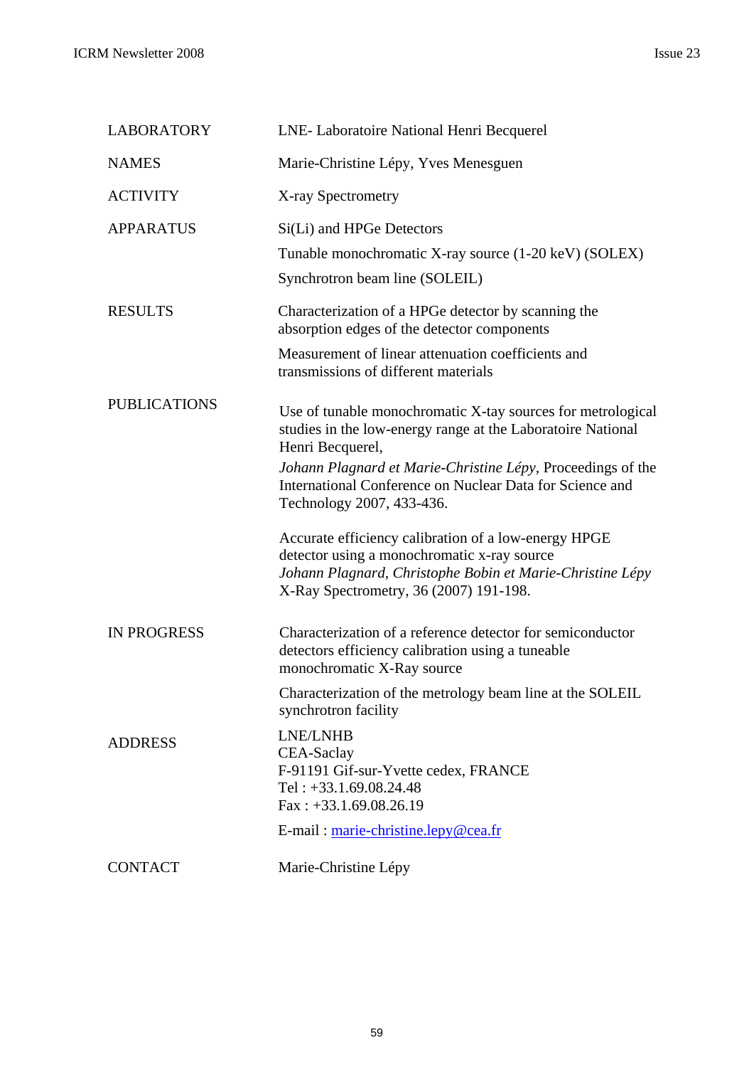| | |
|---|---|
| LABORATORY | LNE- Laboratoire National Henri Becquerel |
| NAMES | Marie-Christine Lépy, Yves Menesguen |
| ACTIVITY | X-ray Spectrometry |
| APPARATUS | Si(Li) and HPGe Detectors<br>Tunable monochromatic X-ray source (1-20 keV) (SOLEX)<br>Synchrotron beam line (SOLEIL) |
| RESULTS | Characterization of a HPGe detector by scanning the absorption edges of the detector components<br>Measurement of linear attenuation coefficients and transmissions of different materials |
| PUBLICATIONS | Use of tunable monochromatic X-tay sources for metrological studies in the low-energy range at the Laboratoire National Henri Becquerel,<br>*Johann Plagnard et Marie-Christine Lépy*, Proceedings of the International Conference on Nuclear Data for Science and Technology 2007, 433-436.<br><br>Accurate efficiency calibration of a low-energy HPGE detector using a monochromatic x-ray source<br>*Johann Plagnard, Christophe Bobin et Marie-Christine Lépy*<br>X-Ray Spectrometry, 36 (2007) 191-198. |
| IN PROGRESS | Characterization of a reference detector for semiconductor detectors efficiency calibration using a tuneable monochromatic X-Ray source<br>Characterization of the metrology beam line at the SOLEIL synchrotron facility |
| ADDRESS | LNE/LNHB<br>CEA-Saclay<br>F-91191 Gif-sur-Yvette cedex, FRANCE<br>Tel : +33.1.69.08.24.48<br>Fax : +33.1.69.08.26.19<br>E-mail : marie-christine.lepy@cea.fr |
| CONTACT | Marie-Christine Lépy |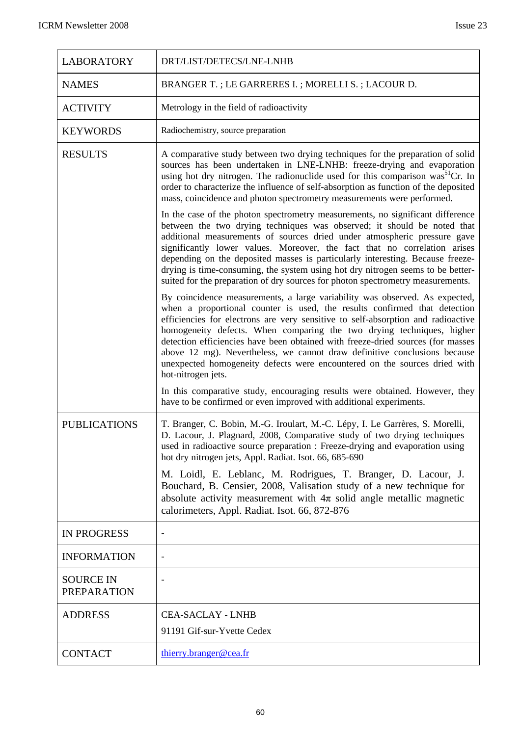| | |
|---|---|
| LABORATORY | DRT/LIST/DETECS/LNE-LNHB |
| NAMES | BRANGER T. ; LE GARRERES I. ; MORELLI S. ; LACOUR D. |
| ACTIVITY | Metrology in the field of radioactivity |
| KEYWORDS | Radiochemistry, source preparation |
| RESULTS | A comparative study between two drying techniques for the preparation of solid sources has been undertaken in LNE-LNHB: freeze-drying and evaporation using hot dry nitrogen. The radionuclide used for this comparison was $^{51}$Cr. In order to characterize the influence of self-absorption as function of the deposited mass, coincidence and photon spectrometry measurements were performed.<br><br>In the case of the photon spectrometry measurements, no significant difference between the two drying techniques was observed; it should be noted that additional measurements of sources dried under atmospheric pressure gave significantly lower values. Moreover, the fact that no correlation arises depending on the deposited masses is particularly interesting. Because freeze-drying is time-consuming, the system using hot dry nitrogen seems to be better-suited for the preparation of dry sources for photon spectrometry measurements.<br><br>By coincidence measurements, a large variability was observed. As expected, when a proportional counter is used, the results confirmed that detection efficiencies for electrons are very sensitive to self-absorption and radioactive homogeneity defects. When comparing the two drying techniques, higher detection efficiencies have been obtained with freeze-dried sources (for masses above 12 mg). Nevertheless, we cannot draw definitive conclusions because unexpected homogeneity defects were encountered on the sources dried with hot-nitrogen jets.<br><br>In this comparative study, encouraging results were obtained. However, they have to be confirmed or even improved with additional experiments. |
| PUBLICATIONS | T. Branger, C. Bobin, M.-G. Iroulart, M.-C. Lépy, I. Le Garrères, S. Morelli, D. Lacour, J. Plagnard, 2008, Comparative study of two drying techniques used in radioactive source preparation : Freeze-drying and evaporation using hot dry nitrogen jets, Appl. Radiat. Isot. 66, 685-690<br><br>M. Loidl, E. Leblanc, M. Rodrigues, T. Branger, D. Lacour, J. Bouchard, B. Censier, 2008, Valisation study of a new technique for absolute activity measurement with 4π solid angle metallic magnetic calorimeters, Appl. Radiat. Isot. 66, 872-876 |
| IN PROGRESS | - |
| INFORMATION | - |
| SOURCE IN PREPARATION | - |
| ADDRESS | CEA-SACLAY - LNHB<br>91191 Gif-sur-Yvette Cedex |
| CONTACT | thierry.branger@cea.fr |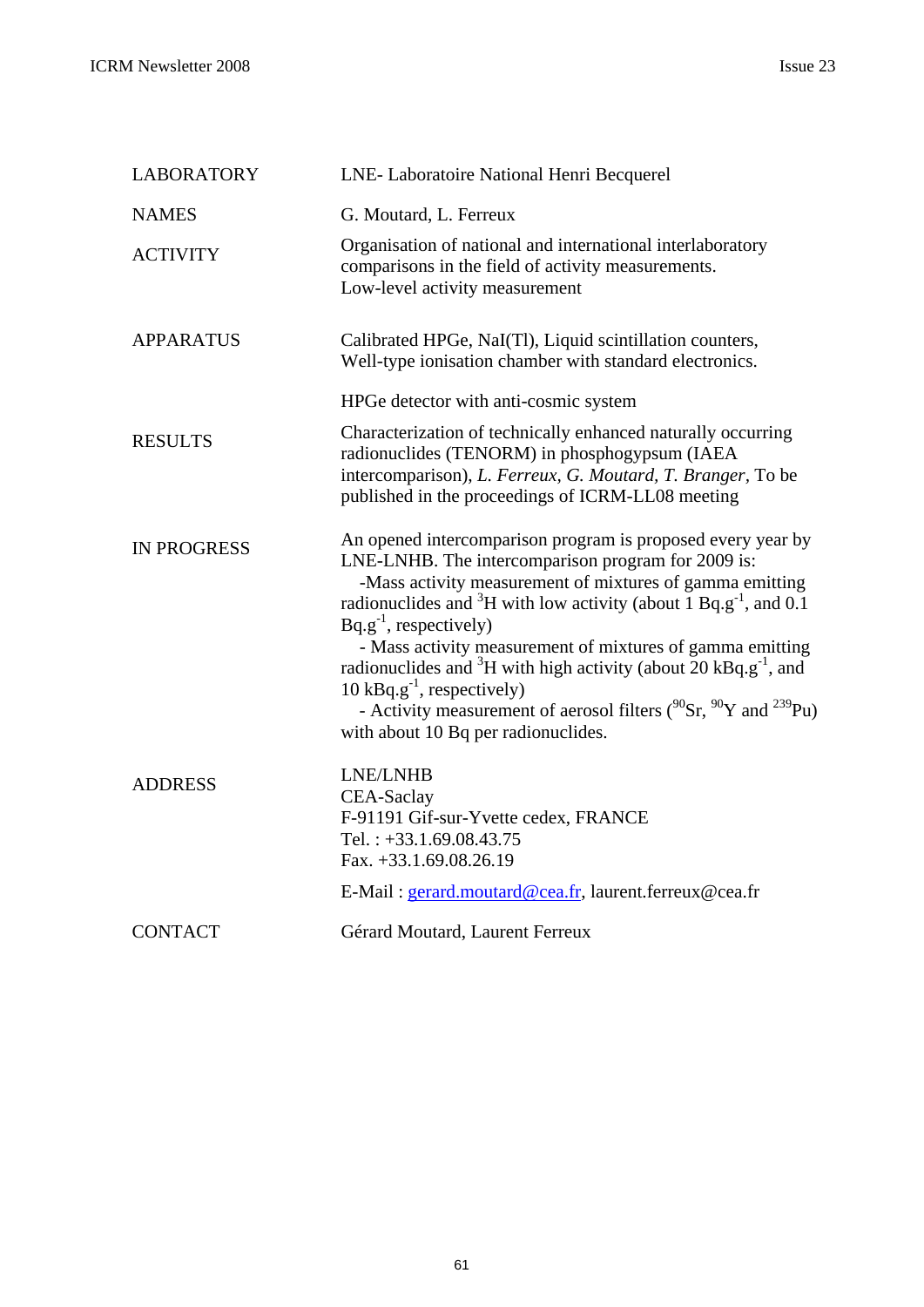| | |
|---|---|
| LABORATORY | LNE- Laboratoire National Henri Becquerel |
| NAMES | G. Moutard, L. Ferreux |
| ACTIVITY | Organisation of national and international interlaboratory comparisons in the field of activity measurements.<br>Low-level activity measurement |
| APPARATUS | Calibrated HPGe, NaI(Tl), Liquid scintillation counters, Well-type ionisation chamber with standard electronics.<br><br>HPGe detector with anti-cosmic system |
| RESULTS | Characterization of technically enhanced naturally occurring radionuclides (TENORM) in phosphogypsum (IAEA intercomparison), *L. Ferreux, G. Moutard, T. Branger*, To be published in the proceedings of ICRM-LL08 meeting |
| IN PROGRESS | An opened intercomparison program is proposed every year by LNE-LNHB. The intercomparison program for 2009 is:<br>-Mass activity measurement of mixtures of gamma emitting radionuclides and $^{3}H$ with low activity (about 1 $Bq.g^{-1}$, and 0.1 $Bq.g^{-1}$, respectively)<br>- Mass activity measurement of mixtures of gamma emitting radionuclides and $^{3}H$ with high activity (about 20 $kBq.g^{-1}$, and 10 $kBq.g^{-1}$, respectively)<br>- Activity measurement of aerosol filters ($^{90}Sr$, $^{90}Y$ and $^{239}Pu$) with about 10 Bq per radionuclides. |
| ADDRESS | LNE/LNHB<br>CEA-Saclay<br>F-91191 Gif-sur-Yvette cedex, FRANCE<br>Tel. : +33.1.69.08.43.75<br>Fax. +33.1.69.08.26.19<br><br>E-Mail : gerard.moutard@cea.fr, laurent.ferreux@cea.fr |
| CONTACT | Gérard Moutard, Laurent Ferreux |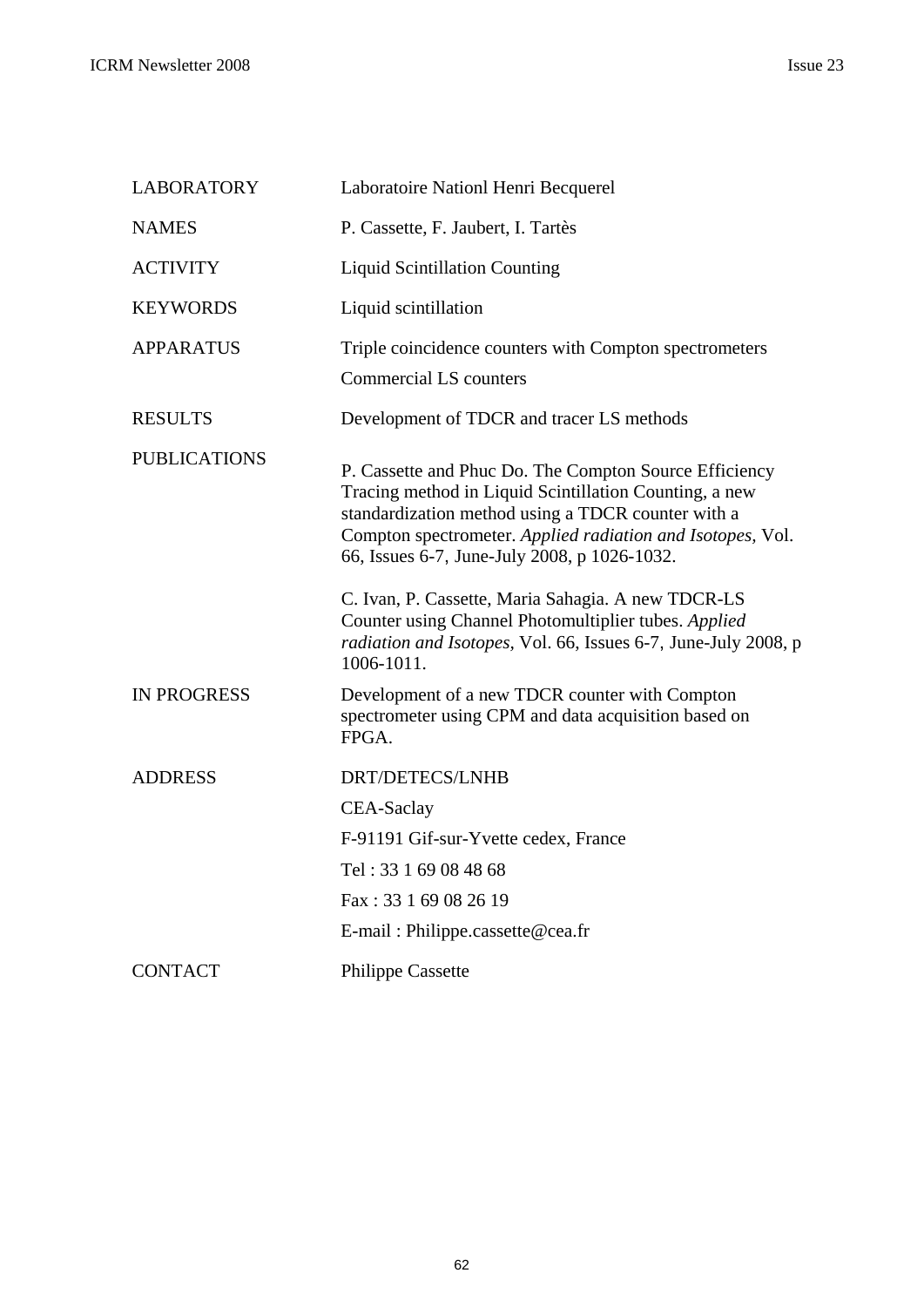| | |
|---|---|
| LABORATORY | Laboratoire Nationl Henri Becquerel |
| NAMES | P. Cassette, F. Jaubert, I. Tartès |
| ACTIVITY | Liquid Scintillation Counting |
| KEYWORDS | Liquid scintillation |
| APPARATUS | Triple coincidence counters with Compton spectrometers<br>Commercial LS counters |
| RESULTS | Development of TDCR and tracer LS methods |
| PUBLICATIONS | P. Cassette and Phuc Do. The Compton Source Efficiency Tracing method in Liquid Scintillation Counting, a new standardization method using a TDCR counter with a Compton spectrometer. *Applied radiation and Isotopes*, Vol. 66, Issues 6-7, June-July 2008, p 1026-1032.<br><br>C. Ivan, P. Cassette, Maria Sahagia. A new TDCR-LS Counter using Channel Photomultiplier tubes. *Applied radiation and Isotopes*, Vol. 66, Issues 6-7, June-July 2008, p 1006-1011. |
| IN PROGRESS | Development of a new TDCR counter with Compton spectrometer using CPM and data acquisition based on FPGA. |
| ADDRESS | DRT/DETECS/LNHB<br>CEA-Saclay<br>F-91191 Gif-sur-Yvette cedex, France<br>Tel : 33 1 69 08 48 68<br>Fax : 33 1 69 08 26 19<br>E-mail : Philippe.cassette@cea.fr |
| CONTACT | Philippe Cassette |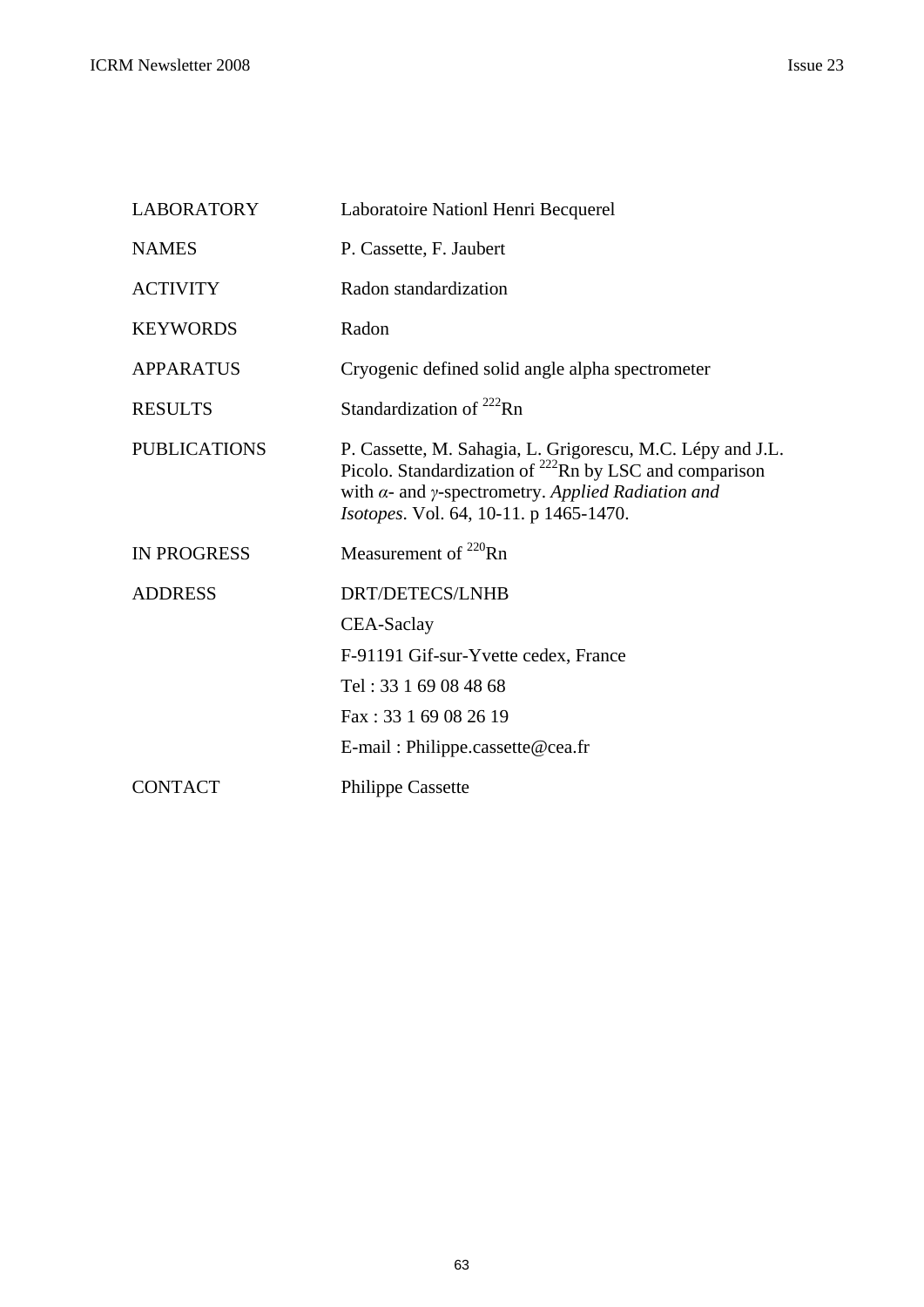| | |
|---|---|
| LABORATORY | Laboratoire Nationl Henri Becquerel |
| NAMES | P. Cassette, F. Jaubert |
| ACTIVITY | Radon standardization |
| KEYWORDS | Radon |
| APPARATUS | Cryogenic defined solid angle alpha spectrometer |
| RESULTS | Standardization of $^{222}$Rn |
| PUBLICATIONS | P. Cassette, M. Sahagia, L. Grigorescu, M.C. Lépy and J.L. Picolo. Standardization of $^{222}$Rn by LSC and comparison with $\alpha$- and $\gamma$-spectrometry. *Applied Radiation and Isotopes*. Vol. 64, 10-11. p 1465-1470. |
| IN PROGRESS | Measurement of $^{220}$Rn |
| ADDRESS | DRT/DETECS/LNHB<br>CEA-Saclay<br>F-91191 Gif-sur-Yvette cedex, France<br>Tel : 33 1 69 08 48 68<br>Fax : 33 1 69 08 26 19<br>E-mail : Philippe.cassette@cea.fr |
| CONTACT | Philippe Cassette |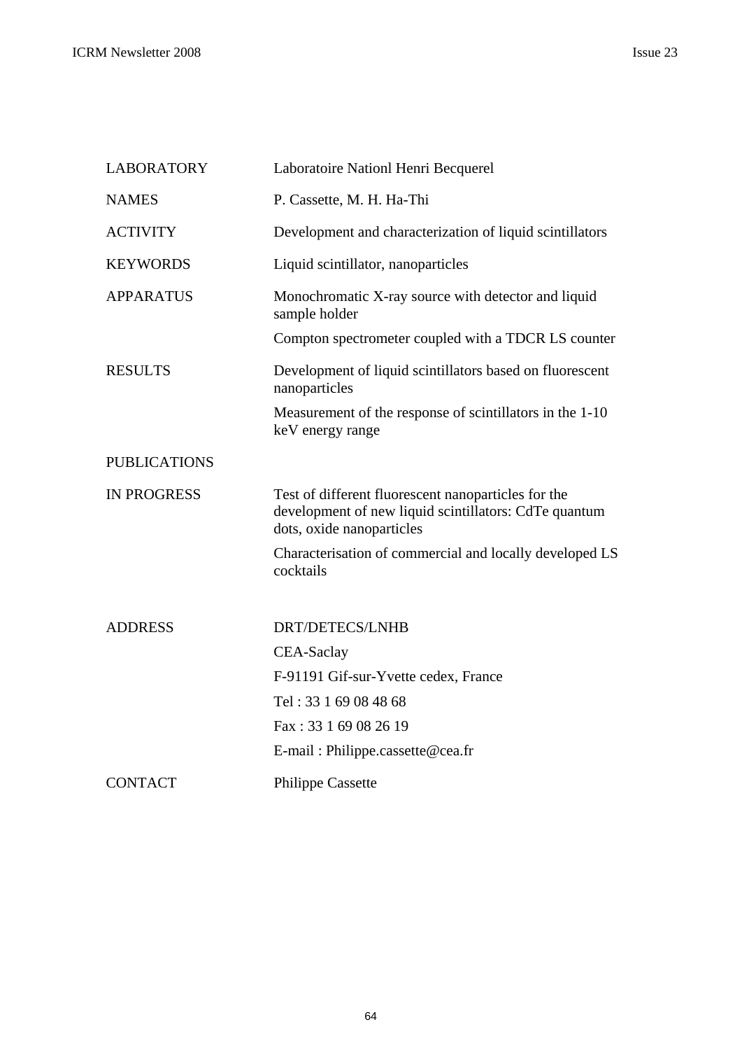| | |
|---|---|
| LABORATORY | Laboratoire Nationl Henri Becquerel |
| NAMES | P. Cassette, M. H. Ha-Thi |
| ACTIVITY | Development and characterization of liquid scintillators |
| KEYWORDS | Liquid scintillator, nanoparticles |
| APPARATUS | Monochromatic X-ray source with detector and liquid sample holder<br>Compton spectrometer coupled with a TDCR LS counter |
| RESULTS | Development of liquid scintillators based on fluorescent nanoparticles<br>Measurement of the response of scintillators in the 1-10 keV energy range |
| PUBLICATIONS | |
| IN PROGRESS | Test of different fluorescent nanoparticles for the development of new liquid scintillators: CdTe quantum dots, oxide nanoparticles<br>Characterisation of commercial and locally developed LS cocktails |
| ADDRESS | DRT/DETECS/LNHB<br>CEA-Saclay<br>F-91191 Gif-sur-Yvette cedex, France<br>Tel : 33 1 69 08 48 68<br>Fax : 33 1 69 08 26 19<br>E-mail : Philippe.cassette@cea.fr |
| CONTACT | Philippe Cassette |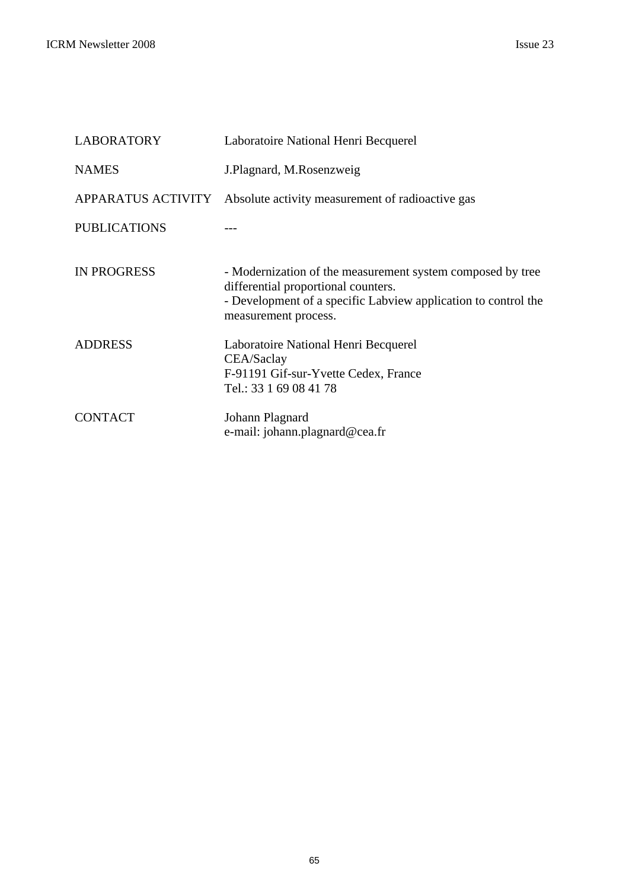| | |
|---|---|
| LABORATORY | Laboratoire National Henri Becquerel |
| NAMES | J.Plagnard, M.Rosenzweig |
| APPARATUS ACTIVITY | Absolute activity measurement of radioactive gas |
| PUBLICATIONS | --- |
| IN PROGRESS | - Modernization of the measurement system composed by tree differential proportional counters.<br>- Development of a specific Labview application to control the measurement process. |
| ADDRESS | Laboratoire National Henri Becquerel<br>CEA/Saclay<br>F-91191 Gif-sur-Yvette Cedex, France<br>Tel.: 33 1 69 08 41 78 |
| CONTACT | Johann Plagnard<br>e-mail: johann.plagnard@cea.fr |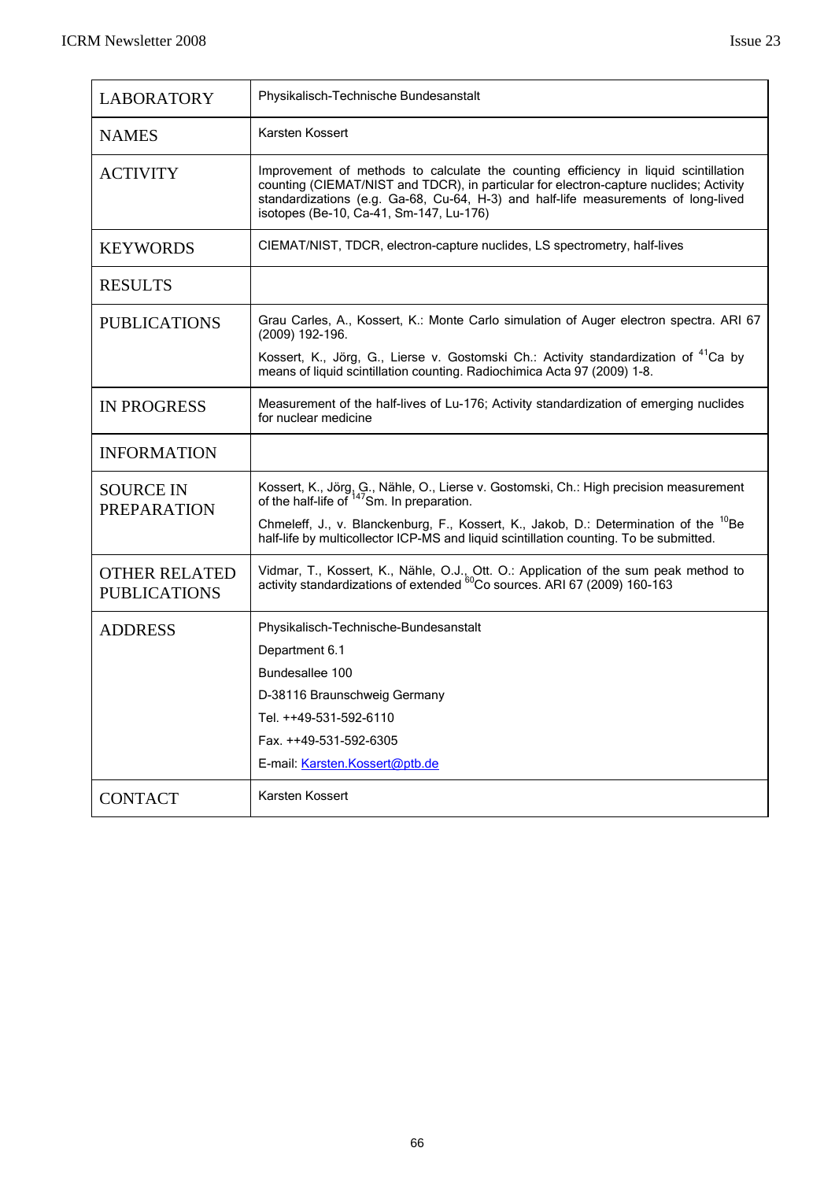| | |
|---|---|
| LABORATORY | Physikalisch-Technische Bundesanstalt |
| NAMES | Karsten Kossert |
| ACTIVITY | Improvement of methods to calculate the counting efficiency in liquid scintillation counting (CIEMAT/NIST and TDCR), in particular for electron-capture nuclides; Activity standardizations (e.g. Ga-68, Cu-64, H-3) and half-life measurements of long-lived isotopes (Be-10, Ca-41, Sm-147, Lu-176) |
| KEYWORDS | CIEMAT/NIST, TDCR, electron-capture nuclides, LS spectrometry, half-lives |
| RESULTS | |
| PUBLICATIONS | Grau Carles, A., Kossert, K.: Monte Carlo simulation of Auger electron spectra. ARI 67 (2009) 192-196.<br><br>Kossert, K., Jörg, G., Lierse v. Gostomski Ch.: Activity standardization of $^{41}$Ca by means of liquid scintillation counting. Radiochimica Acta 97 (2009) 1-8. |
| IN PROGRESS | Measurement of the half-lives of Lu-176; Activity standardization of emerging nuclides for nuclear medicine |
| INFORMATION | |
| SOURCE IN PREPARATION | Kossert, K., Jörg, G., Nähle, O., Lierse v. Gostomski, Ch.: High precision measurement of the half-life of $^{147}$Sm. In preparation.<br><br>Chmeleff, J., v. Blanckenburg, F., Kossert, K., Jakob, D.: Determination of the $^{10}$Be half-life by multicollector ICP-MS and liquid scintillation counting. To be submitted. |
| OTHER RELATED PUBLICATIONS | Vidmar, T., Kossert, K., Nähle, O.J., Ott. O.: Application of the sum peak method to activity standardizations of extended $^{60}$Co sources. ARI 67 (2009) 160-163 |
| ADDRESS | Physikalisch-Technische-Bundesanstalt<br>Department 6.1<br>Bundesallee 100<br>D-38116 Braunschweig Germany<br>Tel. ++49-531-592-6110<br>Fax. ++49-531-592-6305<br>E-mail: Karsten.Kossert@ptb.de |
| CONTACT | Karsten Kossert |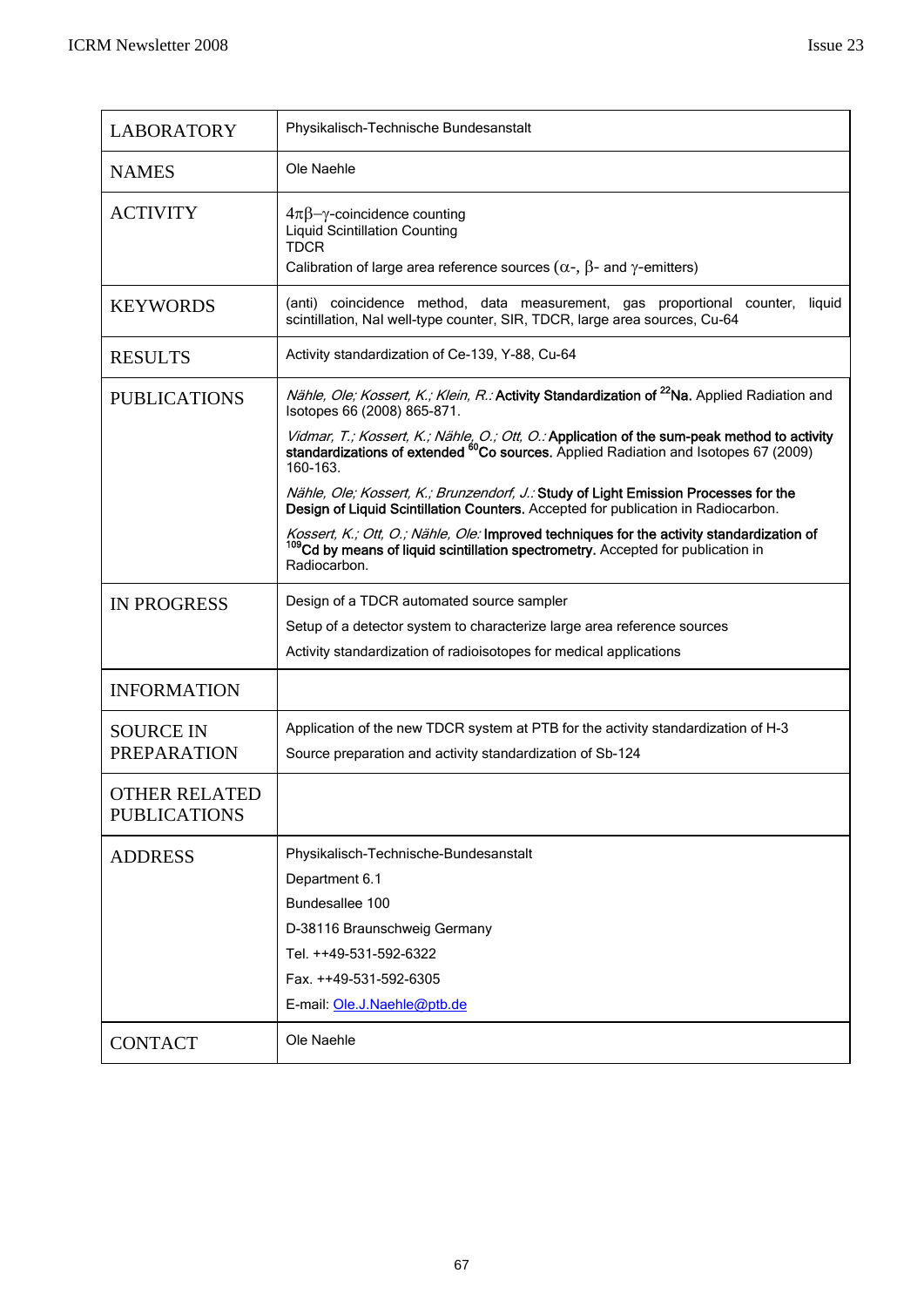| | |
|---|---|
| LABORATORY | Physikalisch-Technische Bundesanstalt |
| NAMES | Ole Naehle |
| ACTIVITY | $4\pi\beta-\gamma$-coincidence counting<br>Liquid Scintillation Counting<br>TDCR<br>Calibration of large area reference sources ($\alpha$-, $\beta$- and $\gamma$-emitters) |
| KEYWORDS | (anti) coincidence method, data measurement, gas proportional counter, liquid scintillation, NaI well-type counter, SIR, TDCR, large area sources, Cu-64 |
| RESULTS | Activity standardization of Ce-139, Y-88, Cu-64 |
| PUBLICATIONS | *Nähle, Ole; Kossert, K.; Klein, R.:* **Activity Standardization of $^{22}$Na.** Applied Radiation and Isotopes 66 (2008) 865-871.<br>*Vidmar, T.; Kossert, K.; Nähle, O.; Ott, O.:* **Application of the sum-peak method to activity standardizations of extended $^{60}$Co sources.** Applied Radiation and Isotopes 67 (2009) 160-163.<br>*Nähle, Ole; Kossert, K.; Brunzendorf, J.:* **Study of Light Emission Processes for the Design of Liquid Scintillation Counters.** Accepted for publication in Radiocarbon.<br>*Kossert, K.; Ott, O.; Nähle, Ole:* **Improved techniques for the activity standardization of $^{109}$Cd by means of liquid scintillation spectrometry.** Accepted for publication in Radiocarbon. |
| IN PROGRESS | Design of a TDCR automated source sampler<br>Setup of a detector system to characterize large area reference sources<br>Activity standardization of radioisotopes for medical applications |
| INFORMATION | |
| SOURCE IN PREPARATION | Application of the new TDCR system at PTB for the activity standardization of H-3<br>Source preparation and activity standardization of Sb-124 |
| OTHER RELATED PUBLICATIONS | |
| ADDRESS | Physikalisch-Technische-Bundesanstalt<br>Department 6.1<br>Bundesallee 100<br>D-38116 Braunschweig Germany<br>Tel. ++49-531-592-6322<br>Fax. ++49-531-592-6305<br>E-mail: Ole.J.Naehle@ptb.de |
| CONTACT | Ole Naehle |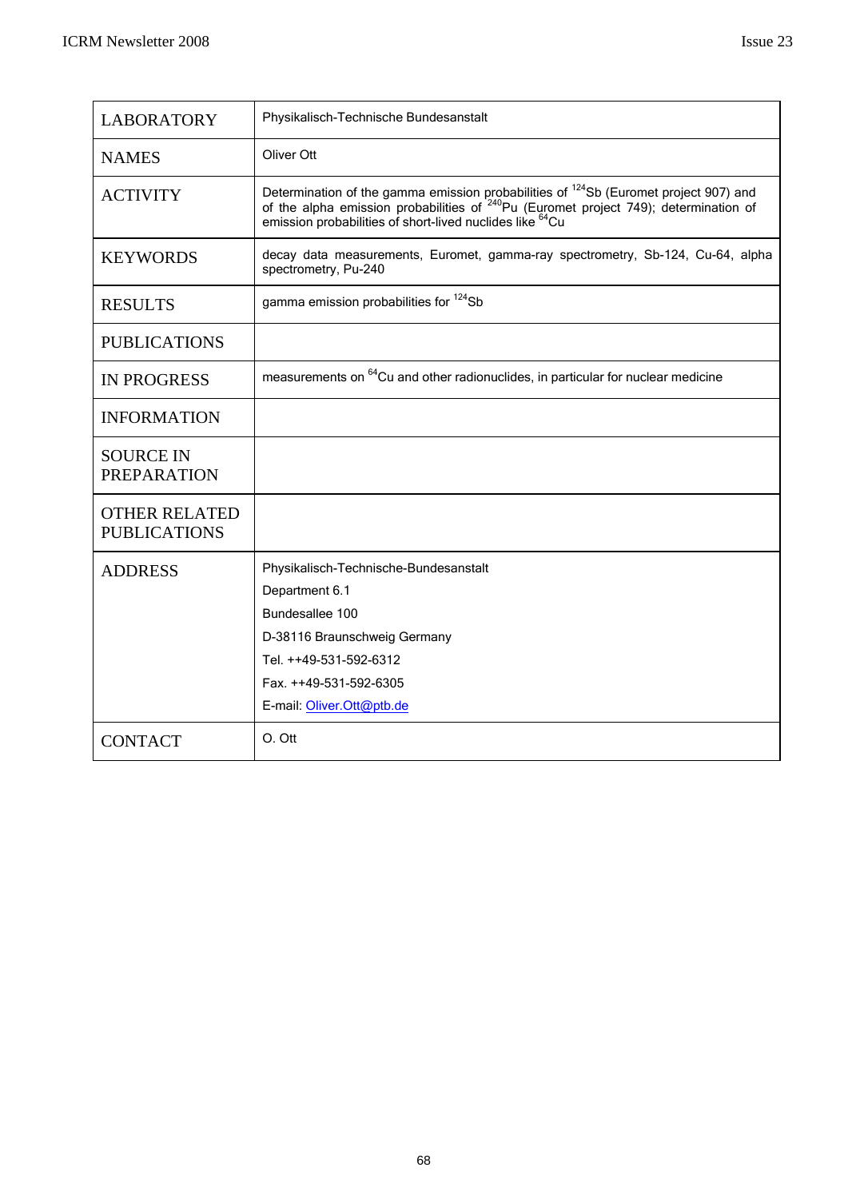| LABORATORY | Physikalisch-Technische Bundesanstalt |
|---|---|
| NAMES | Oliver Ott |
| ACTIVITY | Determination of the gamma emission probabilities of $^{124}$Sb (Euromet project 907) and of the alpha emission probabilities of $^{240}$Pu (Euromet project 749); determination of emission probabilities of short-lived nuclides like $^{64}$Cu |
| KEYWORDS | decay data measurements, Euromet, gamma-ray spectrometry, Sb-124, Cu-64, alpha spectrometry, Pu-240 |
| RESULTS | gamma emission probabilities for $^{124}$Sb |
| PUBLICATIONS | |
| IN PROGRESS | measurements on $^{64}$Cu and other radionuclides, in particular for nuclear medicine |
| INFORMATION | |
| SOURCE IN PREPARATION | |
| OTHER RELATED PUBLICATIONS | |
| ADDRESS | Physikalisch-Technische-Bundesanstalt<br>Department 6.1<br>Bundesallee 100<br>D-38116 Braunschweig Germany<br>Tel. ++49-531-592-6312<br>Fax. ++49-531-592-6305<br>E-mail: Oliver.Ott@ptb.de |
| CONTACT | O. Ott |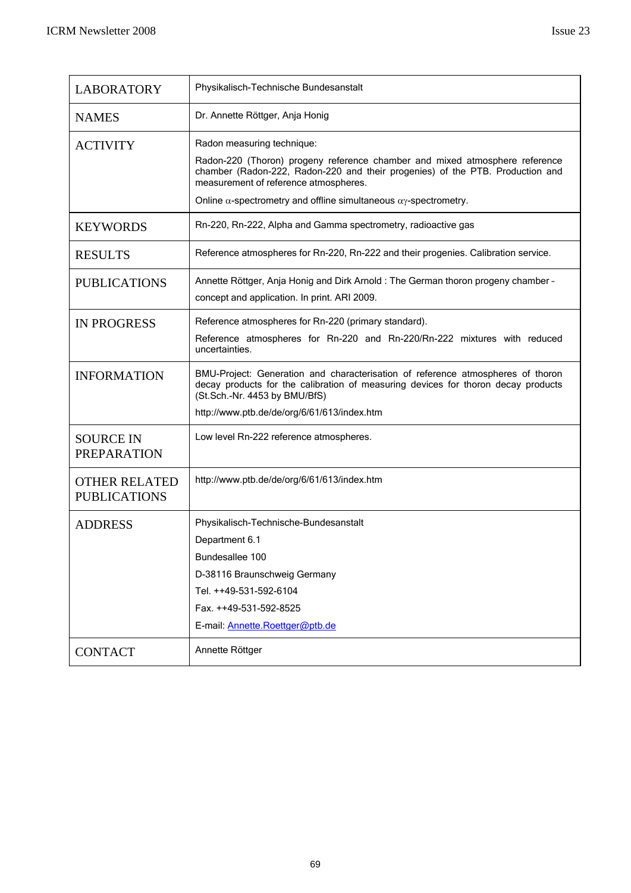| | |
|---|---|
| LABORATORY | Physikalisch-Technische Bundesanstalt |
| NAMES | Dr. Annette Röttger, Anja Honig |
| ACTIVITY | Radon measuring technique:<br>Radon-220 (Thoron) progeny reference chamber and mixed atmosphere reference chamber (Radon-222, Radon-220 and their progenies) of the PTB. Production and measurement of reference atmospheres.<br>Online $\alpha$-spectrometry and offline simultaneous $\alpha\gamma$-spectrometry. |
| KEYWORDS | Rn-220, Rn-222, Alpha and Gamma spectrometry, radioactive gas |
| RESULTS | Reference atmospheres for Rn-220, Rn-222 and their progenies. Calibration service. |
| PUBLICATIONS | Annette Röttger, Anja Honig and Dirk Arnold : The German thoron progeny chamber – concept and application. In print. ARI 2009. |
| IN PROGRESS | Reference atmospheres for Rn-220 (primary standard).<br>Reference atmospheres for Rn-220 and Rn-220/Rn-222 mixtures with reduced uncertainties. |
| INFORMATION | BMU-Project: Generation and characterisation of reference atmospheres of thoron decay products for the calibration of measuring devices for thoron decay products (St.Sch.-Nr. 4453 by BMU/BfS)<br>http://www.ptb.de/de/org/6/61/613/index.htm |
| SOURCE IN PREPARATION | Low level Rn-222 reference atmospheres. |
| OTHER RELATED PUBLICATIONS | http://www.ptb.de/de/org/6/61/613/index.htm |
| ADDRESS | Physikalisch-Technische-Bundesanstalt<br>Department 6.1<br>Bundesallee 100<br>D-38116 Braunschweig Germany<br>Tel. ++49-531-592-6104<br>Fax. ++49-531-592-8525<br>E-mail: Annette.Roettger@ptb.de |
| CONTACT | Annette Röttger |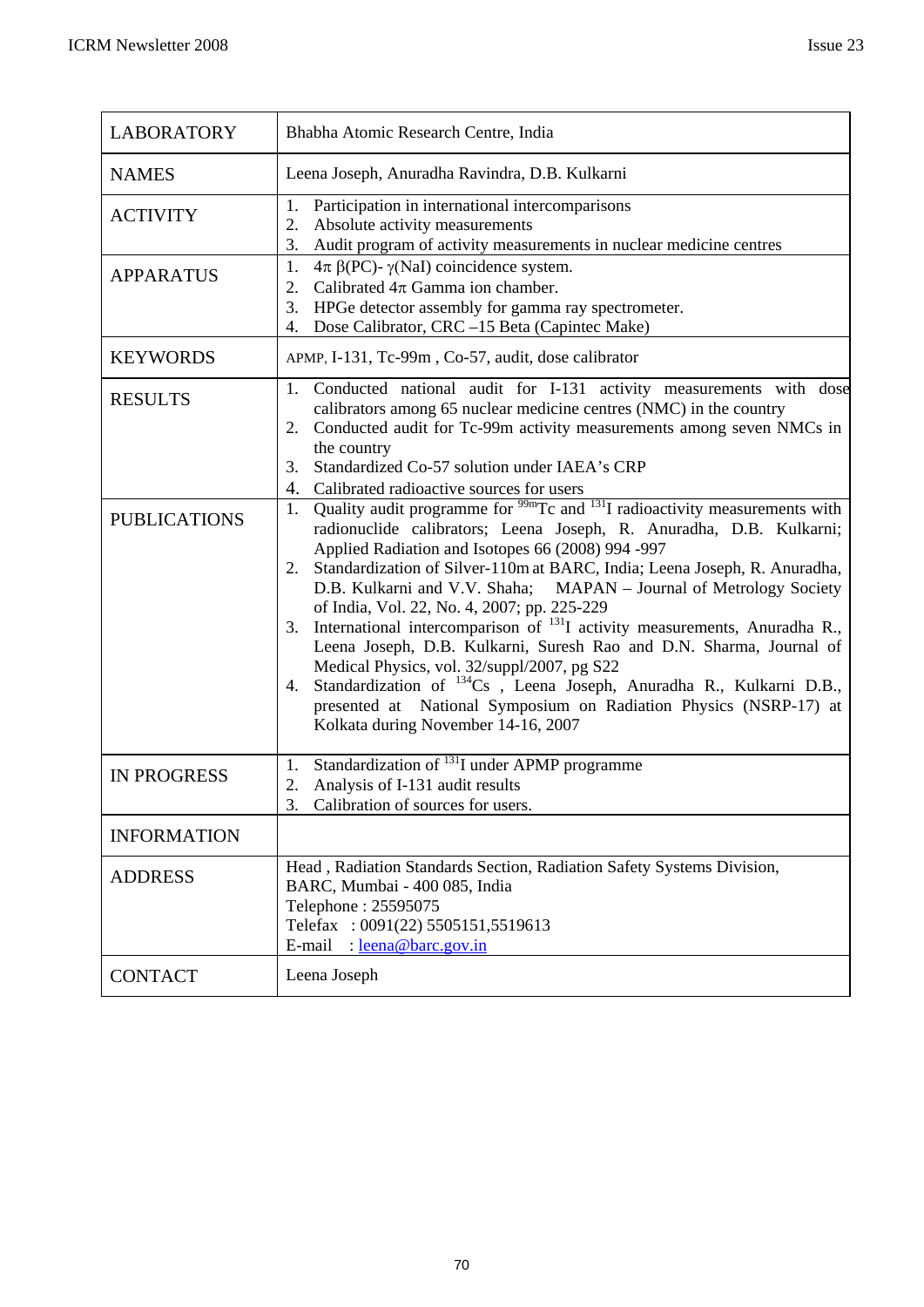| | |
|---|---|
| LABORATORY | Bhabha Atomic Research Centre, India |
| NAMES | Leena Joseph, Anuradha Ravindra, D.B. Kulkarni |
| ACTIVITY | 1. Participation in international intercomparisons<br>2. Absolute activity measurements<br>3. Audit program of activity measurements in nuclear medicine centres |
| APPARATUS | 1. $4\pi$ $\beta$(PC)- $\gamma$(NaI) coincidence system.<br>2. Calibrated $4\pi$ Gamma ion chamber.<br>3. HPGe detector assembly for gamma ray spectrometer.<br>4. Dose Calibrator, CRC –15 Beta (Capintec Make) |
| KEYWORDS | APMP, I-131, Tc-99m , Co-57, audit, dose calibrator |
| RESULTS | 1. Conducted national audit for I-131 activity measurements with dose calibrators among 65 nuclear medicine centres (NMC) in the country<br>2. Conducted audit for Tc-99m activity measurements among seven NMCs in the country<br>3. Standardized Co-57 solution under IAEA's CRP<br>4. Calibrated radioactive sources for users |
| PUBLICATIONS | 1. Quality audit programme for $^{99m}$Tc and $^{131}$I radioactivity measurements with radionuclide calibrators; Leena Joseph, R. Anuradha, D.B. Kulkarni; Applied Radiation and Isotopes 66 (2008) 994 -997<br>2. Standardization of Silver-110m at BARC, India; Leena Joseph, R. Anuradha, D.B. Kulkarni and V.V. Shaha; MAPAN – Journal of Metrology Society of India, Vol. 22, No. 4, 2007; pp. 225-229<br>3. International intercomparison of $^{131}$I activity measurements, Anuradha R., Leena Joseph, D.B. Kulkarni, Suresh Rao and D.N. Sharma, Journal of Medical Physics, vol. 32/suppl/2007, pg S22<br>4. Standardization of $^{134}$Cs , Leena Joseph, Anuradha R., Kulkarni D.B., presented at National Symposium on Radiation Physics (NSRP-17) at Kolkata during November 14-16, 2007 |
| IN PROGRESS | 1. Standardization of $^{131}$I under APMP programme<br>2. Analysis of I-131 audit results<br>3. Calibration of sources for users. |
| INFORMATION | |
| ADDRESS | Head , Radiation Standards Section, Radiation Safety Systems Division,<br>BARC, Mumbai - 400 085, India<br>Telephone : 25595075<br>Telefax : 0091(22) 5505151,5519613<br>E-mail : leena@barc.gov.in |
| CONTACT | Leena Joseph |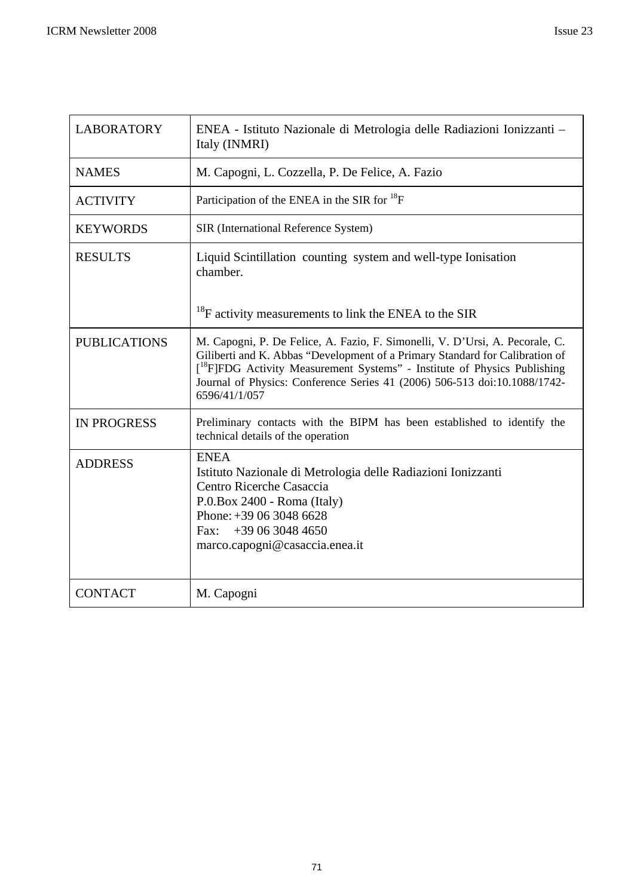| | |
|---|---|
| LABORATORY | ENEA - Istituto Nazionale di Metrologia delle Radiazioni Ionizzanti – Italy (INMRI) |
| NAMES | M. Capogni, L. Cozzella, P. De Felice, A. Fazio |
| ACTIVITY | Participation of the ENEA in the SIR for $^{18}F$ |
| KEYWORDS | SIR (International Reference System) |
| RESULTS | Liquid Scintillation counting system and well-type Ionisation chamber.<br><br>$^{18}F$ activity measurements to link the ENEA to the SIR |
| PUBLICATIONS | M. Capogni, P. De Felice, A. Fazio, F. Simonelli, V. D'Ursi, A. Pecorale, C. Giliberti and K. Abbas "Development of a Primary Standard for Calibration of [$^{18}F$]FDG Activity Measurement Systems" - Institute of Physics Publishing Journal of Physics: Conference Series 41 (2006) 506-513 doi:10.1088/1742-6596/41/1/057 |
| IN PROGRESS | Preliminary contacts with the BIPM has been established to identify the technical details of the operation |
| ADDRESS | ENEA<br>Istituto Nazionale di Metrologia delle Radiazioni Ionizzanti<br>Centro Ricerche Casaccia<br>P.0.Box 2400 - Roma (Italy)<br>Phone: +39 06 3048 6628<br>Fax: +39 06 3048 4650<br>marco.capogni@casaccia.enea.it |
| CONTACT | M. Capogni |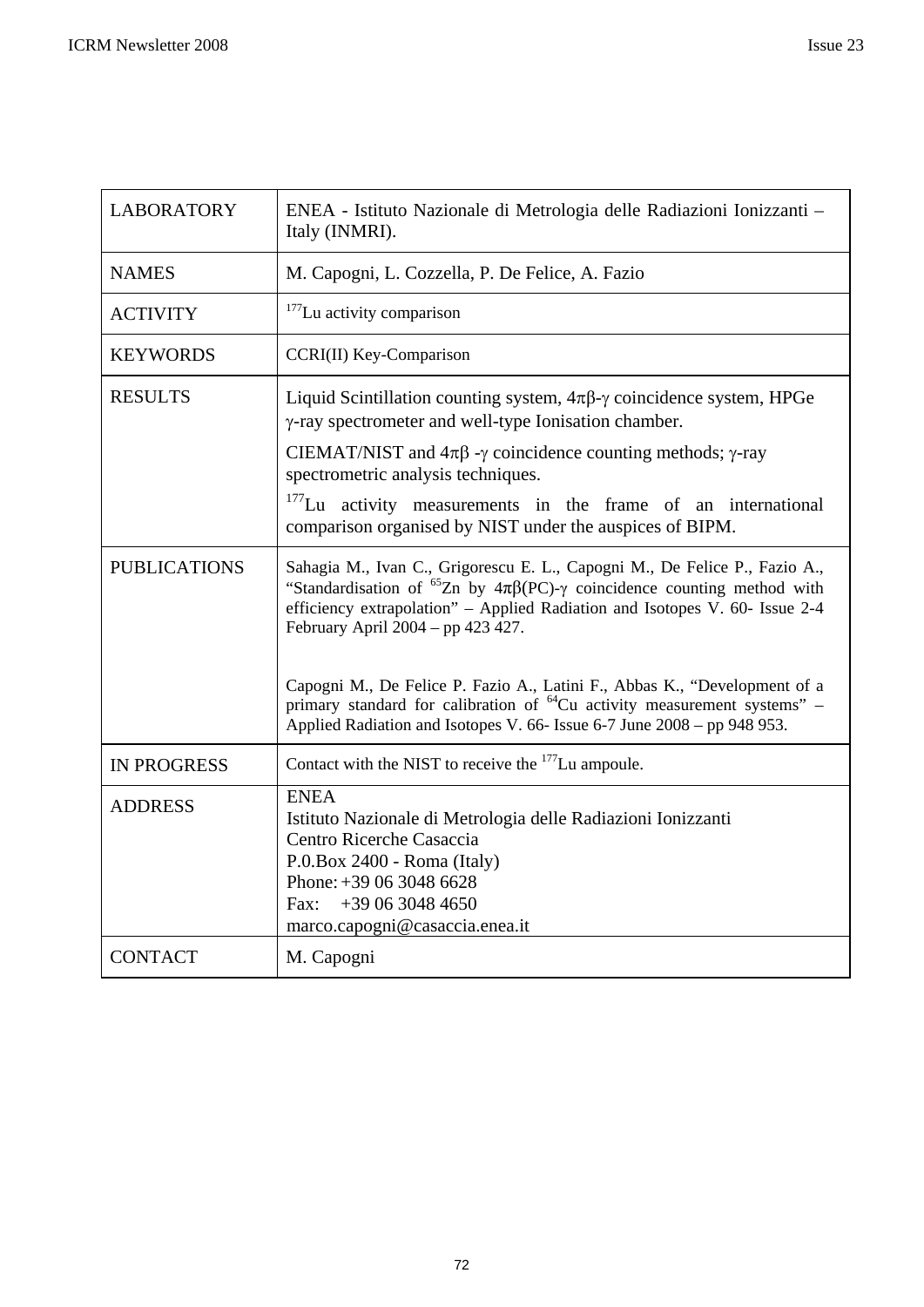| | |
|---|---|
| LABORATORY | ENEA - Istituto Nazionale di Metrologia delle Radiazioni Ionizzanti – Italy (INMRI). |
| NAMES | M. Capogni, L. Cozzella, P. De Felice, A. Fazio |
| ACTIVITY | $^{177}$Lu activity comparison |
| KEYWORDS | CCRI(II) Key-Comparison |
| RESULTS | Liquid Scintillation counting system, $4\pi\beta$-$\gamma$ coincidence system, HPGe $\gamma$-ray spectrometer and well-type Ionisation chamber.<br>CIEMAT/NIST and $4\pi\beta$ -$\gamma$ coincidence counting methods; $\gamma$-ray spectrometric analysis techniques.<br>$^{177}$Lu activity measurements in the frame of an international comparison organised by NIST under the auspices of BIPM. |
| PUBLICATIONS | Sahagia M., Ivan C., Grigorescu E. L., Capogni M., De Felice P., Fazio A., "Standardisation of $^{65}$Zn by $4\pi\beta$(PC)-$\gamma$ coincidence counting method with efficiency extrapolation" – Applied Radiation and Isotopes V. 60- Issue 2-4 February April 2004 – pp 423 427.<br><br>Capogni M., De Felice P. Fazio A., Latini F., Abbas K., "Development of a primary standard for calibration of $^{64}$Cu activity measurement systems" – Applied Radiation and Isotopes V. 66- Issue 6-7 June 2008 – pp 948 953. |
| IN PROGRESS | Contact with the NIST to receive the $^{177}$Lu ampoule. |
| ADDRESS | ENEA<br>Istituto Nazionale di Metrologia delle Radiazioni Ionizzanti<br>Centro Ricerche Casaccia<br>P.0.Box 2400 - Roma (Italy)<br>Phone: +39 06 3048 6628<br>Fax: +39 06 3048 4650<br>marco.capogni@casaccia.enea.it |
| CONTACT | M. Capogni |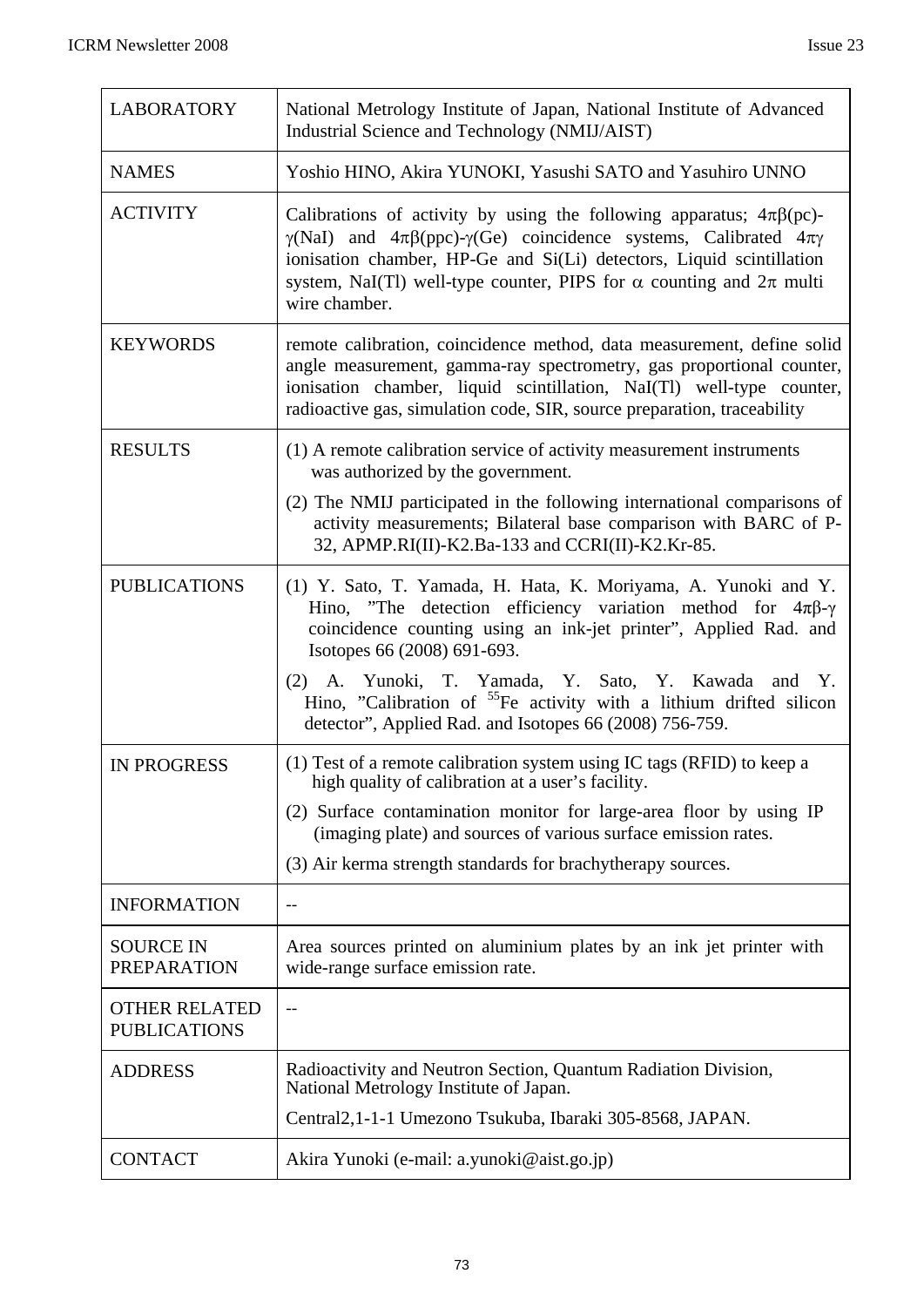| | |
|---|---|
| LABORATORY | National Metrology Institute of Japan, National Institute of Advanced Industrial Science and Technology (NMIJ/AIST) |
| NAMES | Yoshio HINO, Akira YUNOKI, Yasushi SATO and Yasuhiro UNNO |
| ACTIVITY | Calibrations of activity by using the following apparatus; $4\pi\beta$(pc)-$\gamma$(NaI) and $4\pi\beta$(ppc)-$\gamma$(Ge) coincidence systems, Calibrated $4\pi\gamma$ ionisation chamber, HP-Ge and Si(Li) detectors, Liquid scintillation system, NaI(Tl) well-type counter, PIPS for $\alpha$ counting and $2\pi$ multi wire chamber. |
| KEYWORDS | remote calibration, coincidence method, data measurement, define solid angle measurement, gamma-ray spectrometry, gas proportional counter, ionisation chamber, liquid scintillation, NaI(Tl) well-type counter, radioactive gas, simulation code, SIR, source preparation, traceability |
| RESULTS | (1) A remote calibration service of activity measurement instruments was authorized by the government.<br>(2) The NMIJ participated in the following international comparisons of activity measurements; Bilateral base comparison with BARC of P-32, APMP.RI(II)-K2.Ba-133 and CCRI(II)-K2.Kr-85. |
| PUBLICATIONS | (1) Y. Sato, T. Yamada, H. Hata, K. Moriyama, A. Yunoki and Y. Hino, "The detection efficiency variation method for $4\pi\beta$-$\gamma$ coincidence counting using an ink-jet printer", Applied Rad. and Isotopes 66 (2008) 691-693.<br>(2) A. Yunoki, T. Yamada, Y. Sato, Y. Kawada and Y. Hino, "Calibration of $^{55}$Fe activity with a lithium drifted silicon detector", Applied Rad. and Isotopes 66 (2008) 756-759. |
| IN PROGRESS | (1) Test of a remote calibration system using IC tags (RFID) to keep a high quality of calibration at a user's facility.<br>(2) Surface contamination monitor for large-area floor by using IP (imaging plate) and sources of various surface emission rates.<br>(3) Air kerma strength standards for brachytherapy sources. |
| INFORMATION | -- |
| SOURCE IN PREPARATION | Area sources printed on aluminium plates by an ink jet printer with wide-range surface emission rate. |
| OTHER RELATED PUBLICATIONS | -- |
| ADDRESS | Radioactivity and Neutron Section, Quantum Radiation Division, National Metrology Institute of Japan.<br>Central2,1-1-1 Umezono Tsukuba, Ibaraki 305-8568, JAPAN. |
| CONTACT | Akira Yunoki (e-mail: a.yunoki@aist.go.jp) |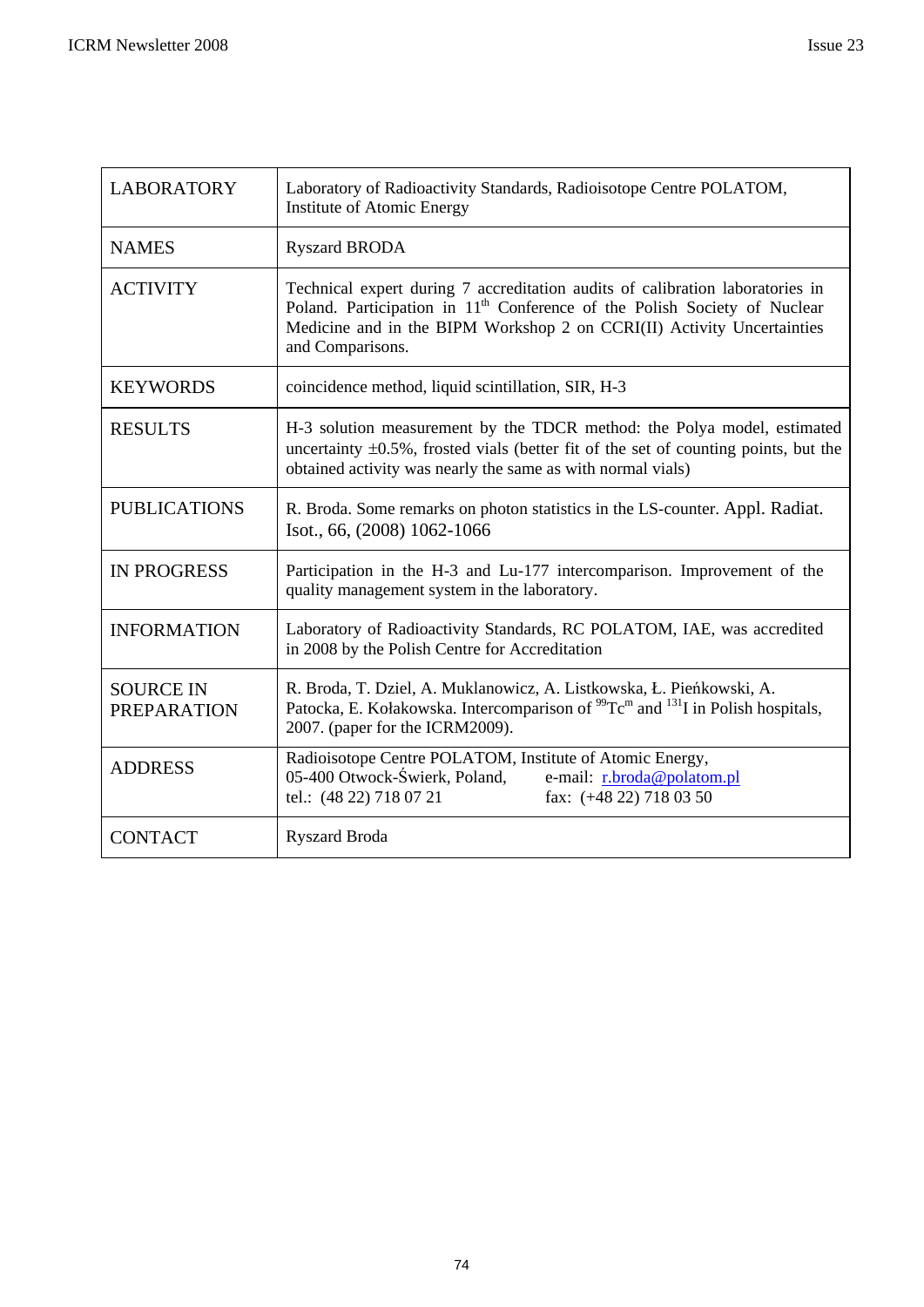| | |
|---|---|
| LABORATORY | Laboratory of Radioactivity Standards, Radioisotope Centre POLATOM, Institute of Atomic Energy |
| NAMES | Ryszard BRODA |
| ACTIVITY | Technical expert during 7 accreditation audits of calibration laboratories in Poland. Participation in 11th Conference of the Polish Society of Nuclear Medicine and in the BIPM Workshop 2 on CCRI(II) Activity Uncertainties and Comparisons. |
| KEYWORDS | coincidence method, liquid scintillation, SIR, H-3 |
| RESULTS | H-3 solution measurement by the TDCR method: the Polya model, estimated uncertainty ±0.5%, frosted vials (better fit of the set of counting points, but the obtained activity was nearly the same as with normal vials) |
| PUBLICATIONS | R. Broda. Some remarks on photon statistics in the LS-counter. Appl. Radiat. Isot., 66, (2008) 1062-1066 |
| IN PROGRESS | Participation in the H-3 and Lu-177 intercomparison. Improvement of the quality management system in the laboratory. |
| INFORMATION | Laboratory of Radioactivity Standards, RC POLATOM, IAE, was accredited in 2008 by the Polish Centre for Accreditation |
| SOURCE IN PREPARATION | R. Broda, T. Dziel, A. Muklanowicz, A. Listkowska, Ł. Pieńkowski, A. Patocka, E. Kołakowska. Intercomparison of $^{99}Tc^{m}$ and $^{131}I$ in Polish hospitals, 2007. (paper for the ICRM2009). |
| ADDRESS | Radioisotope Centre POLATOM, Institute of Atomic Energy, 05-400 Otwock-Świerk, Poland, e-mail: r.broda@polatom.pl tel.: (48 22) 718 07 21 fax: (+48 22) 718 03 50 |
| CONTACT | Ryszard Broda |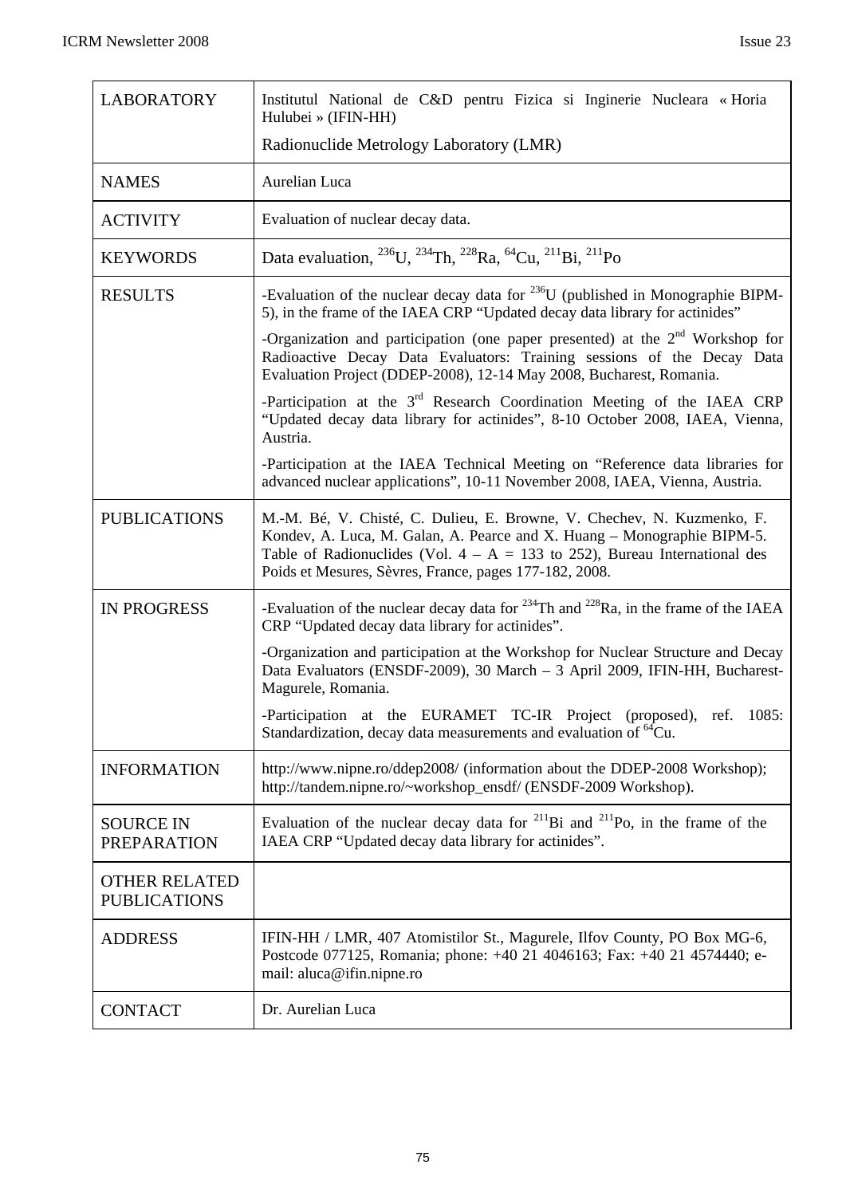| | |
|---|---|
| LABORATORY | Institutul National de C&D pentru Fizica si Inginerie Nucleara « Horia Hulubei » (IFIN-HH)<br>Radionuclide Metrology Laboratory (LMR) |
| NAMES | Aurelian Luca |
| ACTIVITY | Evaluation of nuclear decay data. |
| KEYWORDS | Data evaluation, $^{236}U$, $^{234}Th$, $^{228}Ra$, $^{64}Cu$, $^{211}Bi$, $^{211}Po$ |
| RESULTS | -Evaluation of the nuclear decay data for $^{236}U$ (published in Monographie BIPM-5), in the frame of the IAEA CRP "Updated decay data library for actinides"<br>-Organization and participation (one paper presented) at the 2nd Workshop for Radioactive Decay Data Evaluators: Training sessions of the Decay Data Evaluation Project (DDEP-2008), 12-14 May 2008, Bucharest, Romania.<br>-Participation at the 3rd Research Coordination Meeting of the IAEA CRP "Updated decay data library for actinides", 8-10 October 2008, IAEA, Vienna, Austria.<br>-Participation at the IAEA Technical Meeting on "Reference data libraries for advanced nuclear applications", 10-11 November 2008, IAEA, Vienna, Austria. |
| PUBLICATIONS | M.-M. Bé, V. Chisté, C. Dulieu, E. Browne, V. Chechev, N. Kuzmenko, F. Kondev, A. Luca, M. Galan, A. Pearce and X. Huang – Monographie BIPM-5. Table of Radionuclides (Vol. 4 – A = 133 to 252), Bureau International des Poids et Mesures, Sèvres, France, pages 177-182, 2008. |
| IN PROGRESS | -Evaluation of the nuclear decay data for $^{234}Th$ and $^{228}Ra$, in the frame of the IAEA CRP "Updated decay data library for actinides".<br>-Organization and participation at the Workshop for Nuclear Structure and Decay Data Evaluators (ENSDF-2009), 30 March – 3 April 2009, IFIN-HH, Bucharest-Magurele, Romania.<br>-Participation at the EURAMET TC-IR Project (proposed), ref. 1085: Standardization, decay data measurements and evaluation of $^{64}Cu$. |
| INFORMATION | http://www.nipne.ro/ddep2008/ (information about the DDEP-2008 Workshop); http://tandem.nipne.ro/~workshop_ensdf/ (ENSDF-2009 Workshop). |
| SOURCE IN PREPARATION | Evaluation of the nuclear decay data for $^{211}Bi$ and $^{211}Po$, in the frame of the IAEA CRP "Updated decay data library for actinides". |
| OTHER RELATED PUBLICATIONS | |
| ADDRESS | IFIN-HH / LMR, 407 Atomistilor St., Magurele, Ilfov County, PO Box MG-6, Postcode 077125, Romania; phone: +40 21 4046163; Fax: +40 21 4574440; e-mail: aluca@ifin.nipne.ro |
| CONTACT | Dr. Aurelian Luca |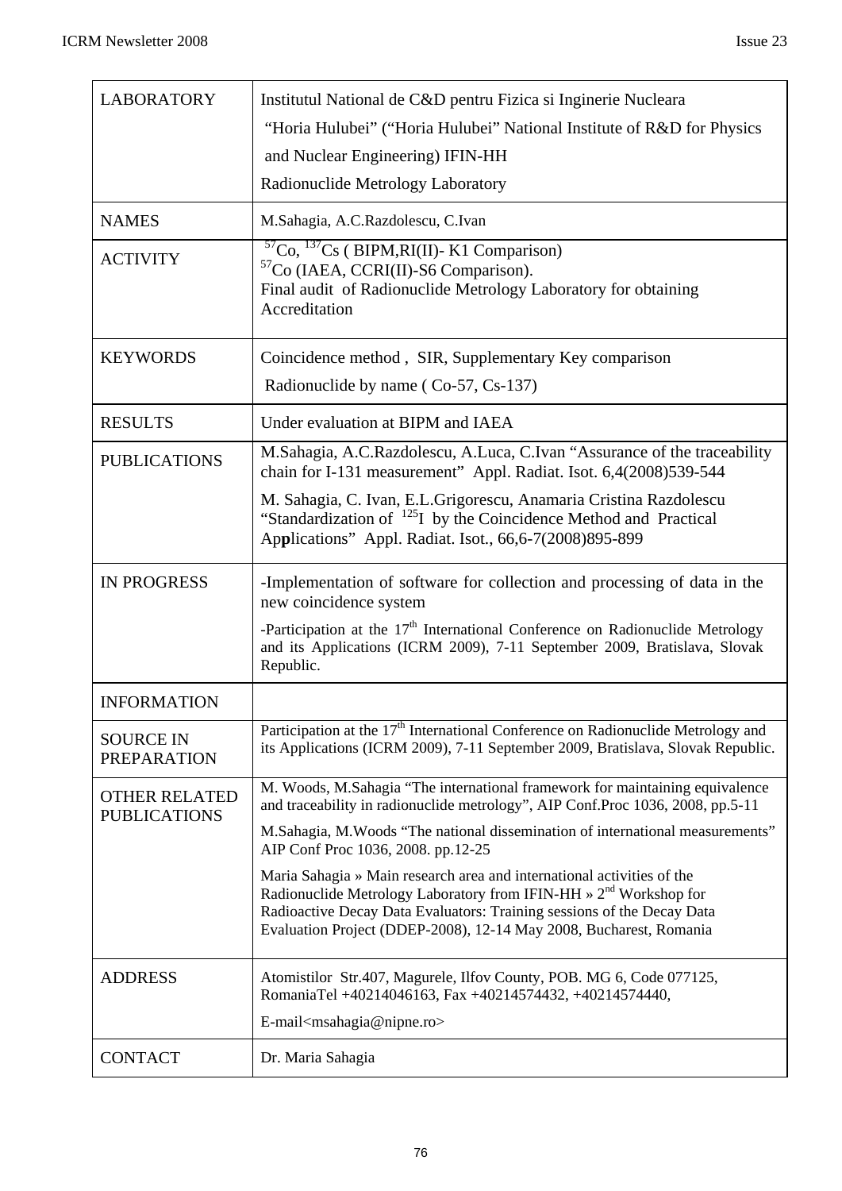| | |
|---|---|
| LABORATORY | Institutul National de C&D pentru Fizica si Inginerie Nucleara "Horia Hulubei" ("Horia Hulubei" National Institute of R&D for Physics and Nuclear Engineering) IFIN-HH<br>Radionuclide Metrology Laboratory |
| NAMES | M.Sahagia, A.C.Razdolescu, C.Ivan |
| ACTIVITY | $^{57}$Co, $^{137}$Cs ( BIPM,RI(II)- K1 Comparison)<br>$^{57}$Co (IAEA, CCRI(II)-S6 Comparison).<br>Final audit of Radionuclide Metrology Laboratory for obtaining Accreditation |
| KEYWORDS | Coincidence method , SIR, Supplementary Key comparison<br>Radionuclide by name ( Co-57, Cs-137) |
| RESULTS | Under evaluation at BIPM and IAEA |
| PUBLICATIONS | M.Sahagia, A.C.Razdolescu, A.Luca, C.Ivan "Assurance of the traceability chain for I-131 measurement" Appl. Radiat. Isot. 6,4(2008)539-544<br>M. Sahagia, C. Ivan, E.L.Grigorescu, Anamaria Cristina Razdolescu "Standardization of $^{125}$I by the Coincidence Method and Practical Ap**p**lications" Appl. Radiat. Isot., 66,6-7(2008)895-899 |
| IN PROGRESS | -Implementation of software for collection and processing of data in the new coincidence system<br>-Participation at the 17th International Conference on Radionuclide Metrology and its Applications (ICRM 2009), 7-11 September 2009, Bratislava, Slovak Republic. |
| INFORMATION | |
| SOURCE IN PREPARATION | Participation at the 17th International Conference on Radionuclide Metrology and its Applications (ICRM 2009), 7-11 September 2009, Bratislava, Slovak Republic. |
| OTHER RELATED PUBLICATIONS | M. Woods, M.Sahagia "The international framework for maintaining equivalence and traceability in radionuclide metrology", AIP Conf.Proc 1036, 2008, pp.5-11<br>M.Sahagia, M.Woods "The national dissemination of international measurements" AIP Conf Proc 1036, 2008. pp.12-25<br>Maria Sahagia » Main research area and international activities of the Radionuclide Metrology Laboratory from IFIN-HH » 2nd Workshop for Radioactive Decay Data Evaluators: Training sessions of the Decay Data Evaluation Project (DDEP-2008), 12-14 May 2008, Bucharest, Romania |
| ADDRESS | Atomistilor Str.407, Magurele, Ilfov County, POB. MG 6, Code 077125, RomaniaTel +40214046163, Fax +40214574432, +40214574440,<br>E-mail<msahagia@nipne.ro> |
| CONTACT | Dr. Maria Sahagia |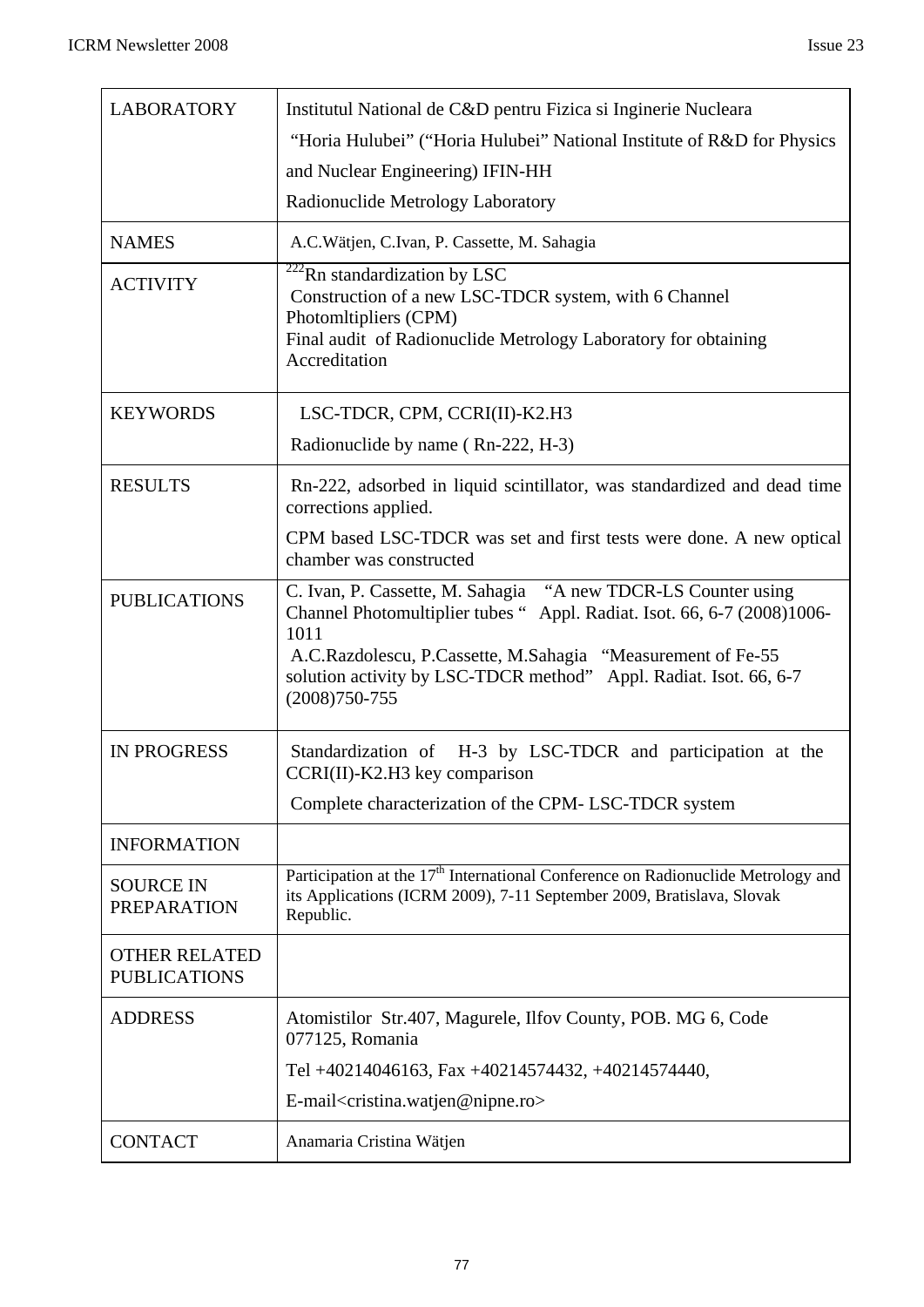| | |
|---|---|
| LABORATORY | Institutul National de C&D pentru Fizica si Inginerie Nucleara "Horia Hulubei" ("Horia Hulubei" National Institute of R&D for Physics and Nuclear Engineering) IFIN-HH<br>Radionuclide Metrology Laboratory |
| NAMES | A.C.Wätjen, C.Ivan, P. Cassette, M. Sahagia |
| ACTIVITY | $^{222}$Rn standardization by LSC<br>Construction of a new LSC-TDCR system, with 6 Channel Photomltipliers (CPM)<br>Final audit of Radionuclide Metrology Laboratory for obtaining Accreditation |
| KEYWORDS | LSC-TDCR, CPM, CCRI(II)-K2.H3<br>Radionuclide by name ( Rn-222, H-3) |
| RESULTS | Rn-222, adsorbed in liquid scintillator, was standardized and dead time corrections applied.<br>CPM based LSC-TDCR was set and first tests were done. A new optical chamber was constructed |
| PUBLICATIONS | C. Ivan, P. Cassette, M. Sahagia "A new TDCR-LS Counter using Channel Photomultiplier tubes " Appl. Radiat. Isot. 66, 6-7 (2008)1006-1011<br>A.C.Razdolescu, P.Cassette, M.Sahagia "Measurement of Fe-55 solution activity by LSC-TDCR method" Appl. Radiat. Isot. 66, 6-7 (2008)750-755 |
| IN PROGRESS | Standardization of H-3 by LSC-TDCR and participation at the CCRI(II)-K2.H3 key comparison<br>Complete characterization of the CPM- LSC-TDCR system |
| INFORMATION | |
| SOURCE IN PREPARATION | Participation at the 17th International Conference on Radionuclide Metrology and its Applications (ICRM 2009), 7-11 September 2009, Bratislava, Slovak Republic. |
| OTHER RELATED PUBLICATIONS | |
| ADDRESS | Atomistilor Str.407, Magurele, Ilfov County, POB. MG 6, Code 077125, Romania<br>Tel +40214046163, Fax +40214574432, +40214574440,<br>E-mail<cristina.watjen@nipne.ro> |
| CONTACT | Anamaria Cristina Wätjen |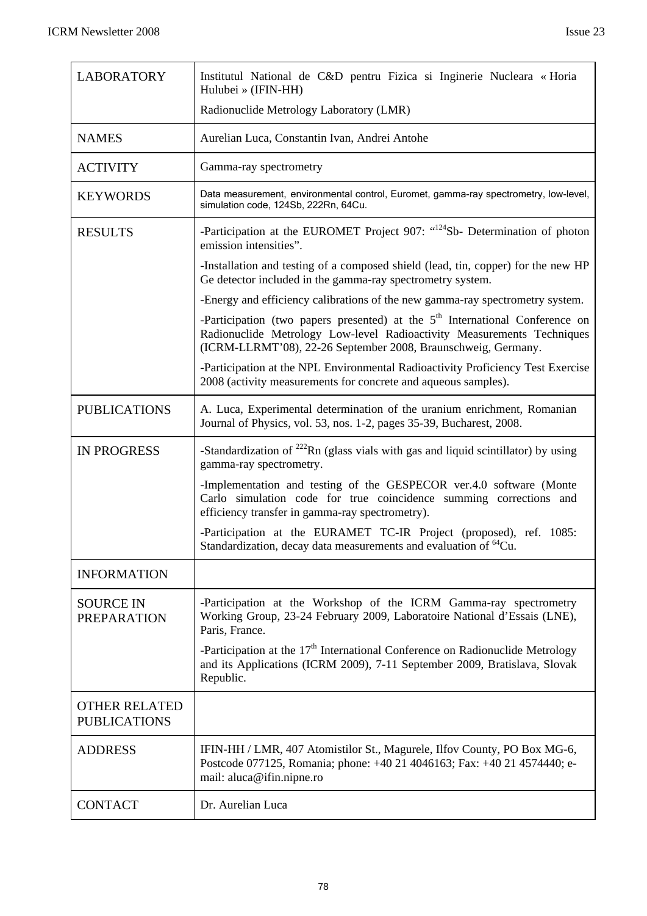| | |
|---|---|
| LABORATORY | Institutul National de C&D pentru Fizica si Inginerie Nucleara « Horia Hulubei » (IFIN-HH)<br>Radionuclide Metrology Laboratory (LMR) |
| NAMES | Aurelian Luca, Constantin Ivan, Andrei Antohe |
| ACTIVITY | Gamma-ray spectrometry |
| KEYWORDS | Data measurement, environmental control, Euromet, gamma-ray spectrometry, low-level, simulation code, 124Sb, 222Rn, 64Cu. |
| RESULTS | -Participation at the EUROMET Project 907: "$^{124}$Sb- Determination of photon emission intensities".<br>-Installation and testing of a composed shield (lead, tin, copper) for the new HP Ge detector included in the gamma-ray spectrometry system.<br>-Energy and efficiency calibrations of the new gamma-ray spectrometry system.<br>-Participation (two papers presented) at the 5$^{th}$ International Conference on Radionuclide Metrology Low-level Radioactivity Measurements Techniques (ICRM-LLRMT'08), 22-26 September 2008, Braunschweig, Germany.<br>-Participation at the NPL Environmental Radioactivity Proficiency Test Exercise 2008 (activity measurements for concrete and aqueous samples). |
| PUBLICATIONS | A. Luca, Experimental determination of the uranium enrichment, Romanian Journal of Physics, vol. 53, nos. 1-2, pages 35-39, Bucharest, 2008. |
| IN PROGRESS | -Standardization of $^{222}$Rn (glass vials with gas and liquid scintillator) by using gamma-ray spectrometry.<br>-Implementation and testing of the GESPECOR ver.4.0 software (Monte Carlo simulation code for true coincidence summing corrections and efficiency transfer in gamma-ray spectrometry).<br>-Participation at the EURAMET TC-IR Project (proposed), ref. 1085: Standardization, decay data measurements and evaluation of $^{64}$Cu. |
| INFORMATION | |
| SOURCE IN PREPARATION | -Participation at the Workshop of the ICRM Gamma-ray spectrometry Working Group, 23-24 February 2009, Laboratoire National d'Essais (LNE), Paris, France.<br>-Participation at the 17$^{th}$ International Conference on Radionuclide Metrology and its Applications (ICRM 2009), 7-11 September 2009, Bratislava, Slovak Republic. |
| OTHER RELATED PUBLICATIONS | |
| ADDRESS | IFIN-HH / LMR, 407 Atomistilor St., Magurele, Ilfov County, PO Box MG-6, Postcode 077125, Romania; phone: +40 21 4046163; Fax: +40 21 4574440; e-mail: aluca@ifin.nipne.ro |
| CONTACT | Dr. Aurelian Luca |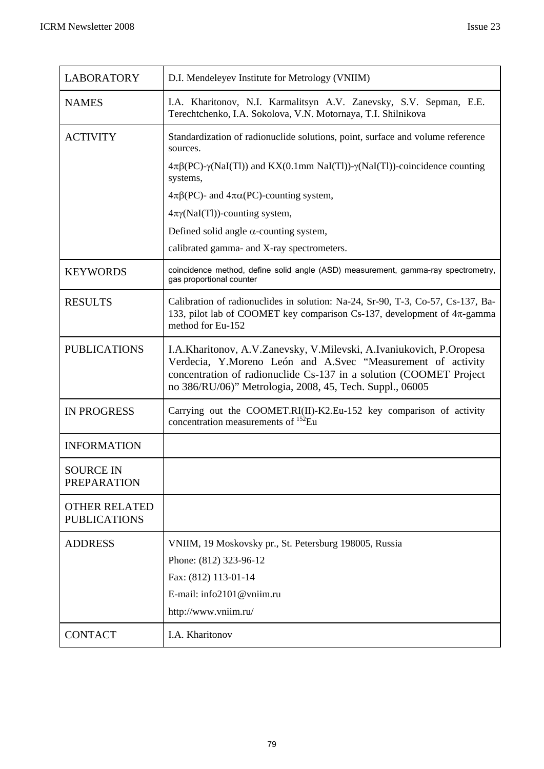| | |
|---|---|
| LABORATORY | D.I. Mendeleyev Institute for Metrology (VNIIM) |
| NAMES | I.A. Kharitonov, N.I. Karmalitsyn A.V. Zanevsky, S.V. Sepman, E.E. Terechtchenko, I.A. Sokolova, V.N. Motornaya, T.I. Shilnikova |
| ACTIVITY | Standardization of radionuclide solutions, point, surface and volume reference sources.<br>$4\pi\beta$(PC)-$\gamma$(NaI(Tl)) and KX(0.1mm NaI(Tl))-$\gamma$(NaI(Tl))-coincidence counting systems,<br>$4\pi\beta$(PC)- and $4\pi\alpha$(PC)-counting system,<br>$4\pi\gamma$(NaI(Tl))-counting system,<br>Defined solid angle $\alpha$-counting system,<br>calibrated gamma- and X-ray spectrometers. |
| KEYWORDS | coincidence method, define solid angle (ASD) measurement, gamma-ray spectrometry, gas proportional counter |
| RESULTS | Calibration of radionuclides in solution: Na-24, Sr-90, T-3, Co-57, Cs-137, Ba-133, pilot lab of COOMET key comparison Cs-137, development of $4\pi$-gamma method for Eu-152 |
| PUBLICATIONS | I.A.Kharitonov, A.V.Zanevsky, V.Milevski, A.Ivaniukovich, P.Oropesa Verdecia, Y.Moreno León and A.Svec "Measurement of activity concentration of radionuclide Cs-137 in a solution (COOMET Project no 386/RU/06)" Metrologia, 2008, 45, Tech. Suppl., 06005 |
| IN PROGRESS | Carrying out the COOMET.RI(II)-K2.Eu-152 key comparison of activity concentration measurements of $^{152}$Eu |
| INFORMATION | |
| SOURCE IN PREPARATION | |
| OTHER RELATED PUBLICATIONS | |
| ADDRESS | VNIIM, 19 Moskovsky pr., St. Petersburg 198005, Russia<br>Phone: (812) 323-96-12<br>Fax: (812) 113-01-14<br>E-mail: info2101@vniim.ru<br>http://www.vniim.ru/ |
| CONTACT | I.A. Kharitonov |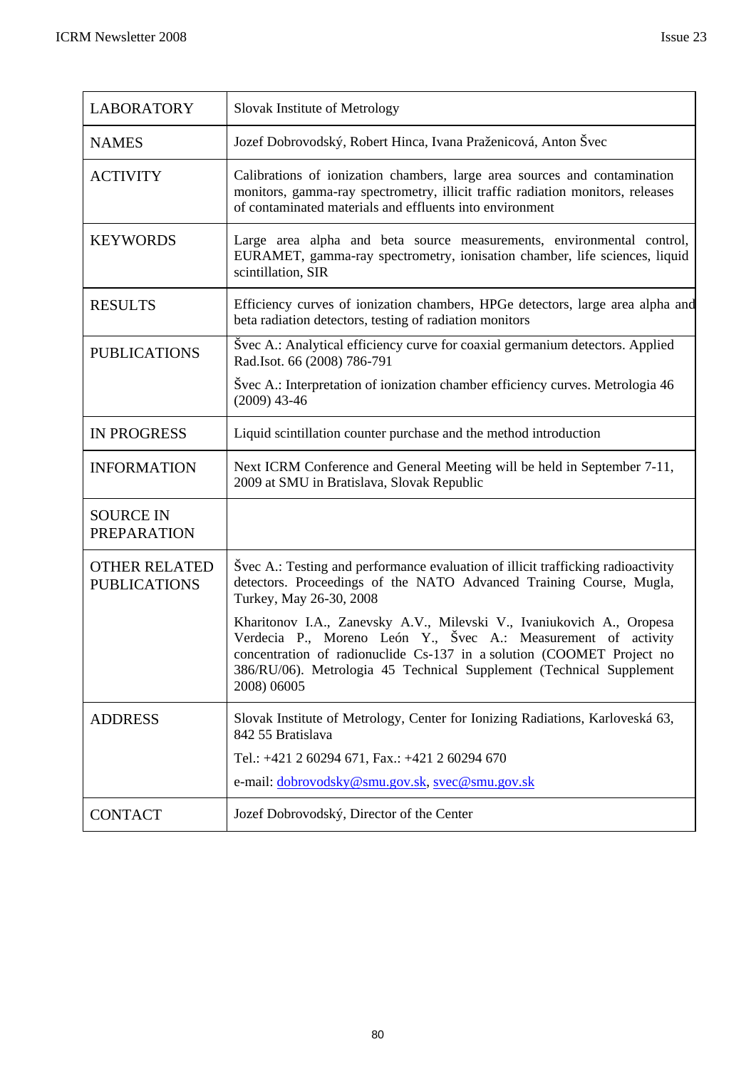| | |
|---|---|
| LABORATORY | Slovak Institute of Metrology |
| NAMES | Jozef Dobrovodský, Robert Hinca, Ivana Praženicová, Anton Švec |
| ACTIVITY | Calibrations of ionization chambers, large area sources and contamination monitors, gamma-ray spectrometry, illicit traffic radiation monitors, releases of contaminated materials and effluents into environment |
| KEYWORDS | Large area alpha and beta source measurements, environmental control, EURAMET, gamma-ray spectrometry, ionisation chamber, life sciences, liquid scintillation, SIR |
| RESULTS | Efficiency curves of ionization chambers, HPGe detectors, large area alpha and beta radiation detectors, testing of radiation monitors |
| PUBLICATIONS | Švec A.: Analytical efficiency curve for coaxial germanium detectors. Applied Rad.Isot. 66 (2008) 786-791<br><br>Švec A.: Interpretation of ionization chamber efficiency curves. Metrologia 46 (2009) 43-46 |
| IN PROGRESS | Liquid scintillation counter purchase and the method introduction |
| INFORMATION | Next ICRM Conference and General Meeting will be held in September 7-11, 2009 at SMU in Bratislava, Slovak Republic |
| SOURCE IN PREPARATION | |
| OTHER RELATED PUBLICATIONS | Švec A.: Testing and performance evaluation of illicit trafficking radioactivity detectors. Proceedings of the NATO Advanced Training Course, Mugla, Turkey, May 26-30, 2008<br><br>Kharitonov I.A., Zanevsky A.V., Milevski V., Ivaniukovich A., Oropesa Verdecia P., Moreno León Y., Švec A.: Measurement of activity concentration of radionuclide Cs-137 in a solution (COOMET Project no 386/RU/06). Metrologia 45 Technical Supplement (Technical Supplement 2008) 06005 |
| ADDRESS | Slovak Institute of Metrology, Center for Ionizing Radiations, Karloveská 63, 842 55 Bratislava<br><br>Tel.: +421 2 60294 671, Fax.: +421 2 60294 670<br><br>e-mail: dobrovodsky@smu.gov.sk, svec@smu.gov.sk |
| CONTACT | Jozef Dobrovodský, Director of the Center |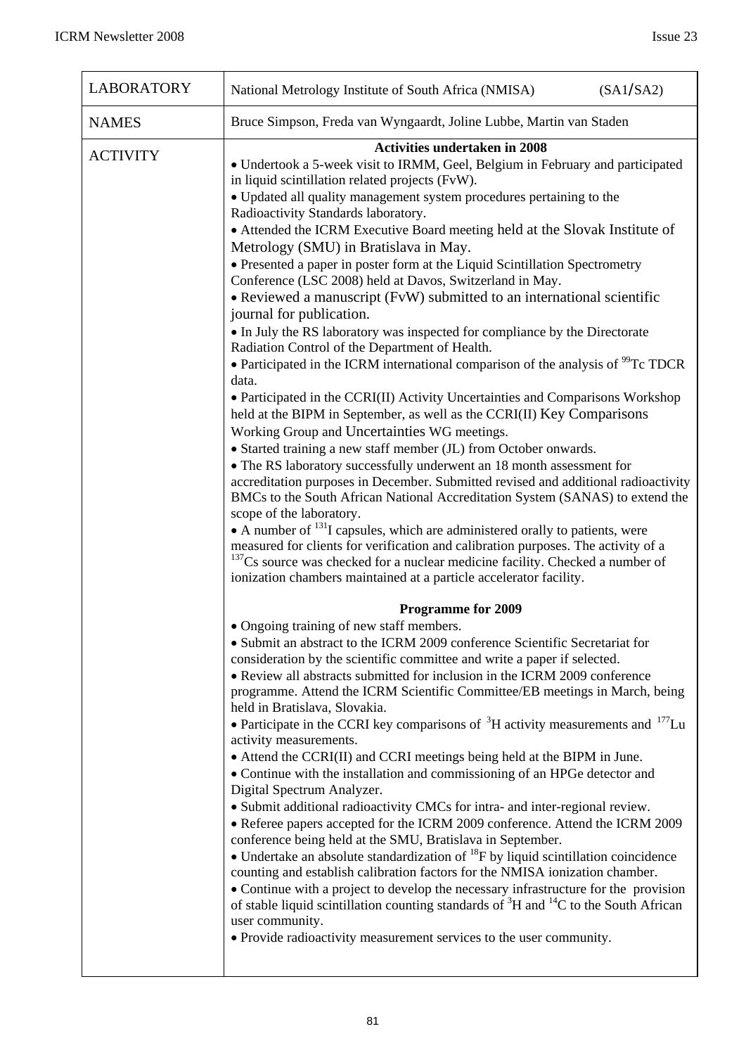| | |
|---|---|
| LABORATORY | National Metrology Institute of South Africa (NMISA) (SA1/SA2) |
| NAMES | Bruce Simpson, Freda van Wyngaardt, Joline Lubbe, Martin van Staden |
| ACTIVITY | **Activities undertaken in 2008**<br>• Undertook a 5-week visit to IRMM, Geel, Belgium in February and participated in liquid scintillation related projects (FvW).<br>• Updated all quality management system procedures pertaining to the Radioactivity Standards laboratory.<br>• Attended the ICRM Executive Board meeting held at the Slovak Institute of Metrology (SMU) in Bratislava in May.<br>• Presented a paper in poster form at the Liquid Scintillation Spectrometry Conference (LSC 2008) held at Davos, Switzerland in May.<br>• Reviewed a manuscript (FvW) submitted to an international scientific journal for publication.<br>• In July the RS laboratory was inspected for compliance by the Directorate Radiation Control of the Department of Health.<br>• Participated in the ICRM international comparison of the analysis of $^{99}$Tc TDCR data.<br>• Participated in the CCRI(II) Activity Uncertainties and Comparisons Workshop held at the BIPM in September, as well as the CCRI(II) Key Comparisons Working Group and Uncertainties WG meetings.<br>• Started training a new staff member (JL) from October onwards.<br>• The RS laboratory successfully underwent an 18 month assessment for accreditation purposes in December. Submitted revised and additional radioactivity BMCs to the South African National Accreditation System (SANAS) to extend the scope of the laboratory.<br>• A number of $^{131}$I capsules, which are administered orally to patients, were measured for clients for verification and calibration purposes. The activity of a $^{137}$Cs source was checked for a nuclear medicine facility. Checked a number of ionization chambers maintained at a particle accelerator facility.<br><br>**Programme for 2009**<br>• Ongoing training of new staff members.<br>• Submit an abstract to the ICRM 2009 conference Scientific Secretariat for consideration by the scientific committee and write a paper if selected.<br>• Review all abstracts submitted for inclusion in the ICRM 2009 conference programme. Attend the ICRM Scientific Committee/EB meetings in March, being held in Bratislava, Slovakia.<br>• Participate in the CCRI key comparisons of $^{3}$H activity measurements and $^{177}$Lu activity measurements.<br>• Attend the CCRI(II) and CCRI meetings being held at the BIPM in June.<br>• Continue with the installation and commissioning of an HPGe detector and Digital Spectrum Analyzer.<br>• Submit additional radioactivity CMCs for intra- and inter-regional review.<br>• Referee papers accepted for the ICRM 2009 conference. Attend the ICRM 2009 conference being held at the SMU, Bratislava in September.<br>• Undertake an absolute standardization of $^{18}$F by liquid scintillation coincidence counting and establish calibration factors for the NMISA ionization chamber.<br>• Continue with a project to develop the necessary infrastructure for the provision of stable liquid scintillation counting standards of $^{3}$H and $^{14}$C to the South African user community.<br>• Provide radioactivity measurement services to the user community. |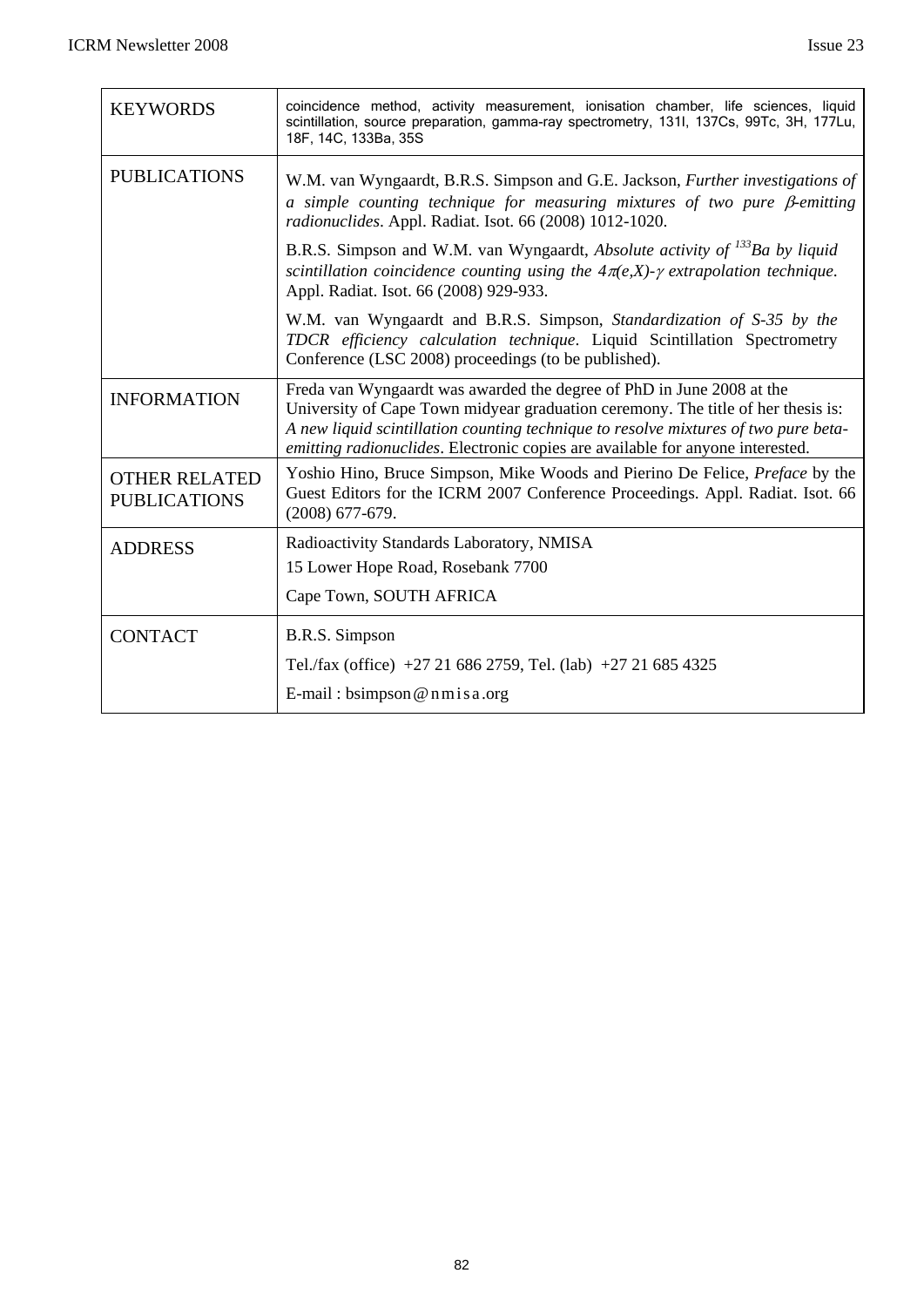| | |
|---|---|
| KEYWORDS | coincidence method, activity measurement, ionisation chamber, life sciences, liquid scintillation, source preparation, gamma-ray spectrometry, 131I, 137Cs, 99Tc, 3H, 177Lu, 18F, 14C, 133Ba, 35S |
| PUBLICATIONS | W.M. van Wyngaardt, B.R.S. Simpson and G.E. Jackson, *Further investigations of a simple counting technique for measuring mixtures of two pure β-emitting radionuclides*. Appl. Radiat. Isot. 66 (2008) 1012-1020. <br><br> B.R.S. Simpson and W.M. van Wyngaardt, *Absolute activity of $^{133}$Ba by liquid scintillation coincidence counting using the 4π(e,X)-γ extrapolation technique*. Appl. Radiat. Isot. 66 (2008) 929-933. <br><br> W.M. van Wyngaardt and B.R.S. Simpson, *Standardization of S-35 by the TDCR efficiency calculation technique*. Liquid Scintillation Spectrometry Conference (LSC 2008) proceedings (to be published). |
| INFORMATION | Freda van Wyngaardt was awarded the degree of PhD in June 2008 at the University of Cape Town midyear graduation ceremony. The title of her thesis is: *A new liquid scintillation counting technique to resolve mixtures of two pure beta-emitting radionuclides*. Electronic copies are available for anyone interested. |
| OTHER RELATED PUBLICATIONS | Yoshio Hino, Bruce Simpson, Mike Woods and Pierino De Felice, *Preface* by the Guest Editors for the ICRM 2007 Conference Proceedings. Appl. Radiat. Isot. 66 (2008) 677-679. |
| ADDRESS | Radioactivity Standards Laboratory, NMISA <br> 15 Lower Hope Road, Rosebank 7700 <br> Cape Town, SOUTH AFRICA |
| CONTACT | B.R.S. Simpson <br> Tel./fax (office) +27 21 686 2759, Tel. (lab) +27 21 685 4325 <br> E-mail : bsimpson@nmisa.org |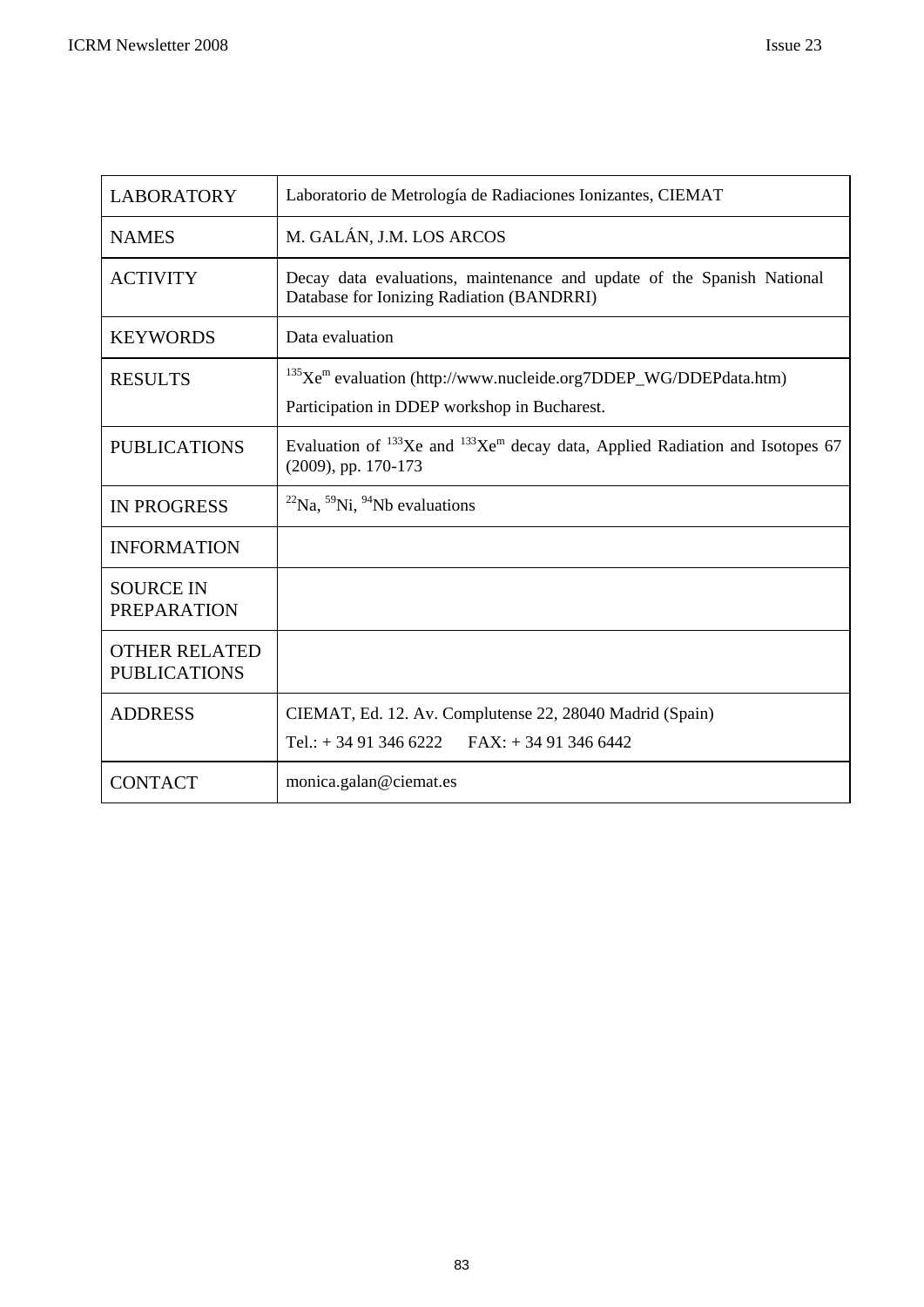| | |
|---|---|
| LABORATORY | Laboratorio de Metrología de Radiaciones Ionizantes, CIEMAT |
| NAMES | M. GALÁN, J.M. LOS ARCOS |
| ACTIVITY | Decay data evaluations, maintenance and update of the Spanish National Database for Ionizing Radiation (BANDRRI) |
| KEYWORDS | Data evaluation |
| RESULTS | $^{135}Xe^{m}$ evaluation (http://www.nucleide.org7DDEP_WG/DDEPdata.htm)<br>Participation in DDEP workshop in Bucharest. |
| PUBLICATIONS | Evaluation of $^{133}Xe$ and $^{133}Xe^{m}$ decay data, Applied Radiation and Isotopes 67 (2009), pp. 170-173 |
| IN PROGRESS | $^{22}Na$, $^{59}Ni$, $^{94}Nb$ evaluations |
| INFORMATION | |
| SOURCE IN PREPARATION | |
| OTHER RELATED PUBLICATIONS | |
| ADDRESS | CIEMAT, Ed. 12. Av. Complutense 22, 28040 Madrid (Spain)<br>Tel.: + 34 91 346 6222 FAX: + 34 91 346 6442 |
| CONTACT | monica.galan@ciemat.es |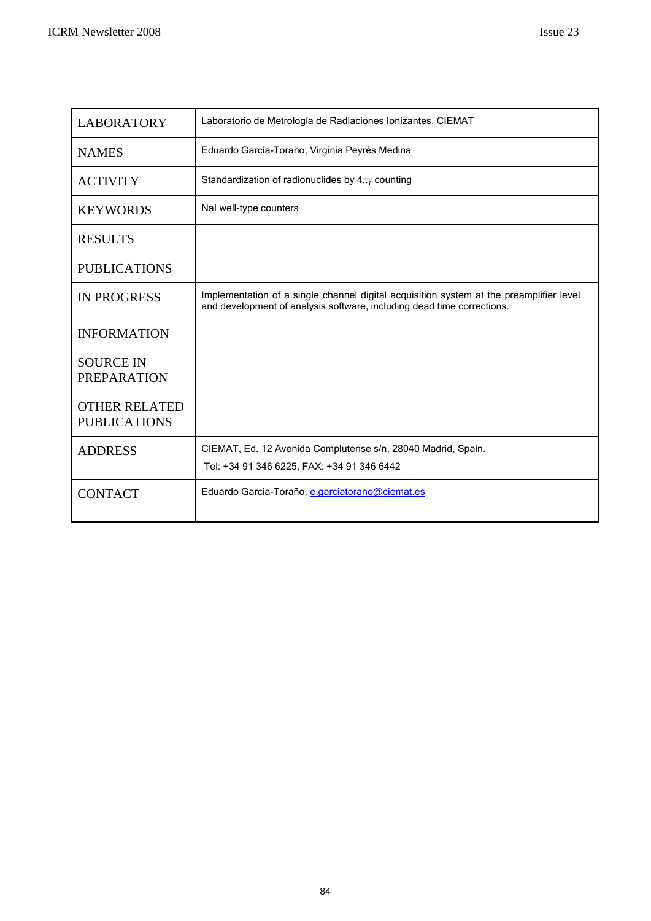| | |
|---|---|
| LABORATORY | Laboratorio de Metrología de Radiaciones Ionizantes, CIEMAT |
| NAMES | Eduardo García-Toraño, Virginia Peyrés Medina |
| ACTIVITY | Standardization of radionuclides by $4\pi\gamma$ counting |
| KEYWORDS | NaI well-type counters |
| RESULTS | |
| PUBLICATIONS | |
| IN PROGRESS | Implementation of a single channel digital acquisition system at the preamplifier level and development of analysis software, including dead time corrections. |
| INFORMATION | |
| SOURCE IN PREPARATION | |
| OTHER RELATED PUBLICATIONS | |
| ADDRESS | CIEMAT, Ed. 12 Avenida Complutense s/n, 28040 Madrid, Spain. Tel: +34 91 346 6225, FAX: +34 91 346 6442 |
| CONTACT | Eduardo García-Toraño, e.garciatorano@ciemat.es |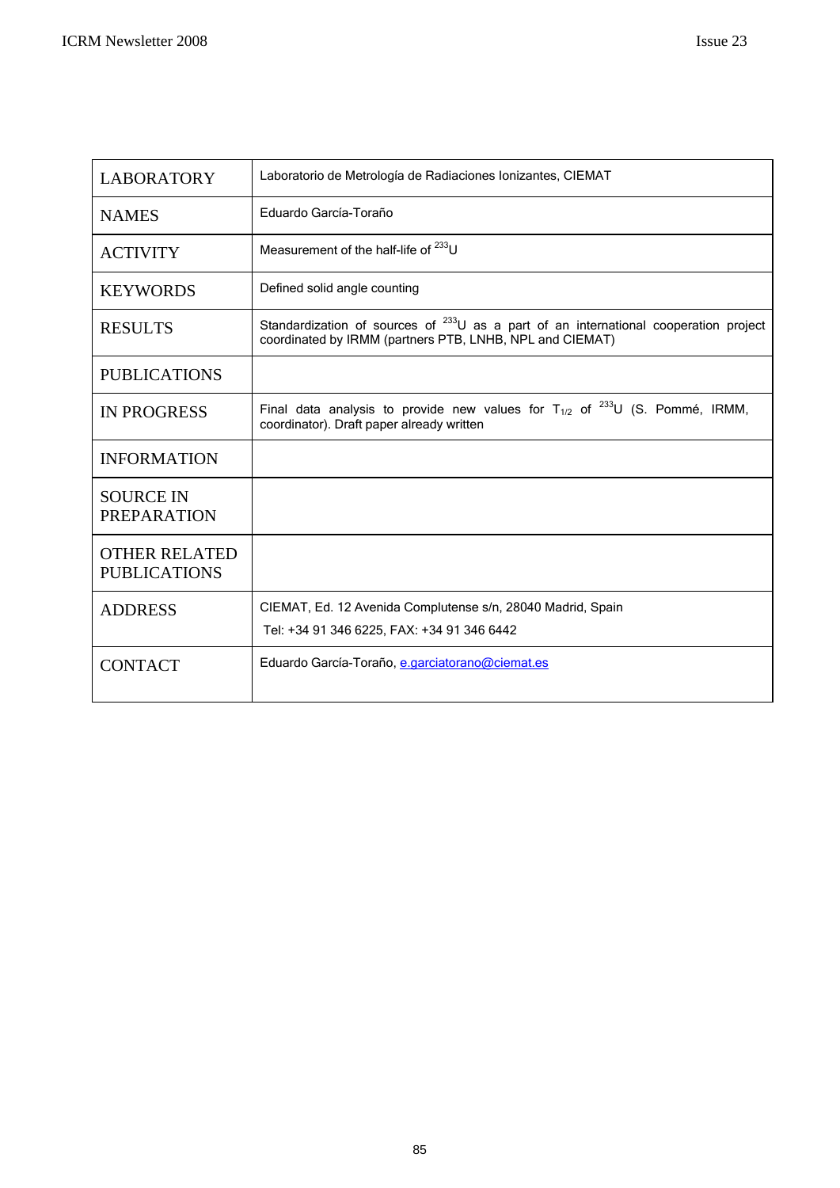| | |
|---|---|
| LABORATORY | Laboratorio de Metrología de Radiaciones Ionizantes, CIEMAT |
| NAMES | Eduardo García-Toraño |
| ACTIVITY | Measurement of the half-life of $^{233}U$ |
| KEYWORDS | Defined solid angle counting |
| RESULTS | Standardization of sources of $^{233}U$ as a part of an international cooperation project coordinated by IRMM (partners PTB, LNHB, NPL and CIEMAT) |
| PUBLICATIONS | |
| IN PROGRESS | Final data analysis to provide new values for $T_{1/2}$ of $^{233}U$ (S. Pommé, IRMM, coordinator). Draft paper already written |
| INFORMATION | |
| SOURCE IN PREPARATION | |
| OTHER RELATED PUBLICATIONS | |
| ADDRESS | CIEMAT, Ed. 12 Avenida Complutense s/n, 28040 Madrid, Spain<br>Tel: +34 91 346 6225, FAX: +34 91 346 6442 |
| CONTACT | Eduardo García-Toraño, e.garciatorano@ciemat.es |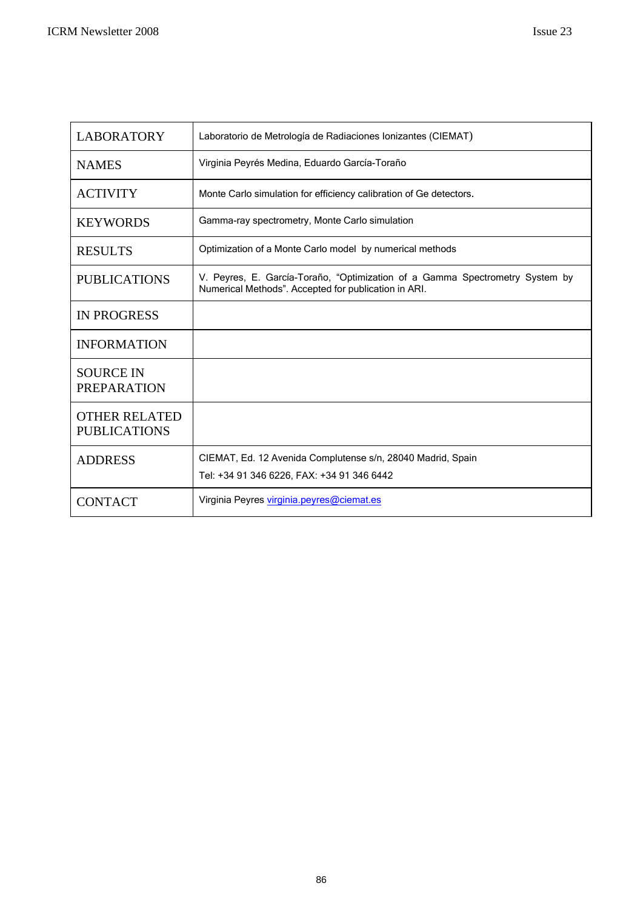| | |
|---|---|
| LABORATORY | Laboratorio de Metrología de Radiaciones Ionizantes (CIEMAT) |
| NAMES | Virginia Peyrés Medina, Eduardo García-Toraño |
| ACTIVITY | Monte Carlo simulation for efficiency calibration of Ge detectors. |
| KEYWORDS | Gamma-ray spectrometry, Monte Carlo simulation |
| RESULTS | Optimization of a Monte Carlo model by numerical methods |
| PUBLICATIONS | V. Peyres, E. García-Toraño, "Optimization of a Gamma Spectrometry System by Numerical Methods". Accepted for publication in ARI. |
| IN PROGRESS | |
| INFORMATION | |
| SOURCE IN PREPARATION | |
| OTHER RELATED PUBLICATIONS | |
| ADDRESS | CIEMAT, Ed. 12 Avenida Complutense s/n, 28040 Madrid, Spain<br>Tel: +34 91 346 6226, FAX: +34 91 346 6442 |
| CONTACT | Virginia Peyres virginia.peyres@ciemat.es |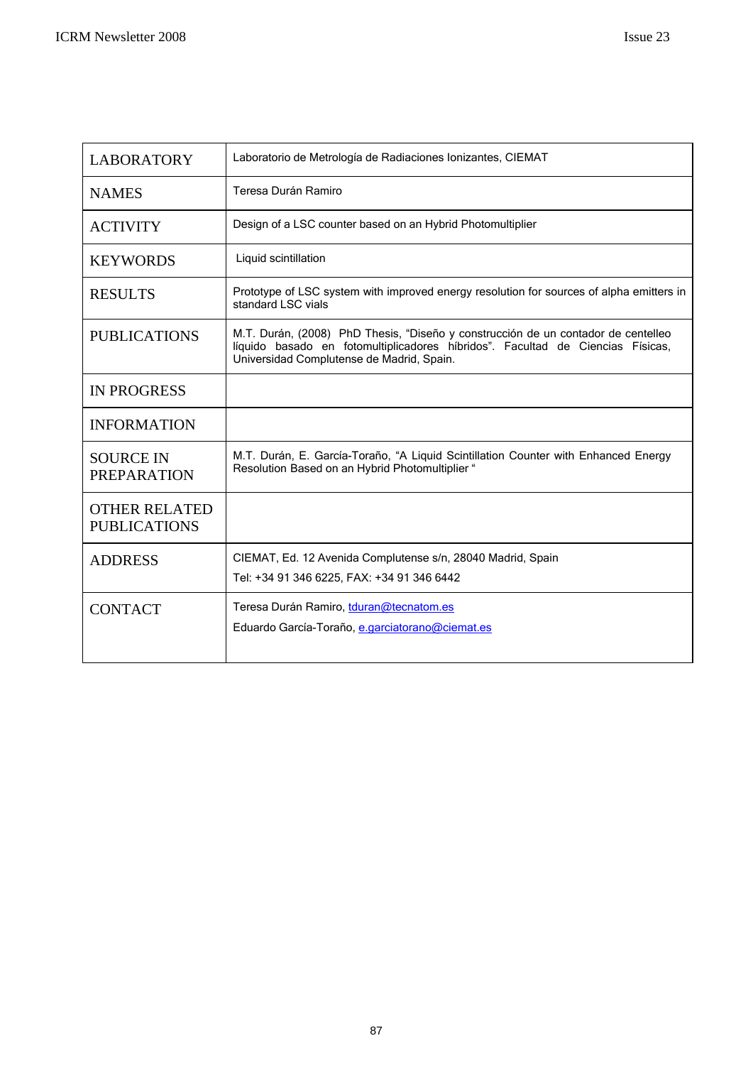| | |
|---|---|
| LABORATORY | Laboratorio de Metrología de Radiaciones Ionizantes, CIEMAT |
| NAMES | Teresa Durán Ramiro |
| ACTIVITY | Design of a LSC counter based on an Hybrid Photomultiplier |
| KEYWORDS | Liquid scintillation |
| RESULTS | Prototype of LSC system with improved energy resolution for sources of alpha emitters in standard LSC vials |
| PUBLICATIONS | M.T. Durán, (2008) PhD Thesis, "Diseño y construcción de un contador de centelleo líquido basado en fotomultiplicadores híbridos". Facultad de Ciencias Físicas, Universidad Complutense de Madrid, Spain. |
| IN PROGRESS | |
| INFORMATION | |
| SOURCE IN PREPARATION | M.T. Durán, E. García-Toraño, "A Liquid Scintillation Counter with Enhanced Energy Resolution Based on an Hybrid Photomultiplier " |
| OTHER RELATED PUBLICATIONS | |
| ADDRESS | CIEMAT, Ed. 12 Avenida Complutense s/n, 28040 Madrid, Spain<br>Tel: +34 91 346 6225, FAX: +34 91 346 6442 |
| CONTACT | Teresa Durán Ramiro, tduran@tecnatom.es<br>Eduardo García-Toraño, e.garciatorano@ciemat.es |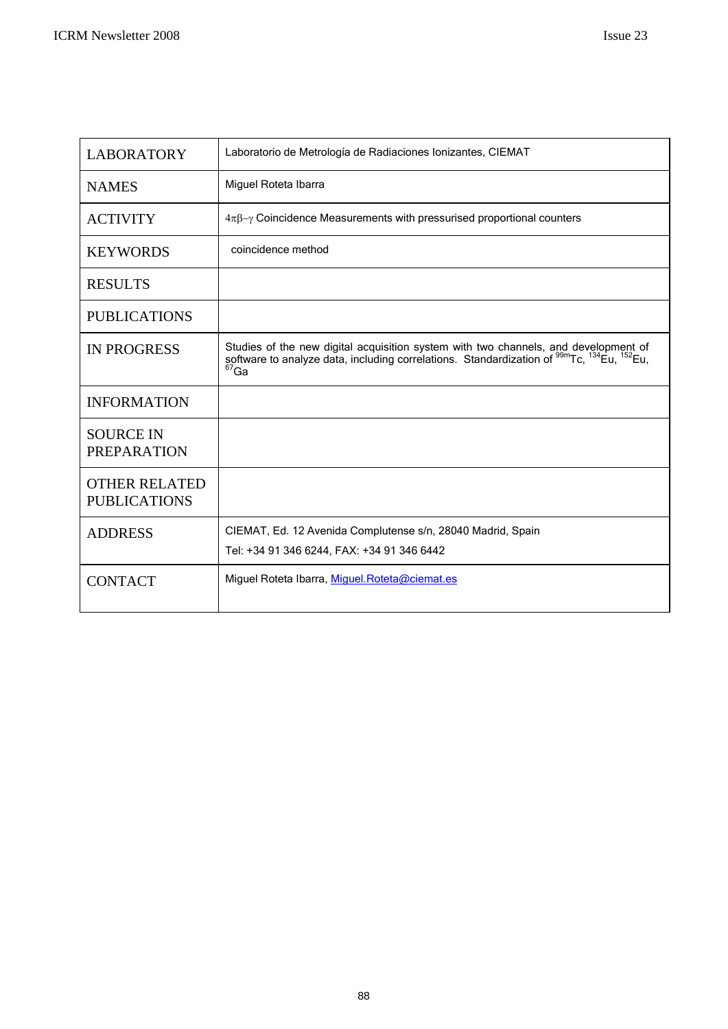| | |
|---|---|
| LABORATORY | Laboratorio de Metrología de Radiaciones Ionizantes, CIEMAT |
| NAMES | Miguel Roteta Ibarra |
| ACTIVITY | $4\pi\beta-\gamma$ Coincidence Measurements with pressurised proportional counters |
| KEYWORDS | coincidence method |
| RESULTS | |
| PUBLICATIONS | |
| IN PROGRESS | Studies of the new digital acquisition system with two channels, and development of software to analyze data, including correlations. Standardization of $^{99m}$Tc, $^{134}$Eu, $^{152}$Eu, $^{67}$Ga |
| INFORMATION | |
| SOURCE IN PREPARATION | |
| OTHER RELATED PUBLICATIONS | |
| ADDRESS | CIEMAT, Ed. 12 Avenida Complutense s/n, 28040 Madrid, Spain<br>Tel: +34 91 346 6244, FAX: +34 91 346 6442 |
| CONTACT | Miguel Roteta Ibarra, Miguel.Roteta@ciemat.es |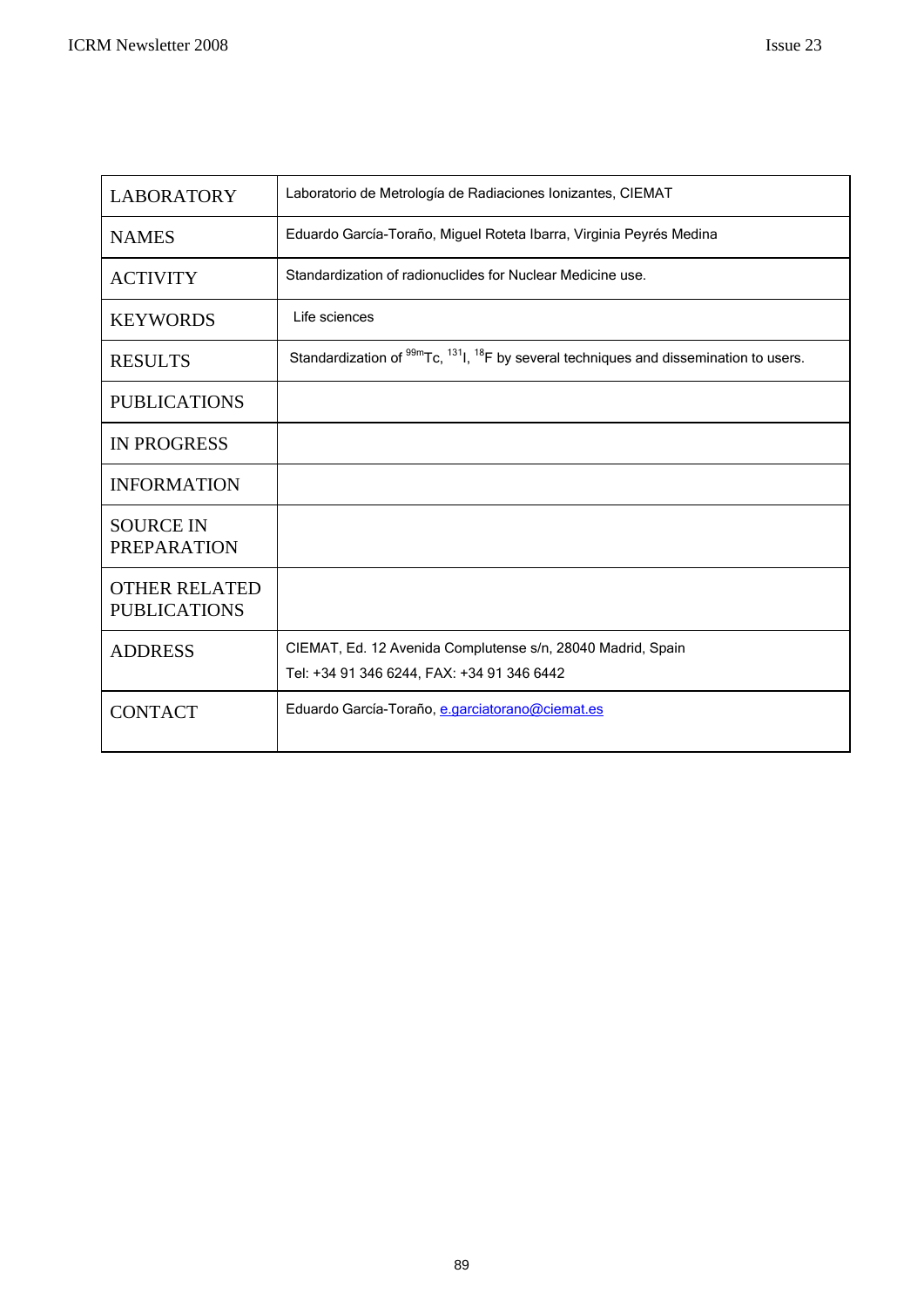| | |
|---|---|
| LABORATORY | Laboratorio de Metrología de Radiaciones Ionizantes, CIEMAT |
| NAMES | Eduardo García-Toraño, Miguel Roteta Ibarra, Virginia Peyrés Medina |
| ACTIVITY | Standardization of radionuclides for Nuclear Medicine use. |
| KEYWORDS | Life sciences |
| RESULTS | Standardization of $^{99m}Tc$, $^{131}I$, $^{18}F$ by several techniques and dissemination to users. |
| PUBLICATIONS | |
| IN PROGRESS | |
| INFORMATION | |
| SOURCE IN PREPARATION | |
| OTHER RELATED PUBLICATIONS | |
| ADDRESS | CIEMAT, Ed. 12 Avenida Complutense s/n, 28040 Madrid, Spain<br>Tel: +34 91 346 6244, FAX: +34 91 346 6442 |
| CONTACT | Eduardo García-Toraño, e.garciatorano@ciemat.es |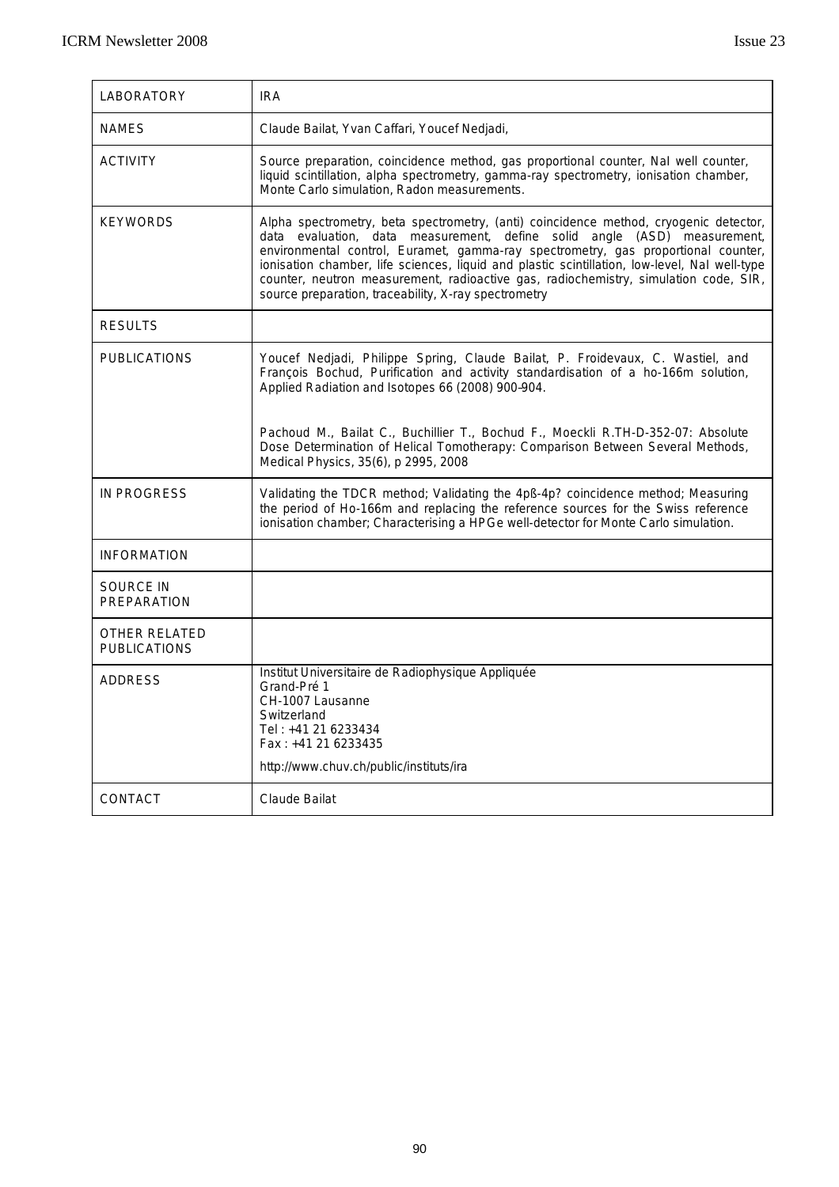| | |
|---|---|
| LABORATORY | IRA |
| NAMES | Claude Bailat, Yvan Caffari, Youcef Nedjadi, |
| ACTIVITY | Source preparation, coincidence method, gas proportional counter, NaI well counter, liquid scintillation, alpha spectrometry, gamma-ray spectrometry, ionisation chamber, Monte Carlo simulation, Radon measurements. |
| KEYWORDS | Alpha spectrometry, beta spectrometry, (anti) coincidence method, cryogenic detector, data evaluation, data measurement, define solid angle (ASD) measurement, environmental control, Euramet, gamma-ray spectrometry, gas proportional counter, ionisation chamber, life sciences, liquid and plastic scintillation, low-level, NaI well-type counter, neutron measurement, radioactive gas, radiochemistry, simulation code, SIR, source preparation, traceability, X-ray spectrometry |
| RESULTS | |
| PUBLICATIONS | Youcef Nedjadi, Philippe Spring, Claude Bailat, P. Froidevaux, C. Wastiel, and François Bochud, Purification and activity standardisation of a ho-166m solution, Applied Radiation and Isotopes 66 (2008) 900-904.<br><br>Pachoud M., Bailat C., Buchillier T., Bochud F., Moeckli R.TH-D-352-07: Absolute Dose Determination of Helical Tomotherapy: Comparison Between Several Methods, Medical Physics, 35(6), p 2995, 2008 |
| IN PROGRESS | Validating the TDCR method; Validating the 4pß-4p? coincidence method; Measuring the period of Ho-166m and replacing the reference sources for the Swiss reference ionisation chamber; Characterising a HPGe well-detector for Monte Carlo simulation. |
| INFORMATION | |
| SOURCE IN PREPARATION | |
| OTHER RELATED PUBLICATIONS | |
| ADDRESS | Institut Universitaire de Radiophysique Appliquée<br>Grand-Pré 1<br>CH-1007 Lausanne<br>Switzerland<br>Tel : +41 21 6233434<br>Fax : +41 21 6233435<br><br>http://www.chuv.ch/public/instituts/ira |
| CONTACT | Claude Bailat |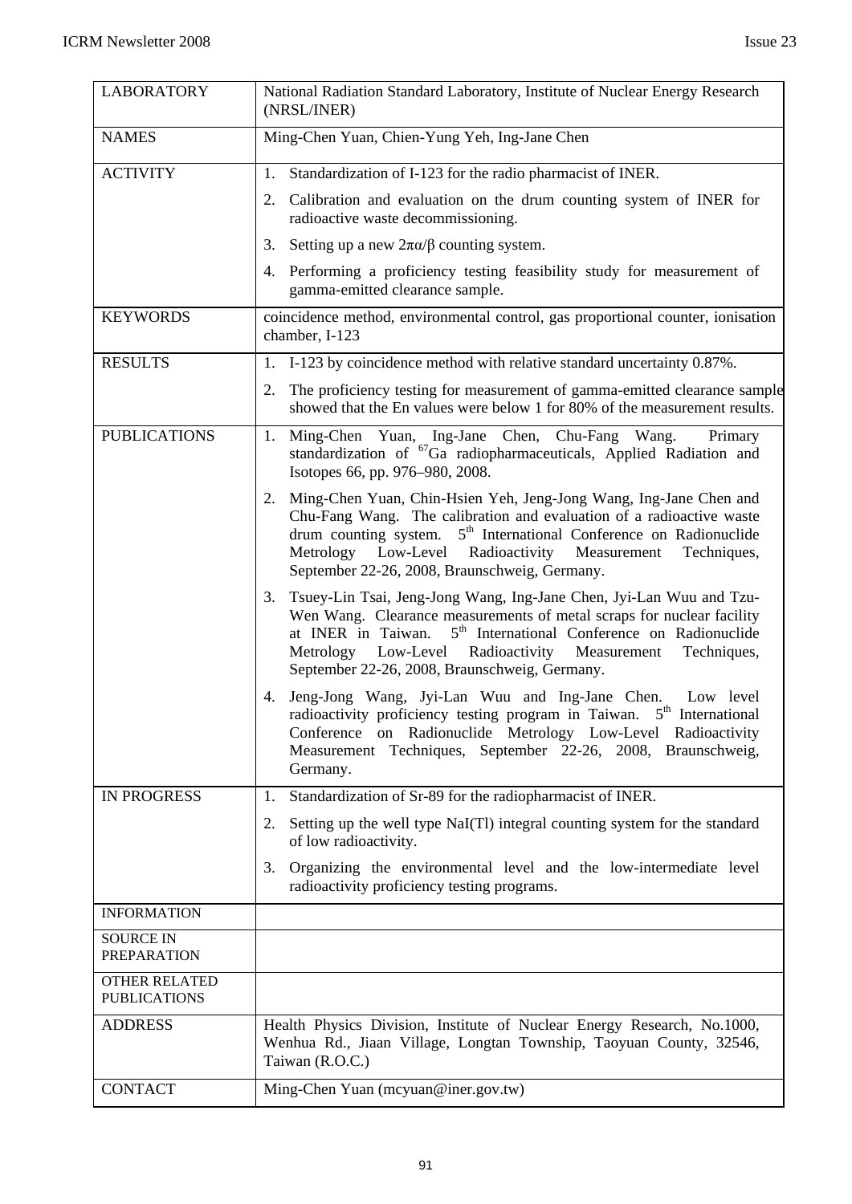| | |
|---|---|
| LABORATORY | National Radiation Standard Laboratory, Institute of Nuclear Energy Research (NRSL/INER) |
| NAMES | Ming-Chen Yuan, Chien-Yung Yeh, Ing-Jane Chen |
| ACTIVITY | 1. Standardization of I-123 for the radio pharmacist of INER.<br>2. Calibration and evaluation on the drum counting system of INER for radioactive waste decommissioning.<br>3. Setting up a new $2\pi\alpha/\beta$ counting system.<br>4. Performing a proficiency testing feasibility study for measurement of gamma-emitted clearance sample. |
| KEYWORDS | coincidence method, environmental control, gas proportional counter, ionisation chamber, I-123 |
| RESULTS | 1. I-123 by coincidence method with relative standard uncertainty 0.87%.<br>2. The proficiency testing for measurement of gamma-emitted clearance sample showed that the En values were below 1 for 80% of the measurement results. |
| PUBLICATIONS | 1. Ming-Chen Yuan, Ing-Jane Chen, Chu-Fang Wang. Primary standardization of $^{67}$Ga radiopharmaceuticals, Applied Radiation and Isotopes 66, pp. 976–980, 2008.<br>2. Ming-Chen Yuan, Chin-Hsien Yeh, Jeng-Jong Wang, Ing-Jane Chen and Chu-Fang Wang. The calibration and evaluation of a radioactive waste drum counting system. 5th International Conference on Radionuclide Metrology Low-Level Radioactivity Measurement Techniques, September 22-26, 2008, Braunschweig, Germany.<br>3. Tsuey-Lin Tsai, Jeng-Jong Wang, Ing-Jane Chen, Jyi-Lan Wuu and Tzu-Wen Wang. Clearance measurements of metal scraps for nuclear facility at INER in Taiwan. 5th International Conference on Radionuclide Metrology Low-Level Radioactivity Measurement Techniques, September 22-26, 2008, Braunschweig, Germany.<br>4. Jeng-Jong Wang, Jyi-Lan Wuu and Ing-Jane Chen. Low level radioactivity proficiency testing program in Taiwan. 5th International Conference on Radionuclide Metrology Low-Level Radioactivity Measurement Techniques, September 22-26, 2008, Braunschweig, Germany. |
| IN PROGRESS | 1. Standardization of Sr-89 for the radiopharmacist of INER.<br>2. Setting up the well type NaI(Tl) integral counting system for the standard of low radioactivity.<br>3. Organizing the environmental level and the low-intermediate level radioactivity proficiency testing programs. |
| INFORMATION | |
| SOURCE IN PREPARATION | |
| OTHER RELATED PUBLICATIONS | |
| ADDRESS | Health Physics Division, Institute of Nuclear Energy Research, No.1000, Wenhua Rd., Jiaan Village, Longtan Township, Taoyuan County, 32546, Taiwan (R.O.C.) |
| CONTACT | Ming-Chen Yuan (mcyuan@iner.gov.tw) |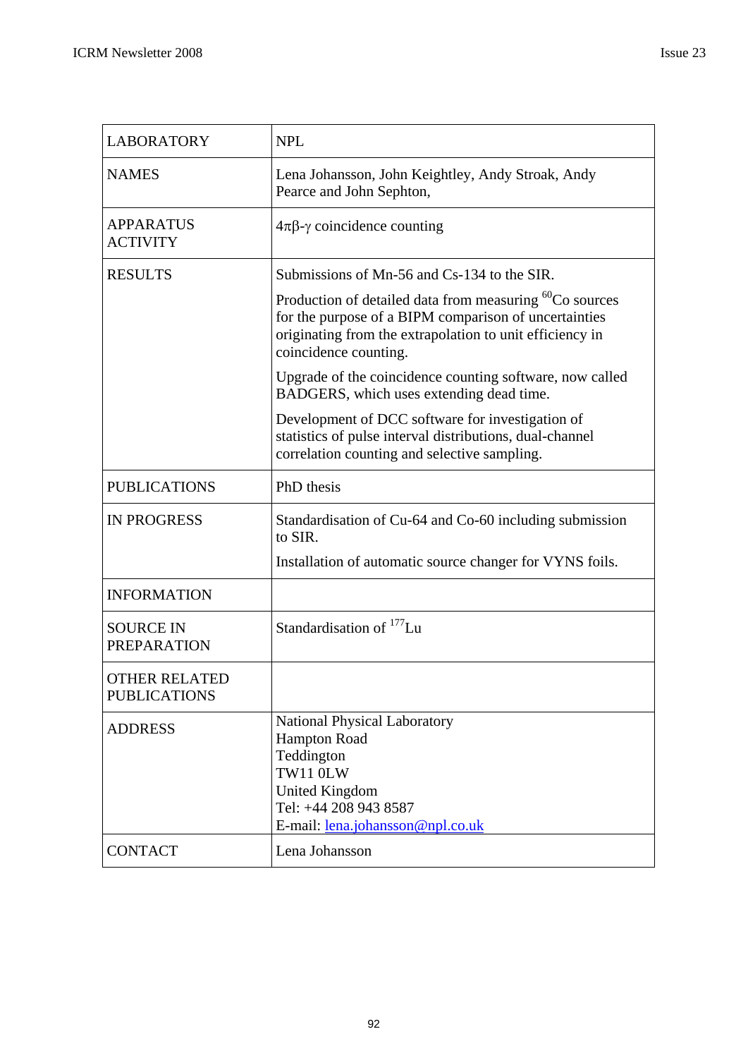| | |
|---|---|
| LABORATORY | NPL |
| NAMES | Lena Johansson, John Keightley, Andy Stroak, Andy Pearce and John Sephton, |
| APPARATUS ACTIVITY | $4\pi\beta$-$\gamma$ coincidence counting |
| RESULTS | Submissions of Mn-56 and Cs-134 to the SIR.<br><br>Production of detailed data from measuring $^{60}$Co sources for the purpose of a BIPM comparison of uncertainties originating from the extrapolation to unit efficiency in coincidence counting.<br><br>Upgrade of the coincidence counting software, now called BADGERS, which uses extending dead time.<br><br>Development of DCC software for investigation of statistics of pulse interval distributions, dual-channel correlation counting and selective sampling. |
| PUBLICATIONS | PhD thesis |
| IN PROGRESS | Standardisation of Cu-64 and Co-60 including submission to SIR.<br><br>Installation of automatic source changer for VYNS foils. |
| INFORMATION | |
| SOURCE IN PREPARATION | Standardisation of $^{177}$Lu |
| OTHER RELATED PUBLICATIONS | |
| ADDRESS | National Physical Laboratory<br>Hampton Road<br>Teddington<br>TW11 0LW<br>United Kingdom<br>Tel: +44 208 943 8587<br>E-mail: lena.johansson@npl.co.uk |
| CONTACT | Lena Johansson |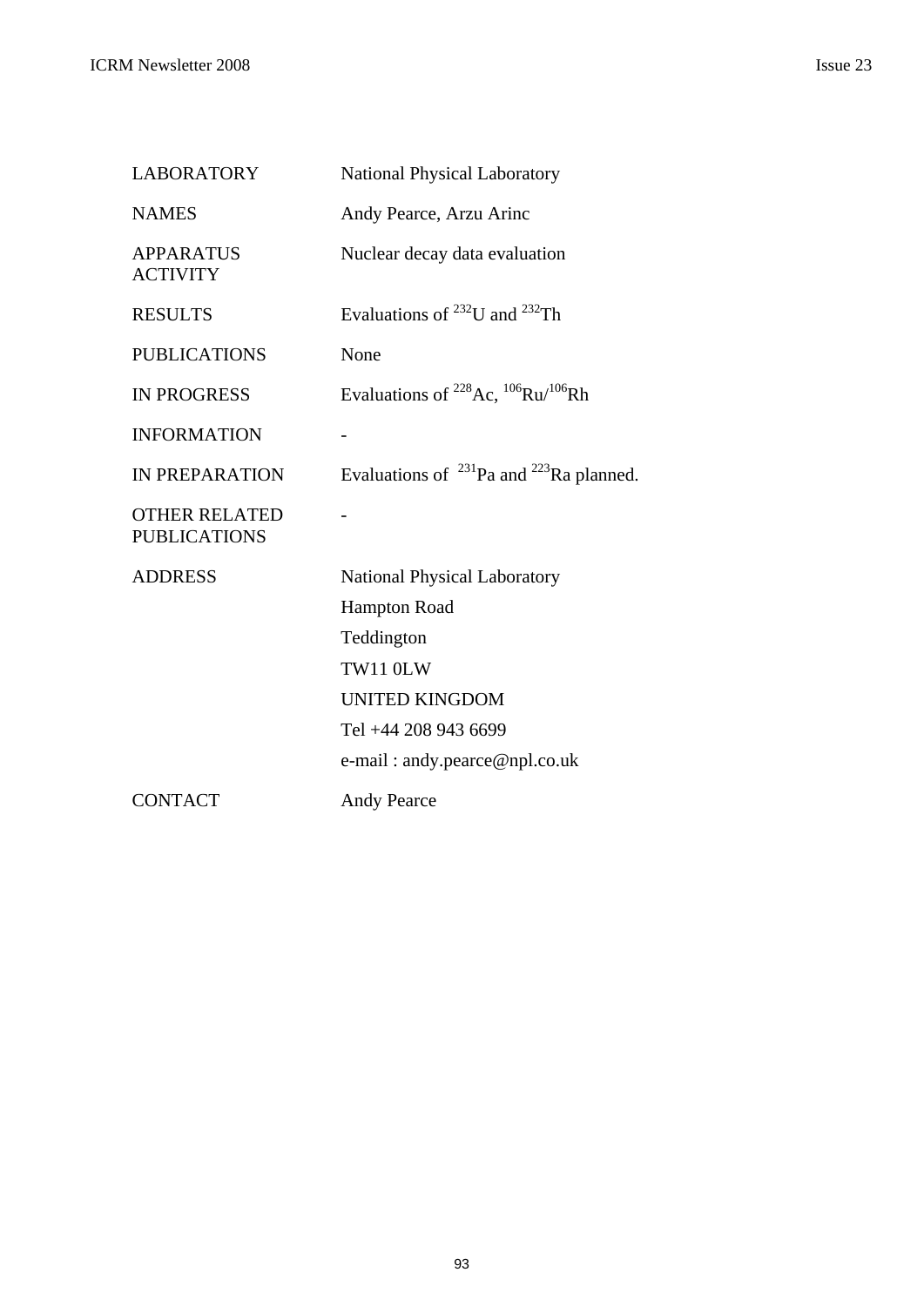| | |
|---|---|
| LABORATORY | National Physical Laboratory |
| NAMES | Andy Pearce, Arzu Arinc |
| APPARATUS ACTIVITY | Nuclear decay data evaluation |
| RESULTS | Evaluations of $^{232}U$ and $^{232}Th$ |
| PUBLICATIONS | None |
| IN PROGRESS | Evaluations of $^{228}Ac$, $^{106}Ru/^{106}Rh$ |
| INFORMATION | - |
| IN PREPARATION | Evaluations of $^{231}Pa$ and $^{223}Ra$ planned. |
| OTHER RELATED PUBLICATIONS | - |
| ADDRESS | National Physical Laboratory<br>Hampton Road<br>Teddington<br>TW11 0LW<br>UNITED KINGDOM<br>Tel +44 208 943 6699<br>e-mail : andy.pearce@npl.co.uk |
| CONTACT | Andy Pearce |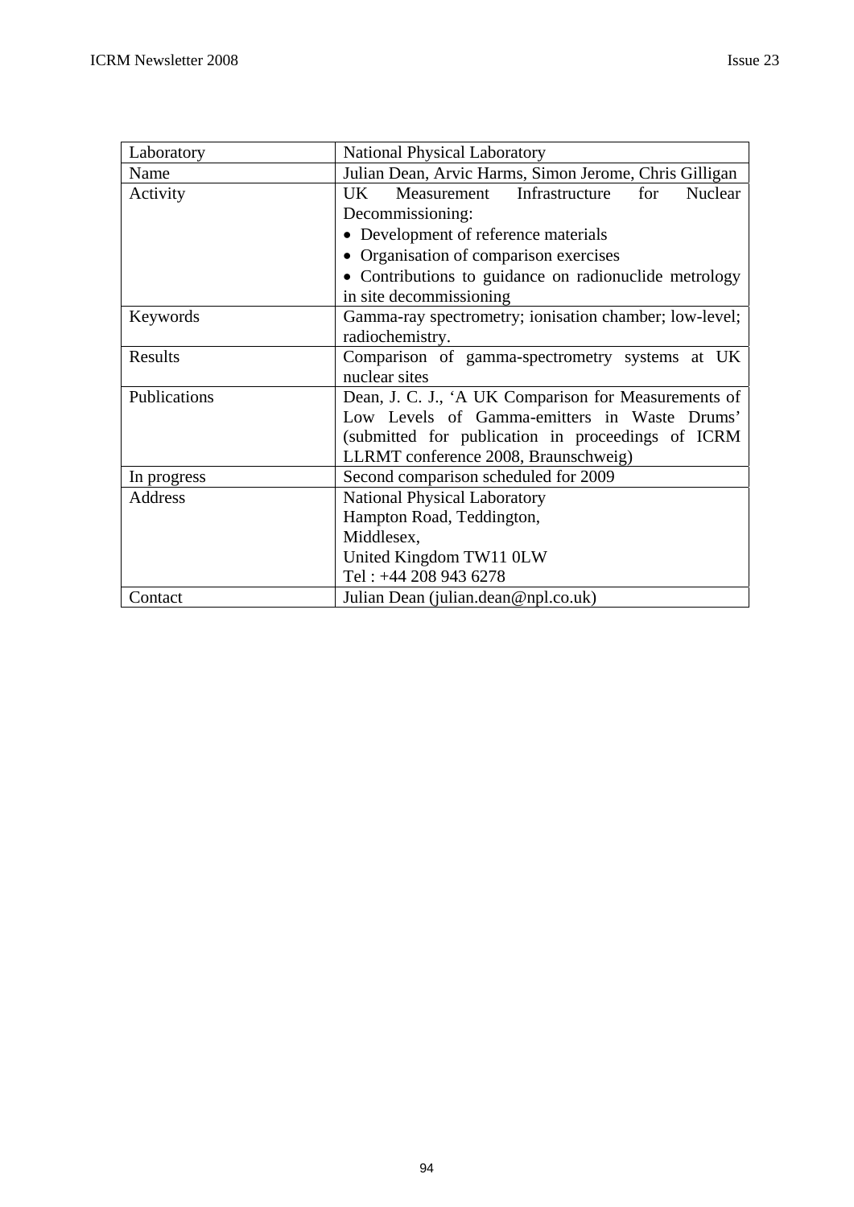| | |
|---|---|
| Laboratory | National Physical Laboratory |
| Name | Julian Dean, Arvic Harms, Simon Jerome, Chris Gilligan |
| Activity | UK Measurement Infrastructure for Nuclear Decommissioning:<br>• Development of reference materials<br>• Organisation of comparison exercises<br>• Contributions to guidance on radionuclide metrology in site decommissioning |
| Keywords | Gamma-ray spectrometry; ionisation chamber; low-level; radiochemistry. |
| Results | Comparison of gamma-spectrometry systems at UK nuclear sites |
| Publications | Dean, J. C. J., 'A UK Comparison for Measurements of Low Levels of Gamma-emitters in Waste Drums' (submitted for publication in proceedings of ICRM LLRMT conference 2008, Braunschweig) |
| In progress | Second comparison scheduled for 2009 |
| Address | National Physical Laboratory<br>Hampton Road, Teddington,<br>Middlesex,<br>United Kingdom TW11 0LW<br>Tel : +44 208 943 6278 |
| Contact | Julian Dean (julian.dean@npl.co.uk) |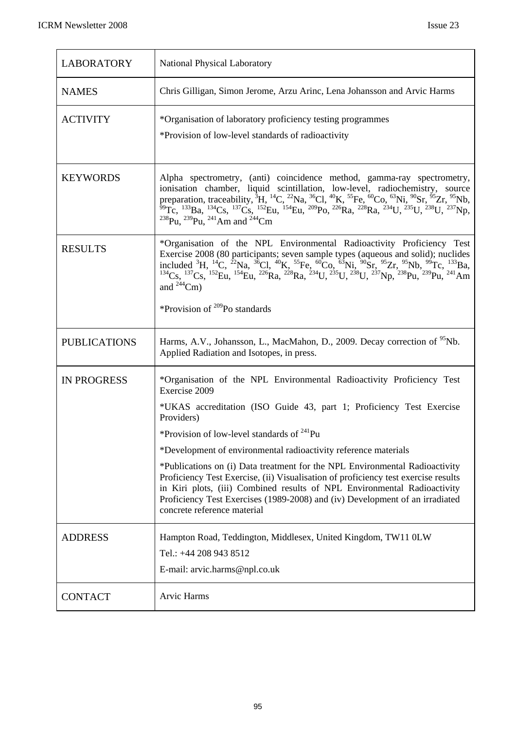| | |
|---|---|
| LABORATORY | National Physical Laboratory |
| NAMES | Chris Gilligan, Simon Jerome, Arzu Arinc, Lena Johansson and Arvic Harms |
| ACTIVITY | *Organisation of laboratory proficiency testing programmes<br>*Provision of low-level standards of radioactivity |
| KEYWORDS | Alpha spectrometry, (anti) coincidence method, gamma-ray spectrometry, ionisation chamber, liquid scintillation, low-level, radiochemistry, source preparation, traceability, $^{3}H$, $^{14}C$, $^{22}Na$, $^{36}Cl$, $^{40}K$, $^{55}Fe$, $^{60}Co$, $^{63}Ni$, $^{90}Sr$, $^{95}Zr$, $^{95}Nb$, $^{99}Tc$, $^{133}Ba$, $^{134}Cs$, $^{137}Cs$, $^{152}Eu$, $^{154}Eu$, $^{209}Po$, $^{226}Ra$, $^{228}Ra$, $^{234}U$, $^{235}U$, $^{238}U$, $^{237}Np$, $^{238}Pu$, $^{239}Pu$, $^{241}Am$ and $^{244}Cm$ |
| RESULTS | *Organisation of the NPL Environmental Radioactivity Proficiency Test Exercise 2008 (80 participants; seven sample types (aqueous and solid); nuclides included $^{3}H$, $^{14}C$, $^{22}Na$, $^{36}Cl$, $^{40}K$, $^{55}Fe$, $^{60}Co$, $^{63}Ni$, $^{90}Sr$, $^{95}Zr$, $^{95}Nb$, $^{99}Tc$, $^{133}Ba$, $^{134}Cs$, $^{137}Cs$, $^{152}Eu$, $^{154}Eu$, $^{226}Ra$, $^{228}Ra$, $^{234}U$, $^{235}U$, $^{238}U$, $^{237}Np$, $^{238}Pu$, $^{239}Pu$, $^{241}Am$ and $^{244}Cm$)<br>*Provision of $^{209}Po$ standards |
| PUBLICATIONS | Harms, A.V., Johansson, L., MacMahon, D., 2009. Decay correction of $^{95}Nb$. Applied Radiation and Isotopes, in press. |
| IN PROGRESS | *Organisation of the NPL Environmental Radioactivity Proficiency Test Exercise 2009<br>*UKAS accreditation (ISO Guide 43, part 1; Proficiency Test Exercise Providers)<br>*Provision of low-level standards of $^{241}Pu$<br>*Development of environmental radioactivity reference materials<br>*Publications on (i) Data treatment for the NPL Environmental Radioactivity Proficiency Test Exercise, (ii) Visualisation of proficiency test exercise results in Kiri plots, (iii) Combined results of NPL Environmental Radioactivity Proficiency Test Exercises (1989-2008) and (iv) Development of an irradiated concrete reference material |
| ADDRESS | Hampton Road, Teddington, Middlesex, United Kingdom, TW11 0LW<br>Tel.: +44 208 943 8512<br>E-mail: arvic.harms@npl.co.uk |
| CONTACT | Arvic Harms |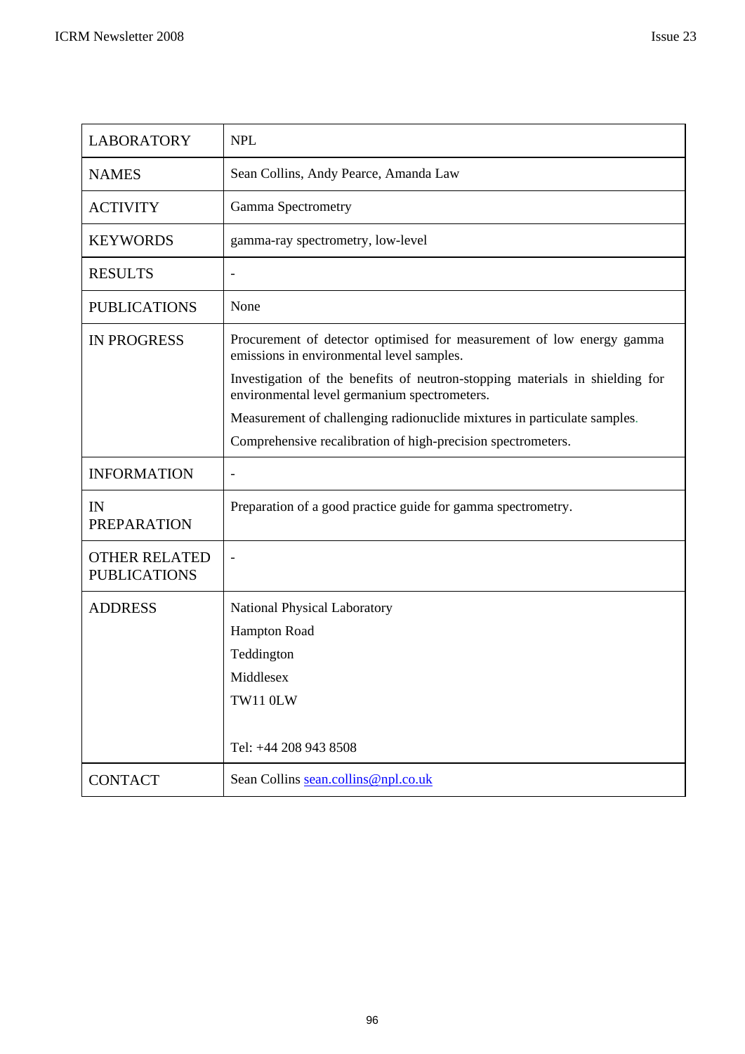| | |
|---|---|
| LABORATORY | NPL |
| NAMES | Sean Collins, Andy Pearce, Amanda Law |
| ACTIVITY | Gamma Spectrometry |
| KEYWORDS | gamma-ray spectrometry, low-level |
| RESULTS | - |
| PUBLICATIONS | None |
| IN PROGRESS | Procurement of detector optimised for measurement of low energy gamma emissions in environmental level samples.<br>Investigation of the benefits of neutron-stopping materials in shielding for environmental level germanium spectrometers.<br>Measurement of challenging radionuclide mixtures in particulate samples.<br>Comprehensive recalibration of high-precision spectrometers. |
| INFORMATION | - |
| IN PREPARATION | Preparation of a good practice guide for gamma spectrometry. |
| OTHER RELATED PUBLICATIONS | - |
| ADDRESS | National Physical Laboratory<br>Hampton Road<br>Teddington<br>Middlesex<br>TW11 0LW<br><br>Tel: +44 208 943 8508 |
| CONTACT | Sean Collins sean.collins@npl.co.uk |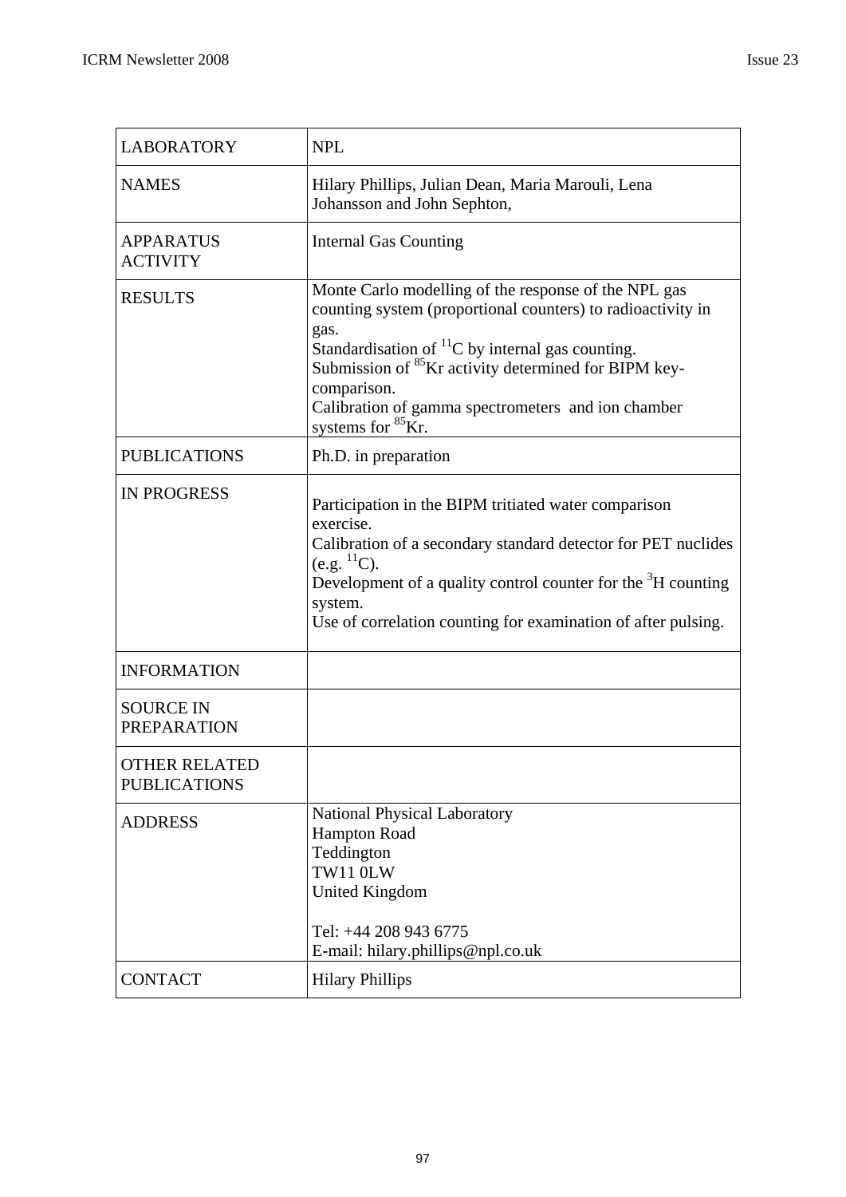| | |
|---|---|
| LABORATORY | NPL |
| NAMES | Hilary Phillips, Julian Dean, Maria Marouli, Lena Johansson and John Sephton, |
| APPARATUS ACTIVITY | Internal Gas Counting |
| RESULTS | Monte Carlo modelling of the response of the NPL gas counting system (proportional counters) to radioactivity in gas.<br>Standardisation of $^{11}C$ by internal gas counting.<br>Submission of $^{85}Kr$ activity determined for BIPM key-comparison.<br>Calibration of gamma spectrometers and ion chamber systems for $^{85}Kr$. |
| PUBLICATIONS | Ph.D. in preparation |
| IN PROGRESS | Participation in the BIPM tritiated water comparison exercise.<br>Calibration of a secondary standard detector for PET nuclides (e.g. $^{11}C$).<br>Development of a quality control counter for the $^{3}H$ counting system.<br>Use of correlation counting for examination of after pulsing. |
| INFORMATION | |
| SOURCE IN PREPARATION | |
| OTHER RELATED PUBLICATIONS | |
| ADDRESS | National Physical Laboratory<br>Hampton Road<br>Teddington<br>TW11 0LW<br>United Kingdom<br><br>Tel: +44 208 943 6775<br>E-mail: hilary.phillips@npl.co.uk |
| CONTACT | Hilary Phillips |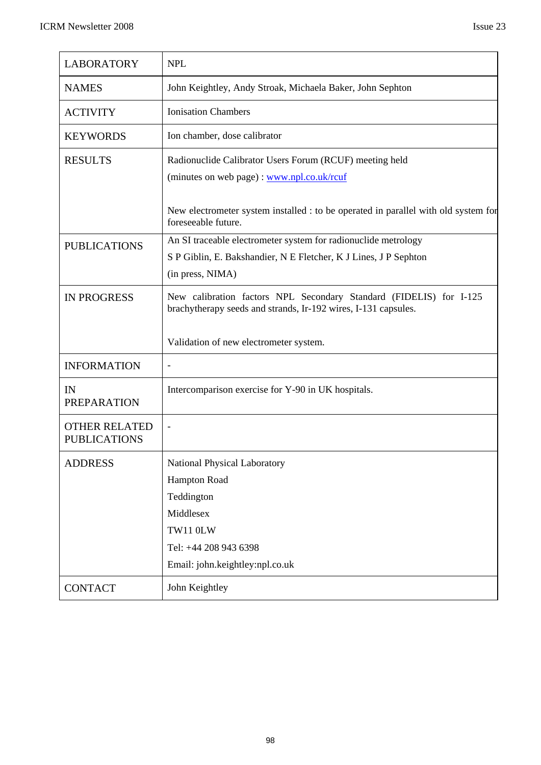| | |
|---|---|
| LABORATORY | NPL |
| NAMES | John Keightley, Andy Stroak, Michaela Baker, John Sephton |
| ACTIVITY | Ionisation Chambers |
| KEYWORDS | Ion chamber, dose calibrator |
| RESULTS | Radionuclide Calibrator Users Forum (RCUF) meeting held<br>(minutes on web page) : www.npl.co.uk/rcuf<br><br>New electrometer system installed : to be operated in parallel with old system for foreseeable future. |
| PUBLICATIONS | An SI traceable electrometer system for radionuclide metrology<br>S P Giblin, E. Bakshandier, N E Fletcher, K J Lines, J P Sephton<br>(in press, NIMA) |
| IN PROGRESS | New calibration factors NPL Secondary Standard (FIDELIS) for I-125 brachytherapy seeds and strands, Ir-192 wires, I-131 capsules.<br><br>Validation of new electrometer system. |
| INFORMATION | - |
| IN PREPARATION | Intercomparison exercise for Y-90 in UK hospitals. |
| OTHER RELATED PUBLICATIONS | - |
| ADDRESS | National Physical Laboratory<br>Hampton Road<br>Teddington<br>Middlesex<br>TW11 0LW<br>Tel: +44 208 943 6398<br>Email: john.keightley:npl.co.uk |
| CONTACT | John Keightley |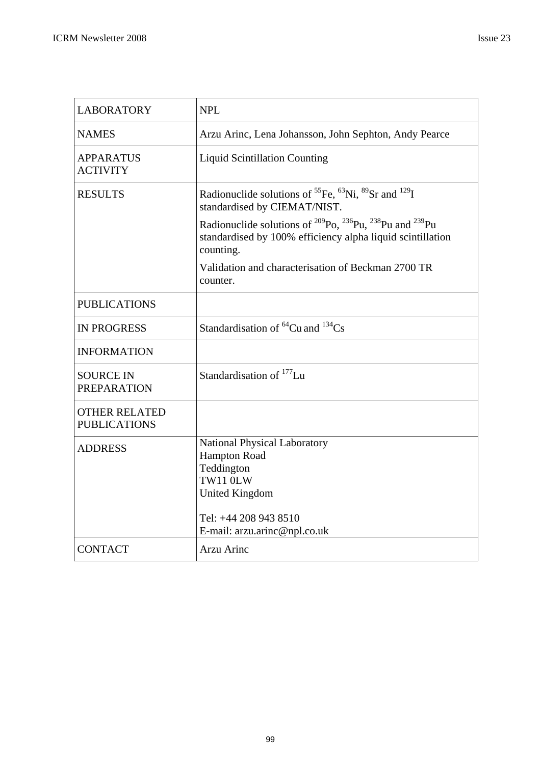| | |
|---|---|
| LABORATORY | NPL |
| NAMES | Arzu Arinc, Lena Johansson, John Sephton, Andy Pearce |
| APPARATUS ACTIVITY | Liquid Scintillation Counting |
| RESULTS | Radionuclide solutions of $^{55}$Fe, $^{63}$Ni, $^{89}$Sr and $^{129}$I standardised by CIEMAT/NIST.<br>Radionuclide solutions of $^{209}$Po, $^{236}$Pu, $^{238}$Pu and $^{239}$Pu standardised by 100% efficiency alpha liquid scintillation counting.<br>Validation and characterisation of Beckman 2700 TR counter. |
| PUBLICATIONS | |
| IN PROGRESS | Standardisation of $^{64}$Cu and $^{134}$Cs |
| INFORMATION | |
| SOURCE IN PREPARATION | Standardisation of $^{177}$Lu |
| OTHER RELATED PUBLICATIONS | |
| ADDRESS | National Physical Laboratory<br>Hampton Road<br>Teddington<br>TW11 0LW<br>United Kingdom<br><br>Tel: +44 208 943 8510<br>E-mail: arzu.arinc@npl.co.uk |
| CONTACT | Arzu Arinc |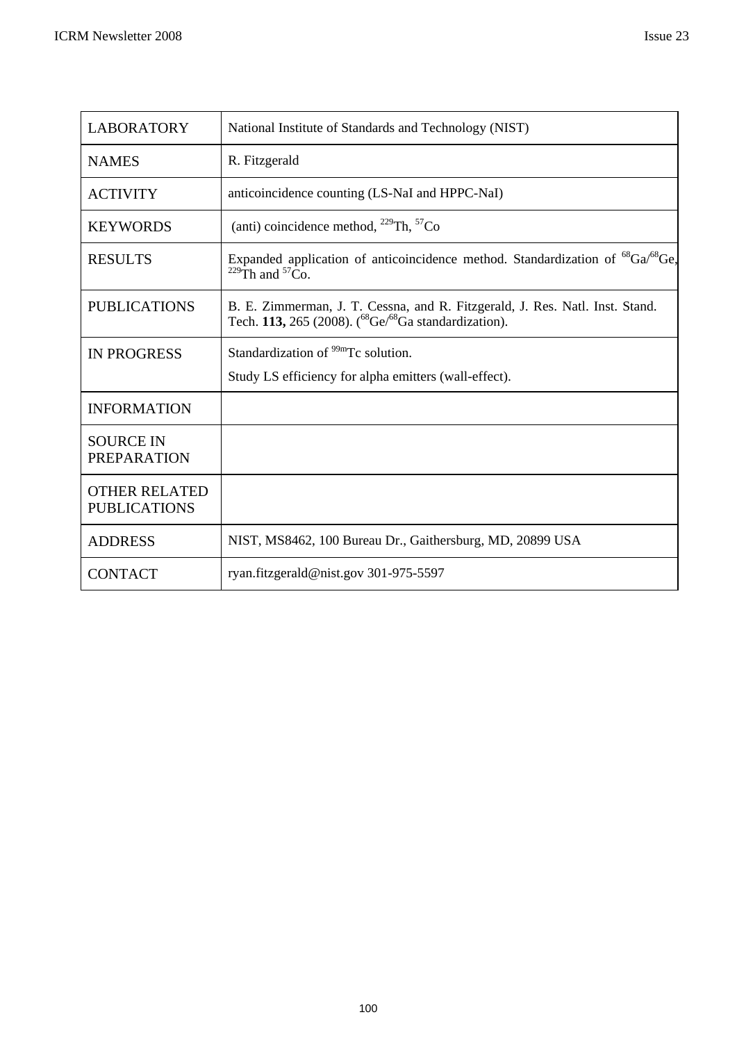| | |
|---|---|
| LABORATORY | National Institute of Standards and Technology (NIST) |
| NAMES | R. Fitzgerald |
| ACTIVITY | anticoincidence counting (LS-NaI and HPPC-NaI) |
| KEYWORDS | (anti) coincidence method, $^{229}$Th, $^{57}$Co |
| RESULTS | Expanded application of anticoincidence method. Standardization of $^{68}$Ga/$^{68}$Ge, $^{229}$Th and $^{57}$Co. |
| PUBLICATIONS | B. E. Zimmerman, J. T. Cessna, and R. Fitzgerald, J. Res. Natl. Inst. Stand. Tech. **113,** 265 (2008). ($^{68}$Ge/$^{68}$Ga standardization). |
| IN PROGRESS | Standardization of $^{99m}$Tc solution.<br>Study LS efficiency for alpha emitters (wall-effect). |
| INFORMATION | |
| SOURCE IN PREPARATION | |
| OTHER RELATED PUBLICATIONS | |
| ADDRESS | NIST, MS8462, 100 Bureau Dr., Gaithersburg, MD, 20899 USA |
| CONTACT | ryan.fitzgerald@nist.gov 301-975-5597 |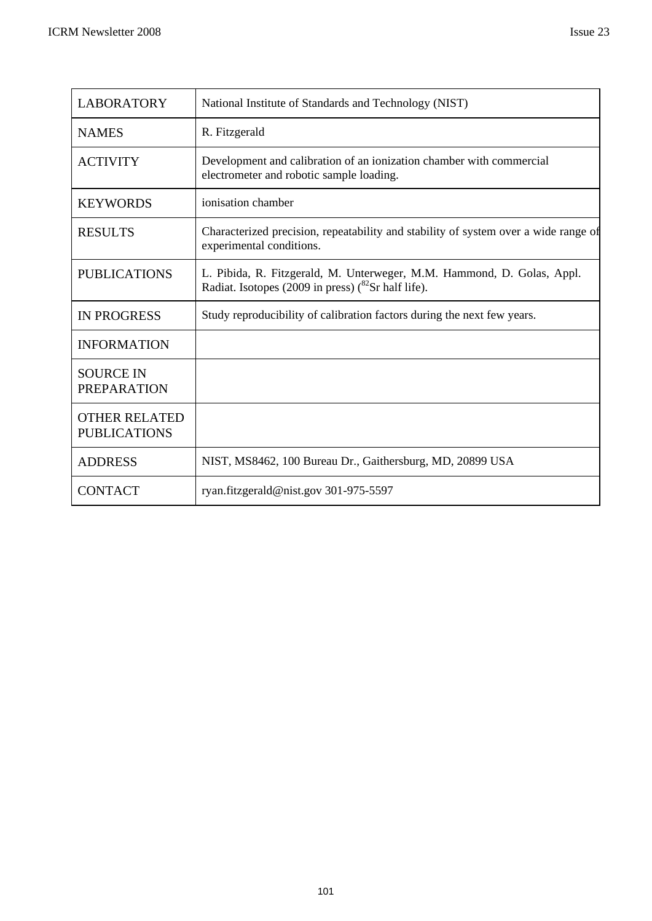| | |
|---|---|
| LABORATORY | National Institute of Standards and Technology (NIST) |
| NAMES | R. Fitzgerald |
| ACTIVITY | Development and calibration of an ionization chamber with commercial electrometer and robotic sample loading. |
| KEYWORDS | ionisation chamber |
| RESULTS | Characterized precision, repeatability and stability of system over a wide range of experimental conditions. |
| PUBLICATIONS | L. Pibida, R. Fitzgerald, M. Unterweger, M.M. Hammond, D. Golas, Appl. Radiat. Isotopes (2009 in press) ($^{82}$Sr half life). |
| IN PROGRESS | Study reproducibility of calibration factors during the next few years. |
| INFORMATION | |
| SOURCE IN PREPARATION | |
| OTHER RELATED PUBLICATIONS | |
| ADDRESS | NIST, MS8462, 100 Bureau Dr., Gaithersburg, MD, 20899 USA |
| CONTACT | ryan.fitzgerald@nist.gov 301-975-5597 |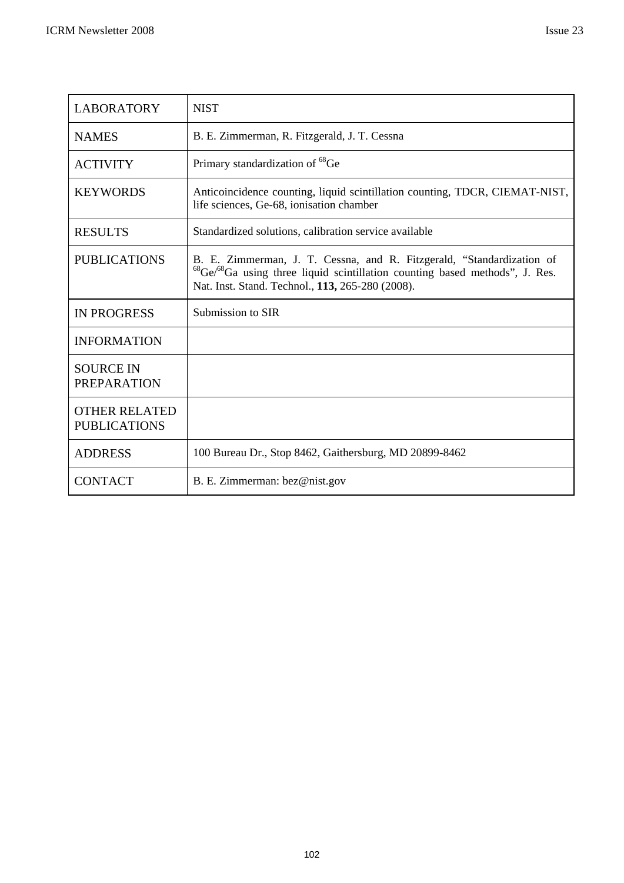| | |
|---|---|
| LABORATORY | NIST |
| NAMES | B. E. Zimmerman, R. Fitzgerald, J. T. Cessna |
| ACTIVITY | Primary standardization of $^{68}Ge$ |
| KEYWORDS | Anticoincidence counting, liquid scintillation counting, TDCR, CIEMAT-NIST, life sciences, Ge-68, ionisation chamber |
| RESULTS | Standardized solutions, calibration service available |
| PUBLICATIONS | B. E. Zimmerman, J. T. Cessna, and R. Fitzgerald, “Standardization of $^{68}Ge$/$^{68}Ga$ using three liquid scintillation counting based methods”, J. Res. Nat. Inst. Stand. Technol., **113,** 265-280 (2008). |
| IN PROGRESS | Submission to SIR |
| INFORMATION | |
| SOURCE IN PREPARATION | |
| OTHER RELATED PUBLICATIONS | |
| ADDRESS | 100 Bureau Dr., Stop 8462, Gaithersburg, MD 20899-8462 |
| CONTACT | B. E. Zimmerman: bez@nist.gov |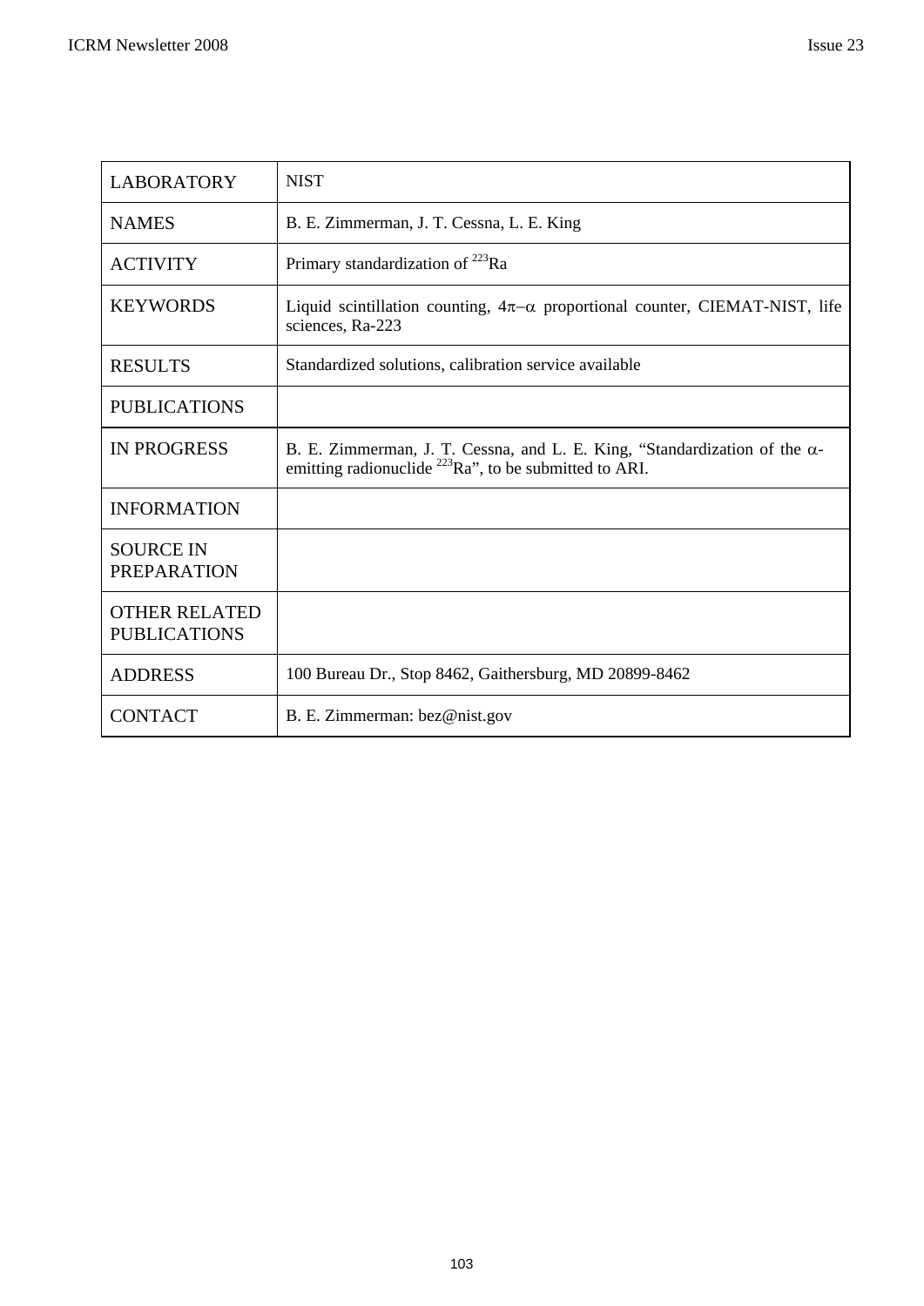| | |
|---|---|
| LABORATORY | NIST |
| NAMES | B. E. Zimmerman, J. T. Cessna, L. E. King |
| ACTIVITY | Primary standardization of $^{223}$Ra |
| KEYWORDS | Liquid scintillation counting, $4\pi-\alpha$ proportional counter, CIEMAT-NIST, life sciences, Ra-223 |
| RESULTS | Standardized solutions, calibration service available |
| PUBLICATIONS | |
| IN PROGRESS | B. E. Zimmerman, J. T. Cessna, and L. E. King, “Standardization of the $\alpha$-emitting radionuclide $^{223}$Ra”, to be submitted to ARI. |
| INFORMATION | |
| SOURCE IN PREPARATION | |
| OTHER RELATED PUBLICATIONS | |
| ADDRESS | 100 Bureau Dr., Stop 8462, Gaithersburg, MD 20899-8462 |
| CONTACT | B. E. Zimmerman: bez@nist.gov |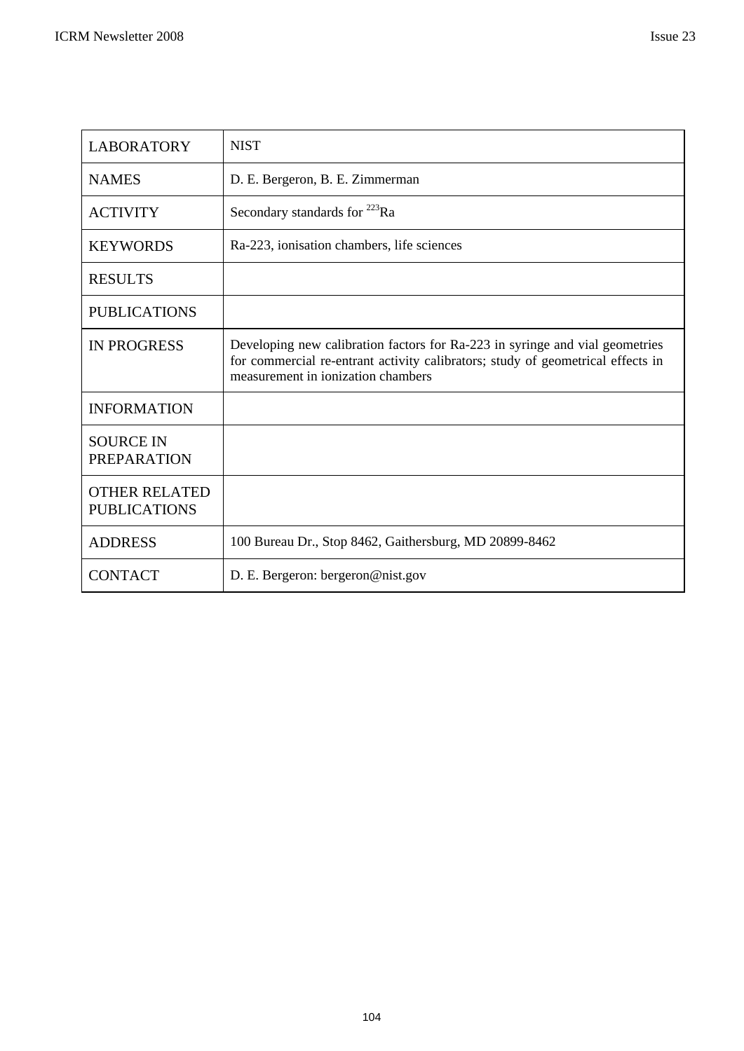| | |
|---|---|
| LABORATORY | NIST |
| NAMES | D. E. Bergeron, B. E. Zimmerman |
| ACTIVITY | Secondary standards for $^{223}$Ra |
| KEYWORDS | Ra-223, ionisation chambers, life sciences |
| RESULTS | |
| PUBLICATIONS | |
| IN PROGRESS | Developing new calibration factors for Ra-223 in syringe and vial geometries for commercial re-entrant activity calibrators; study of geometrical effects in measurement in ionization chambers |
| INFORMATION | |
| SOURCE IN PREPARATION | |
| OTHER RELATED PUBLICATIONS | |
| ADDRESS | 100 Bureau Dr., Stop 8462, Gaithersburg, MD 20899-8462 |
| CONTACT | D. E. Bergeron: bergeron@nist.gov |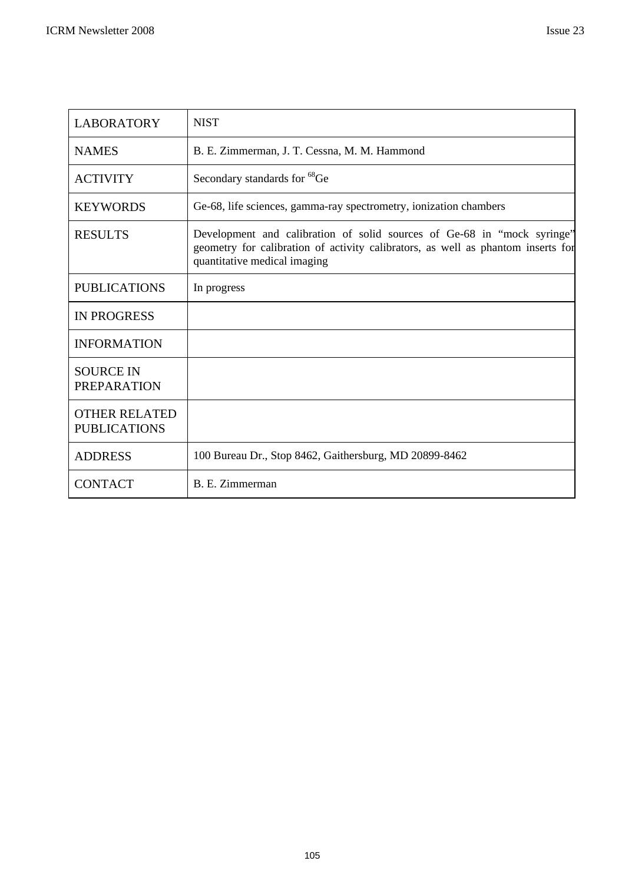| | |
|---|---|
| LABORATORY | NIST |
| NAMES | B. E. Zimmerman, J. T. Cessna, M. M. Hammond |
| ACTIVITY | Secondary standards for $^{68}$Ge |
| KEYWORDS | Ge-68, life sciences, gamma-ray spectrometry, ionization chambers |
| RESULTS | Development and calibration of solid sources of Ge-68 in “mock syringe” geometry for calibration of activity calibrators, as well as phantom inserts for quantitative medical imaging |
| PUBLICATIONS | In progress |
| IN PROGRESS | |
| INFORMATION | |
| SOURCE IN PREPARATION | |
| OTHER RELATED PUBLICATIONS | |
| ADDRESS | 100 Bureau Dr., Stop 8462, Gaithersburg, MD 20899-8462 |
| CONTACT | B. E. Zimmerman |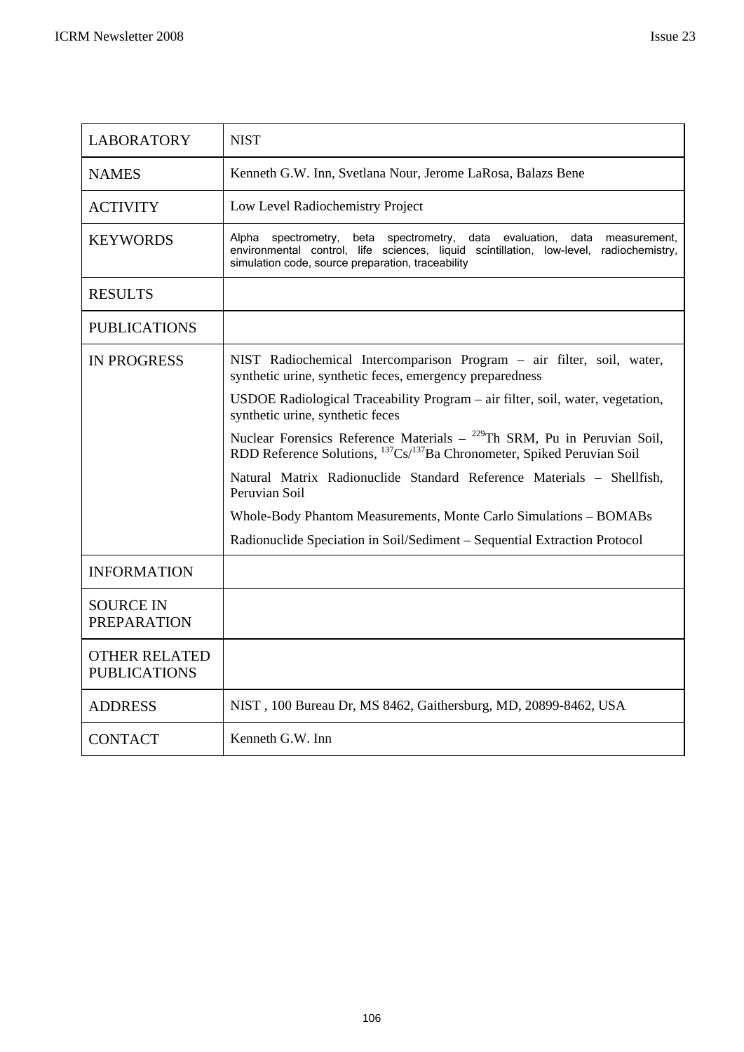| | |
|---|---|
| LABORATORY | NIST |
| NAMES | Kenneth G.W. Inn, Svetlana Nour, Jerome LaRosa, Balazs Bene |
| ACTIVITY | Low Level Radiochemistry Project |
| KEYWORDS | Alpha spectrometry, beta spectrometry, data evaluation, data measurement, environmental control, life sciences, liquid scintillation, low-level, radiochemistry, simulation code, source preparation, traceability |
| RESULTS | |
| PUBLICATIONS | |
| IN PROGRESS | NIST Radiochemical Intercomparison Program – air filter, soil, water, synthetic urine, synthetic feces, emergency preparedness<br><br>USDOE Radiological Traceability Program – air filter, soil, water, vegetation, synthetic urine, synthetic feces<br><br>Nuclear Forensics Reference Materials – $^{229}$Th SRM, Pu in Peruvian Soil, RDD Reference Solutions, $^{137}$Cs/$^{137}$Ba Chronometer, Spiked Peruvian Soil<br><br>Natural Matrix Radionuclide Standard Reference Materials – Shellfish, Peruvian Soil<br><br>Whole-Body Phantom Measurements, Monte Carlo Simulations – BOMABs<br><br>Radionuclide Speciation in Soil/Sediment – Sequential Extraction Protocol |
| INFORMATION | |
| SOURCE IN PREPARATION | |
| OTHER RELATED PUBLICATIONS | |
| ADDRESS | NIST , 100 Bureau Dr, MS 8462, Gaithersburg, MD, 20899-8462, USA |
| CONTACT | Kenneth G.W. Inn |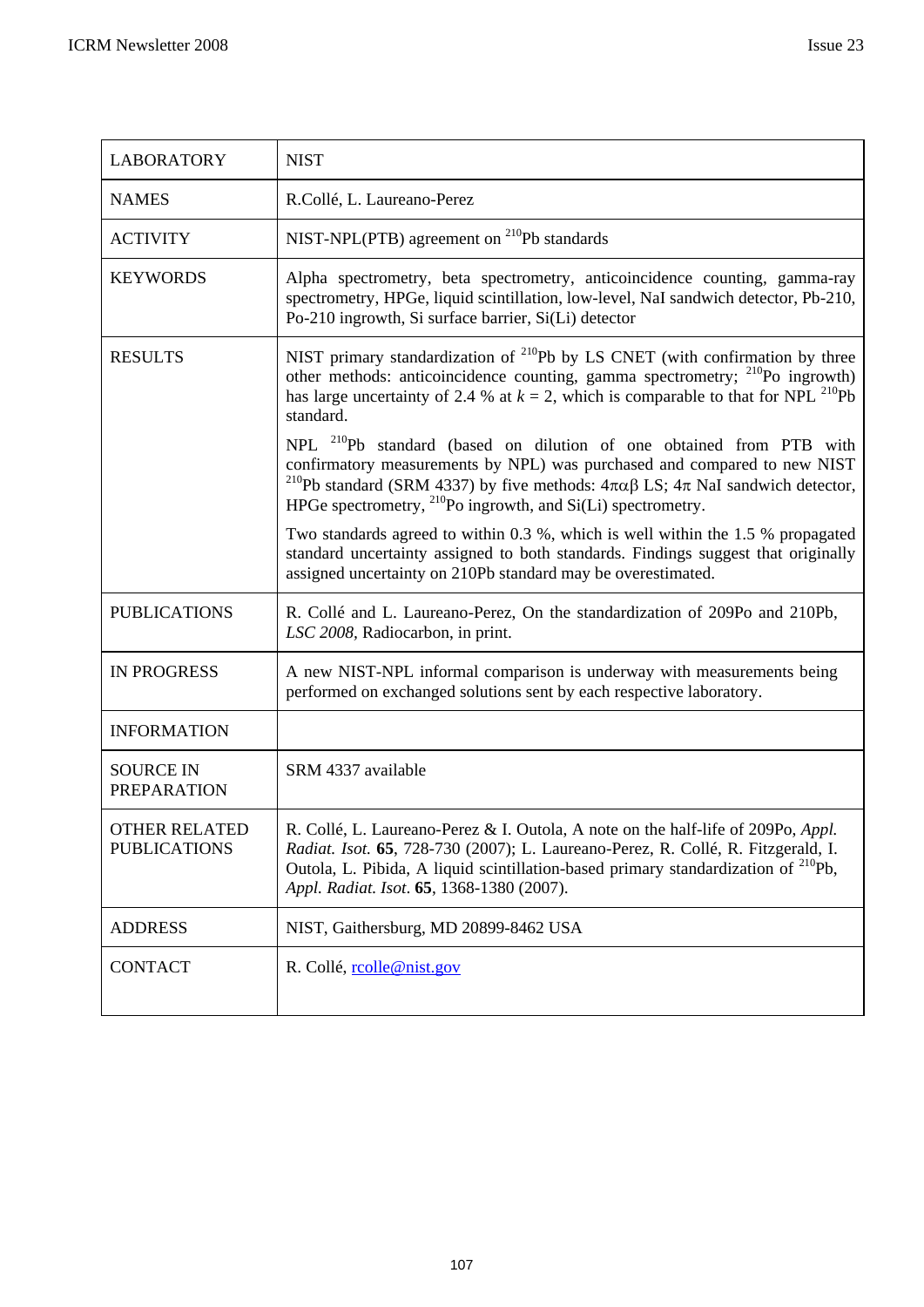| | |
|---|---|
| LABORATORY | NIST |
| NAMES | R.Collé, L. Laureano-Perez |
| ACTIVITY | NIST-NPL(PTB) agreement on $^{210}$Pb standards |
| KEYWORDS | Alpha spectrometry, beta spectrometry, anticoincidence counting, gamma-ray spectrometry, HPGe, liquid scintillation, low-level, NaI sandwich detector, Pb-210, Po-210 ingrowth, Si surface barrier, Si(Li) detector |
| RESULTS | NIST primary standardization of $^{210}$Pb by LS CNET (with confirmation by three other methods: anticoincidence counting, gamma spectrometry; $^{210}$Po ingrowth) has large uncertainty of 2.4 % at $k$ = 2, which is comparable to that for NPL $^{210}$Pb standard.<br><br>NPL $^{210}$Pb standard (based on dilution of one obtained from PTB with confirmatory measurements by NPL) was purchased and compared to new NIST $^{210}$Pb standard (SRM 4337) by five methods: 4παβ LS; 4π NaI sandwich detector, HPGe spectrometry, $^{210}$Po ingrowth, and Si(Li) spectrometry.<br><br>Two standards agreed to within 0.3 %, which is well within the 1.5 % propagated standard uncertainty assigned to both standards. Findings suggest that originally assigned uncertainty on 210Pb standard may be overestimated. |
| PUBLICATIONS | R. Collé and L. Laureano-Perez, On the standardization of 209Po and 210Pb, *LSC 2008*, Radiocarbon, in print. |
| IN PROGRESS | A new NIST-NPL informal comparison is underway with measurements being performed on exchanged solutions sent by each respective laboratory. |
| INFORMATION | |
| SOURCE IN PREPARATION | SRM 4337 available |
| OTHER RELATED PUBLICATIONS | R. Collé, L. Laureano-Perez & I. Outola, A note on the half-life of 209Po, *Appl. Radiat. Isot.* **65**, 728-730 (2007); L. Laureano-Perez, R. Collé, R. Fitzgerald, I. Outola, L. Pibida, A liquid scintillation-based primary standardization of $^{210}$Pb, *Appl. Radiat. Isot*. **65**, 1368-1380 (2007). |
| ADDRESS | NIST, Gaithersburg, MD 20899-8462 USA |
| CONTACT | R. Collé, rcolle@nist.gov |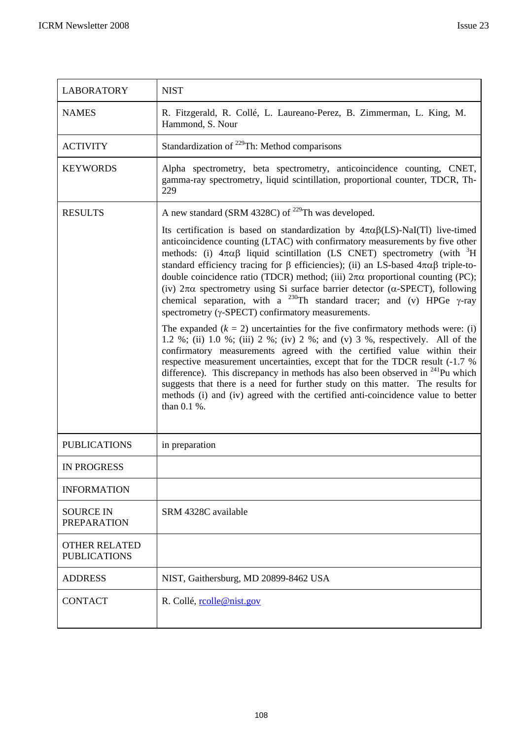| | |
|---|---|
| LABORATORY | NIST |
| NAMES | R. Fitzgerald, R. Collé, L. Laureano-Perez, B. Zimmerman, L. King, M. Hammond, S. Nour |
| ACTIVITY | Standardization of $^{229}$Th: Method comparisons |
| KEYWORDS | Alpha spectrometry, beta spectrometry, anticoincidence counting, CNET, gamma-ray spectrometry, liquid scintillation, proportional counter, TDCR, Th-229 |
| RESULTS | A new standard (SRM 4328C) of $^{229}$Th was developed.<br><br>Its certification is based on standardization by $4\pi\alpha\beta$(LS)-NaI(Tl) live-timed anticoincidence counting (LTAC) with confirmatory measurements by five other methods: (i) $4\pi\alpha\beta$ liquid scintillation (LS CNET) spectrometry (with $^{3}$H standard efficiency tracing for $\beta$ efficiencies); (ii) an LS-based $4\pi\alpha\beta$ triple-to-double coincidence ratio (TDCR) method; (iii) $2\pi\alpha$ proportional counting (PC); (iv) $2\pi\alpha$ spectrometry using Si surface barrier detector ($\alpha$-SPECT), following chemical separation, with a $^{230}$Th standard tracer; and (v) HPGe $\gamma$-ray spectrometry ($\gamma$-SPECT) confirmatory measurements.<br><br>The expanded ($k$ = 2) uncertainties for the five confirmatory methods were: (i) 1.2 %; (ii) 1.0 %; (iii) 2 %; (iv) 2 %; and (v) 3 %, respectively. All of the confirmatory measurements agreed with the certified value within their respective measurement uncertainties, except that for the TDCR result (-1.7 % difference). This discrepancy in methods has also been observed in $^{241}$Pu which suggests that there is a need for further study on this matter. The results for methods (i) and (iv) agreed with the certified anti-coincidence value to better than 0.1 %. |
| PUBLICATIONS | in preparation |
| IN PROGRESS | |
| INFORMATION | |
| SOURCE IN PREPARATION | SRM 4328C available |
| OTHER RELATED PUBLICATIONS | |
| ADDRESS | NIST, Gaithersburg, MD 20899-8462 USA |
| CONTACT | R. Collé, rcolle@nist.gov |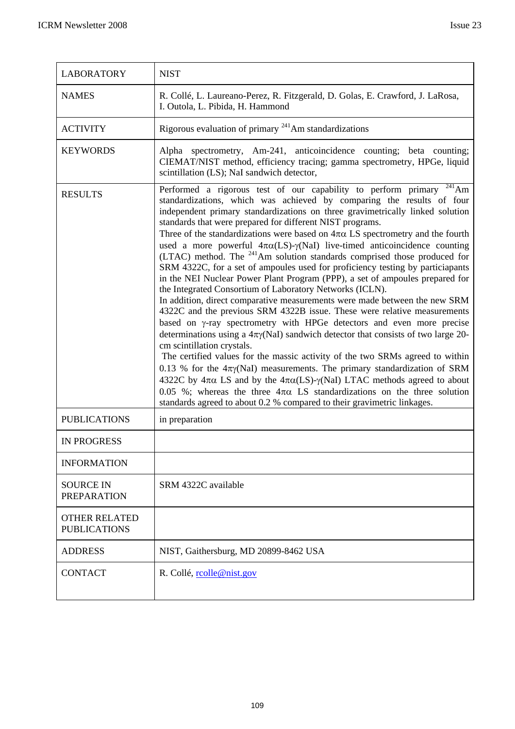| | |
|---|---|
| LABORATORY | NIST |
| NAMES | R. Collé, L. Laureano-Perez, R. Fitzgerald, D. Golas, E. Crawford, J. LaRosa, I. Outola, L. Pibida, H. Hammond |
| ACTIVITY | Rigorous evaluation of primary $^{241}$Am standardizations |
| KEYWORDS | Alpha spectrometry, Am-241, anticoincidence counting; beta counting; CIEMAT/NIST method, efficiency tracing; gamma spectrometry, HPGe, liquid scintillation (LS); NaI sandwich detector, |
| RESULTS | Performed a rigorous test of our capability to perform primary $^{241}$Am standardizations, which was achieved by comparing the results of four independent primary standardizations on three gravimetrically linked solution standards that were prepared for different NIST programs.<br>Three of the standardizations were based on $4\pi\alpha$ LS spectrometry and the fourth used a more powerful $4\pi\alpha$(LS)-$\gamma$(NaI) live-timed anticoincidence counting (LTAC) method. The $^{241}$Am solution standards comprised those produced for SRM 4322C, for a set of ampoules used for proficiency testing by particiapants in the NEI Nuclear Power Plant Program (PPP), a set of ampoules prepared for the Integrated Consortium of Laboratory Networks (ICLN).<br>In addition, direct comparative measurements were made between the new SRM 4322C and the previous SRM 4322B issue. These were relative measurements based on $\gamma$-ray spectrometry with HPGe detectors and even more precise determinations using a $4\pi\gamma$(NaI) sandwich detector that consists of two large 20-cm scintillation crystals.<br>The certified values for the massic activity of the two SRMs agreed to within 0.13 % for the $4\pi\gamma$(NaI) measurements. The primary standardization of SRM 4322C by $4\pi\alpha$ LS and by the $4\pi\alpha$(LS)-$\gamma$(NaI) LTAC methods agreed to about 0.05 %; whereas the three $4\pi\alpha$ LS standardizations on the three solution standards agreed to about 0.2 % compared to their gravimetric linkages. |
| PUBLICATIONS | in preparation |
| IN PROGRESS | |
| INFORMATION | |
| SOURCE IN PREPARATION | SRM 4322C available |
| OTHER RELATED PUBLICATIONS | |
| ADDRESS | NIST, Gaithersburg, MD 20899-8462 USA |
| CONTACT | R. Collé, rcolle@nist.gov |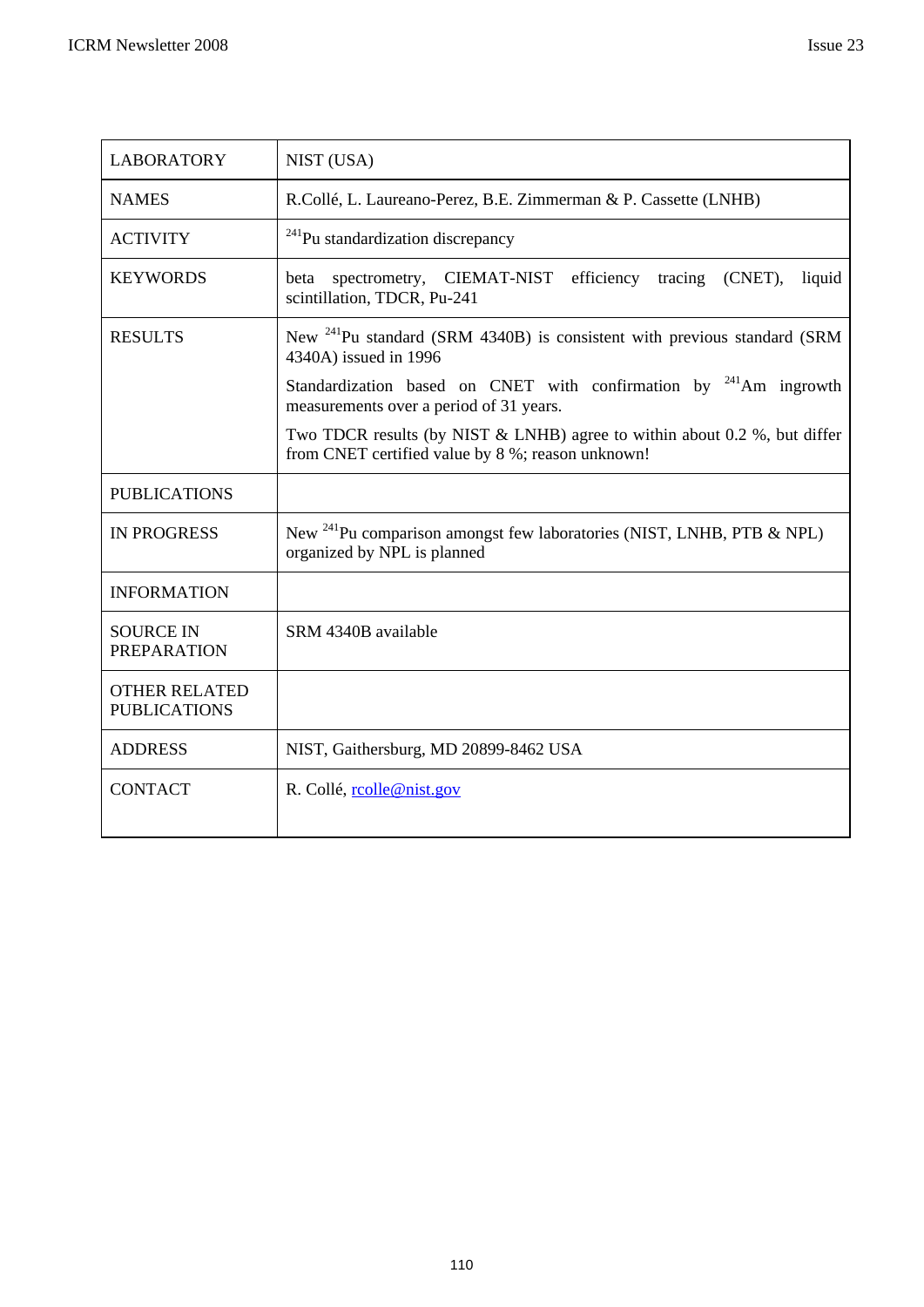| | |
|---|---|
| LABORATORY | NIST (USA) |
| NAMES | R.Collé, L. Laureano-Perez, B.E. Zimmerman & P. Cassette (LNHB) |
| ACTIVITY | $^{241}$Pu standardization discrepancy |
| KEYWORDS | beta spectrometry, CIEMAT-NIST efficiency tracing (CNET), liquid scintillation, TDCR, Pu-241 |
| RESULTS | New $^{241}$Pu standard (SRM 4340B) is consistent with previous standard (SRM 4340A) issued in 1996<br><br>Standardization based on CNET with confirmation by $^{241}$Am ingrowth measurements over a period of 31 years.<br><br>Two TDCR results (by NIST & LNHB) agree to within about 0.2 %, but differ from CNET certified value by 8 %; reason unknown! |
| PUBLICATIONS | |
| IN PROGRESS | New $^{241}$Pu comparison amongst few laboratories (NIST, LNHB, PTB & NPL) organized by NPL is planned |
| INFORMATION | |
| SOURCE IN PREPARATION | SRM 4340B available |
| OTHER RELATED PUBLICATIONS | |
| ADDRESS | NIST, Gaithersburg, MD 20899-8462 USA |
| CONTACT | R. Collé, rcolle@nist.gov |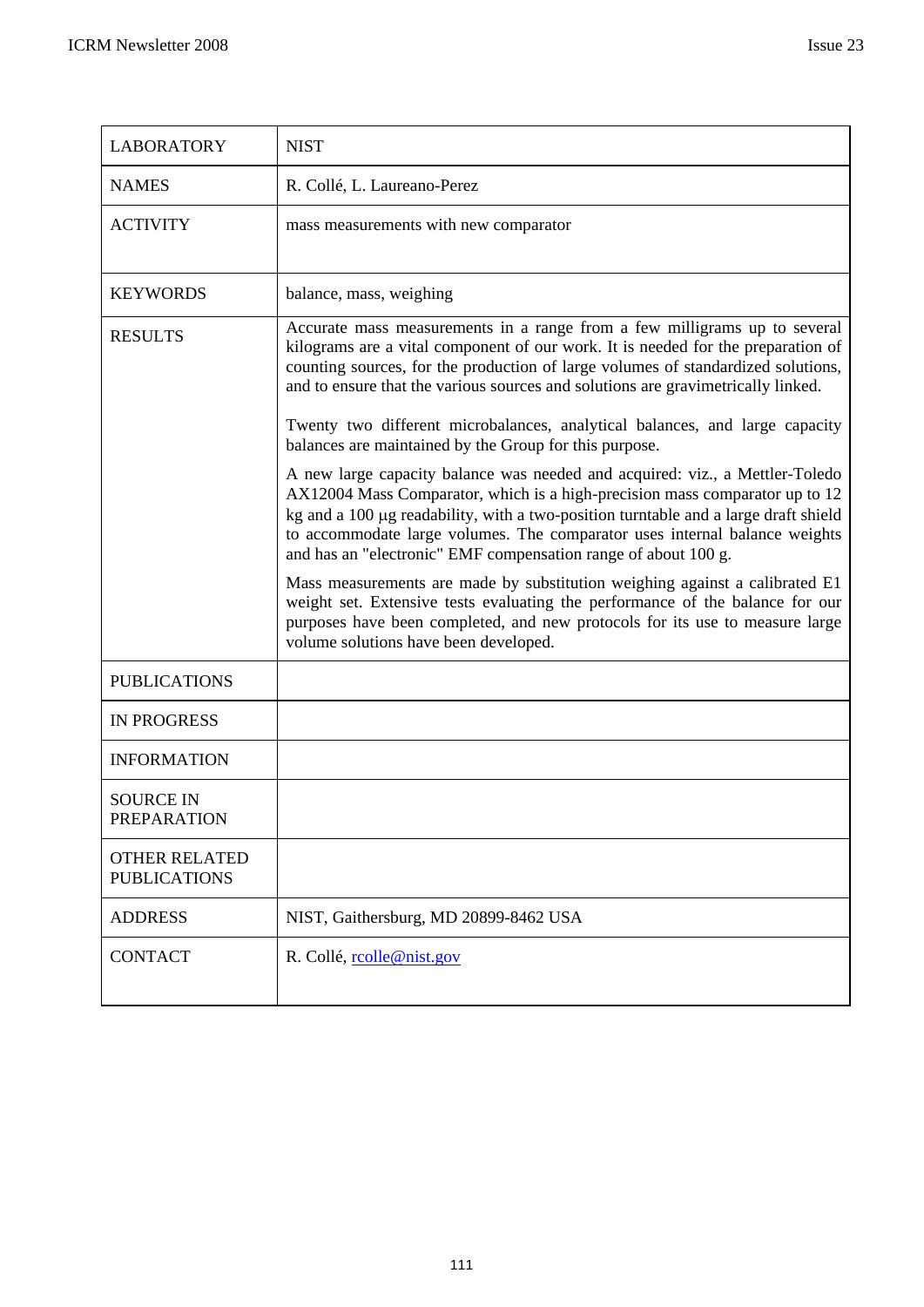| | |
|---|---|
| LABORATORY | NIST |
| NAMES | R. Collé, L. Laureano-Perez |
| ACTIVITY | mass measurements with new comparator |
| KEYWORDS | balance, mass, weighing |
| RESULTS | Accurate mass measurements in a range from a few milligrams up to several kilograms are a vital component of our work. It is needed for the preparation of counting sources, for the production of large volumes of standardized solutions, and to ensure that the various sources and solutions are gravimetrically linked.<br><br>Twenty two different microbalances, analytical balances, and large capacity balances are maintained by the Group for this purpose.<br><br>A new large capacity balance was needed and acquired: viz., a Mettler-Toledo AX12004 Mass Comparator, which is a high-precision mass comparator up to 12 kg and a 100 μg readability, with a two-position turntable and a large draft shield to accommodate large volumes. The comparator uses internal balance weights and has an "electronic" EMF compensation range of about 100 g.<br><br>Mass measurements are made by substitution weighing against a calibrated E1 weight set. Extensive tests evaluating the performance of the balance for our purposes have been completed, and new protocols for its use to measure large volume solutions have been developed. |
| PUBLICATIONS | |
| IN PROGRESS | |
| INFORMATION | |
| SOURCE IN PREPARATION | |
| OTHER RELATED PUBLICATIONS | |
| ADDRESS | NIST, Gaithersburg, MD 20899-8462 USA |
| CONTACT | R. Collé, rcolle@nist.gov |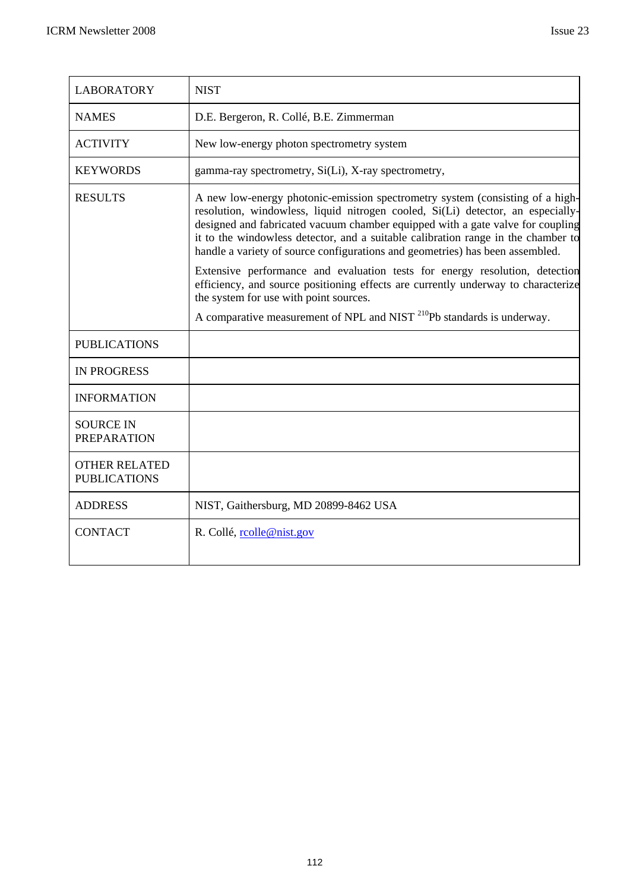| | |
|---|---|
| LABORATORY | NIST |
| NAMES | D.E. Bergeron, R. Collé, B.E. Zimmerman |
| ACTIVITY | New low-energy photon spectrometry system |
| KEYWORDS | gamma-ray spectrometry, Si(Li), X-ray spectrometry, |
| RESULTS | A new low-energy photonic-emission spectrometry system (consisting of a high-resolution, windowless, liquid nitrogen cooled, Si(Li) detector, an especially-designed and fabricated vacuum chamber equipped with a gate valve for coupling it to the windowless detector, and a suitable calibration range in the chamber to handle a variety of source configurations and geometries) has been assembled.<br><br>Extensive performance and evaluation tests for energy resolution, detection efficiency, and source positioning effects are currently underway to characterize the system for use with point sources.<br><br>A comparative measurement of NPL and NIST $^{210}$Pb standards is underway. |
| PUBLICATIONS | |
| IN PROGRESS | |
| INFORMATION | |
| SOURCE IN PREPARATION | |
| OTHER RELATED PUBLICATIONS | |
| ADDRESS | NIST, Gaithersburg, MD 20899-8462 USA |
| CONTACT | R. Collé, rcolle@nist.gov |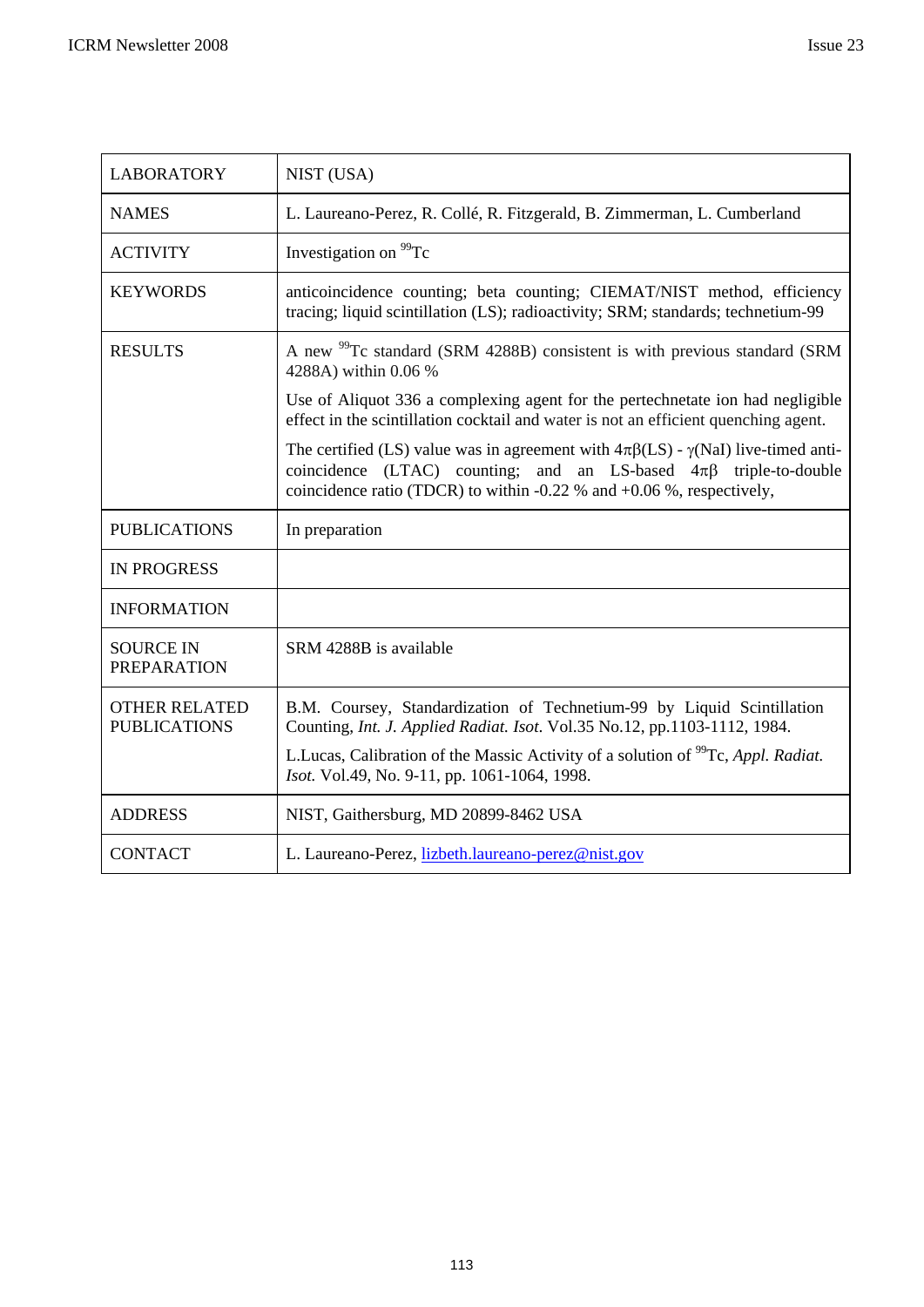| | |
|---|---|
| LABORATORY | NIST (USA) |
| NAMES | L. Laureano-Perez, R. Collé, R. Fitzgerald, B. Zimmerman, L. Cumberland |
| ACTIVITY | Investigation on $^{99}$Tc |
| KEYWORDS | anticoincidence counting; beta counting; CIEMAT/NIST method, efficiency tracing; liquid scintillation (LS); radioactivity; SRM; standards; technetium-99 |
| RESULTS | A new $^{99}$Tc standard (SRM 4288B) consistent is with previous standard (SRM 4288A) within 0.06 %<br><br>Use of Aliquot 336 a complexing agent for the pertechnetate ion had negligible effect in the scintillation cocktail and water is not an efficient quenching agent.<br><br>The certified (LS) value was in agreement with $4\pi\beta$(LS) - $\gamma$(NaI) live-timed anti-coincidence (LTAC) counting; and an LS-based $4\pi\beta$ triple-to-double coincidence ratio (TDCR) to within -0.22 % and +0.06 %, respectively, |
| PUBLICATIONS | In preparation |
| IN PROGRESS | |
| INFORMATION | |
| SOURCE IN PREPARATION | SRM 4288B is available |
| OTHER RELATED PUBLICATIONS | B.M. Coursey, Standardization of Technetium-99 by Liquid Scintillation Counting, *Int. J. Applied Radiat. Isot.* Vol.35 No.12, pp.1103-1112, 1984.<br><br>L.Lucas, Calibration of the Massic Activity of a solution of $^{99}$Tc, *Appl. Radiat. Isot.* Vol.49, No. 9-11, pp. 1061-1064, 1998. |
| ADDRESS | NIST, Gaithersburg, MD 20899-8462 USA |
| CONTACT | L. Laureano-Perez, lizbeth.laureano-perez@nist.gov |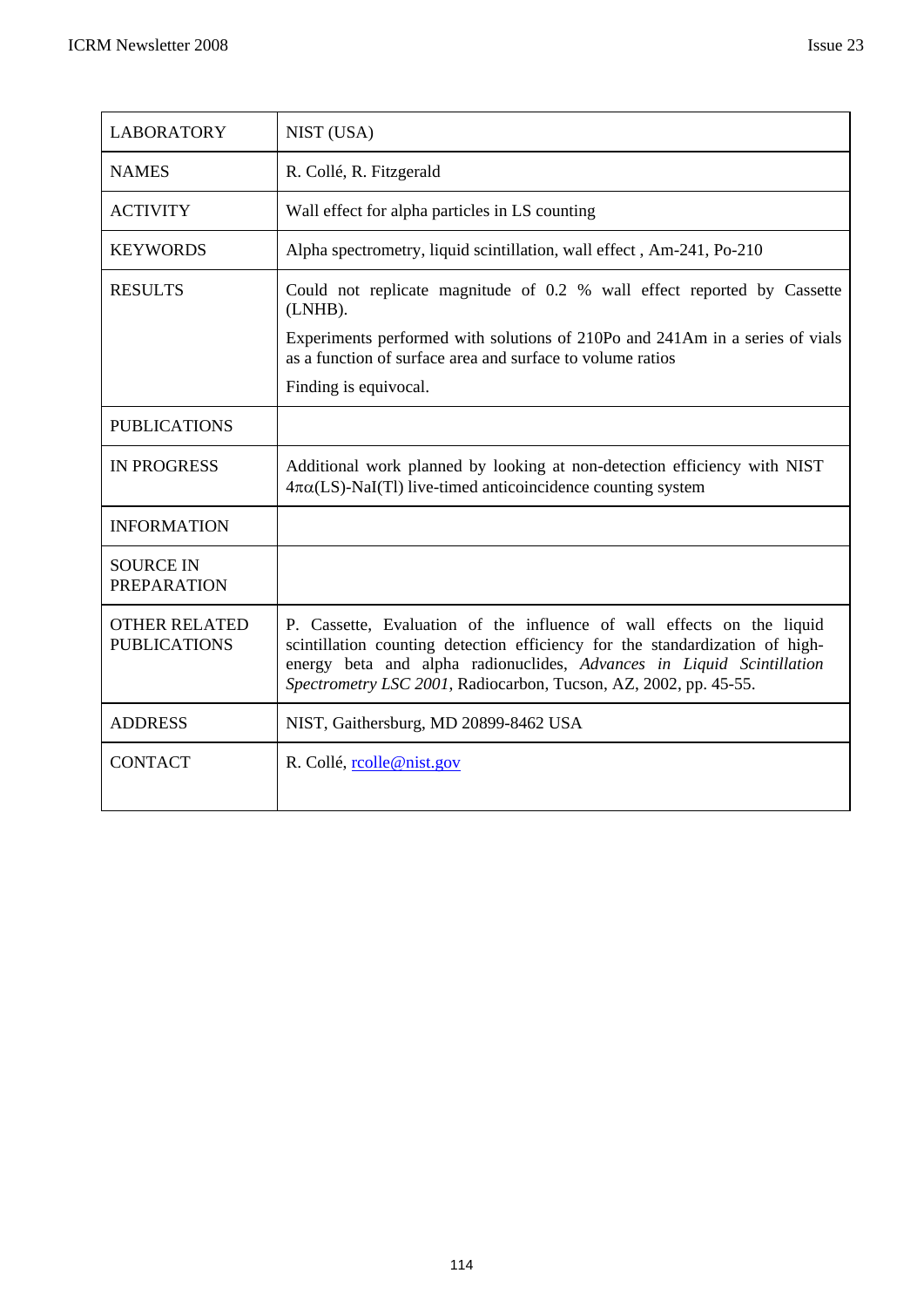| | |
|---|---|
| LABORATORY | NIST (USA) |
| NAMES | R. Collé, R. Fitzgerald |
| ACTIVITY | Wall effect for alpha particles in LS counting |
| KEYWORDS | Alpha spectrometry, liquid scintillation, wall effect , Am-241, Po-210 |
| RESULTS | Could not replicate magnitude of 0.2 % wall effect reported by Cassette (LNHB).<br><br>Experiments performed with solutions of 210Po and 241Am in a series of vials as a function of surface area and surface to volume ratios<br><br>Finding is equivocal. |
| PUBLICATIONS | |
| IN PROGRESS | Additional work planned by looking at non-detection efficiency with NIST $4\pi\alpha$(LS)-NaI(Tl) live-timed anticoincidence counting system |
| INFORMATION | |
| SOURCE IN PREPARATION | |
| OTHER RELATED PUBLICATIONS | P. Cassette, Evaluation of the influence of wall effects on the liquid scintillation counting detection efficiency for the standardization of high-energy beta and alpha radionuclides, *Advances in Liquid Scintillation Spectrometry LSC 2001*, Radiocarbon, Tucson, AZ, 2002, pp. 45-55. |
| ADDRESS | NIST, Gaithersburg, MD 20899-8462 USA |
| CONTACT | R. Collé, rcolle@nist.gov |